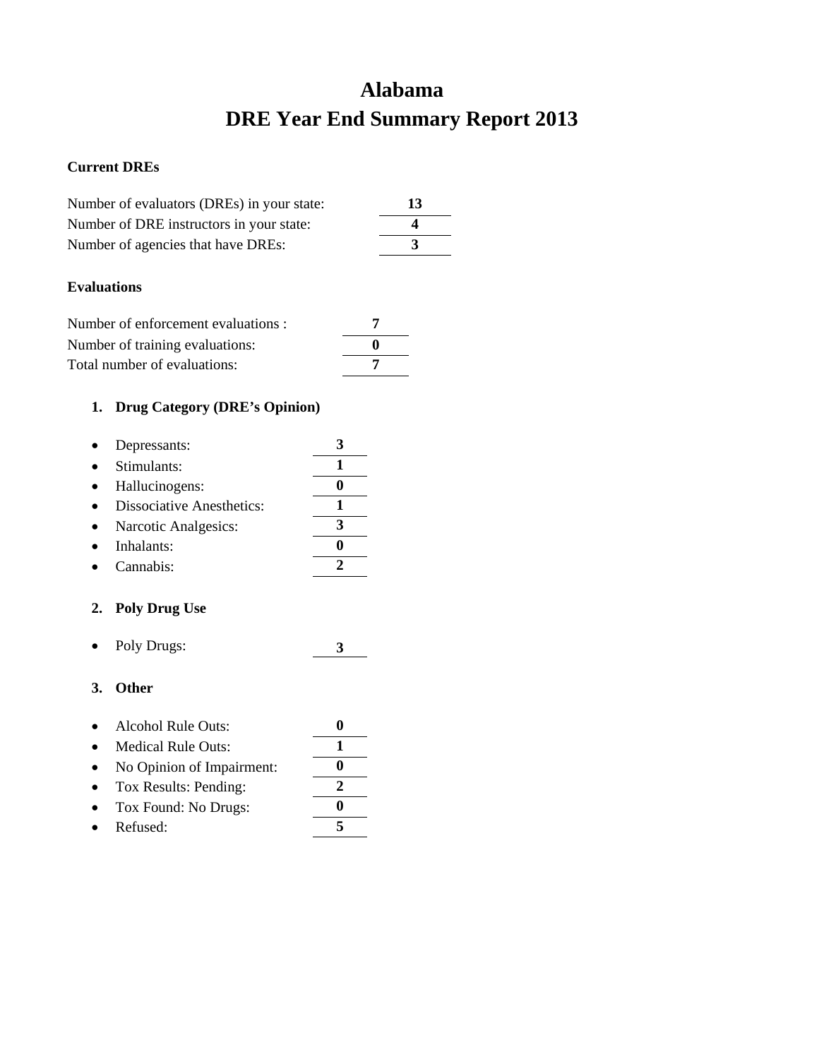# Alabama
# DRE Year End Summary Report 2013

**Current DREs**

Number of evaluators (DREs) in your state: **13**
Number of DRE instructors in your state: **4**
Number of agencies that have DREs: **3**

**Evaluations**

Number of enforcement evaluations : **7**
Number of training evaluations: **0**
Total number of evaluations: **7**

1. **Drug Category (DRE's Opinion)**

- Depressants: **3**
- Stimulants: **1**
- Hallucinogens: **0**
- Dissociative Anesthetics: **1**
- Narcotic Analgesics: **3**
- Inhalants: **0**
- Cannabis: **2**

2. **Poly Drug Use**

- Poly Drugs: **3**

3. **Other**

- Alcohol Rule Outs: **0**
- Medical Rule Outs: **1**
- No Opinion of Impairment: **0**
- Tox Results: Pending: **2**
- Tox Found: No Drugs: **0**
- Refused: **5**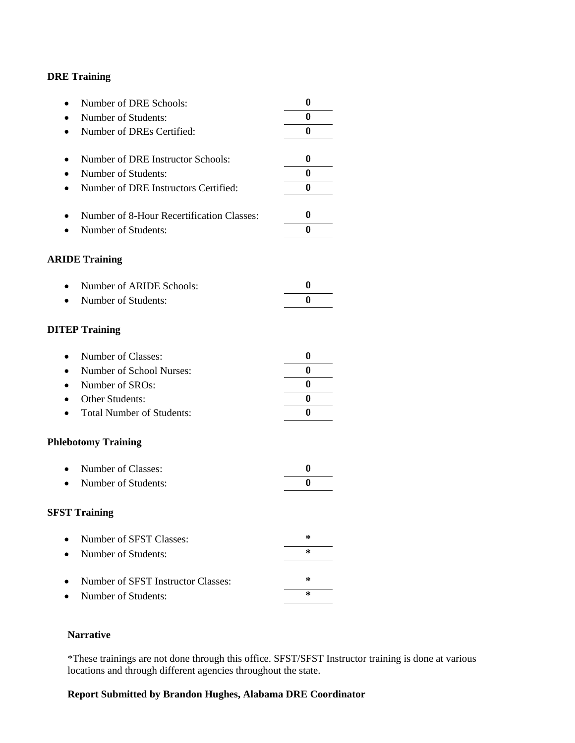**DRE Training**

- Number of DRE Schools: **0**
- Number of Students: **0**
- Number of DREs Certified: **0**

- Number of DRE Instructor Schools: **0**
- Number of Students: **0**
- Number of DRE Instructors Certified: **0**

- Number of 8-Hour Recertification Classes: **0**
- Number of Students: **0**

**ARIDE Training**

- Number of ARIDE Schools: **0**
- Number of Students: **0**

**DITEP Training**

- Number of Classes: **0**
- Number of School Nurses: **0**
- Number of SROs: **0**
- Other Students: **0**
- Total Number of Students: **0**

**Phlebotomy Training**

- Number of Classes: **0**
- Number of Students: **0**

**SFST Training**

- Number of SFST Classes: **\***
- Number of Students: **\***

- Number of SFST Instructor Classes: **\***
- Number of Students: **\***

**Narrative**

*These trainings are not done through this office. SFST/SFST Instructor training is done at various locations and through different agencies throughout the state.

**Report Submitted by Brandon Hughes, Alabama DRE Coordinator**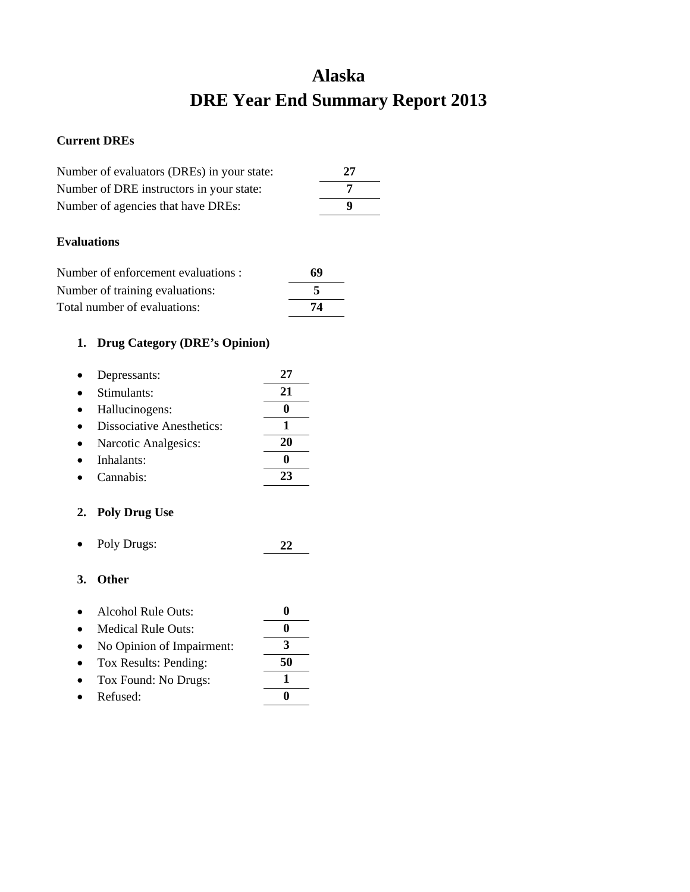# Alaska
# DRE Year End Summary Report 2013

**Current DREs**

| | |
|---|---|
| Number of evaluators (DREs) in your state: | **27** |
| Number of DRE instructors in your state: | **7** |
| Number of agencies that have DREs: | **9** |

**Evaluations**

| | |
|---|---|
| Number of enforcement evaluations : | **69** |
| Number of training evaluations: | **5** |
| Total number of evaluations: | **74** |

**1. Drug Category (DRE's Opinion)**

- Depressants: **27**
- Stimulants: **21**
- Hallucinogens: **0**
- Dissociative Anesthetics: **1**
- Narcotic Analgesics: **20**
- Inhalants: **0**
- Cannabis: **23**

**2. Poly Drug Use**

- Poly Drugs: **22**

**3. Other**

- Alcohol Rule Outs: **0**
- Medical Rule Outs: **0**
- No Opinion of Impairment: **3**
- Tox Results: Pending: **50**
- Tox Found: No Drugs: **1**
- Refused: **0**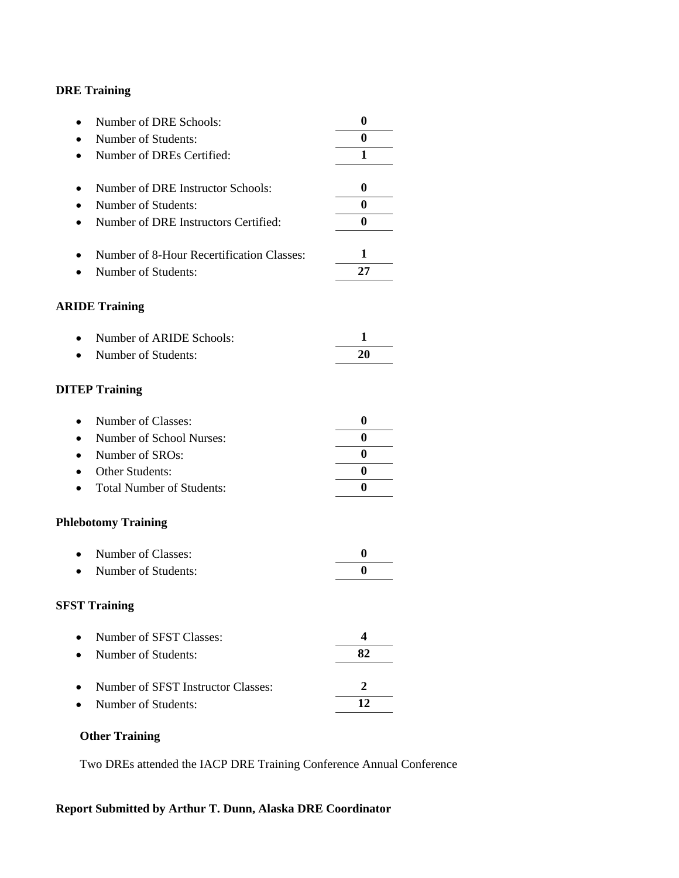**DRE Training**

- Number of DRE Schools: **0**
- Number of Students: **0**
- Number of DREs Certified: **1**

- Number of DRE Instructor Schools: **0**
- Number of Students: **0**
- Number of DRE Instructors Certified: **0**

- Number of 8-Hour Recertification Classes: **1**
- Number of Students: **27**

**ARIDE Training**

- Number of ARIDE Schools: **1**
- Number of Students: **20**

**DITEP Training**

- Number of Classes: **0**
- Number of School Nurses: **0**
- Number of SROs: **0**
- Other Students: **0**
- Total Number of Students: **0**

**Phlebotomy Training**

- Number of Classes: **0**
- Number of Students: **0**

**SFST Training**

- Number of SFST Classes: **4**
- Number of Students: **82**

- Number of SFST Instructor Classes: **2**
- Number of Students: **12**

**Other Training**

Two DREs attended the IACP DRE Training Conference Annual Conference

**Report Submitted by Arthur T. Dunn, Alaska DRE Coordinator**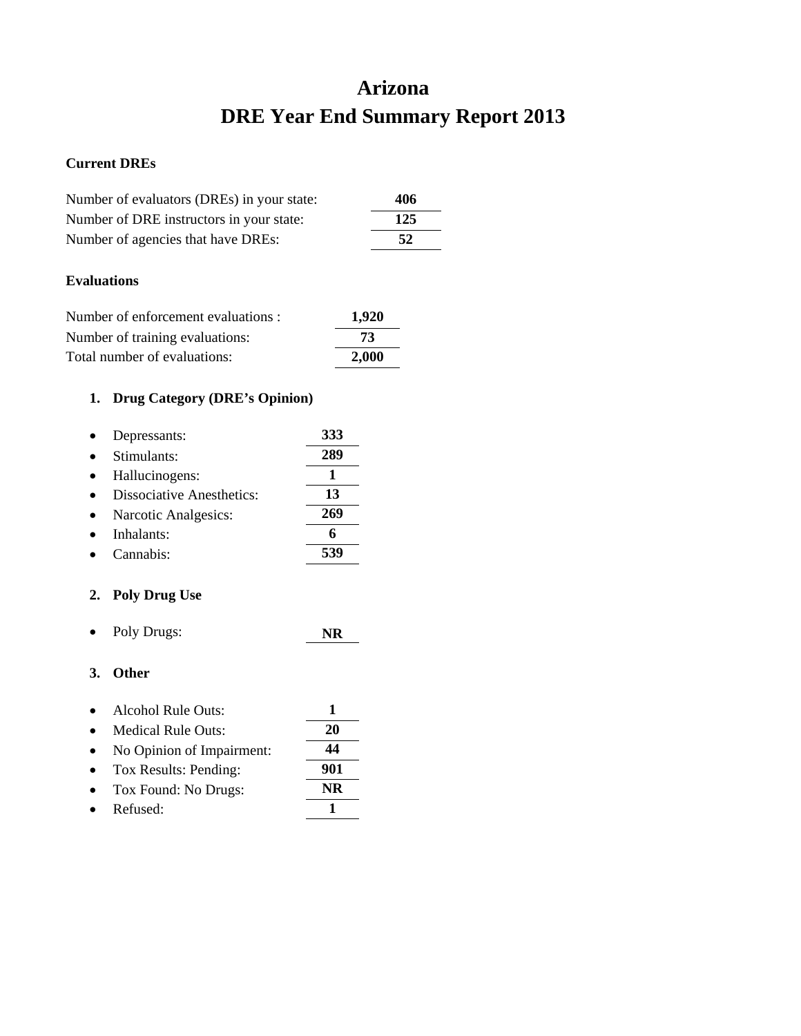# Arizona
# DRE Year End Summary Report 2013

**Current DREs**

| | |
|---|---|
| Number of evaluators (DREs) in your state: | **406** |
| Number of DRE instructors in your state: | **125** |
| Number of agencies that have DREs: | **52** |

**Evaluations**

| | |
|---|---|
| Number of enforcement evaluations : | **1,920** |
| Number of training evaluations: | **73** |
| Total number of evaluations: | **2,000** |

1. **Drug Category (DRE's Opinion)**

| | |
|---|---|
| • Depressants: | **333** |
| • Stimulants: | **289** |
| • Hallucinogens: | **1** |
| • Dissociative Anesthetics: | **13** |
| • Narcotic Analgesics: | **269** |
| • Inhalants: | **6** |
| • Cannabis: | **539** |

2. **Poly Drug Use**

| | |
|---|---|
| • Poly Drugs: | **NR** |

3. **Other**

| | |
|---|---|
| • Alcohol Rule Outs: | **1** |
| • Medical Rule Outs: | **20** |
| • No Opinion of Impairment: | **44** |
| • Tox Results: Pending: | **901** |
| • Tox Found: No Drugs: | **NR** |
| • Refused: | **1** |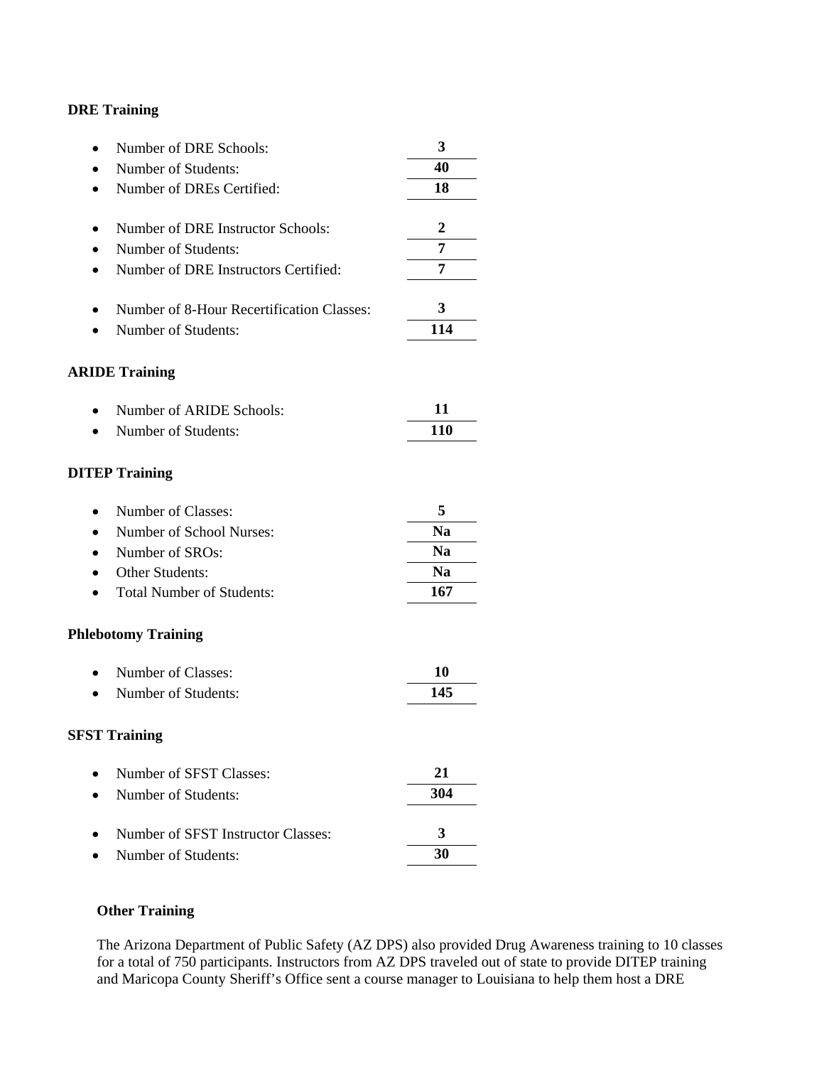**DRE Training**

- Number of DRE Schools: **3**
- Number of Students: **40**
- Number of DREs Certified: **18**

- Number of DRE Instructor Schools: **2**
- Number of Students: **7**
- Number of DRE Instructors Certified: **7**

- Number of 8-Hour Recertification Classes: **3**
- Number of Students: **114**

**ARIDE Training**

- Number of ARIDE Schools: **11**
- Number of Students: **110**

**DITEP Training**

- Number of Classes: **5**
- Number of School Nurses: **Na**
- Number of SROs: **Na**
- Other Students: **Na**
- Total Number of Students: **167**

**Phlebotomy Training**

- Number of Classes: **10**
- Number of Students: **145**

**SFST Training**

- Number of SFST Classes: **21**
- Number of Students: **304**

- Number of SFST Instructor Classes: **3**
- Number of Students: **30**

**Other Training**

The Arizona Department of Public Safety (AZ DPS) also provided Drug Awareness training to 10 classes for a total of 750 participants. Instructors from AZ DPS traveled out of state to provide DITEP training and Maricopa County Sheriff's Office sent a course manager to Louisiana to help them host a DRE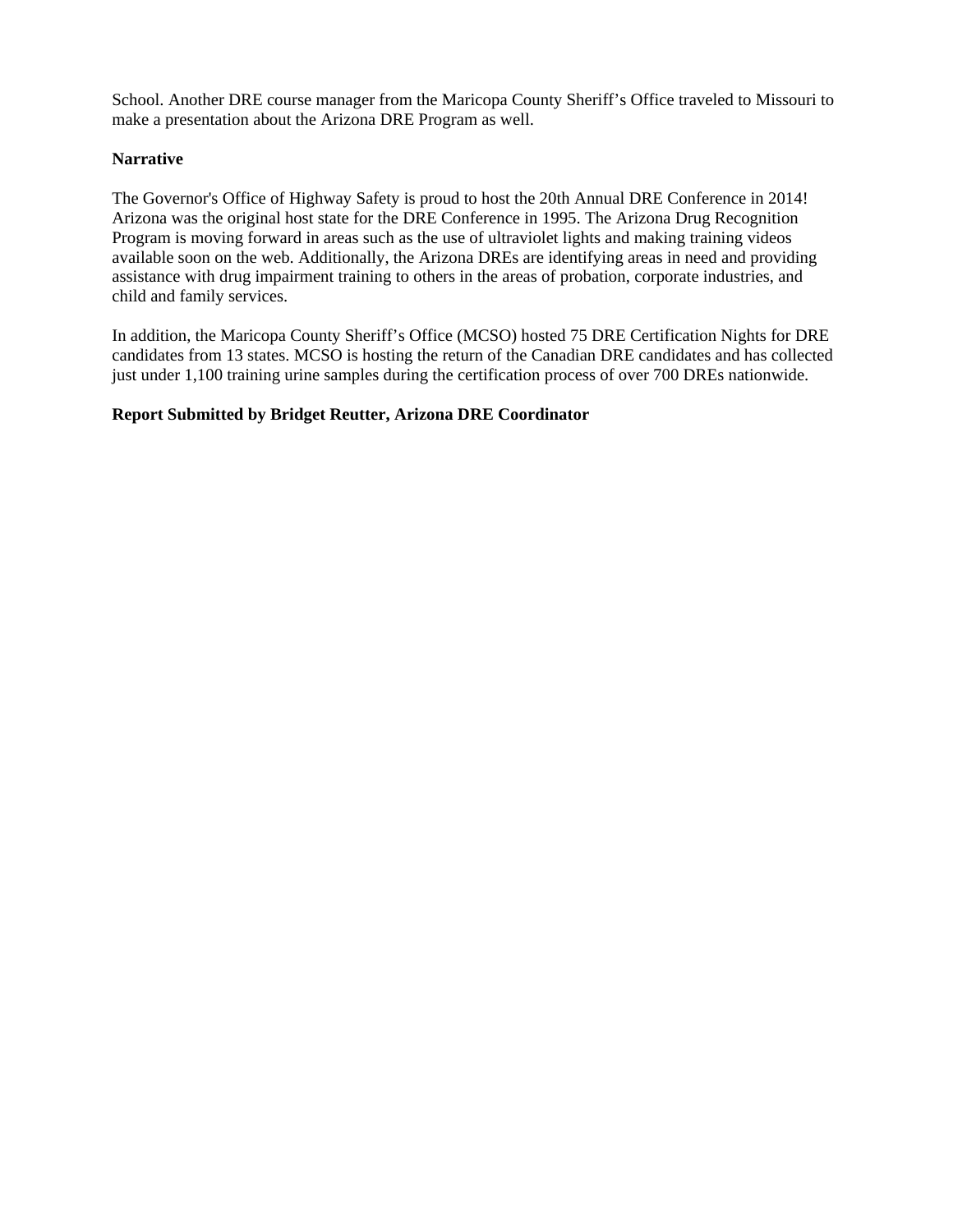School. Another DRE course manager from the Maricopa County Sheriff's Office traveled to Missouri to make a presentation about the Arizona DRE Program as well.

**Narrative**

The Governor's Office of Highway Safety is proud to host the 20th Annual DRE Conference in 2014! Arizona was the original host state for the DRE Conference in 1995. The Arizona Drug Recognition Program is moving forward in areas such as the use of ultraviolet lights and making training videos available soon on the web. Additionally, the Arizona DREs are identifying areas in need and providing assistance with drug impairment training to others in the areas of probation, corporate industries, and child and family services.

In addition, the Maricopa County Sheriff's Office (MCSO) hosted 75 DRE Certification Nights for DRE candidates from 13 states. MCSO is hosting the return of the Canadian DRE candidates and has collected just under 1,100 training urine samples during the certification process of over 700 DREs nationwide.

**Report Submitted by Bridget Reutter, Arizona DRE Coordinator**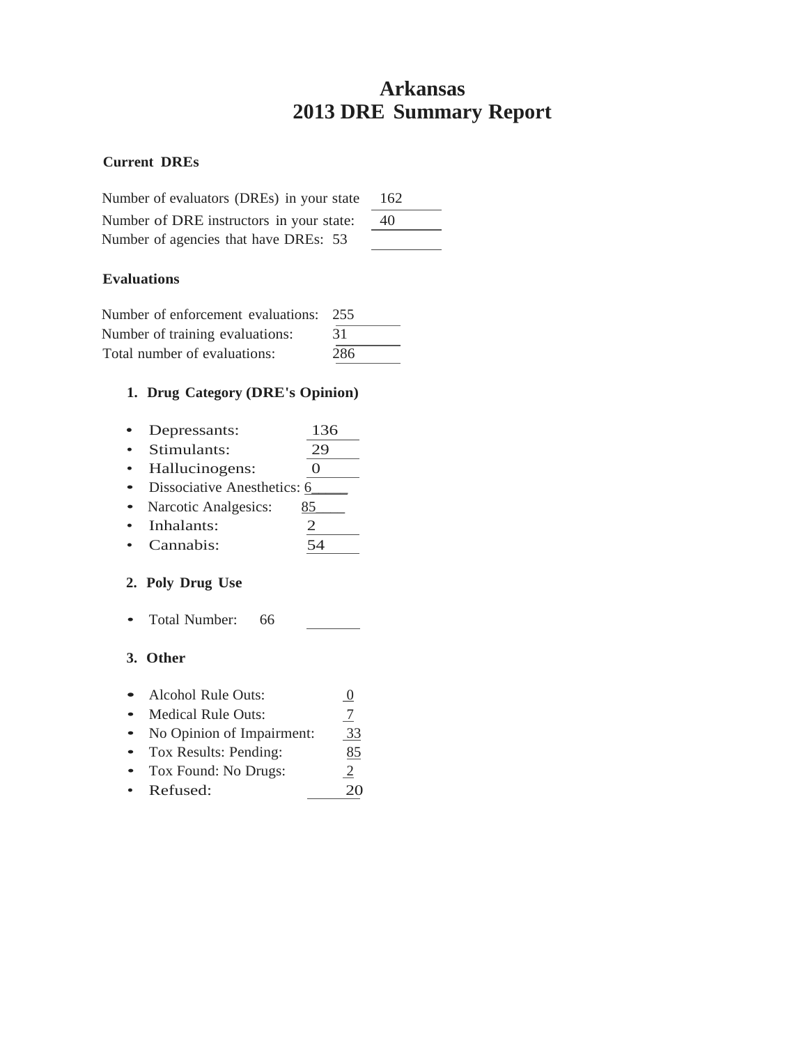# Arkansas
# 2013 DRE Summary Report

**Current DREs**

Number of evaluators (DREs) in your state 162

Number of DRE instructors in your state: 40

Number of agencies that have DREs: 53

**Evaluations**

Number of enforcement evaluations: 255

Number of training evaluations: 31

Total number of evaluations: 286

**1. Drug Category (DRE's Opinion)**

- Depressants: 136
- Stimulants: 29
- Hallucinogens: 0
- Dissociative Anesthetics: 6
- Narcotic Analgesics: 85
- Inhalants: 2
- Cannabis: 54

**2. Poly Drug Use**

- Total Number: 66

**3. Other**

- Alcohol Rule Outs: 0
- Medical Rule Outs: 7
- No Opinion of Impairment: 33
- Tox Results: Pending: 85
- Tox Found: No Drugs: 2
- Refused: 20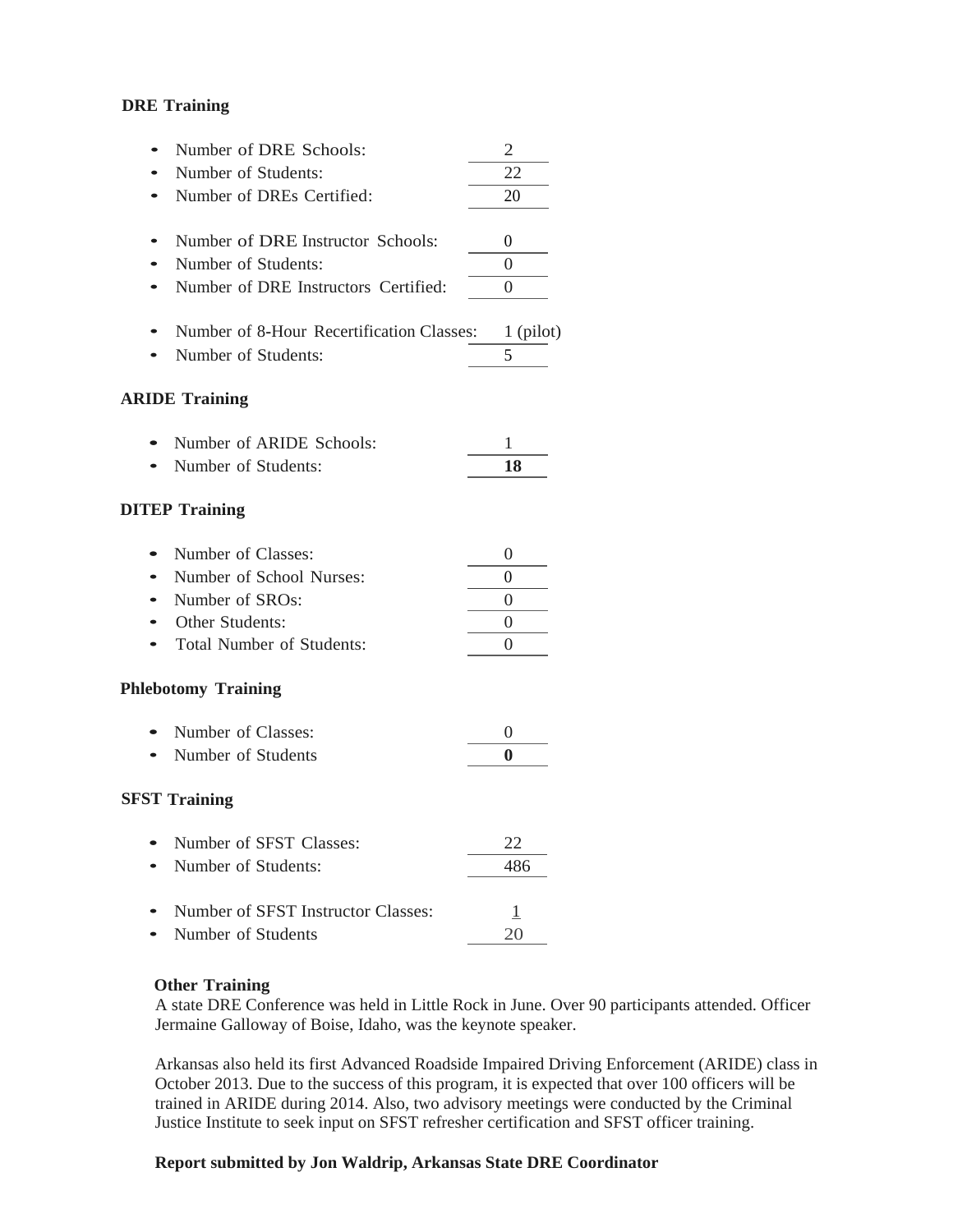**DRE Training**

- Number of DRE Schools: 2
- Number of Students: 22
- Number of DREs Certified: 20

- Number of DRE Instructor Schools: 0
- Number of Students: 0
- Number of DRE Instructors Certified: 0

- Number of 8-Hour Recertification Classes: 1 (pilot)
- Number of Students: 5

**ARIDE Training**

- Number of ARIDE Schools: 1
- Number of Students: **18**

**DITEP Training**

- Number of Classes: 0
- Number of School Nurses: 0
- Number of SROs: 0
- Other Students: 0
- Total Number of Students: 0

**Phlebotomy Training**

- Number of Classes: 0
- Number of Students **0**

**SFST Training**

- Number of SFST Classes: 22
- Number of Students: 486

- Number of SFST Instructor Classes: 1
- Number of Students 20

**Other Training**

A state DRE Conference was held in Little Rock in June. Over 90 participants attended. Officer Jermaine Galloway of Boise, Idaho, was the keynote speaker.

Arkansas also held its first Advanced Roadside Impaired Driving Enforcement (ARIDE) class in October 2013. Due to the success of this program, it is expected that over 100 officers will be trained in ARIDE during 2014. Also, two advisory meetings were conducted by the Criminal Justice Institute to seek input on SFST refresher certification and SFST officer training.

**Report submitted by Jon Waldrip, Arkansas State DRE Coordinator**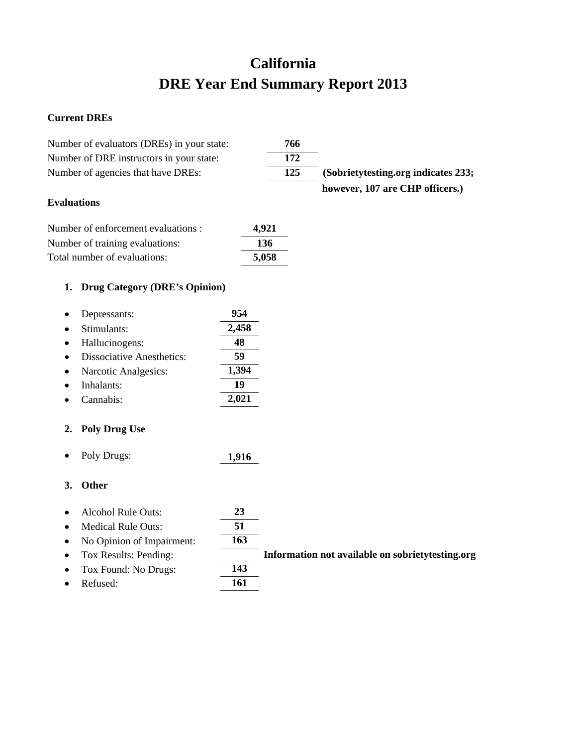# California
# DRE Year End Summary Report 2013

**Current DREs**

| | | |
|---|---|---|
| Number of evaluators (DREs) in your state: | **766** | |
| Number of DRE instructors in your state: | **172** | |
| Number of agencies that have DREs: | **125** | **(Sobrietytesting.org indicates 233; however, 107 are CHP officers.)** |

**Evaluations**

| | |
|---|---|
| Number of enforcement evaluations : | **4,921** |
| Number of training evaluations: | **136** |
| Total number of evaluations: | **5,058** |

1. **Drug Category (DRE's Opinion)**

- Depressants: **954**
- Stimulants: **2,458**
- Hallucinogens: **48**
- Dissociative Anesthetics: **59**
- Narcotic Analgesics: **1,394**
- Inhalants: **19**
- Cannabis: **2,021**

2. **Poly Drug Use**

- Poly Drugs: **1,916**

3. **Other**

- Alcohol Rule Outs: **23**
- Medical Rule Outs: **51**
- No Opinion of Impairment: **163**
- Tox Results: Pending: **Information not available on sobrietytesting.org**
- Tox Found: No Drugs: **143**
- Refused: **161**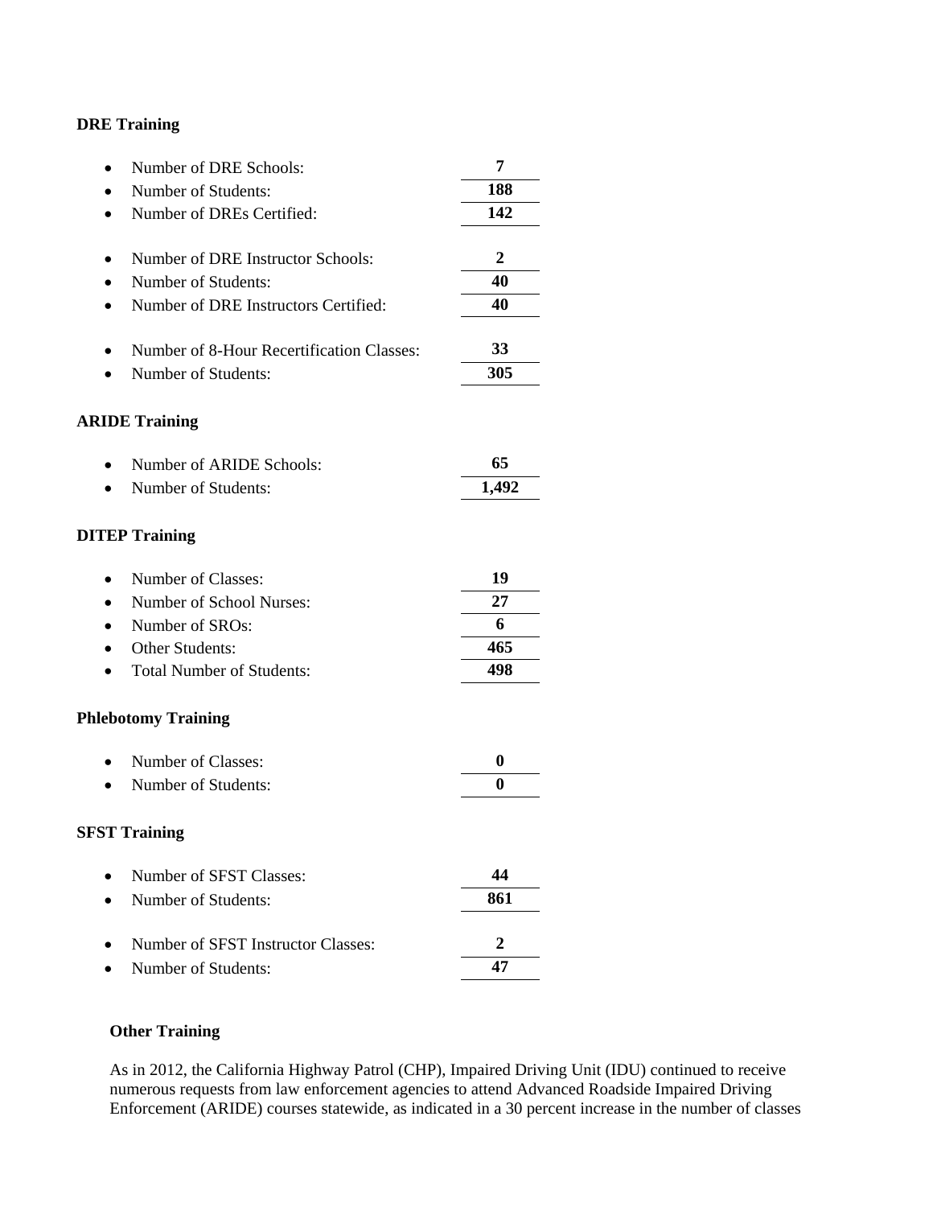**DRE Training**

- Number of DRE Schools: **7**
- Number of Students: **188**
- Number of DREs Certified: **142**

- Number of DRE Instructor Schools: **2**
- Number of Students: **40**
- Number of DRE Instructors Certified: **40**

- Number of 8-Hour Recertification Classes: **33**
- Number of Students: **305**

**ARIDE Training**

- Number of ARIDE Schools: **65**
- Number of Students: **1,492**

**DITEP Training**

- Number of Classes: **19**
- Number of School Nurses: **27**
- Number of SROs: **6**
- Other Students: **465**
- Total Number of Students: **498**

**Phlebotomy Training**

- Number of Classes: **0**
- Number of Students: **0**

**SFST Training**

- Number of SFST Classes: **44**
- Number of Students: **861**

- Number of SFST Instructor Classes: **2**
- Number of Students: **47**

**Other Training**

As in 2012, the California Highway Patrol (CHP), Impaired Driving Unit (IDU) continued to receive numerous requests from law enforcement agencies to attend Advanced Roadside Impaired Driving Enforcement (ARIDE) courses statewide, as indicated in a 30 percent increase in the number of classes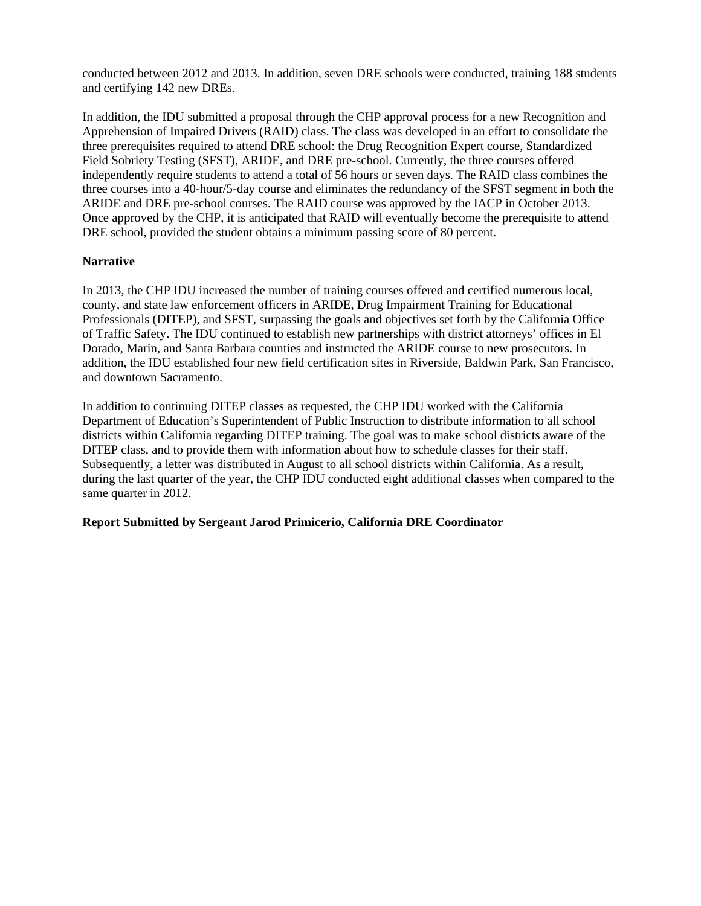conducted between 2012 and 2013. In addition, seven DRE schools were conducted, training 188 students and certifying 142 new DREs.

In addition, the IDU submitted a proposal through the CHP approval process for a new Recognition and Apprehension of Impaired Drivers (RAID) class. The class was developed in an effort to consolidate the three prerequisites required to attend DRE school: the Drug Recognition Expert course, Standardized Field Sobriety Testing (SFST), ARIDE, and DRE pre-school. Currently, the three courses offered independently require students to attend a total of 56 hours or seven days. The RAID class combines the three courses into a 40-hour/5-day course and eliminates the redundancy of the SFST segment in both the ARIDE and DRE pre-school courses. The RAID course was approved by the IACP in October 2013. Once approved by the CHP, it is anticipated that RAID will eventually become the prerequisite to attend DRE school, provided the student obtains a minimum passing score of 80 percent.

**Narrative**

In 2013, the CHP IDU increased the number of training courses offered and certified numerous local, county, and state law enforcement officers in ARIDE, Drug Impairment Training for Educational Professionals (DITEP), and SFST, surpassing the goals and objectives set forth by the California Office of Traffic Safety. The IDU continued to establish new partnerships with district attorneys' offices in El Dorado, Marin, and Santa Barbara counties and instructed the ARIDE course to new prosecutors. In addition, the IDU established four new field certification sites in Riverside, Baldwin Park, San Francisco, and downtown Sacramento.

In addition to continuing DITEP classes as requested, the CHP IDU worked with the California Department of Education's Superintendent of Public Instruction to distribute information to all school districts within California regarding DITEP training. The goal was to make school districts aware of the DITEP class, and to provide them with information about how to schedule classes for their staff. Subsequently, a letter was distributed in August to all school districts within California. As a result, during the last quarter of the year, the CHP IDU conducted eight additional classes when compared to the same quarter in 2012.

**Report Submitted by Sergeant Jarod Primicerio, California DRE Coordinator**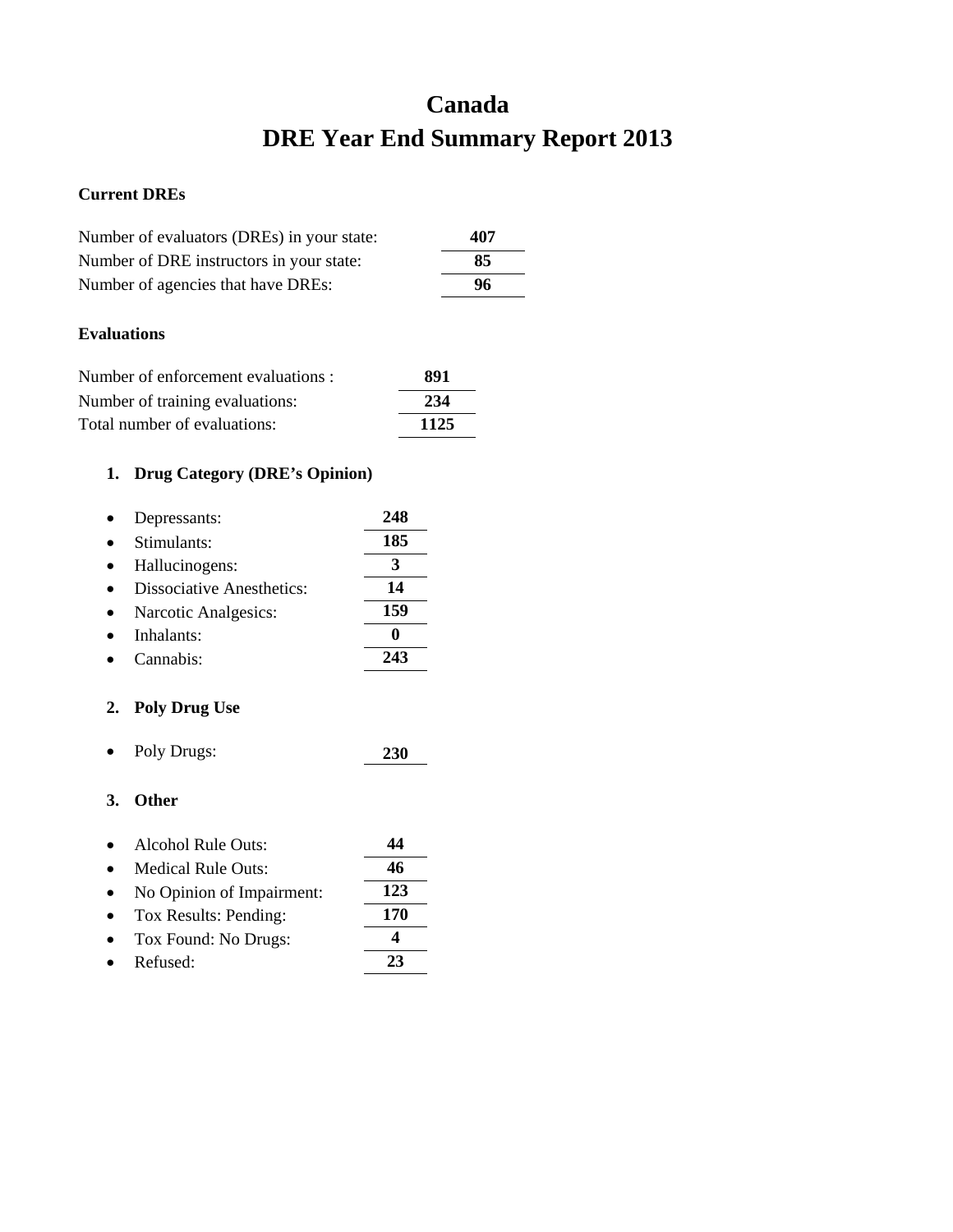# Canada
# DRE Year End Summary Report 2013

**Current DREs**

| | |
|---|---|
| Number of evaluators (DREs) in your state: | **407** |
| Number of DRE instructors in your state: | **85** |
| Number of agencies that have DREs: | **96** |

**Evaluations**

| | |
|---|---|
| Number of enforcement evaluations : | **891** |
| Number of training evaluations: | **234** |
| Total number of evaluations: | **1125** |

1. **Drug Category (DRE's Opinion)**

| | |
|---|---|
| • Depressants: | **248** |
| • Stimulants: | **185** |
| • Hallucinogens: | **3** |
| • Dissociative Anesthetics: | **14** |
| • Narcotic Analgesics: | **159** |
| • Inhalants: | **0** |
| • Cannabis: | **243** |

2. **Poly Drug Use**

| | |
|---|---|
| • Poly Drugs: | **230** |

3. **Other**

| | |
|---|---|
| • Alcohol Rule Outs: | **44** |
| • Medical Rule Outs: | **46** |
| • No Opinion of Impairment: | **123** |
| • Tox Results: Pending: | **170** |
| • Tox Found: No Drugs: | **4** |
| • Refused: | **23** |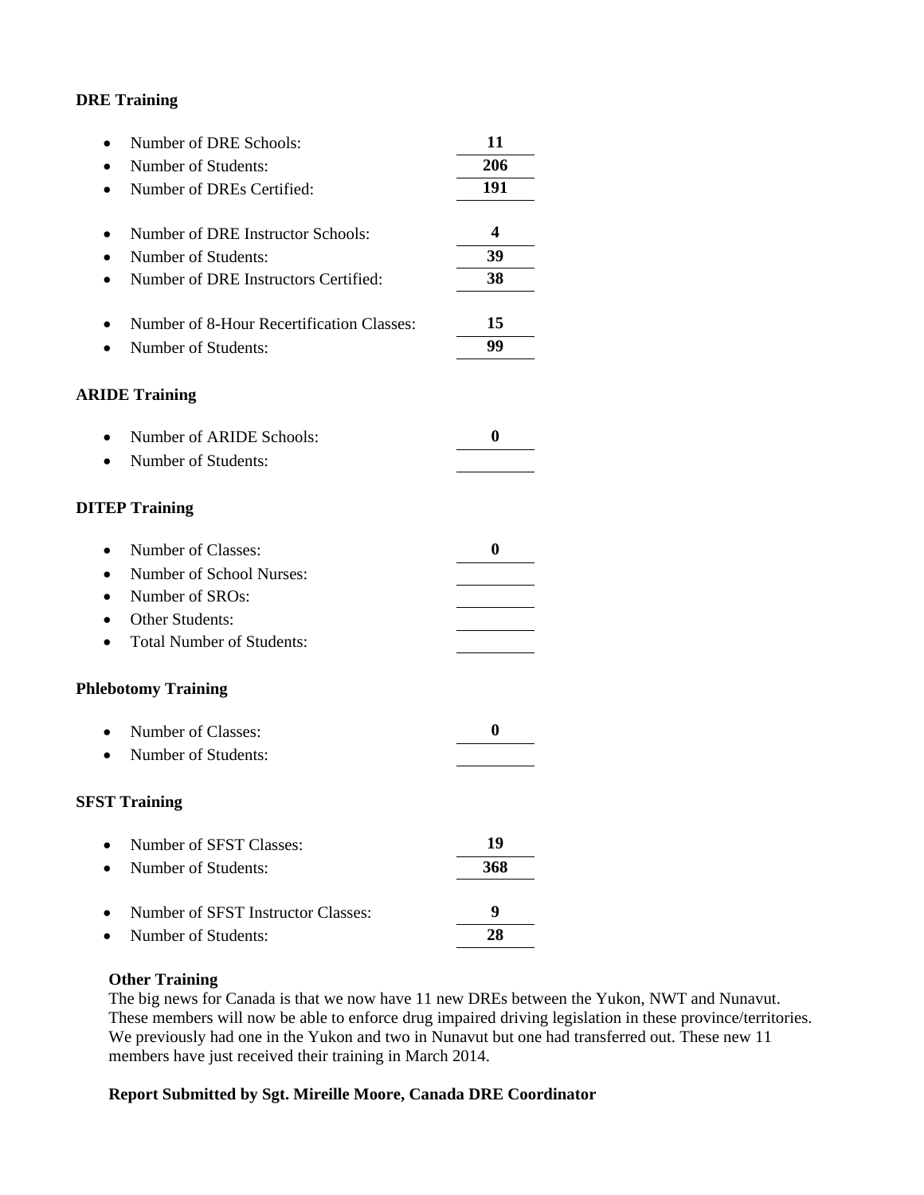**DRE Training**

- Number of DRE Schools: **11**
- Number of Students: **206**
- Number of DREs Certified: **191**

- Number of DRE Instructor Schools: **4**
- Number of Students: **39**
- Number of DRE Instructors Certified: **38**

- Number of 8-Hour Recertification Classes: **15**
- Number of Students: **99**

**ARIDE Training**

- Number of ARIDE Schools: **0**
- Number of Students:

**DITEP Training**

- Number of Classes: **0**
- Number of School Nurses:
- Number of SROs:
- Other Students:
- Total Number of Students:

**Phlebotomy Training**

- Number of Classes: **0**
- Number of Students:

**SFST Training**

- Number of SFST Classes: **19**
- Number of Students: **368**

- Number of SFST Instructor Classes: **9**
- Number of Students: **28**

**Other Training**

The big news for Canada is that we now have 11 new DREs between the Yukon, NWT and Nunavut. These members will now be able to enforce drug impaired driving legislation in these province/territories. We previously had one in the Yukon and two in Nunavut but one had transferred out. These new 11 members have just received their training in March 2014.

**Report Submitted by Sgt. Mireille Moore, Canada DRE Coordinator**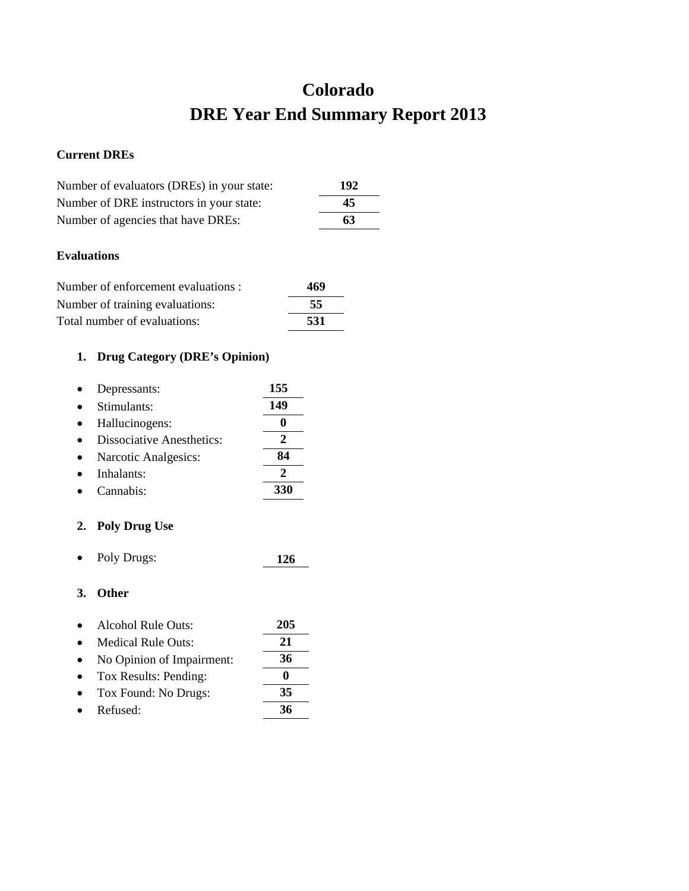# Colorado
# DRE Year End Summary Report 2013

**Current DREs**

| | |
|---|---|
| Number of evaluators (DREs) in your state: | **192** |
| Number of DRE instructors in your state: | **45** |
| Number of agencies that have DREs: | **63** |

**Evaluations**

| | |
|---|---|
| Number of enforcement evaluations : | **469** |
| Number of training evaluations: | **55** |
| Total number of evaluations: | **531** |

1. **Drug Category (DRE's Opinion)**

| | |
|---|---|
| • Depressants: | **155** |
| • Stimulants: | **149** |
| • Hallucinogens: | **0** |
| • Dissociative Anesthetics: | **2** |
| • Narcotic Analgesics: | **84** |
| • Inhalants: | **2** |
| • Cannabis: | **330** |

2. **Poly Drug Use**

| | |
|---|---|
| • Poly Drugs: | **126** |

3. **Other**

| | |
|---|---|
| • Alcohol Rule Outs: | **205** |
| • Medical Rule Outs: | **21** |
| • No Opinion of Impairment: | **36** |
| • Tox Results: Pending: | **0** |
| • Tox Found: No Drugs: | **35** |
| • Refused: | **36** |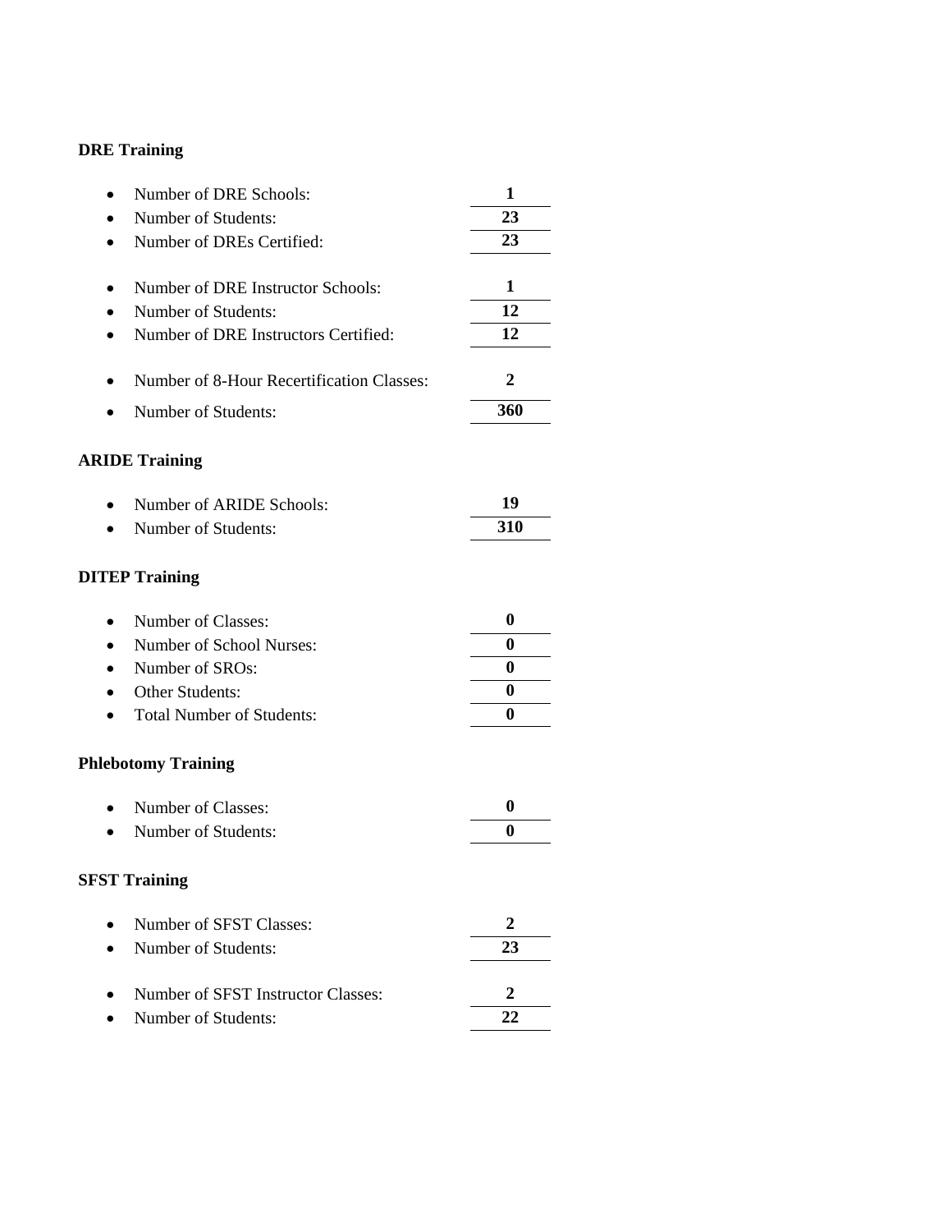**DRE Training**

- Number of DRE Schools: **1**
- Number of Students: **23**
- Number of DREs Certified: **23**

- Number of DRE Instructor Schools: **1**
- Number of Students: **12**
- Number of DRE Instructors Certified: **12**

- Number of 8-Hour Recertification Classes: **2**
- Number of Students: **360**

**ARIDE Training**

- Number of ARIDE Schools: **19**
- Number of Students: **310**

**DITEP Training**

- Number of Classes: **0**
- Number of School Nurses: **0**
- Number of SROs: **0**
- Other Students: **0**
- Total Number of Students: **0**

**Phlebotomy Training**

- Number of Classes: **0**
- Number of Students: **0**

**SFST Training**

- Number of SFST Classes: **2**
- Number of Students: **23**

- Number of SFST Instructor Classes: **2**
- Number of Students: **22**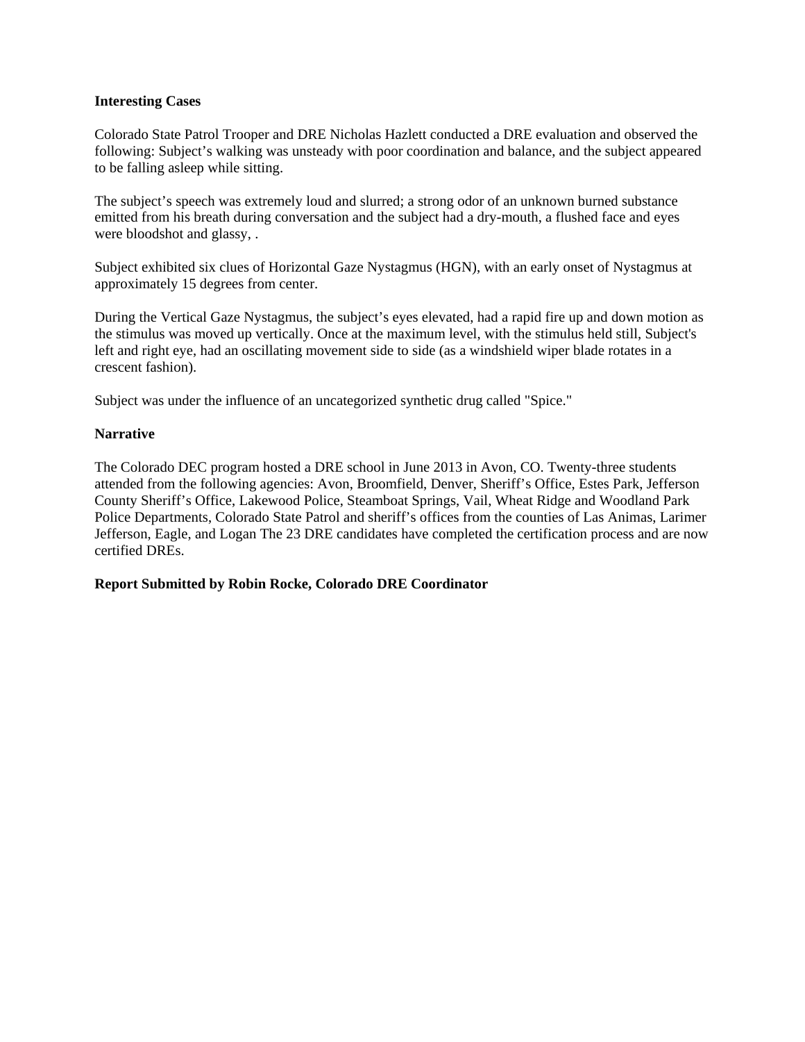**Interesting Cases**

Colorado State Patrol Trooper and DRE Nicholas Hazlett conducted a DRE evaluation and observed the following: Subject's walking was unsteady with poor coordination and balance, and the subject appeared to be falling asleep while sitting.

The subject's speech was extremely loud and slurred; a strong odor of an unknown burned substance emitted from his breath during conversation and the subject had a dry-mouth, a flushed face and eyes were bloodshot and glassy, .

Subject exhibited six clues of Horizontal Gaze Nystagmus (HGN), with an early onset of Nystagmus at approximately 15 degrees from center.

During the Vertical Gaze Nystagmus, the subject's eyes elevated, had a rapid fire up and down motion as the stimulus was moved up vertically. Once at the maximum level, with the stimulus held still, Subject's left and right eye, had an oscillating movement side to side (as a windshield wiper blade rotates in a crescent fashion).

Subject was under the influence of an uncategorized synthetic drug called "Spice."

**Narrative**

The Colorado DEC program hosted a DRE school in June 2013 in Avon, CO. Twenty-three students attended from the following agencies: Avon, Broomfield, Denver, Sheriff's Office, Estes Park, Jefferson County Sheriff's Office, Lakewood Police, Steamboat Springs, Vail, Wheat Ridge and Woodland Park Police Departments, Colorado State Patrol and sheriff's offices from the counties of Las Animas, Larimer Jefferson, Eagle, and Logan The 23 DRE candidates have completed the certification process and are now certified DREs.

**Report Submitted by Robin Rocke, Colorado DRE Coordinator**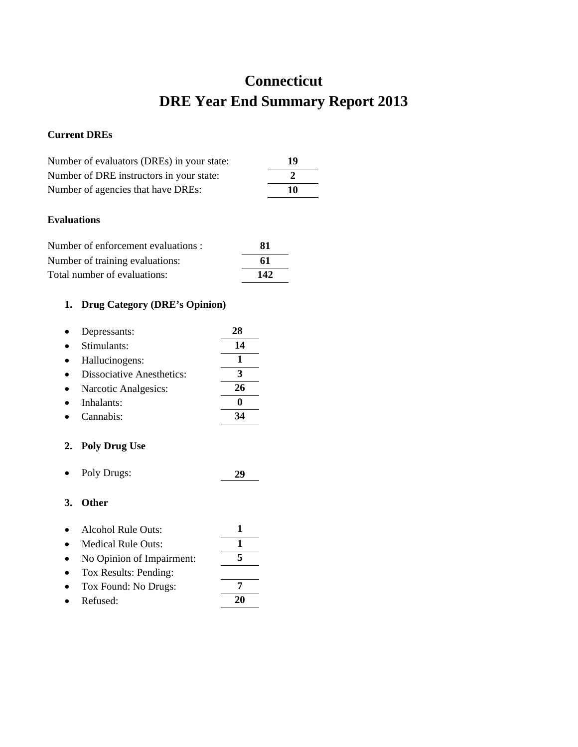# Connecticut
# DRE Year End Summary Report 2013

**Current DREs**

| | |
|---|---|
| Number of evaluators (DREs) in your state: | **19** |
| Number of DRE instructors in your state: | **2** |
| Number of agencies that have DREs: | **10** |

**Evaluations**

| | |
|---|---|
| Number of enforcement evaluations : | **81** |
| Number of training evaluations: | **61** |
| Total number of evaluations: | **142** |

1. **Drug Category (DRE's Opinion)**

| | |
|---|---|
| • Depressants: | **28** |
| • Stimulants: | **14** |
| • Hallucinogens: | **1** |
| • Dissociative Anesthetics: | **3** |
| • Narcotic Analgesics: | **26** |
| • Inhalants: | **0** |
| • Cannabis: | **34** |

2. **Poly Drug Use**

| | |
|---|---|
| • Poly Drugs: | **29** |

3. **Other**

| | |
|---|---|
| • Alcohol Rule Outs: | **1** |
| • Medical Rule Outs: | **1** |
| • No Opinion of Impairment: | **5** |
| • Tox Results: Pending: | |
| • Tox Found: No Drugs: | **7** |
| • Refused: | **20** |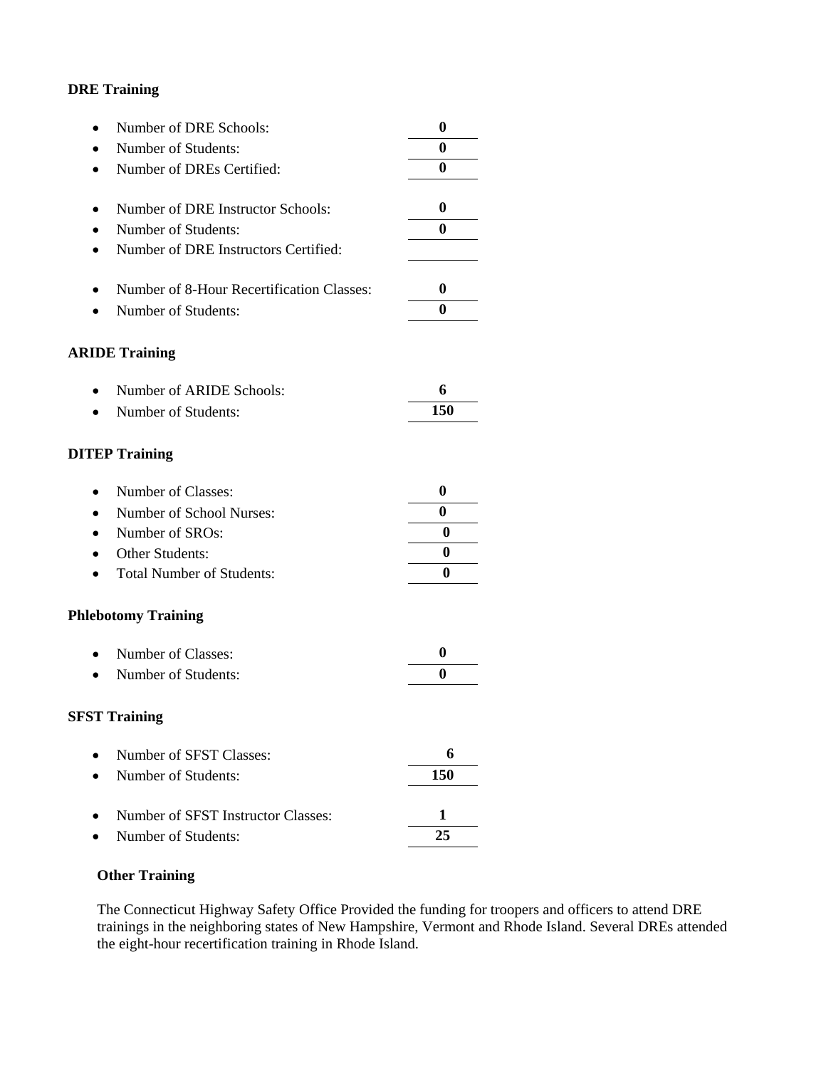**DRE Training**

- Number of DRE Schools: **0**
- Number of Students: **0**
- Number of DREs Certified: **0**

- Number of DRE Instructor Schools: **0**
- Number of Students: **0**
- Number of DRE Instructors Certified:

- Number of 8-Hour Recertification Classes: **0**
- Number of Students: **0**

**ARIDE Training**

- Number of ARIDE Schools: **6**
- Number of Students: **150**

**DITEP Training**

- Number of Classes: **0**
- Number of School Nurses: **0**
- Number of SROs: **0**
- Other Students: **0**
- Total Number of Students: **0**

**Phlebotomy Training**

- Number of Classes: **0**
- Number of Students: **0**

**SFST Training**

- Number of SFST Classes: **6**
- Number of Students: **150**

- Number of SFST Instructor Classes: **1**
- Number of Students: **25**

**Other Training**

The Connecticut Highway Safety Office Provided the funding for troopers and officers to attend DRE trainings in the neighboring states of New Hampshire, Vermont and Rhode Island. Several DREs attended the eight-hour recertification training in Rhode Island.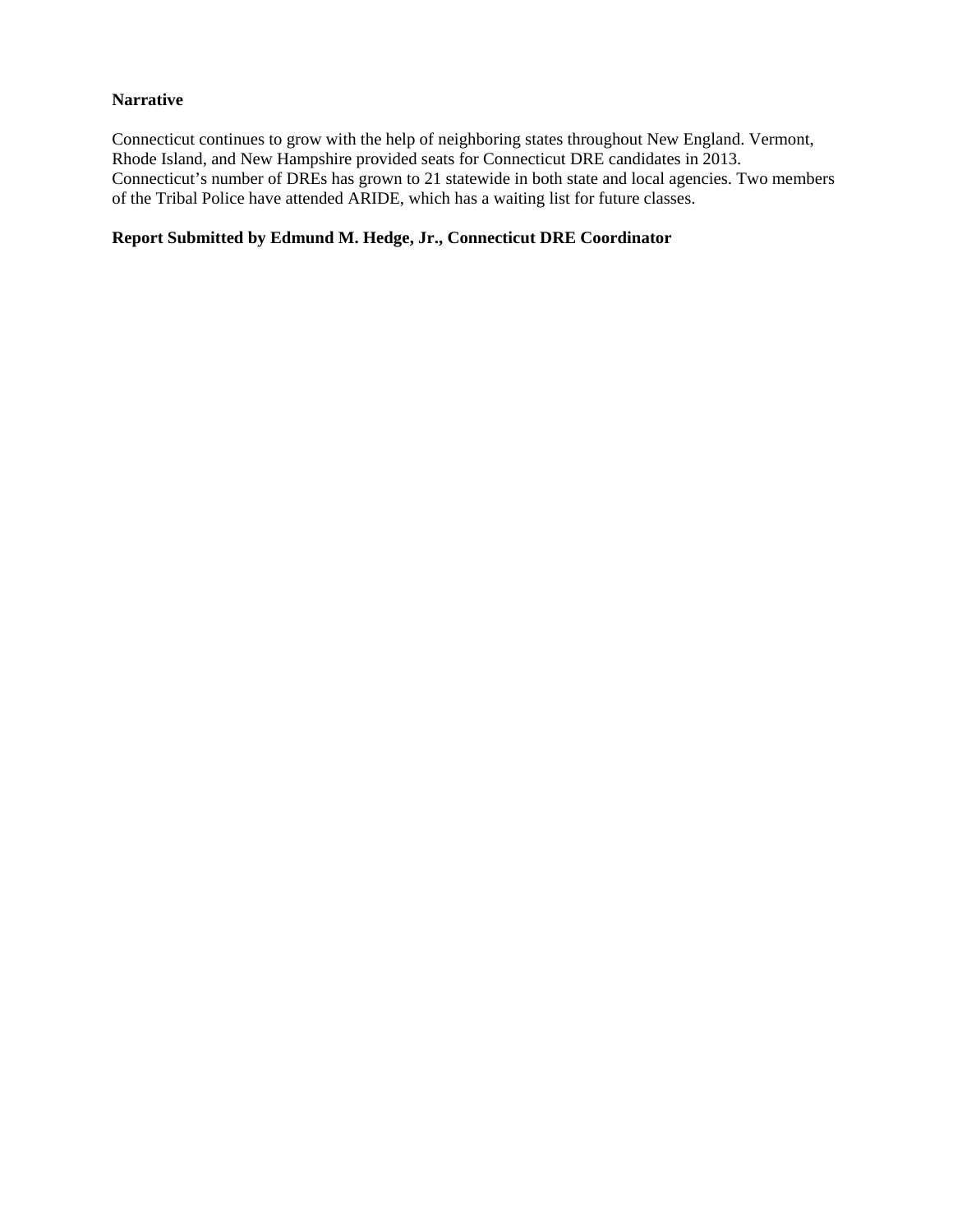**Narrative**

Connecticut continues to grow with the help of neighboring states throughout New England. Vermont, Rhode Island, and New Hampshire provided seats for Connecticut DRE candidates in 2013. Connecticut's number of DREs has grown to 21 statewide in both state and local agencies. Two members of the Tribal Police have attended ARIDE, which has a waiting list for future classes.

**Report Submitted by Edmund M. Hedge, Jr., Connecticut DRE Coordinator**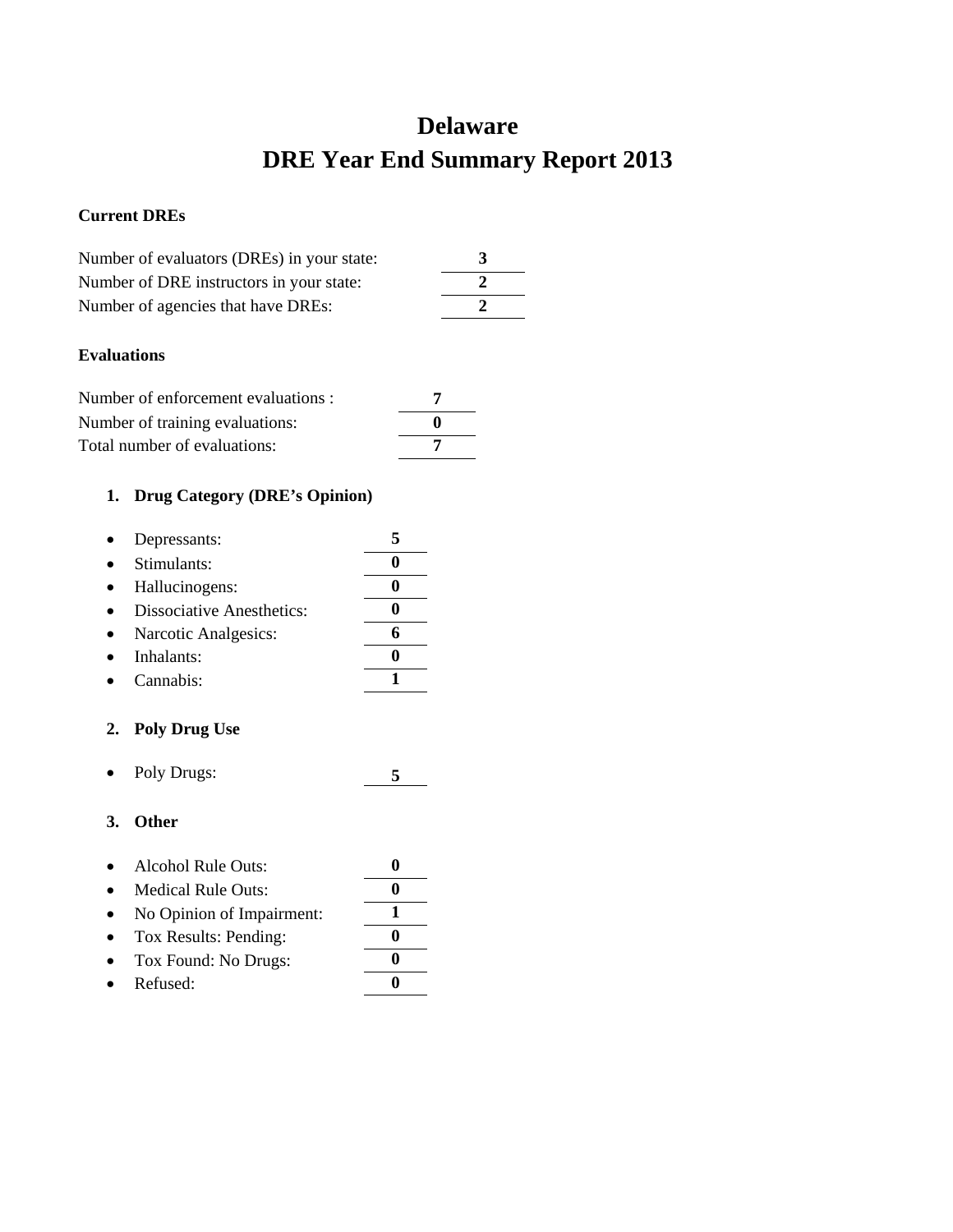# Delaware

# DRE Year End Summary Report 2013

**Current DREs**

Number of evaluators (DREs) in your state: **3**

Number of DRE instructors in your state: **2**

Number of agencies that have DREs: **2**

**Evaluations**

Number of enforcement evaluations : **7**

Number of training evaluations: **0**

Total number of evaluations: **7**

1. **Drug Category (DRE's Opinion)**

- Depressants: **5**
- Stimulants: **0**
- Hallucinogens: **0**
- Dissociative Anesthetics: **0**
- Narcotic Analgesics: **6**
- Inhalants: **0**
- Cannabis: **1**

2. **Poly Drug Use**

- Poly Drugs: **5**

3. **Other**

- Alcohol Rule Outs: **0**
- Medical Rule Outs: **0**
- No Opinion of Impairment: **1**
- Tox Results: Pending: **0**
- Tox Found: No Drugs: **0**
- Refused: **0**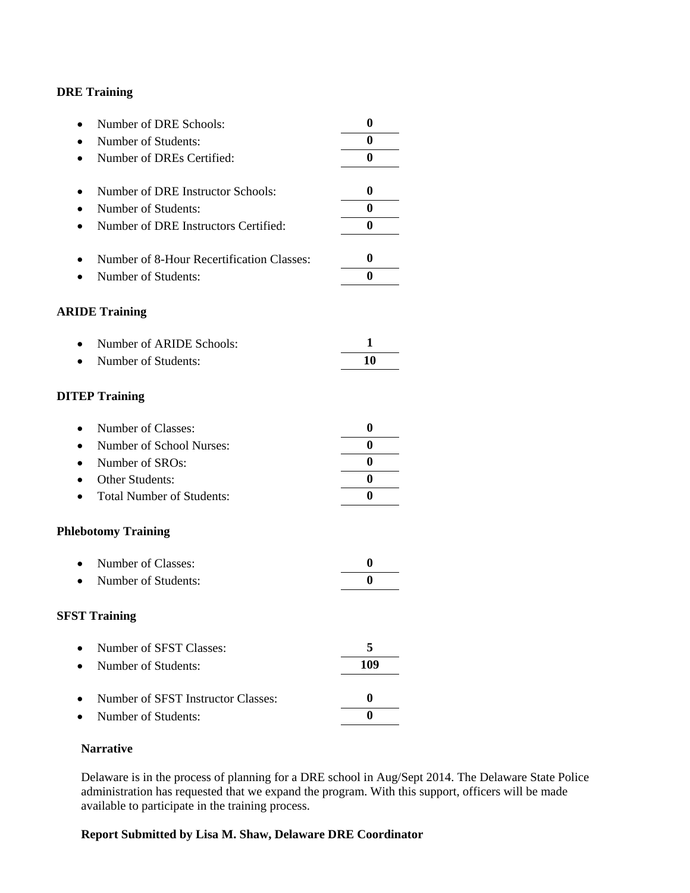**DRE Training**

- Number of DRE Schools: **0**
- Number of Students: **0**
- Number of DREs Certified: **0**

- Number of DRE Instructor Schools: **0**
- Number of Students: **0**
- Number of DRE Instructors Certified: **0**

- Number of 8-Hour Recertification Classes: **0**
- Number of Students: **0**

**ARIDE Training**

- Number of ARIDE Schools: **1**
- Number of Students: **10**

**DITEP Training**

- Number of Classes: **0**
- Number of School Nurses: **0**
- Number of SROs: **0**
- Other Students: **0**
- Total Number of Students: **0**

**Phlebotomy Training**

- Number of Classes: **0**
- Number of Students: **0**

**SFST Training**

- Number of SFST Classes: **5**
- Number of Students: **109**

- Number of SFST Instructor Classes: **0**
- Number of Students: **0**

**Narrative**

Delaware is in the process of planning for a DRE school in Aug/Sept 2014. The Delaware State Police administration has requested that we expand the program. With this support, officers will be made available to participate in the training process.

**Report Submitted by Lisa M. Shaw, Delaware DRE Coordinator**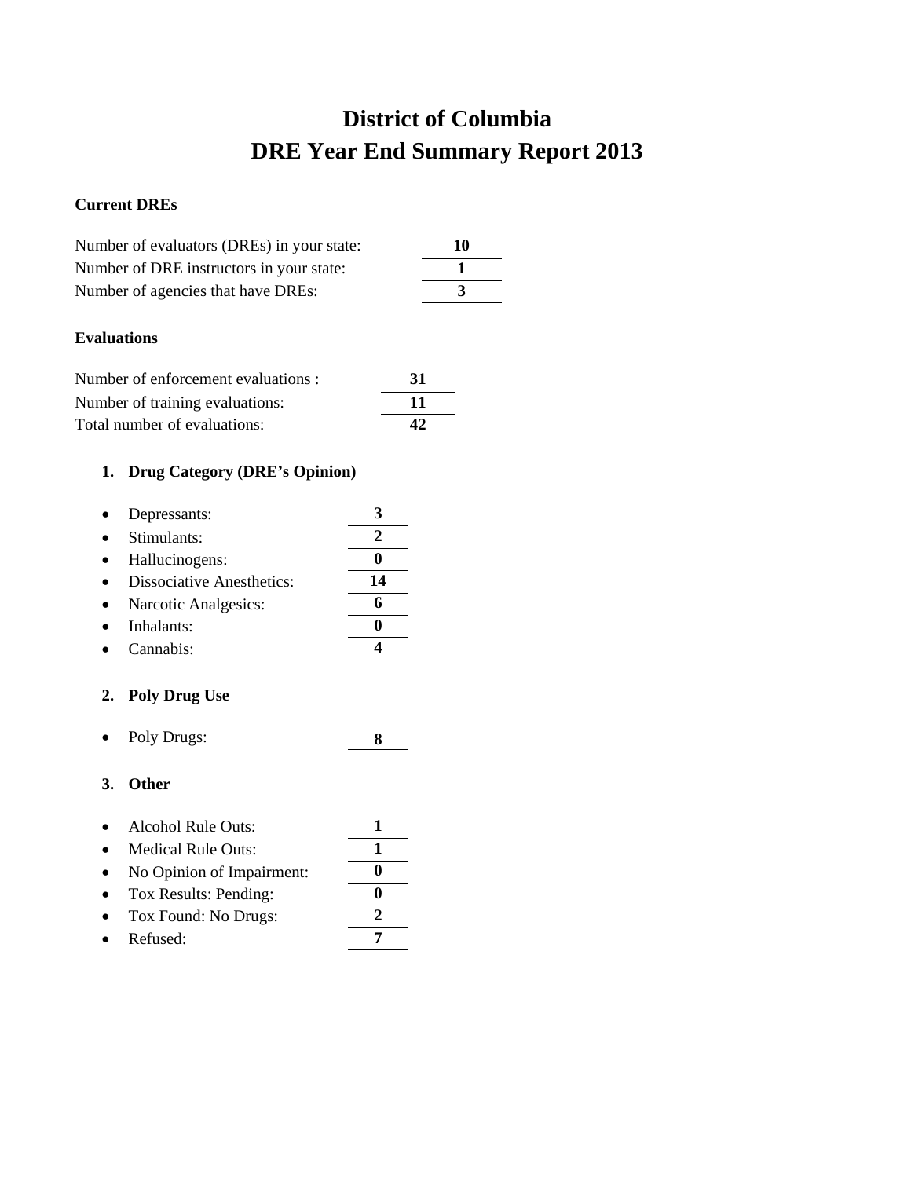# District of Columbia
# DRE Year End Summary Report 2013

**Current DREs**

| | |
|---|---|
| Number of evaluators (DREs) in your state: | **10** |
| Number of DRE instructors in your state: | **1** |
| Number of agencies that have DREs: | **3** |

**Evaluations**

| | |
|---|---|
| Number of enforcement evaluations : | **31** |
| Number of training evaluations: | **11** |
| Total number of evaluations: | **42** |

1. **Drug Category (DRE's Opinion)**

- Depressants: **3**
- Stimulants: **2**
- Hallucinogens: **0**
- Dissociative Anesthetics: **14**
- Narcotic Analgesics: **6**
- Inhalants: **0**
- Cannabis: **4**

2. **Poly Drug Use**

- Poly Drugs: **8**

3. **Other**

- Alcohol Rule Outs: **1**
- Medical Rule Outs: **1**
- No Opinion of Impairment: **0**
- Tox Results: Pending: **0**
- Tox Found: No Drugs: **2**
- Refused: **7**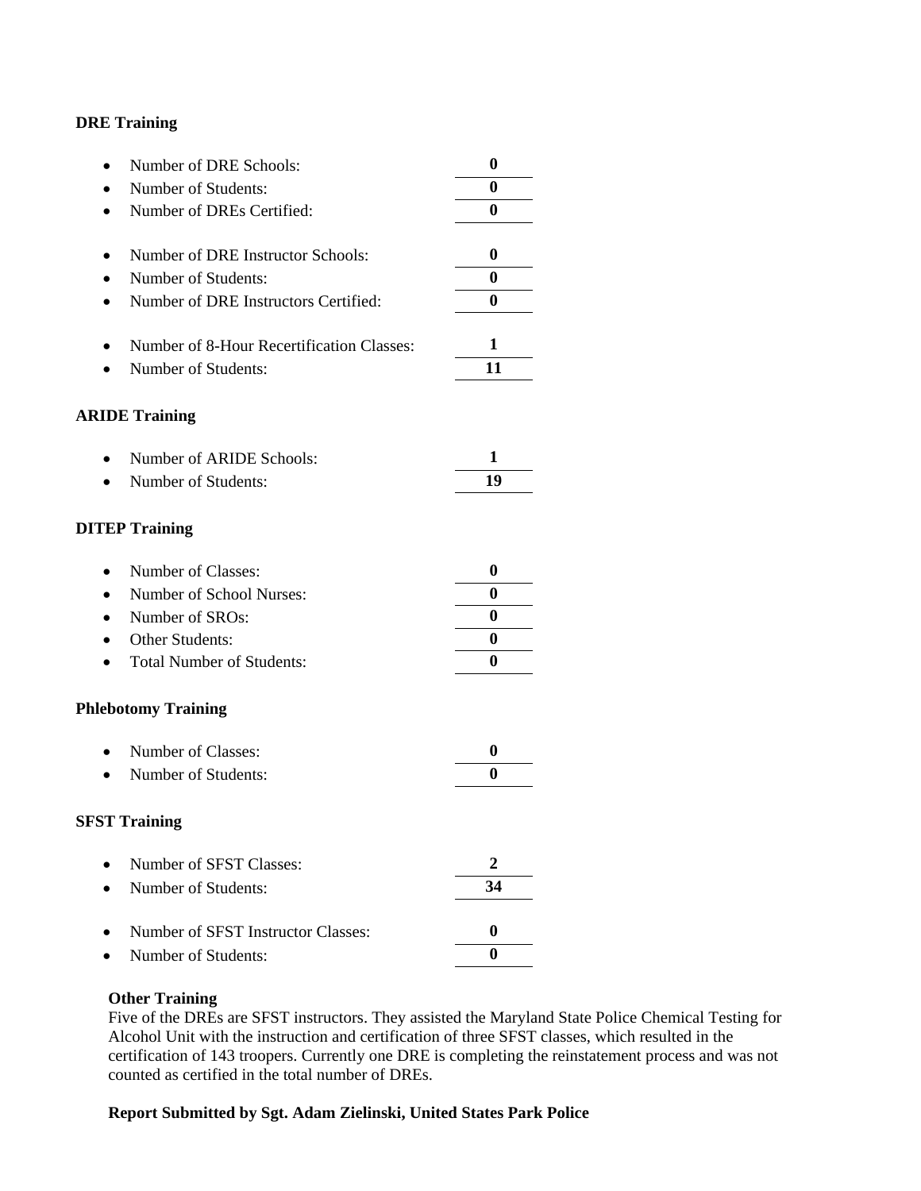**DRE Training**

- Number of DRE Schools: **0**
- Number of Students: **0**
- Number of DREs Certified: **0**

- Number of DRE Instructor Schools: **0**
- Number of Students: **0**
- Number of DRE Instructors Certified: **0**

- Number of 8-Hour Recertification Classes: **1**
- Number of Students: **11**

**ARIDE Training**

- Number of ARIDE Schools: **1**
- Number of Students: **19**

**DITEP Training**

- Number of Classes: **0**
- Number of School Nurses: **0**
- Number of SROs: **0**
- Other Students: **0**
- Total Number of Students: **0**

**Phlebotomy Training**

- Number of Classes: **0**
- Number of Students: **0**

**SFST Training**

- Number of SFST Classes: **2**
- Number of Students: **34**

- Number of SFST Instructor Classes: **0**
- Number of Students: **0**

**Other Training**

Five of the DREs are SFST instructors. They assisted the Maryland State Police Chemical Testing for Alcohol Unit with the instruction and certification of three SFST classes, which resulted in the certification of 143 troopers. Currently one DRE is completing the reinstatement process and was not counted as certified in the total number of DREs.

**Report Submitted by Sgt. Adam Zielinski, United States Park Police**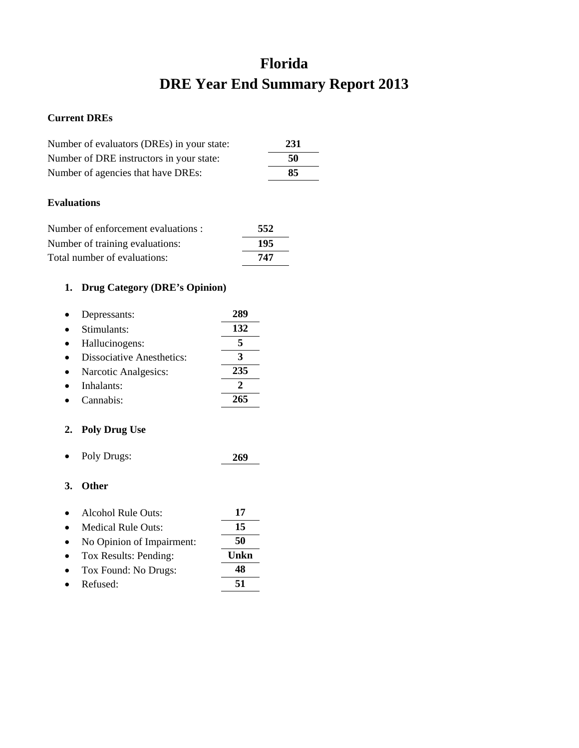# Florida
# DRE Year End Summary Report 2013

**Current DREs**

| | |
|---|---|
| Number of evaluators (DREs) in your state: | **231** |
| Number of DRE instructors in your state: | **50** |
| Number of agencies that have DREs: | **85** |

**Evaluations**

| | |
|---|---|
| Number of enforcement evaluations : | **552** |
| Number of training evaluations: | **195** |
| Total number of evaluations: | **747** |

1. **Drug Category (DRE's Opinion)**

| | |
|---|---|
| • Depressants: | **289** |
| • Stimulants: | **132** |
| • Hallucinogens: | **5** |
| • Dissociative Anesthetics: | **3** |
| • Narcotic Analgesics: | **235** |
| • Inhalants: | **2** |
| • Cannabis: | **265** |

2. **Poly Drug Use**

| | |
|---|---|
| • Poly Drugs: | **269** |

3. **Other**

| | |
|---|---|
| • Alcohol Rule Outs: | **17** |
| • Medical Rule Outs: | **15** |
| • No Opinion of Impairment: | **50** |
| • Tox Results: Pending: | **Unkn** |
| • Tox Found: No Drugs: | **48** |
| • Refused: | **51** |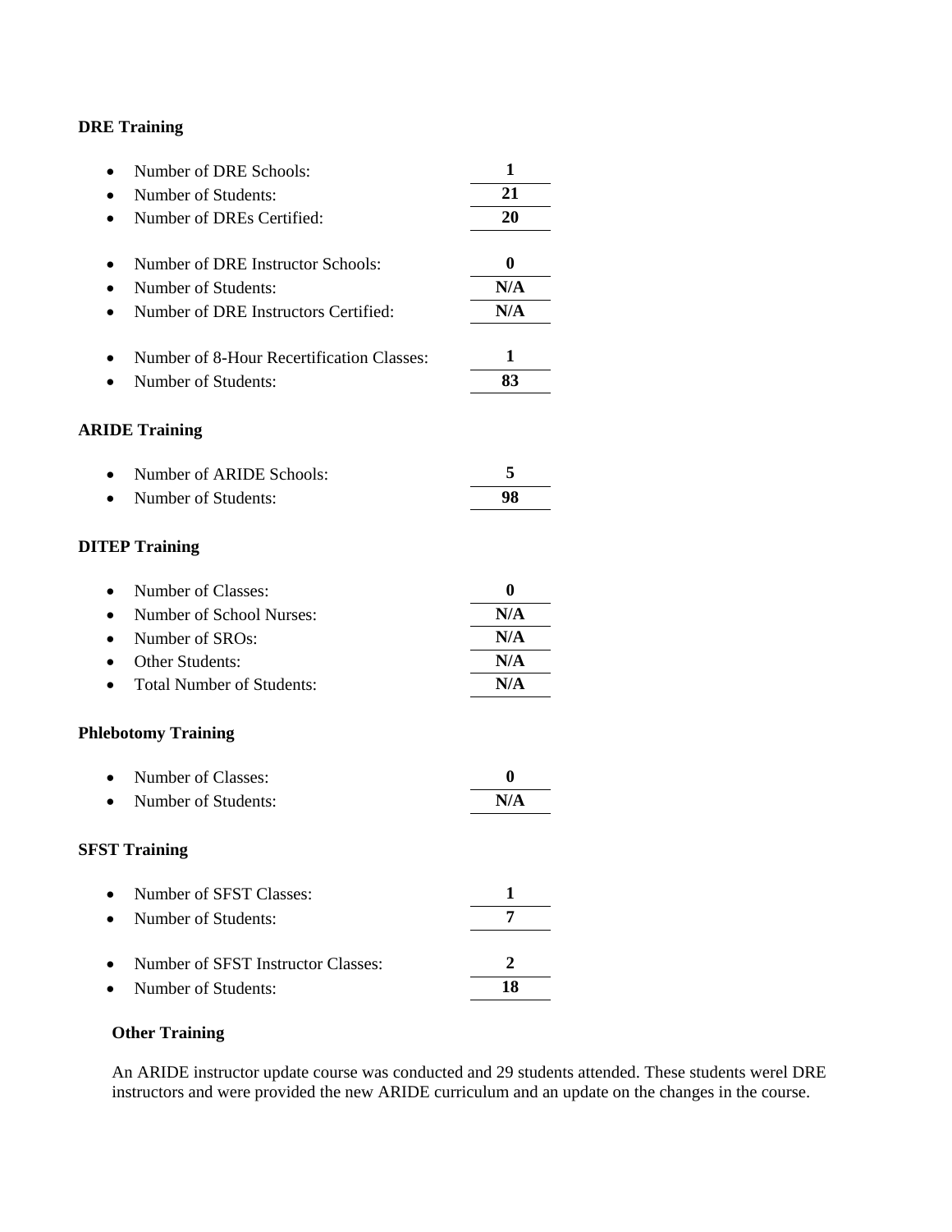**DRE Training**

- Number of DRE Schools: **1**
- Number of Students: **21**
- Number of DREs Certified: **20**

- Number of DRE Instructor Schools: **0**
- Number of Students: **N/A**
- Number of DRE Instructors Certified: **N/A**

- Number of 8-Hour Recertification Classes: **1**
- Number of Students: **83**

**ARIDE Training**

- Number of ARIDE Schools: **5**
- Number of Students: **98**

**DITEP Training**

- Number of Classes: **0**
- Number of School Nurses: **N/A**
- Number of SROs: **N/A**
- Other Students: **N/A**
- Total Number of Students: **N/A**

**Phlebotomy Training**

- Number of Classes: **0**
- Number of Students: **N/A**

**SFST Training**

- Number of SFST Classes: **1**
- Number of Students: **7**

- Number of SFST Instructor Classes: **2**
- Number of Students: **18**

**Other Training**

An ARIDE instructor update course was conducted and 29 students attended. These students werel DRE instructors and were provided the new ARIDE curriculum and an update on the changes in the course.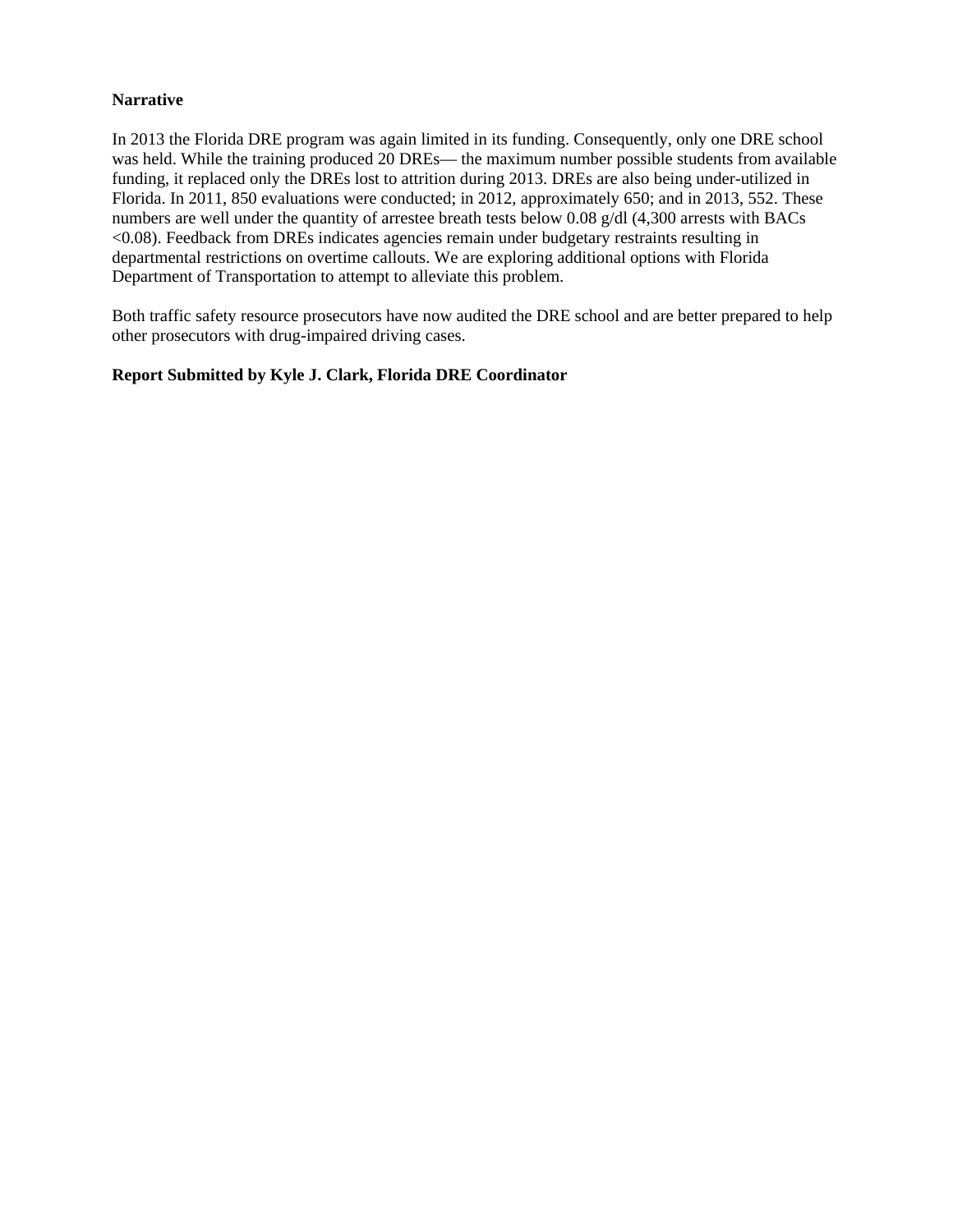**Narrative**

In 2013 the Florida DRE program was again limited in its funding. Consequently, only one DRE school was held. While the training produced 20 DREs— the maximum number possible students from available funding, it replaced only the DREs lost to attrition during 2013. DREs are also being under-utilized in Florida. In 2011, 850 evaluations were conducted; in 2012, approximately 650; and in 2013, 552. These numbers are well under the quantity of arrestee breath tests below 0.08 g/dl (4,300 arrests with BACs <0.08). Feedback from DREs indicates agencies remain under budgetary restraints resulting in departmental restrictions on overtime callouts. We are exploring additional options with Florida Department of Transportation to attempt to alleviate this problem.

Both traffic safety resource prosecutors have now audited the DRE school and are better prepared to help other prosecutors with drug-impaired driving cases.

**Report Submitted by Kyle J. Clark, Florida DRE Coordinator**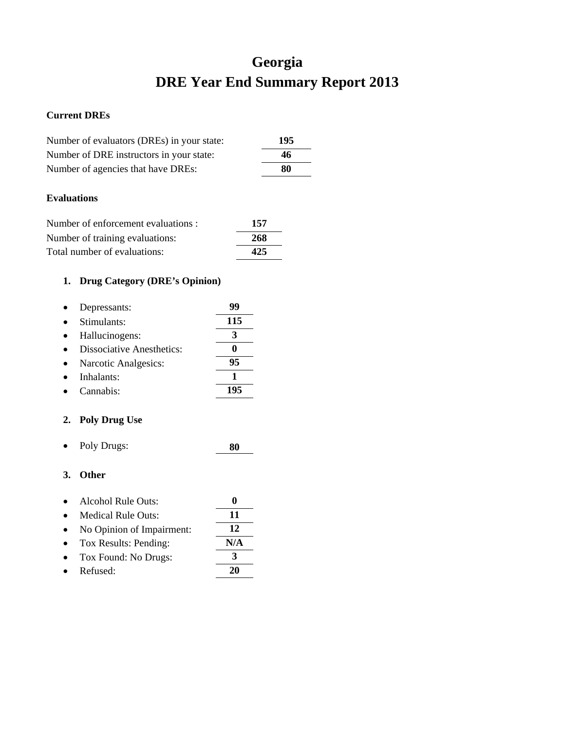# Georgia
# DRE Year End Summary Report 2013

**Current DREs**

| | |
|---|---|
| Number of evaluators (DREs) in your state: | **195** |
| Number of DRE instructors in your state: | **46** |
| Number of agencies that have DREs: | **80** |

**Evaluations**

| | |
|---|---|
| Number of enforcement evaluations : | **157** |
| Number of training evaluations: | **268** |
| Total number of evaluations: | **425** |

1. **Drug Category (DRE's Opinion)**

| | |
|---|---|
| • Depressants: | **99** |
| • Stimulants: | **115** |
| • Hallucinogens: | **3** |
| • Dissociative Anesthetics: | **0** |
| • Narcotic Analgesics: | **95** |
| • Inhalants: | **1** |
| • Cannabis: | **195** |

2. **Poly Drug Use**

| | |
|---|---|
| • Poly Drugs: | **80** |

3. **Other**

| | |
|---|---|
| • Alcohol Rule Outs: | **0** |
| • Medical Rule Outs: | **11** |
| • No Opinion of Impairment: | **12** |
| • Tox Results: Pending: | **N/A** |
| • Tox Found: No Drugs: | **3** |
| • Refused: | **20** |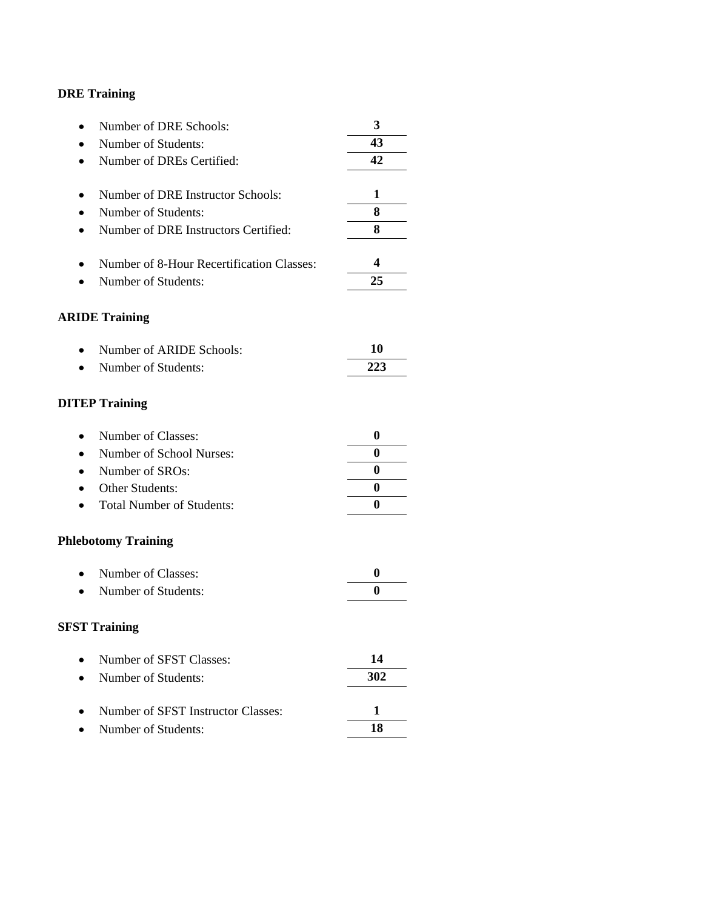**DRE Training**

- Number of DRE Schools: **3**
- Number of Students: **43**
- Number of DREs Certified: **42**

- Number of DRE Instructor Schools: **1**
- Number of Students: **8**
- Number of DRE Instructors Certified: **8**

- Number of 8-Hour Recertification Classes: **4**
- Number of Students: **25**

**ARIDE Training**

- Number of ARIDE Schools: **10**
- Number of Students: **223**

**DITEP Training**

- Number of Classes: **0**
- Number of School Nurses: **0**
- Number of SROs: **0**
- Other Students: **0**
- Total Number of Students: **0**

**Phlebotomy Training**

- Number of Classes: **0**
- Number of Students: **0**

**SFST Training**

- Number of SFST Classes: **14**
- Number of Students: **302**

- Number of SFST Instructor Classes: **1**
- Number of Students: **18**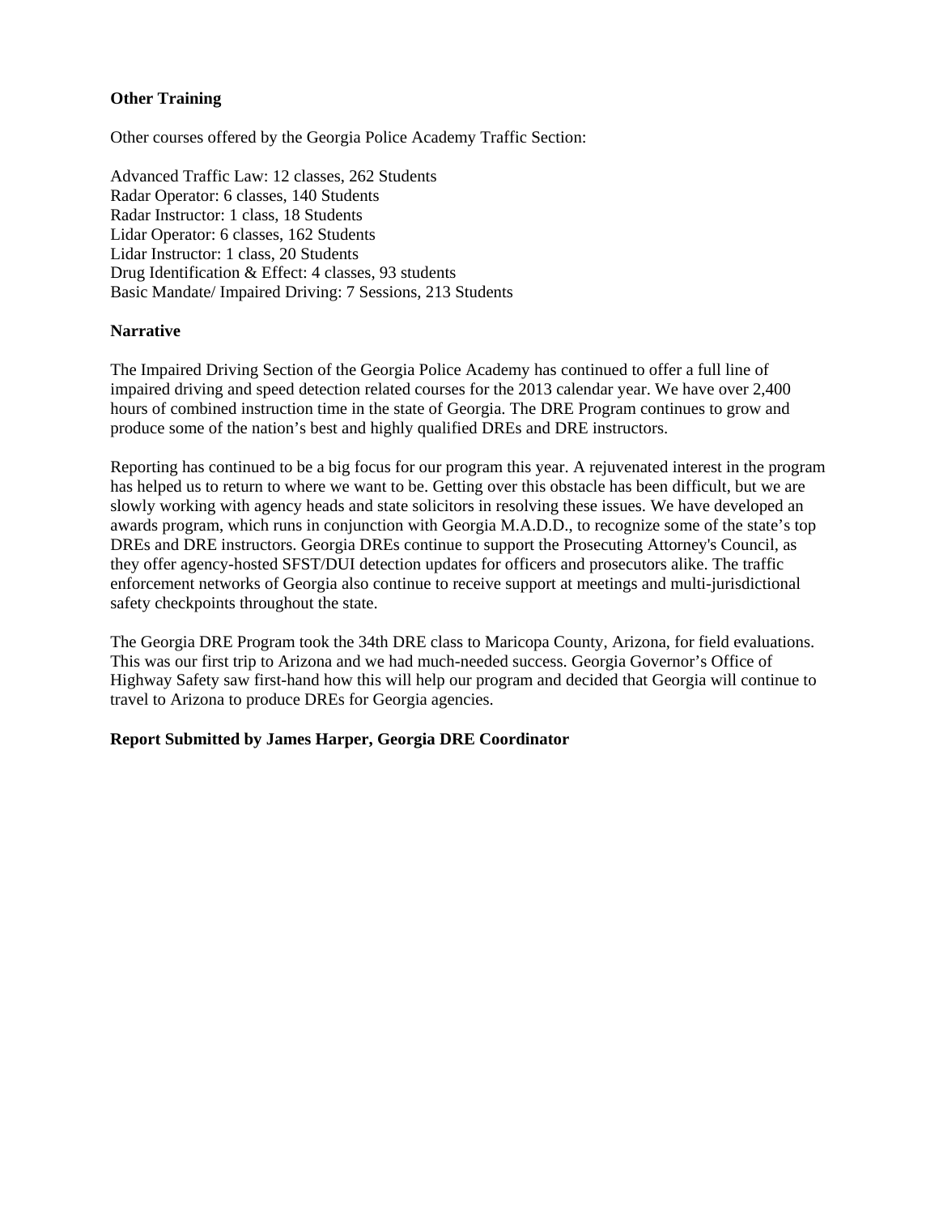**Other Training**

Other courses offered by the Georgia Police Academy Traffic Section:

Advanced Traffic Law: 12 classes, 262 Students
Radar Operator: 6 classes, 140 Students
Radar Instructor: 1 class, 18 Students
Lidar Operator: 6 classes, 162 Students
Lidar Instructor: 1 class, 20 Students
Drug Identification & Effect: 4 classes, 93 students
Basic Mandate/ Impaired Driving: 7 Sessions, 213 Students

**Narrative**

The Impaired Driving Section of the Georgia Police Academy has continued to offer a full line of impaired driving and speed detection related courses for the 2013 calendar year. We have over 2,400 hours of combined instruction time in the state of Georgia. The DRE Program continues to grow and produce some of the nation's best and highly qualified DREs and DRE instructors.

Reporting has continued to be a big focus for our program this year. A rejuvenated interest in the program has helped us to return to where we want to be. Getting over this obstacle has been difficult, but we are slowly working with agency heads and state solicitors in resolving these issues. We have developed an awards program, which runs in conjunction with Georgia M.A.D.D., to recognize some of the state's top DREs and DRE instructors. Georgia DREs continue to support the Prosecuting Attorney's Council, as they offer agency-hosted SFST/DUI detection updates for officers and prosecutors alike. The traffic enforcement networks of Georgia also continue to receive support at meetings and multi-jurisdictional safety checkpoints throughout the state.

The Georgia DRE Program took the 34th DRE class to Maricopa County, Arizona, for field evaluations. This was our first trip to Arizona and we had much-needed success. Georgia Governor's Office of Highway Safety saw first-hand how this will help our program and decided that Georgia will continue to travel to Arizona to produce DREs for Georgia agencies.

**Report Submitted by James Harper, Georgia DRE Coordinator**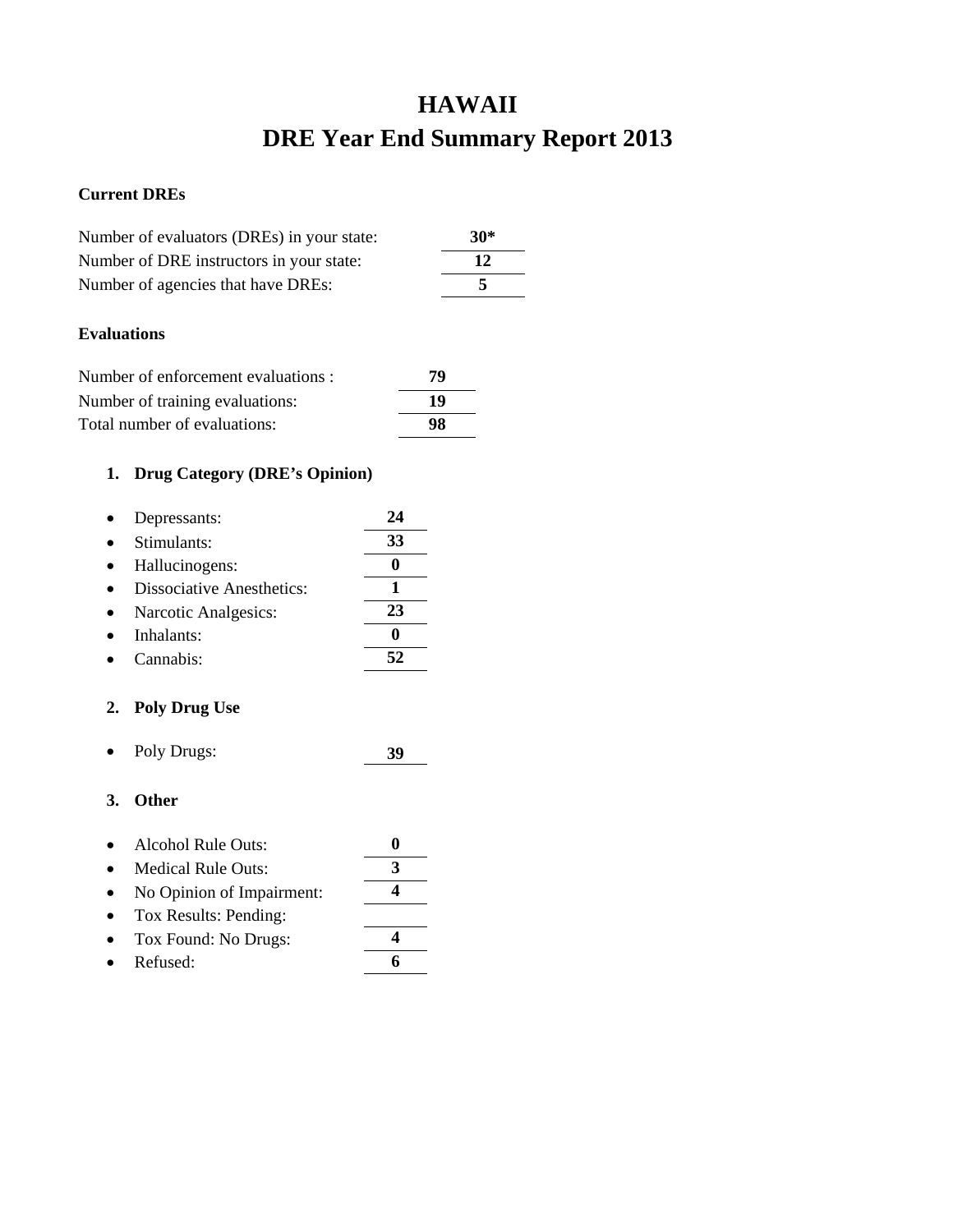# HAWAII

# DRE Year End Summary Report 2013

**Current DREs**

| | |
|---|---|
| Number of evaluators (DREs) in your state: | **30*** |
| Number of DRE instructors in your state: | **12** |
| Number of agencies that have DREs: | **5** |

**Evaluations**

| | |
|---|---|
| Number of enforcement evaluations : | **79** |
| Number of training evaluations: | **19** |
| Total number of evaluations: | **98** |

1. **Drug Category (DRE's Opinion)**

| | |
|---|---|
| • Depressants: | **24** |
| • Stimulants: | **33** |
| • Hallucinogens: | **0** |
| • Dissociative Anesthetics: | **1** |
| • Narcotic Analgesics: | **23** |
| • Inhalants: | **0** |
| • Cannabis: | **52** |

2. **Poly Drug Use**

| | |
|---|---|
| • Poly Drugs: | **39** |

3. **Other**

| | |
|---|---|
| • Alcohol Rule Outs: | **0** |
| • Medical Rule Outs: | **3** |
| • No Opinion of Impairment: | **4** |
| • Tox Results: Pending: | |
| • Tox Found: No Drugs: | **4** |
| • Refused: | **6** |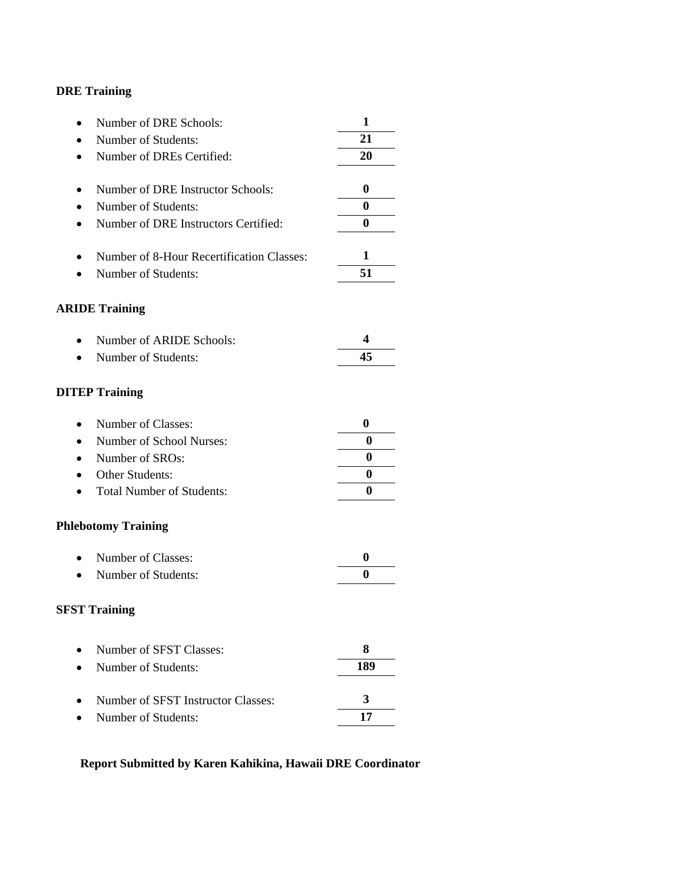**DRE Training**

- Number of DRE Schools: **1**
- Number of Students: **21**
- Number of DREs Certified: **20**

- Number of DRE Instructor Schools: **0**
- Number of Students: **0**
- Number of DRE Instructors Certified: **0**

- Number of 8-Hour Recertification Classes: **1**
- Number of Students: **51**

**ARIDE Training**

- Number of ARIDE Schools: **4**
- Number of Students: **45**

**DITEP Training**

- Number of Classes: **0**
- Number of School Nurses: **0**
- Number of SROs: **0**
- Other Students: **0**
- Total Number of Students: **0**

**Phlebotomy Training**

- Number of Classes: **0**
- Number of Students: **0**

**SFST Training**

- Number of SFST Classes: **8**
- Number of Students: **189**

- Number of SFST Instructor Classes: **3**
- Number of Students: **17**

**Report Submitted by Karen Kahikina, Hawaii DRE Coordinator**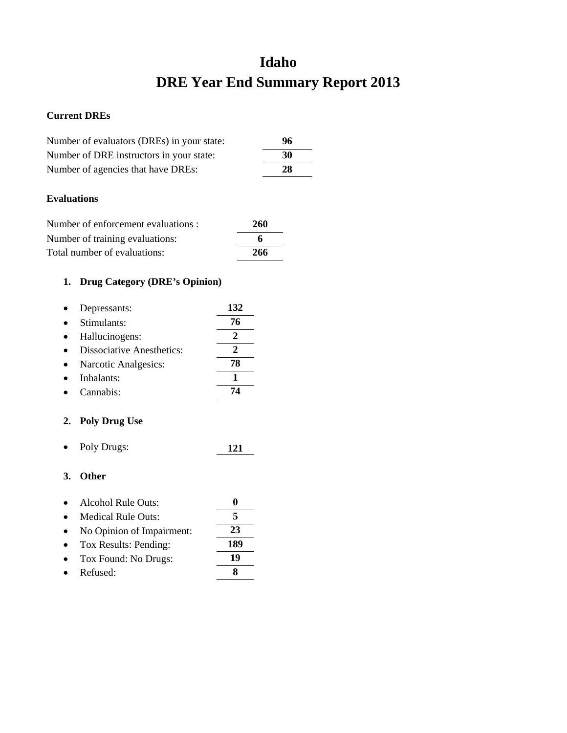# Idaho

# DRE Year End Summary Report 2013

**Current DREs**

| | |
|---|---|
| Number of evaluators (DREs) in your state: | **96** |
| Number of DRE instructors in your state: | **30** |
| Number of agencies that have DREs: | **28** |

**Evaluations**

| | |
|---|---|
| Number of enforcement evaluations : | **260** |
| Number of training evaluations: | **6** |
| Total number of evaluations: | **266** |

1. **Drug Category (DRE's Opinion)**

| | |
|---|---|
| • Depressants: | **132** |
| • Stimulants: | **76** |
| • Hallucinogens: | **2** |
| • Dissociative Anesthetics: | **2** |
| • Narcotic Analgesics: | **78** |
| • Inhalants: | **1** |
| • Cannabis: | **74** |

2. **Poly Drug Use**

| | |
|---|---|
| • Poly Drugs: | **121** |

3. **Other**

| | |
|---|---|
| • Alcohol Rule Outs: | **0** |
| • Medical Rule Outs: | **5** |
| • No Opinion of Impairment: | **23** |
| • Tox Results: Pending: | **189** |
| • Tox Found: No Drugs: | **19** |
| • Refused: | **8** |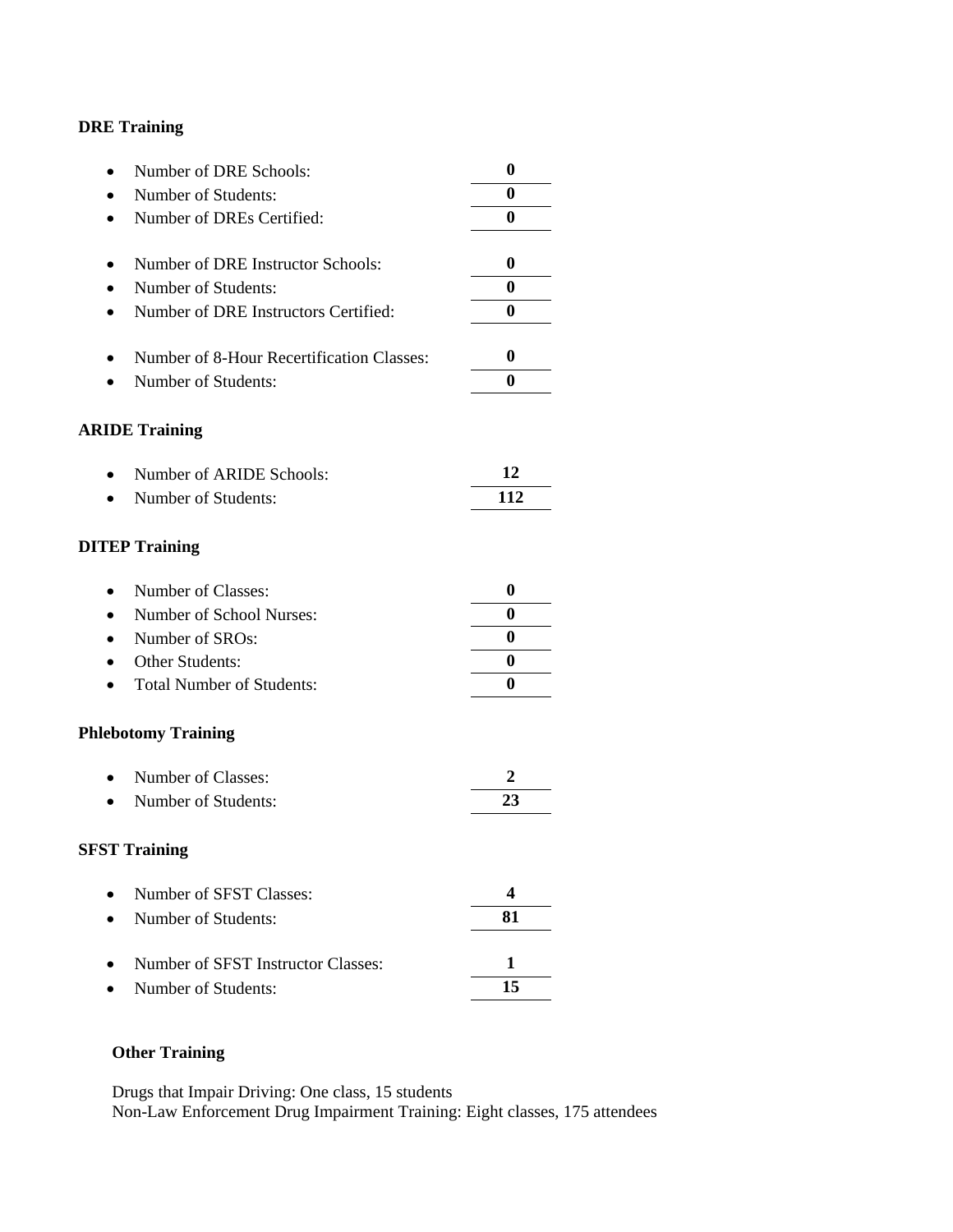**DRE Training**

- Number of DRE Schools: **0**
- Number of Students: **0**
- Number of DREs Certified: **0**

- Number of DRE Instructor Schools: **0**
- Number of Students: **0**
- Number of DRE Instructors Certified: **0**

- Number of 8-Hour Recertification Classes: **0**
- Number of Students: **0**

**ARIDE Training**

- Number of ARIDE Schools: **12**
- Number of Students: **112**

**DITEP Training**

- Number of Classes: **0**
- Number of School Nurses: **0**
- Number of SROs: **0**
- Other Students: **0**
- Total Number of Students: **0**

**Phlebotomy Training**

- Number of Classes: **2**
- Number of Students: **23**

**SFST Training**

- Number of SFST Classes: **4**
- Number of Students: **81**

- Number of SFST Instructor Classes: **1**
- Number of Students: **15**

**Other Training**

Drugs that Impair Driving: One class, 15 students
Non-Law Enforcement Drug Impairment Training: Eight classes, 175 attendees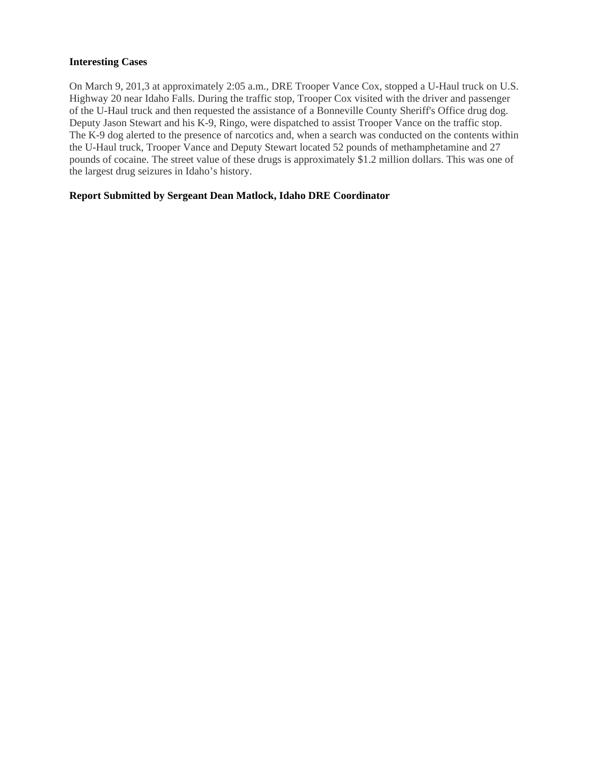**Interesting Cases**

On March 9, 201,3 at approximately 2:05 a.m., DRE Trooper Vance Cox, stopped a U-Haul truck on U.S. Highway 20 near Idaho Falls. During the traffic stop, Trooper Cox visited with the driver and passenger of the U-Haul truck and then requested the assistance of a Bonneville County Sheriff's Office drug dog. Deputy Jason Stewart and his K-9, Ringo, were dispatched to assist Trooper Vance on the traffic stop. The K-9 dog alerted to the presence of narcotics and, when a search was conducted on the contents within the U-Haul truck, Trooper Vance and Deputy Stewart located 52 pounds of methamphetamine and 27 pounds of cocaine. The street value of these drugs is approximately $1.2 million dollars. This was one of the largest drug seizures in Idaho's history.

**Report Submitted by Sergeant Dean Matlock, Idaho DRE Coordinator**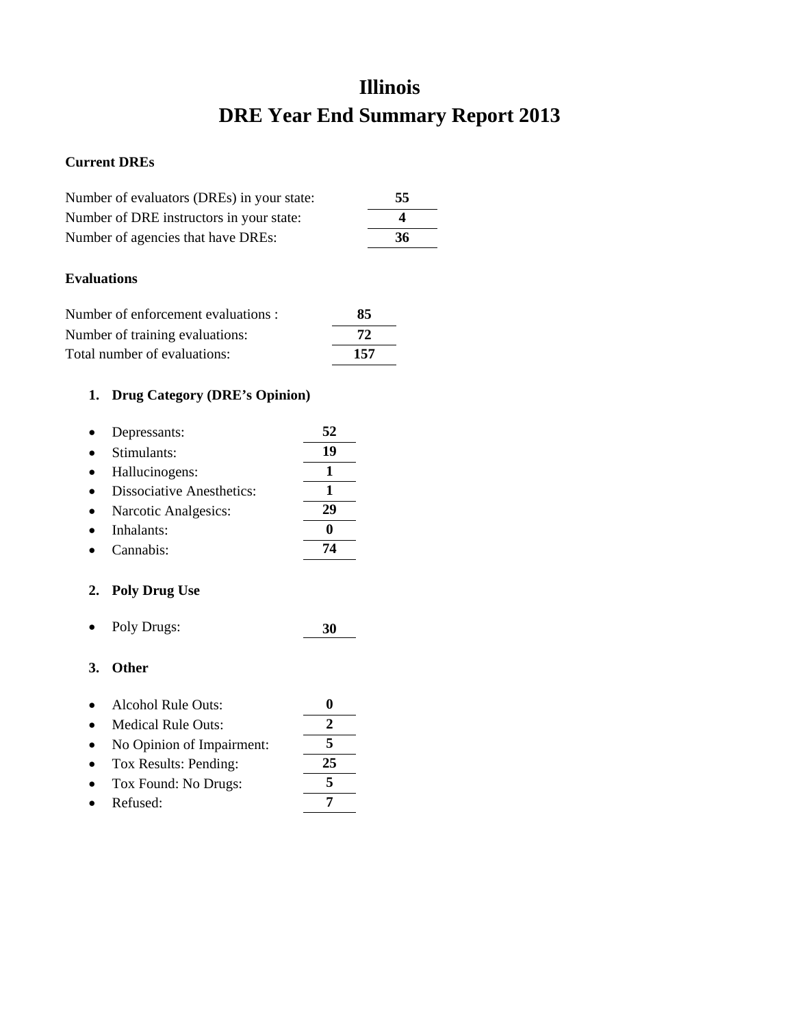# Illinois
# DRE Year End Summary Report 2013

**Current DREs**

| | |
|---|---|
| Number of evaluators (DREs) in your state: | **55** |
| Number of DRE instructors in your state: | **4** |
| Number of agencies that have DREs: | **36** |

**Evaluations**

| | |
|---|---|
| Number of enforcement evaluations : | **85** |
| Number of training evaluations: | **72** |
| Total number of evaluations: | **157** |

1. **Drug Category (DRE's Opinion)**

- Depressants: **52**
- Stimulants: **19**
- Hallucinogens: **1**
- Dissociative Anesthetics: **1**
- Narcotic Analgesics: **29**
- Inhalants: **0**
- Cannabis: **74**

2. **Poly Drug Use**

- Poly Drugs: **30**

3. **Other**

- Alcohol Rule Outs: **0**
- Medical Rule Outs: **2**
- No Opinion of Impairment: **5**
- Tox Results: Pending: **25**
- Tox Found: No Drugs: **5**
- Refused: **7**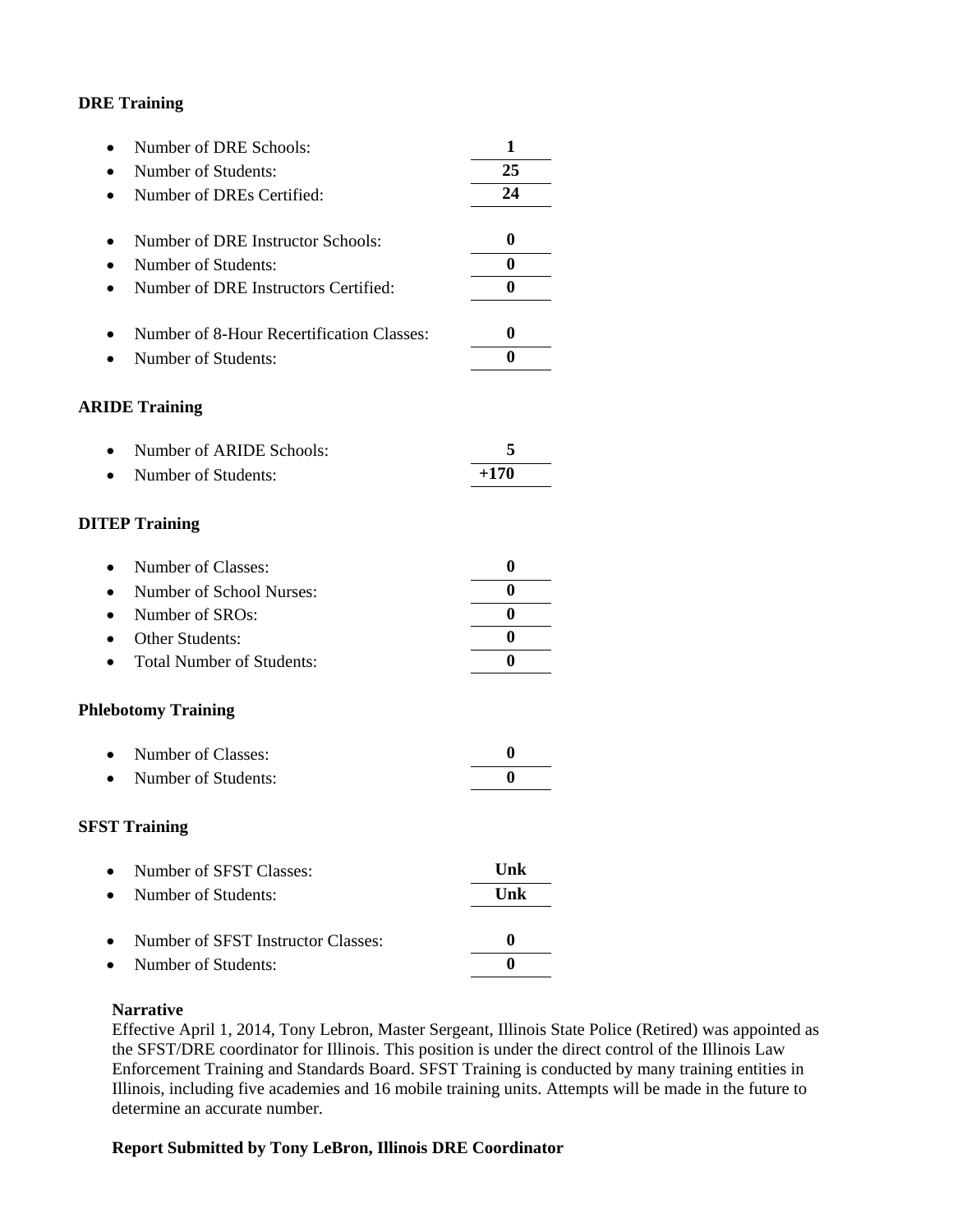**DRE Training**

- Number of DRE Schools: **1**
- Number of Students: **25**
- Number of DREs Certified: **24**

- Number of DRE Instructor Schools: **0**
- Number of Students: **0**
- Number of DRE Instructors Certified: **0**

- Number of 8-Hour Recertification Classes: **0**
- Number of Students: **0**

**ARIDE Training**

- Number of ARIDE Schools: **5**
- Number of Students: **+170**

**DITEP Training**

- Number of Classes: **0**
- Number of School Nurses: **0**
- Number of SROs: **0**
- Other Students: **0**
- Total Number of Students: **0**

**Phlebotomy Training**

- Number of Classes: **0**
- Number of Students: **0**

**SFST Training**

- Number of SFST Classes: **Unk**
- Number of Students: **Unk**

- Number of SFST Instructor Classes: **0**
- Number of Students: **0**

**Narrative**

Effective April 1, 2014, Tony Lebron, Master Sergeant, Illinois State Police (Retired) was appointed as the SFST/DRE coordinator for Illinois. This position is under the direct control of the Illinois Law Enforcement Training and Standards Board. SFST Training is conducted by many training entities in Illinois, including five academies and 16 mobile training units. Attempts will be made in the future to determine an accurate number.

**Report Submitted by Tony LeBron, Illinois DRE Coordinator**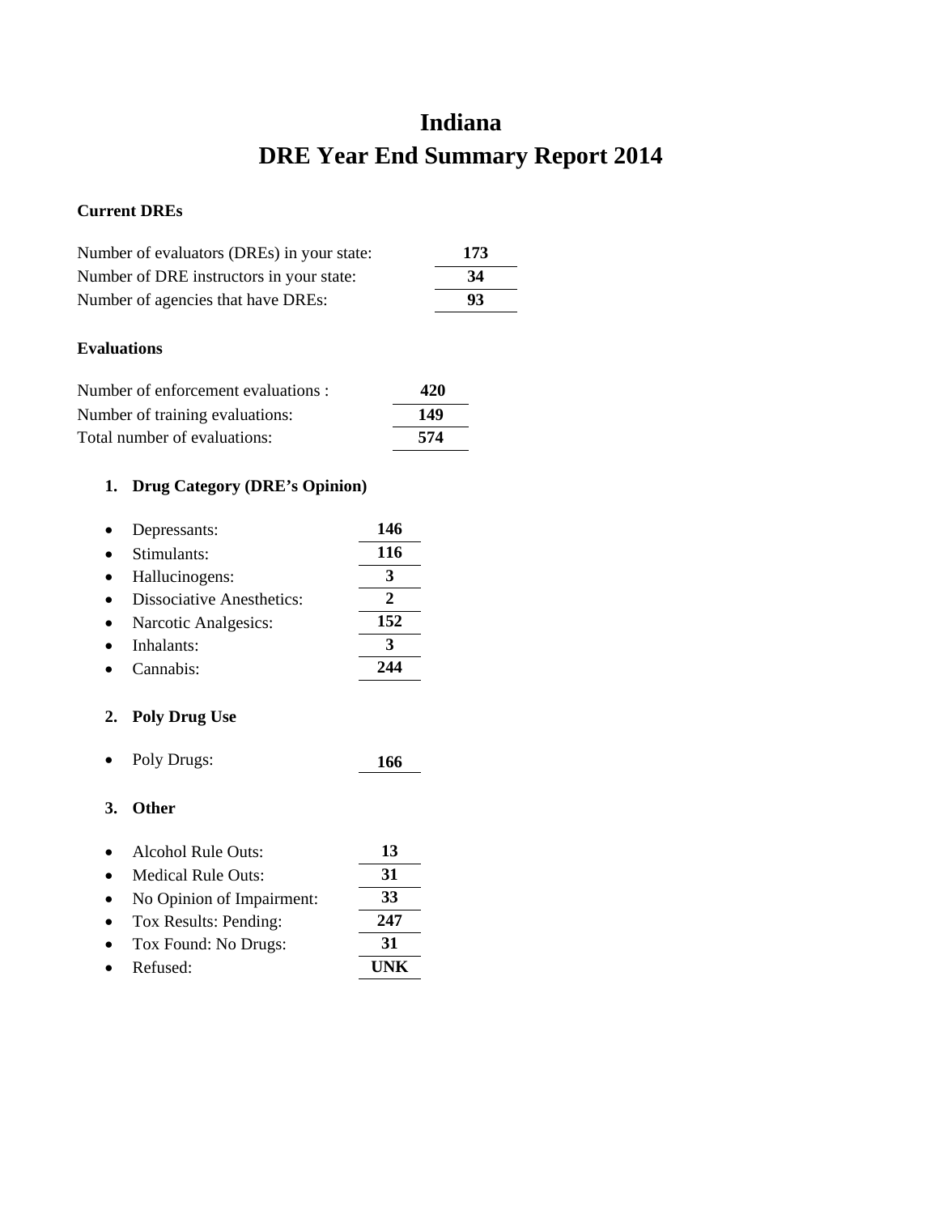# Indiana

# DRE Year End Summary Report 2014

**Current DREs**

| | |
|---|---|
| Number of evaluators (DREs) in your state: | **173** |
| Number of DRE instructors in your state: | **34** |
| Number of agencies that have DREs: | **93** |

**Evaluations**

| | |
|---|---|
| Number of enforcement evaluations : | **420** |
| Number of training evaluations: | **149** |
| Total number of evaluations: | **574** |

1. **Drug Category (DRE's Opinion)**

| | |
|---|---|
| • Depressants: | **146** |
| • Stimulants: | **116** |
| • Hallucinogens: | **3** |
| • Dissociative Anesthetics: | **2** |
| • Narcotic Analgesics: | **152** |
| • Inhalants: | **3** |
| • Cannabis: | **244** |

2. **Poly Drug Use**

| | |
|---|---|
| • Poly Drugs: | **166** |

3. **Other**

| | |
|---|---|
| • Alcohol Rule Outs: | **13** |
| • Medical Rule Outs: | **31** |
| • No Opinion of Impairment: | **33** |
| • Tox Results: Pending: | **247** |
| • Tox Found: No Drugs: | **31** |
| • Refused: | **UNK** |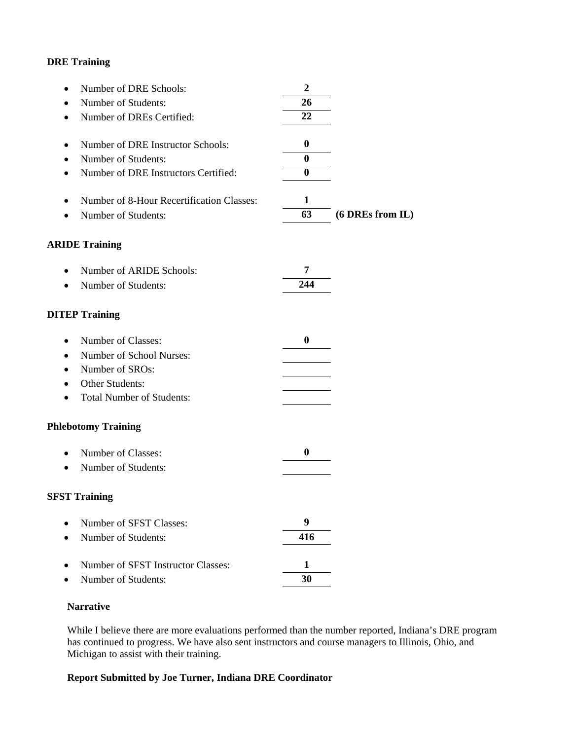**DRE Training**

- Number of DRE Schools: **2**
- Number of Students: **26**
- Number of DREs Certified: **22**

- Number of DRE Instructor Schools: **0**
- Number of Students: **0**
- Number of DRE Instructors Certified: **0**

- Number of 8-Hour Recertification Classes: **1**
- Number of Students: **63** **(6 DREs from IL)**

**ARIDE Training**

- Number of ARIDE Schools: **7**
- Number of Students: **244**

**DITEP Training**

- Number of Classes: **0**
- Number of School Nurses:
- Number of SROs:
- Other Students:
- Total Number of Students:

**Phlebotomy Training**

- Number of Classes: **0**
- Number of Students:

**SFST Training**

- Number of SFST Classes: **9**
- Number of Students: **416**

- Number of SFST Instructor Classes: **1**
- Number of Students: **30**

**Narrative**

While I believe there are more evaluations performed than the number reported, Indiana's DRE program has continued to progress. We have also sent instructors and course managers to Illinois, Ohio, and Michigan to assist with their training.

**Report Submitted by Joe Turner, Indiana DRE Coordinator**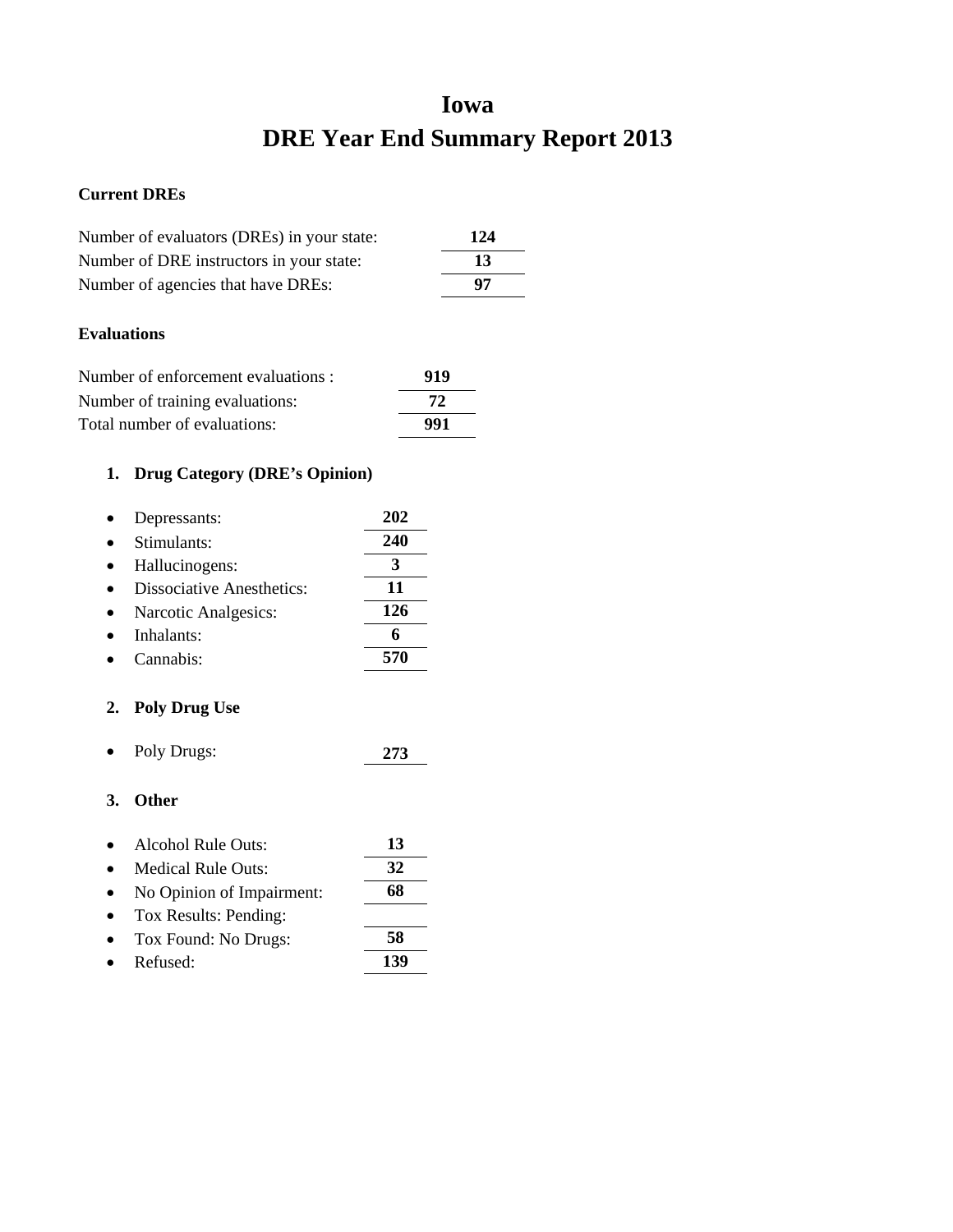# Iowa

# DRE Year End Summary Report 2013

**Current DREs**

| | |
|---|---|
| Number of evaluators (DREs) in your state: | **124** |
| Number of DRE instructors in your state: | **13** |
| Number of agencies that have DREs: | **97** |

**Evaluations**

| | |
|---|---|
| Number of enforcement evaluations : | **919** |
| Number of training evaluations: | **72** |
| Total number of evaluations: | **991** |

1. **Drug Category (DRE's Opinion)**

| | |
|---|---|
| • Depressants: | **202** |
| • Stimulants: | **240** |
| • Hallucinogens: | **3** |
| • Dissociative Anesthetics: | **11** |
| • Narcotic Analgesics: | **126** |
| • Inhalants: | **6** |
| • Cannabis: | **570** |

2. **Poly Drug Use**

| | |
|---|---|
| • Poly Drugs: | **273** |

3. **Other**

| | |
|---|---|
| • Alcohol Rule Outs: | **13** |
| • Medical Rule Outs: | **32** |
| • No Opinion of Impairment: | **68** |
| • Tox Results: Pending: | |
| • Tox Found: No Drugs: | **58** |
| • Refused: | **139** |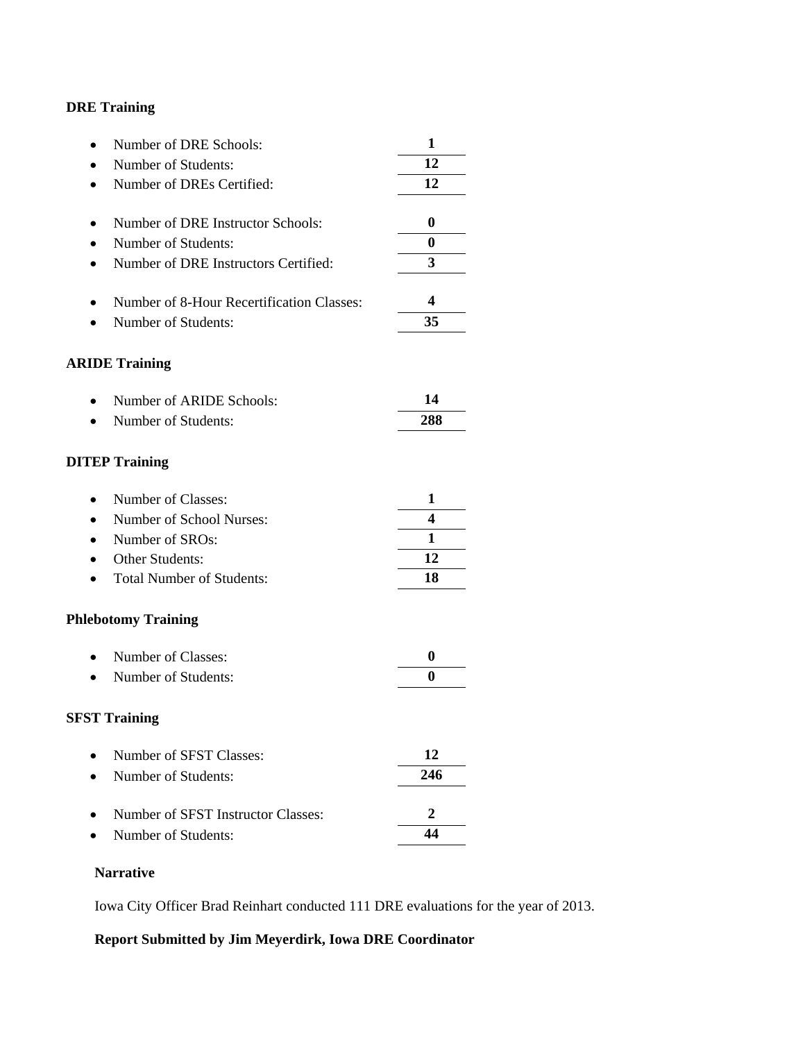**DRE Training**

- Number of DRE Schools: **1**
- Number of Students: **12**
- Number of DREs Certified: **12**

- Number of DRE Instructor Schools: **0**
- Number of Students: **0**
- Number of DRE Instructors Certified: **3**

- Number of 8-Hour Recertification Classes: **4**
- Number of Students: **35**

**ARIDE Training**

- Number of ARIDE Schools: **14**
- Number of Students: **288**

**DITEP Training**

- Number of Classes: **1**
- Number of School Nurses: **4**
- Number of SROs: **1**
- Other Students: **12**
- Total Number of Students: **18**

**Phlebotomy Training**

- Number of Classes: **0**
- Number of Students: **0**

**SFST Training**

- Number of SFST Classes: **12**
- Number of Students: **246**

- Number of SFST Instructor Classes: **2**
- Number of Students: **44**

**Narrative**

Iowa City Officer Brad Reinhart conducted 111 DRE evaluations for the year of 2013.

**Report Submitted by Jim Meyerdirk, Iowa DRE Coordinator**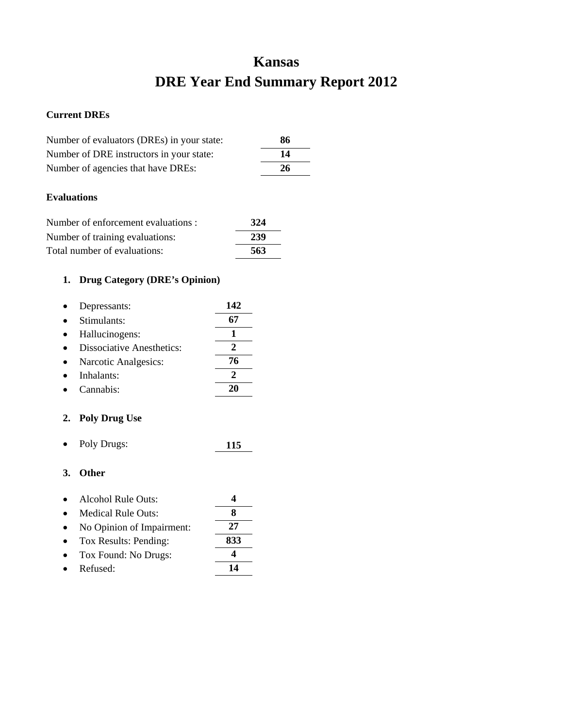# Kansas
# DRE Year End Summary Report 2012

**Current DREs**

| | |
|---|---|
| Number of evaluators (DREs) in your state: | **86** |
| Number of DRE instructors in your state: | **14** |
| Number of agencies that have DREs: | **26** |

**Evaluations**

| | |
|---|---|
| Number of enforcement evaluations : | **324** |
| Number of training evaluations: | **239** |
| Total number of evaluations: | **563** |

1. **Drug Category (DRE's Opinion)**

| | |
|---|---|
| • Depressants: | **142** |
| • Stimulants: | **67** |
| • Hallucinogens: | **1** |
| • Dissociative Anesthetics: | **2** |
| • Narcotic Analgesics: | **76** |
| • Inhalants: | **2** |
| • Cannabis: | **20** |

2. **Poly Drug Use**

| | |
|---|---|
| • Poly Drugs: | **115** |

3. **Other**

| | |
|---|---|
| • Alcohol Rule Outs: | **4** |
| • Medical Rule Outs: | **8** |
| • No Opinion of Impairment: | **27** |
| • Tox Results: Pending: | **833** |
| • Tox Found: No Drugs: | **4** |
| • Refused: | **14** |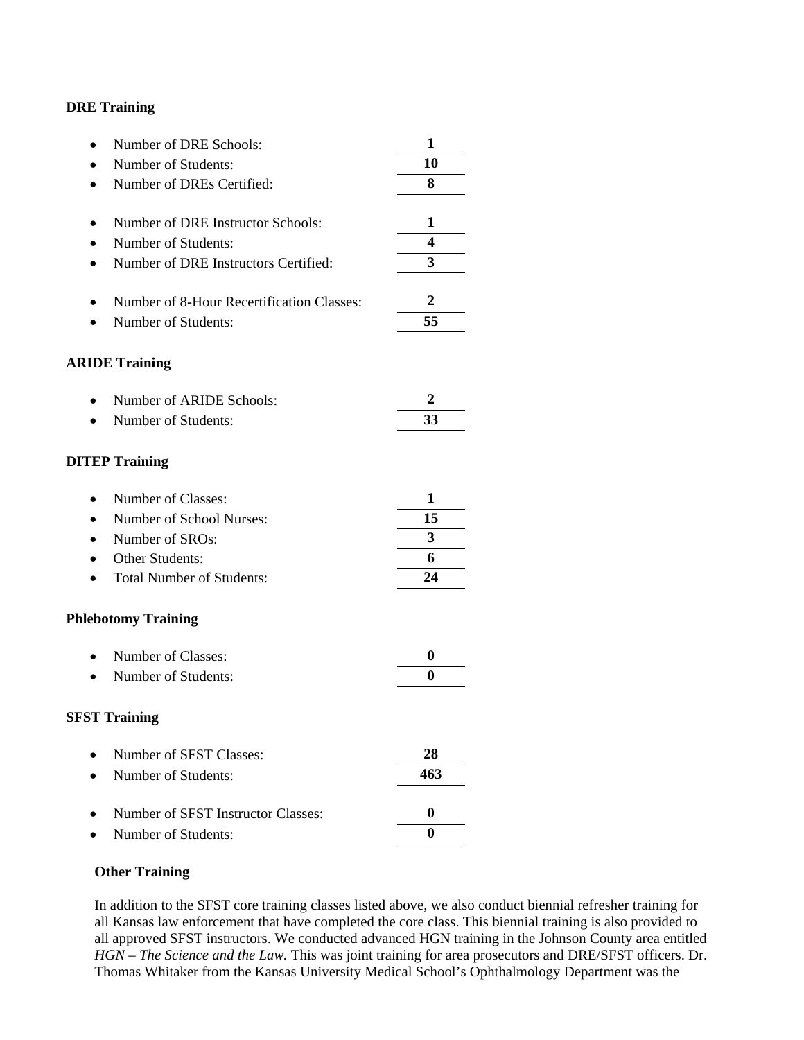**DRE Training**

- Number of DRE Schools: **1**
- Number of Students: **10**
- Number of DREs Certified: **8**

- Number of DRE Instructor Schools: **1**
- Number of Students: **4**
- Number of DRE Instructors Certified: **3**

- Number of 8-Hour Recertification Classes: **2**
- Number of Students: **55**

**ARIDE Training**

- Number of ARIDE Schools: **2**
- Number of Students: **33**

**DITEP Training**

- Number of Classes: **1**
- Number of School Nurses: **15**
- Number of SROs: **3**
- Other Students: **6**
- Total Number of Students: **24**

**Phlebotomy Training**

- Number of Classes: **0**
- Number of Students: **0**

**SFST Training**

- Number of SFST Classes: **28**
- Number of Students: **463**

- Number of SFST Instructor Classes: **0**
- Number of Students: **0**

**Other Training**

In addition to the SFST core training classes listed above, we also conduct biennial refresher training for all Kansas law enforcement that have completed the core class. This biennial training is also provided to all approved SFST instructors. We conducted advanced HGN training in the Johnson County area entitled *HGN – The Science and the Law.* This was joint training for area prosecutors and DRE/SFST officers. Dr. Thomas Whitaker from the Kansas University Medical School's Ophthalmology Department was the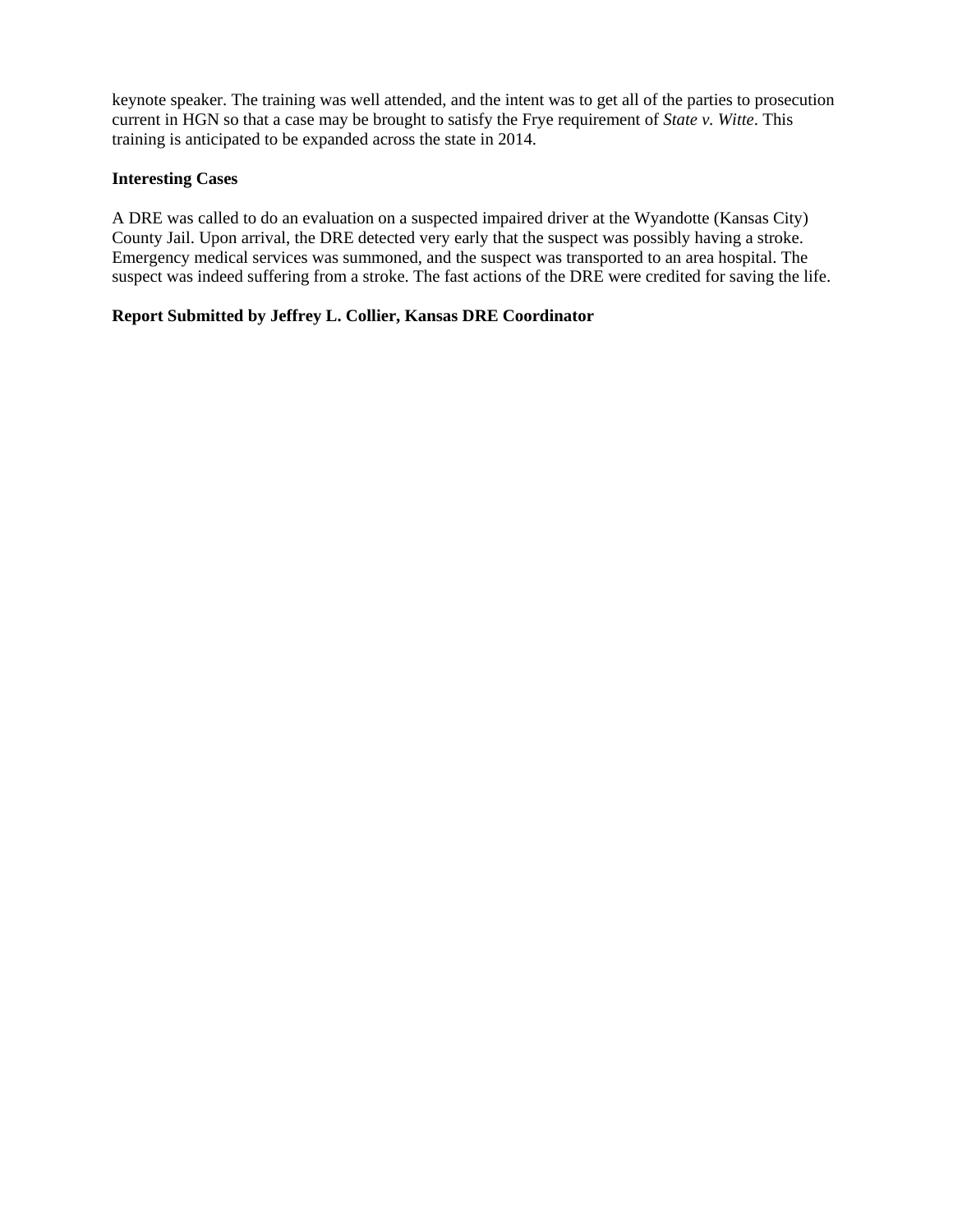keynote speaker. The training was well attended, and the intent was to get all of the parties to prosecution current in HGN so that a case may be brought to satisfy the Frye requirement of *State v. Witte*. This training is anticipated to be expanded across the state in 2014.

**Interesting Cases**

A DRE was called to do an evaluation on a suspected impaired driver at the Wyandotte (Kansas City) County Jail. Upon arrival, the DRE detected very early that the suspect was possibly having a stroke. Emergency medical services was summoned, and the suspect was transported to an area hospital. The suspect was indeed suffering from a stroke. The fast actions of the DRE were credited for saving the life.

**Report Submitted by Jeffrey L. Collier, Kansas DRE Coordinator**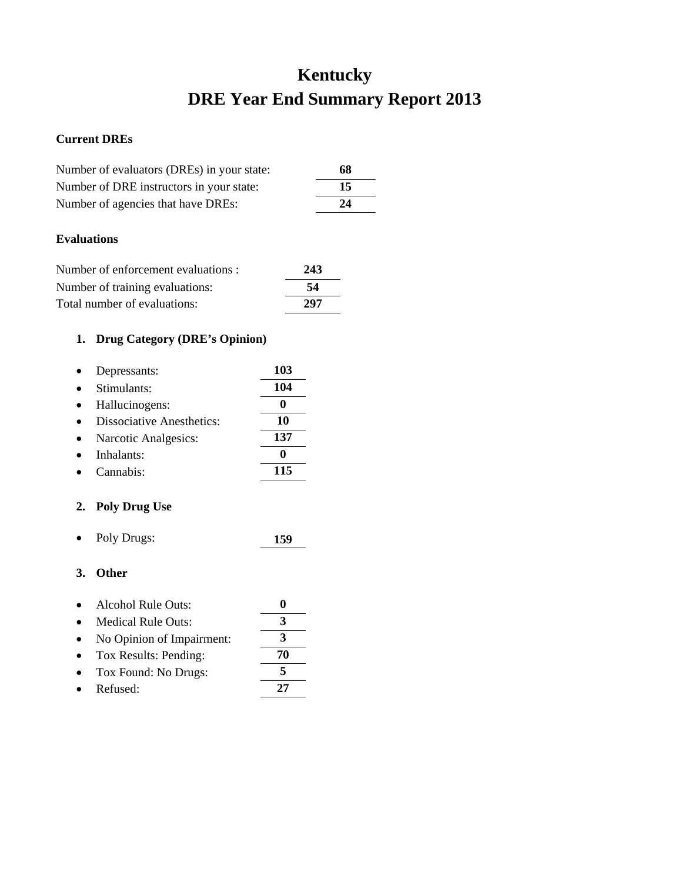# Kentucky
# DRE Year End Summary Report 2013

**Current DREs**

| | |
|---|---|
| Number of evaluators (DREs) in your state: | **68** |
| Number of DRE instructors in your state: | **15** |
| Number of agencies that have DREs: | **24** |

**Evaluations**

| | |
|---|---|
| Number of enforcement evaluations : | **243** |
| Number of training evaluations: | **54** |
| Total number of evaluations: | **297** |

1. **Drug Category (DRE's Opinion)**

| | |
|---|---|
| • Depressants: | **103** |
| • Stimulants: | **104** |
| • Hallucinogens: | **0** |
| • Dissociative Anesthetics: | **10** |
| • Narcotic Analgesics: | **137** |
| • Inhalants: | **0** |
| • Cannabis: | **115** |

2. **Poly Drug Use**

| | |
|---|---|
| • Poly Drugs: | **159** |

3. **Other**

| | |
|---|---|
| • Alcohol Rule Outs: | **0** |
| • Medical Rule Outs: | **3** |
| • No Opinion of Impairment: | **3** |
| • Tox Results: Pending: | **70** |
| • Tox Found: No Drugs: | **5** |
| • Refused: | **27** |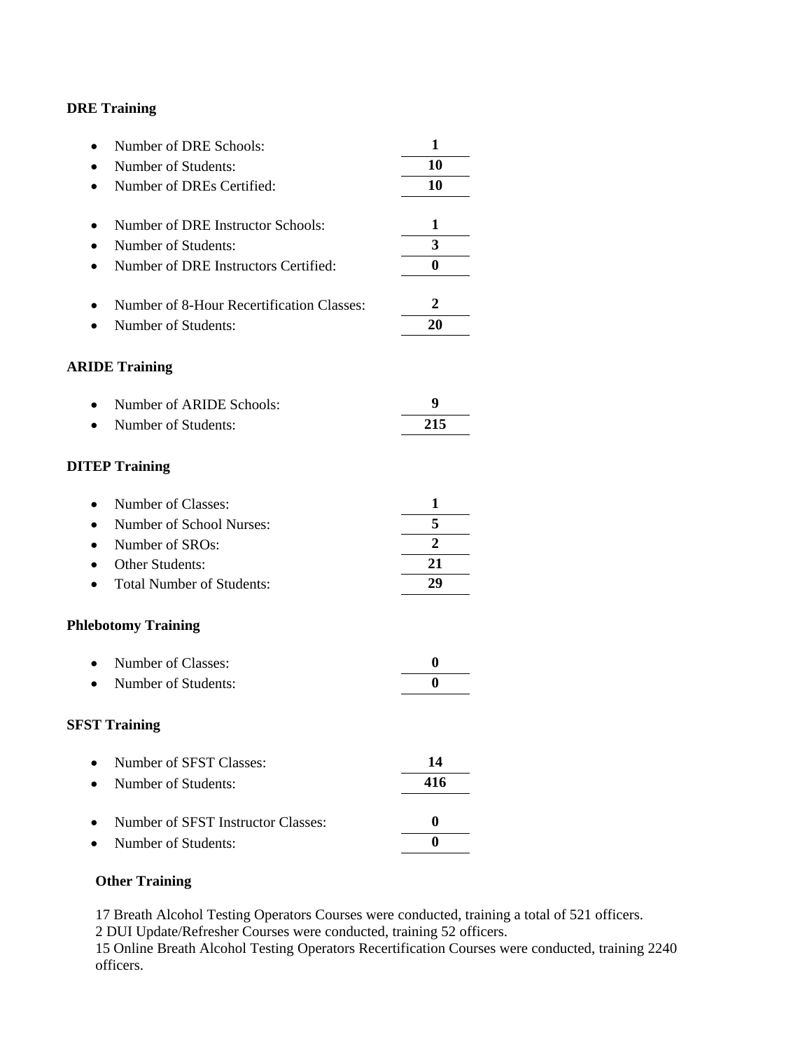**DRE Training**

- Number of DRE Schools: **1**
- Number of Students: **10**
- Number of DREs Certified: **10**

- Number of DRE Instructor Schools: **1**
- Number of Students: **3**
- Number of DRE Instructors Certified: **0**

- Number of 8-Hour Recertification Classes: **2**
- Number of Students: **20**

**ARIDE Training**

- Number of ARIDE Schools: **9**
- Number of Students: **215**

**DITEP Training**

- Number of Classes: **1**
- Number of School Nurses: **5**
- Number of SROs: **2**
- Other Students: **21**
- Total Number of Students: **29**

**Phlebotomy Training**

- Number of Classes: **0**
- Number of Students: **0**

**SFST Training**

- Number of SFST Classes: **14**
- Number of Students: **416**

- Number of SFST Instructor Classes: **0**
- Number of Students: **0**

**Other Training**

17 Breath Alcohol Testing Operators Courses were conducted, training a total of 521 officers.
2 DUI Update/Refresher Courses were conducted, training 52 officers.
15 Online Breath Alcohol Testing Operators Recertification Courses were conducted, training 2240 officers.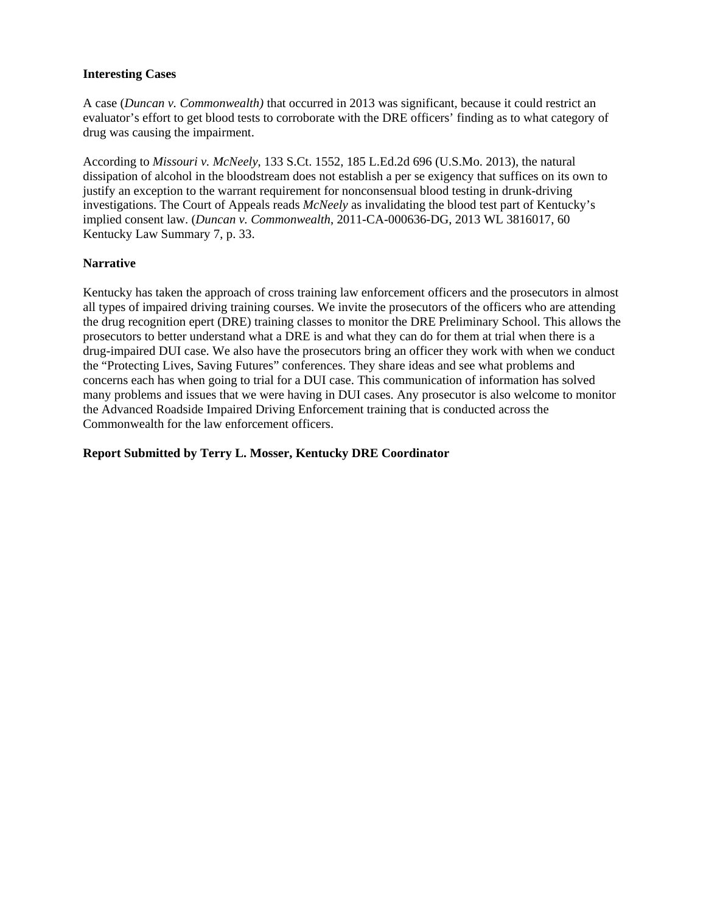**Interesting Cases**

A case (*Duncan v. Commonwealth)* that occurred in 2013 was significant, because it could restrict an evaluator's effort to get blood tests to corroborate with the DRE officers' finding as to what category of drug was causing the impairment.

According to *Missouri v. McNeely*, 133 S.Ct. 1552, 185 L.Ed.2d 696 (U.S.Mo. 2013), the natural dissipation of alcohol in the bloodstream does not establish a per se exigency that suffices on its own to justify an exception to the warrant requirement for nonconsensual blood testing in drunk-driving investigations. The Court of Appeals reads *McNeely* as invalidating the blood test part of Kentucky's implied consent law. (*Duncan v. Commonwealth*, 2011-CA-000636-DG, 2013 WL 3816017, 60 Kentucky Law Summary 7, p. 33.

**Narrative**

Kentucky has taken the approach of cross training law enforcement officers and the prosecutors in almost all types of impaired driving training courses. We invite the prosecutors of the officers who are attending the drug recognition epert (DRE) training classes to monitor the DRE Preliminary School. This allows the prosecutors to better understand what a DRE is and what they can do for them at trial when there is a drug-impaired DUI case. We also have the prosecutors bring an officer they work with when we conduct the "Protecting Lives, Saving Futures" conferences. They share ideas and see what problems and concerns each has when going to trial for a DUI case. This communication of information has solved many problems and issues that we were having in DUI cases. Any prosecutor is also welcome to monitor the Advanced Roadside Impaired Driving Enforcement training that is conducted across the Commonwealth for the law enforcement officers.

**Report Submitted by Terry L. Mosser, Kentucky DRE Coordinator**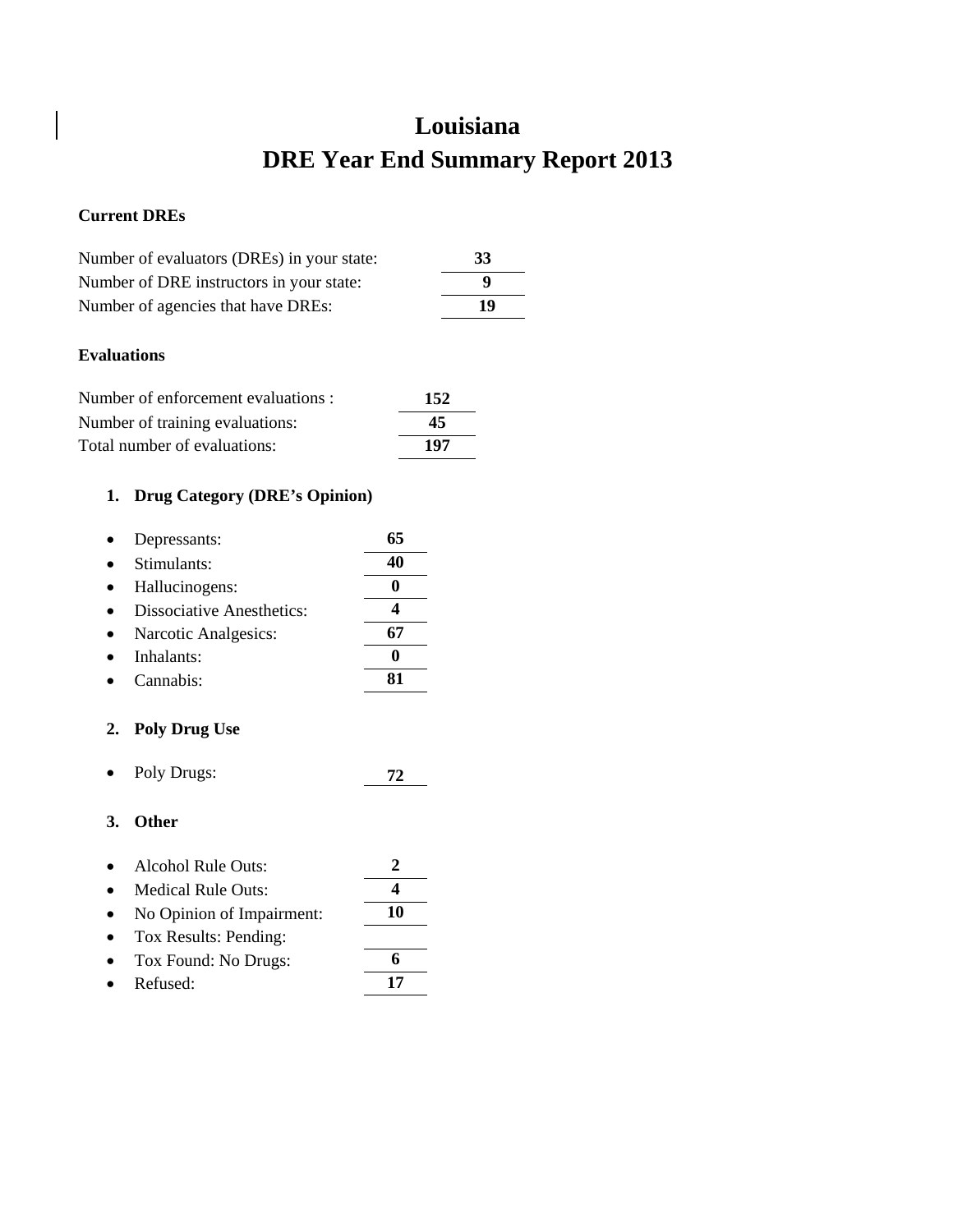# Louisiana
# DRE Year End Summary Report 2013

**Current DREs**

| | |
|---|---|
| Number of evaluators (DREs) in your state: | **33** |
| Number of DRE instructors in your state: | **9** |
| Number of agencies that have DREs: | **19** |

**Evaluations**

| | |
|---|---|
| Number of enforcement evaluations : | **152** |
| Number of training evaluations: | **45** |
| Total number of evaluations: | **197** |

1. **Drug Category (DRE's Opinion)**

| | |
|---|---|
| • Depressants: | **65** |
| • Stimulants: | **40** |
| • Hallucinogens: | **0** |
| • Dissociative Anesthetics: | **4** |
| • Narcotic Analgesics: | **67** |
| • Inhalants: | **0** |
| • Cannabis: | **81** |

2. **Poly Drug Use**

| | |
|---|---|
| • Poly Drugs: | **72** |

3. **Other**

| | |
|---|---|
| • Alcohol Rule Outs: | **2** |
| • Medical Rule Outs: | **4** |
| • No Opinion of Impairment: | **10** |
| • Tox Results: Pending: | |
| • Tox Found: No Drugs: | **6** |
| • Refused: | **17** |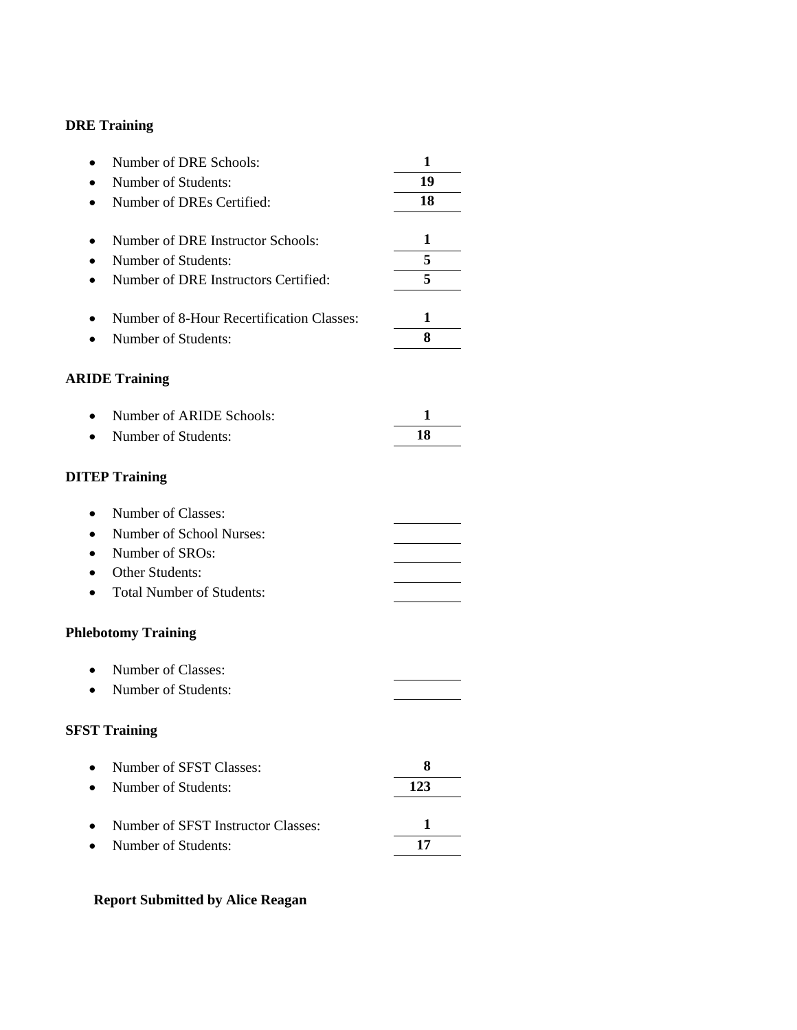**DRE Training**

- Number of DRE Schools: **1**
- Number of Students: **19**
- Number of DREs Certified: **18**

- Number of DRE Instructor Schools: **1**
- Number of Students: **5**
- Number of DRE Instructors Certified: **5**

- Number of 8-Hour Recertification Classes: **1**
- Number of Students: **8**

**ARIDE Training**

- Number of ARIDE Schools: **1**
- Number of Students: **18**

**DITEP Training**

- Number of Classes: ______
- Number of School Nurses: ______
- Number of SROs: ______
- Other Students: ______
- Total Number of Students: ______

**Phlebotomy Training**

- Number of Classes: ______
- Number of Students: ______

**SFST Training**

- Number of SFST Classes: **8**
- Number of Students: **123**

- Number of SFST Instructor Classes: **1**
- Number of Students: **17**

**Report Submitted by Alice Reagan**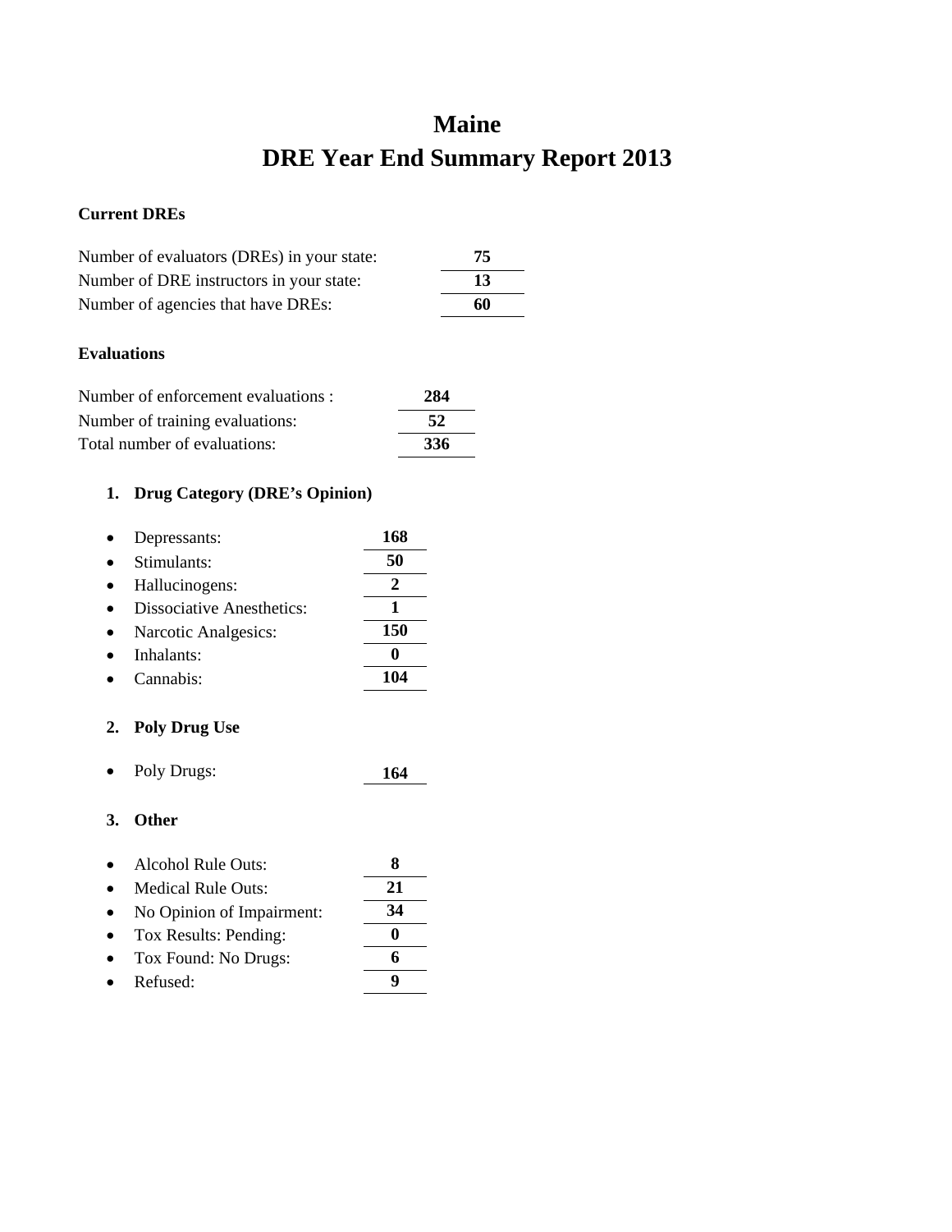# Maine
# DRE Year End Summary Report 2013

**Current DREs**

| | |
|---|---|
| Number of evaluators (DREs) in your state: | **75** |
| Number of DRE instructors in your state: | **13** |
| Number of agencies that have DREs: | **60** |

**Evaluations**

| | |
|---|---|
| Number of enforcement evaluations : | **284** |
| Number of training evaluations: | **52** |
| Total number of evaluations: | **336** |

1. **Drug Category (DRE's Opinion)**

| | |
|---|---|
| • Depressants: | **168** |
| • Stimulants: | **50** |
| • Hallucinogens: | **2** |
| • Dissociative Anesthetics: | **1** |
| • Narcotic Analgesics: | **150** |
| • Inhalants: | **0** |
| • Cannabis: | **104** |

2. **Poly Drug Use**

| | |
|---|---|
| • Poly Drugs: | **164** |

3. **Other**

| | |
|---|---|
| • Alcohol Rule Outs: | **8** |
| • Medical Rule Outs: | **21** |
| • No Opinion of Impairment: | **34** |
| • Tox Results: Pending: | **0** |
| • Tox Found: No Drugs: | **6** |
| • Refused: | **9** |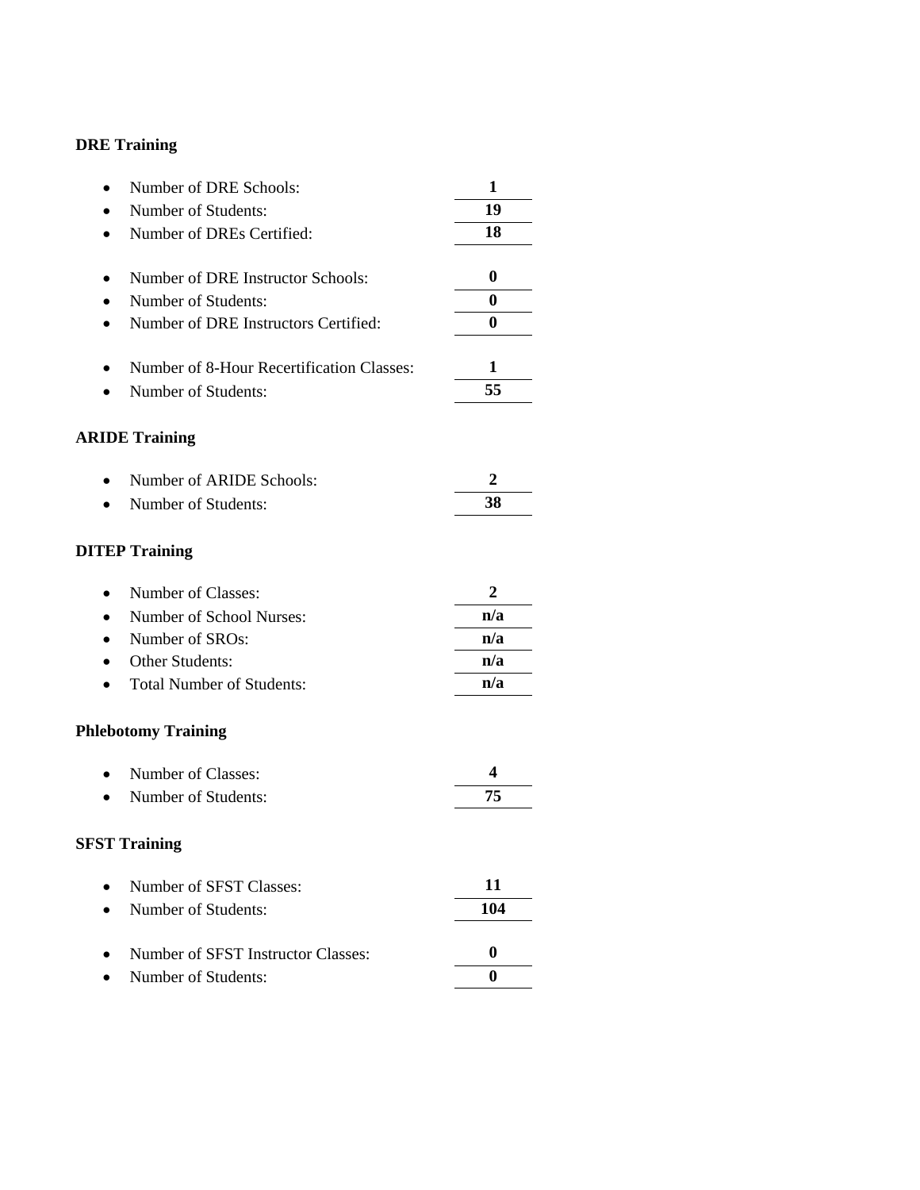**DRE Training**

- Number of DRE Schools: **1**
- Number of Students: **19**
- Number of DREs Certified: **18**

- Number of DRE Instructor Schools: **0**
- Number of Students: **0**
- Number of DRE Instructors Certified: **0**

- Number of 8-Hour Recertification Classes: **1**
- Number of Students: **55**

**ARIDE Training**

- Number of ARIDE Schools: **2**
- Number of Students: **38**

**DITEP Training**

- Number of Classes: **2**
- Number of School Nurses: **n/a**
- Number of SROs: **n/a**
- Other Students: **n/a**
- Total Number of Students: **n/a**

**Phlebotomy Training**

- Number of Classes: **4**
- Number of Students: **75**

**SFST Training**

- Number of SFST Classes: **11**
- Number of Students: **104**

- Number of SFST Instructor Classes: **0**
- Number of Students: **0**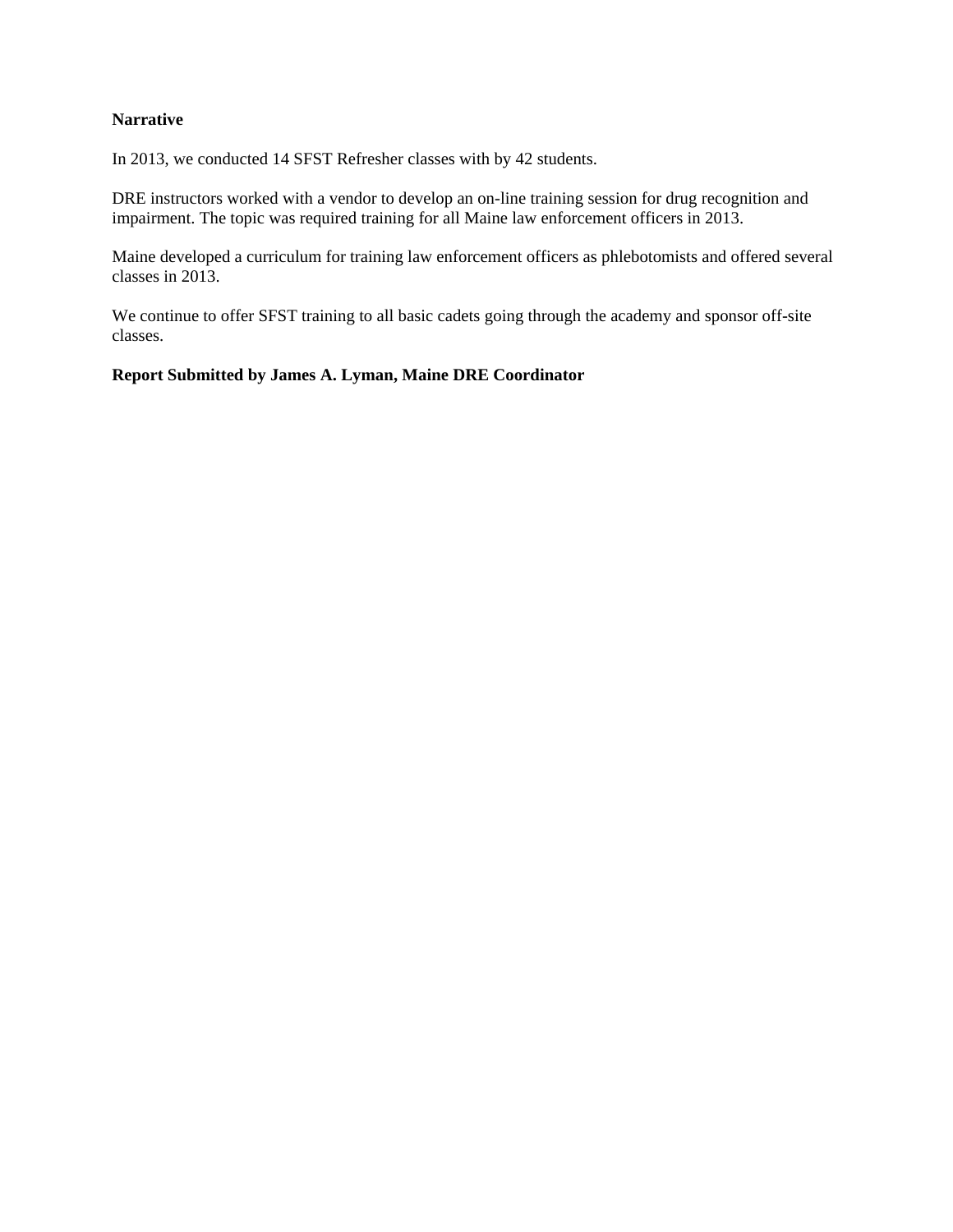**Narrative**

In 2013, we conducted 14 SFST Refresher classes with by 42 students.

DRE instructors worked with a vendor to develop an on-line training session for drug recognition and impairment. The topic was required training for all Maine law enforcement officers in 2013.

Maine developed a curriculum for training law enforcement officers as phlebotomists and offered several classes in 2013.

We continue to offer SFST training to all basic cadets going through the academy and sponsor off-site classes.

**Report Submitted by James A. Lyman, Maine DRE Coordinator**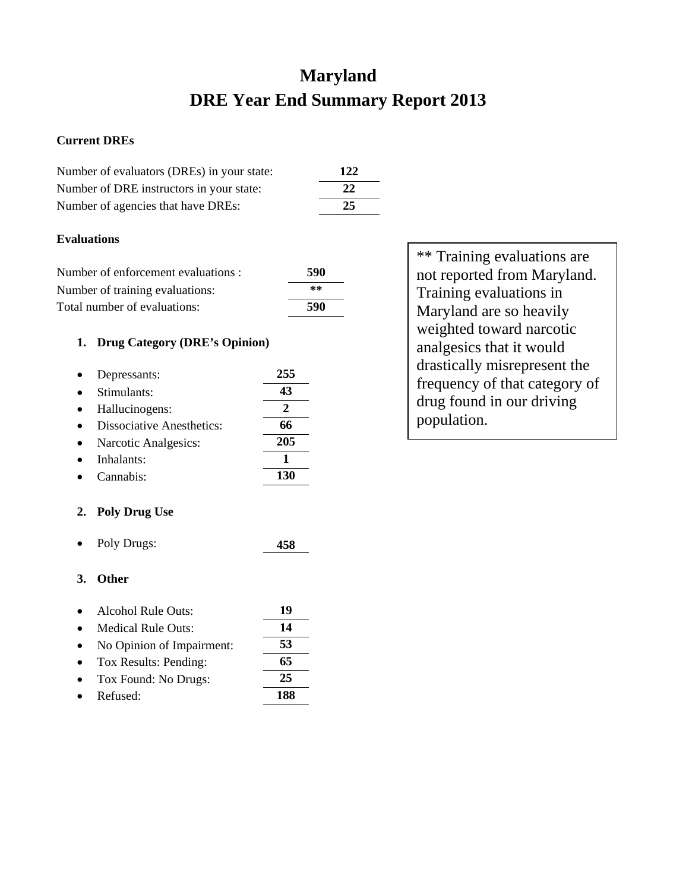# Maryland
# DRE Year End Summary Report 2013

**Current DREs**

| | |
|---|---|
| Number of evaluators (DREs) in your state: | **122** |
| Number of DRE instructors in your state: | **22** |
| Number of agencies that have DREs: | **25** |

**Evaluations**

| | |
|---|---|
| Number of enforcement evaluations : | **590** |
| Number of training evaluations: | ** |
| Total number of evaluations: | **590** |

** Training evaluations are not reported from Maryland. Training evaluations in Maryland are so heavily weighted toward narcotic analgesics that it would drastically misrepresent the frequency of that category of drug found in our driving population.

1. **Drug Category (DRE's Opinion)**

| | |
|---|---|
| • Depressants: | **255** |
| • Stimulants: | **43** |
| • Hallucinogens: | **2** |
| • Dissociative Anesthetics: | **66** |
| • Narcotic Analgesics: | **205** |
| • Inhalants: | **1** |
| • Cannabis: | **130** |

2. **Poly Drug Use**

| | |
|---|---|
| • Poly Drugs: | **458** |

3. **Other**

| | |
|---|---|
| • Alcohol Rule Outs: | **19** |
| • Medical Rule Outs: | **14** |
| • No Opinion of Impairment: | **53** |
| • Tox Results: Pending: | **65** |
| • Tox Found: No Drugs: | **25** |
| • Refused: | **188** |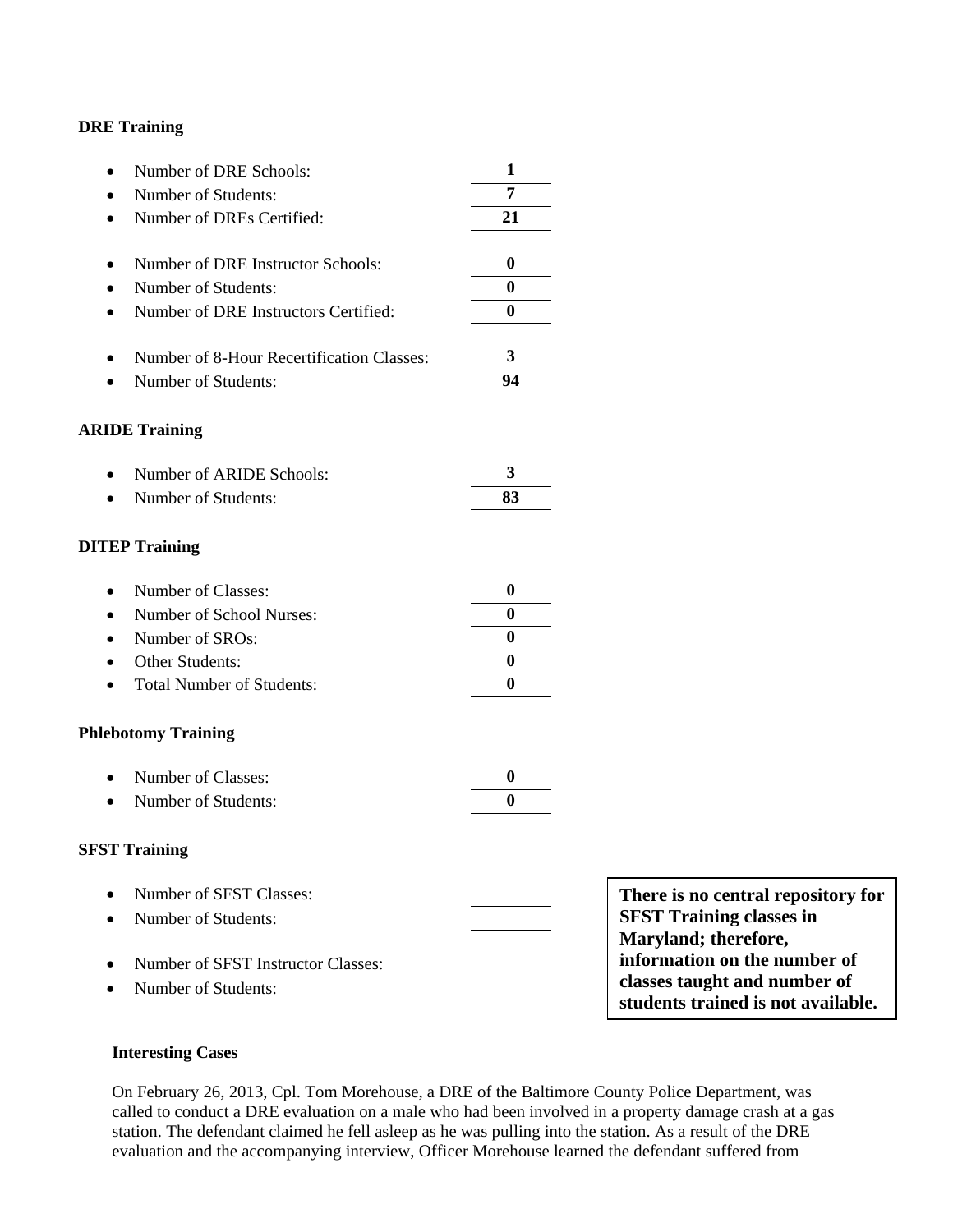**DRE Training**

- Number of DRE Schools: **1**
- Number of Students: **7**
- Number of DREs Certified: **21**

- Number of DRE Instructor Schools: **0**
- Number of Students: **0**
- Number of DRE Instructors Certified: **0**

- Number of 8-Hour Recertification Classes: **3**
- Number of Students: **94**

**ARIDE Training**

- Number of ARIDE Schools: **3**
- Number of Students: **83**

**DITEP Training**

- Number of Classes: **0**
- Number of School Nurses: **0**
- Number of SROs: **0**
- Other Students: **0**
- Total Number of Students: **0**

**Phlebotomy Training**

- Number of Classes: **0**
- Number of Students: **0**

**SFST Training**

- Number of SFST Classes:
- Number of Students:

- Number of SFST Instructor Classes:
- Number of Students:

**There is no central repository for SFST Training classes in Maryland; therefore, information on the number of classes taught and number of students trained is not available.**

**Interesting Cases**

On February 26, 2013, Cpl. Tom Morehouse, a DRE of the Baltimore County Police Department, was called to conduct a DRE evaluation on a male who had been involved in a property damage crash at a gas station. The defendant claimed he fell asleep as he was pulling into the station. As a result of the DRE evaluation and the accompanying interview, Officer Morehouse learned the defendant suffered from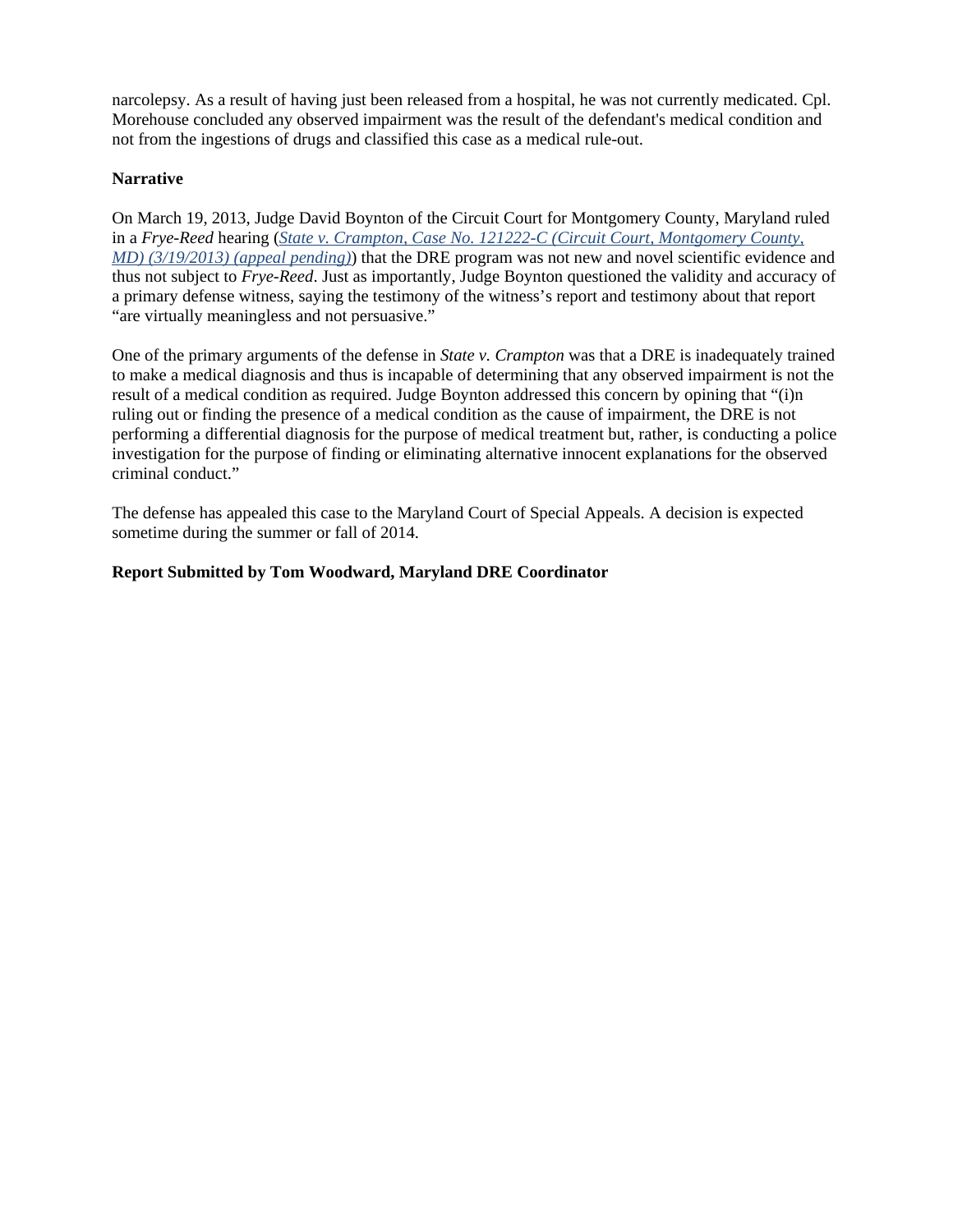narcolepsy. As a result of having just been released from a hospital, he was not currently medicated. Cpl. Morehouse concluded any observed impairment was the result of the defendant's medical condition and not from the ingestions of drugs and classified this case as a medical rule-out.

**Narrative**

On March 19, 2013, Judge David Boynton of the Circuit Court for Montgomery County, Maryland ruled in a *Frye-Reed* hearing ([*State v. Crampton, Case No. 121222-C (Circuit Court, Montgomery County, MD) (3/19/2013) (appeal pending)*]) that the DRE program was not new and novel scientific evidence and thus not subject to *Frye-Reed*. Just as importantly, Judge Boynton questioned the validity and accuracy of a primary defense witness, saying the testimony of the witness's report and testimony about that report "are virtually meaningless and not persuasive."

One of the primary arguments of the defense in *State v. Crampton* was that a DRE is inadequately trained to make a medical diagnosis and thus is incapable of determining that any observed impairment is not the result of a medical condition as required. Judge Boynton addressed this concern by opining that "(i)n ruling out or finding the presence of a medical condition as the cause of impairment, the DRE is not performing a differential diagnosis for the purpose of medical treatment but, rather, is conducting a police investigation for the purpose of finding or eliminating alternative innocent explanations for the observed criminal conduct."

The defense has appealed this case to the Maryland Court of Special Appeals. A decision is expected sometime during the summer or fall of 2014.

**Report Submitted by Tom Woodward, Maryland DRE Coordinator**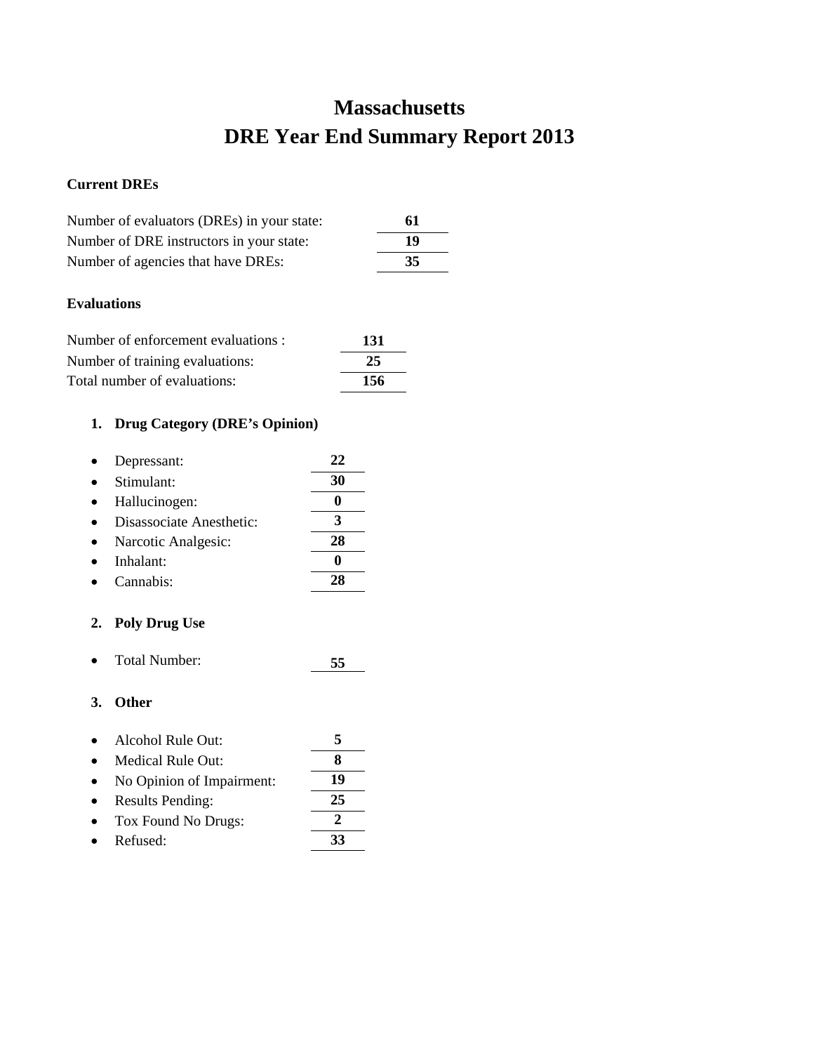# Massachusetts
# DRE Year End Summary Report 2013

**Current DREs**

| | |
|---|---|
| Number of evaluators (DREs) in your state: | **61** |
| Number of DRE instructors in your state: | **19** |
| Number of agencies that have DREs: | **35** |

**Evaluations**

| | |
|---|---|
| Number of enforcement evaluations : | **131** |
| Number of training evaluations: | **25** |
| Total number of evaluations: | **156** |

1. **Drug Category (DRE's Opinion)**

| | |
|---|---|
| • Depressant: | **22** |
| • Stimulant: | **30** |
| • Hallucinogen: | **0** |
| • Disassociate Anesthetic: | **3** |
| • Narcotic Analgesic: | **28** |
| • Inhalant: | **0** |
| • Cannabis: | **28** |

2. **Poly Drug Use**

| | |
|---|---|
| • Total Number: | **55** |

3. **Other**

| | |
|---|---|
| • Alcohol Rule Out: | **5** |
| • Medical Rule Out: | **8** |
| • No Opinion of Impairment: | **19** |
| • Results Pending: | **25** |
| • Tox Found No Drugs: | **2** |
| • Refused: | **33** |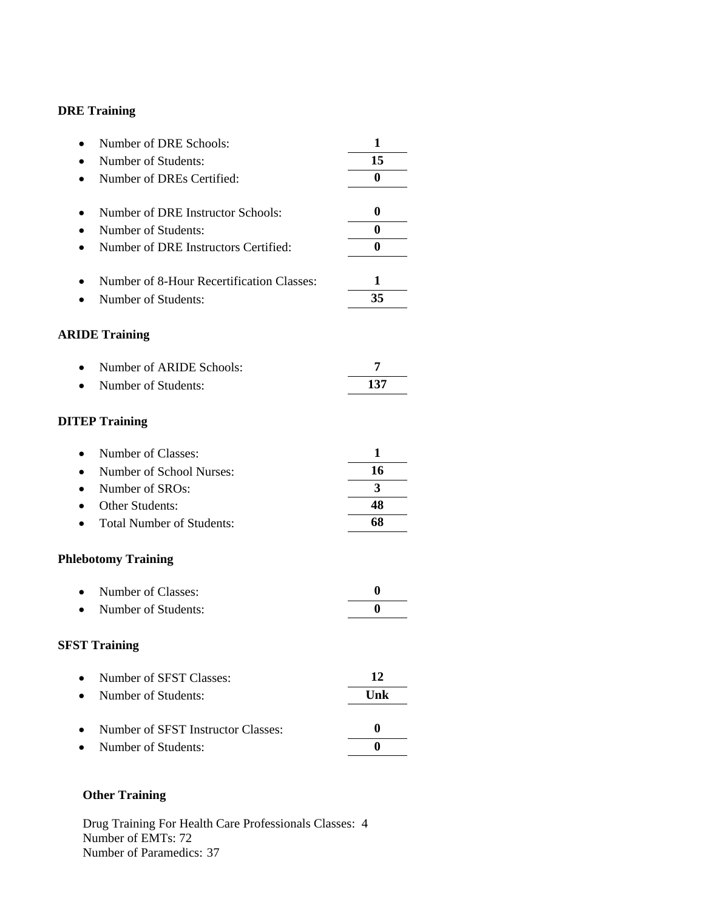**DRE Training**

- Number of DRE Schools: **1**
- Number of Students: **15**
- Number of DREs Certified: **0**

- Number of DRE Instructor Schools: **0**
- Number of Students: **0**
- Number of DRE Instructors Certified: **0**

- Number of 8-Hour Recertification Classes: **1**
- Number of Students: **35**

**ARIDE Training**

- Number of ARIDE Schools: **7**
- Number of Students: **137**

**DITEP Training**

- Number of Classes: **1**
- Number of School Nurses: **16**
- Number of SROs: **3**
- Other Students: **48**
- Total Number of Students: **68**

**Phlebotomy Training**

- Number of Classes: **0**
- Number of Students: **0**

**SFST Training**

- Number of SFST Classes: **12**
- Number of Students: **Unk**

- Number of SFST Instructor Classes: **0**
- Number of Students: **0**

**Other Training**

Drug Training For Health Care Professionals Classes: 4
Number of EMTs: 72
Number of Paramedics: 37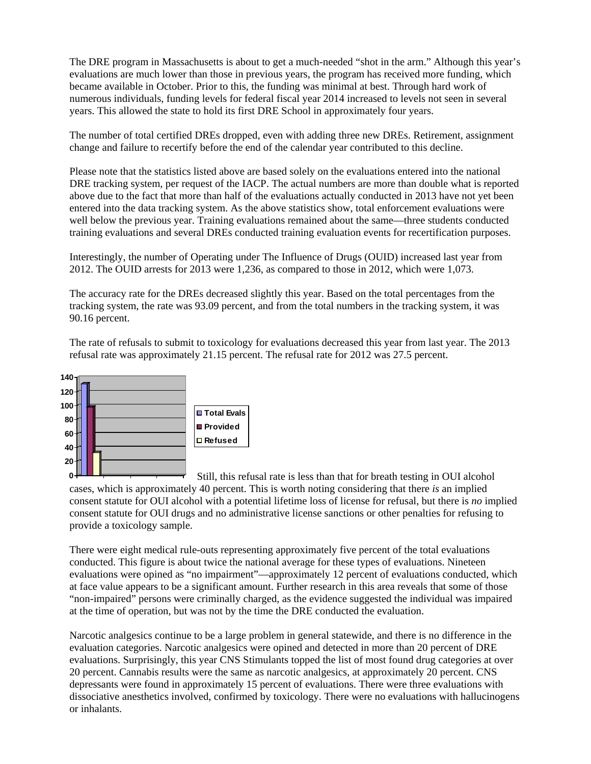The DRE program in Massachusetts is about to get a much-needed "shot in the arm." Although this year's evaluations are much lower than those in previous years, the program has received more funding, which became available in October. Prior to this, the funding was minimal at best. Through hard work of numerous individuals, funding levels for federal fiscal year 2014 increased to levels not seen in several years. This allowed the state to hold its first DRE School in approximately four years.

The number of total certified DREs dropped, even with adding three new DREs. Retirement, assignment change and failure to recertify before the end of the calendar year contributed to this decline.

Please note that the statistics listed above are based solely on the evaluations entered into the national DRE tracking system, per request of the IACP. The actual numbers are more than double what is reported above due to the fact that more than half of the evaluations actually conducted in 2013 have not yet been entered into the data tracking system. As the above statistics show, total enforcement evaluations were well below the previous year. Training evaluations remained about the same—three students conducted training evaluations and several DREs conducted training evaluation events for recertification purposes.

Interestingly, the number of Operating under The Influence of Drugs (OUID) increased last year from 2012. The OUID arrests for 2013 were 1,236, as compared to those in 2012, which were 1,073.

The accuracy rate for the DREs decreased slightly this year. Based on the total percentages from the tracking system, the rate was 93.09 percent, and from the total numbers in the tracking system, it was 90.16 percent.

The rate of refusals to submit to toxicology for evaluations decreased this year from last year. The 2013 refusal rate was approximately 21.15 percent. The refusal rate for 2012 was 27.5 percent.

Still, this refusal rate is less than that for breath testing in OUI alcohol cases, which is approximately 40 percent. This is worth noting considering that there *is* an implied consent statute for OUI alcohol with a potential lifetime loss of license for refusal, but there is *no* implied consent statute for OUI drugs and no administrative license sanctions or other penalties for refusing to provide a toxicology sample.

There were eight medical rule-outs representing approximately five percent of the total evaluations conducted. This figure is about twice the national average for these types of evaluations. Nineteen evaluations were opined as "no impairment"—approximately 12 percent of evaluations conducted, which at face value appears to be a significant amount. Further research in this area reveals that some of those "non-impaired" persons were criminally charged, as the evidence suggested the individual was impaired at the time of operation, but was not by the time the DRE conducted the evaluation.

Narcotic analgesics continue to be a large problem in general statewide, and there is no difference in the evaluation categories. Narcotic analgesics were opined and detected in more than 20 percent of DRE evaluations. Surprisingly, this year CNS Stimulants topped the list of most found drug categories at over 20 percent. Cannabis results were the same as narcotic analgesics, at approximately 20 percent. CNS depressants were found in approximately 15 percent of evaluations. There were three evaluations with dissociative anesthetics involved, confirmed by toxicology. There were no evaluations with hallucinogens or inhalants.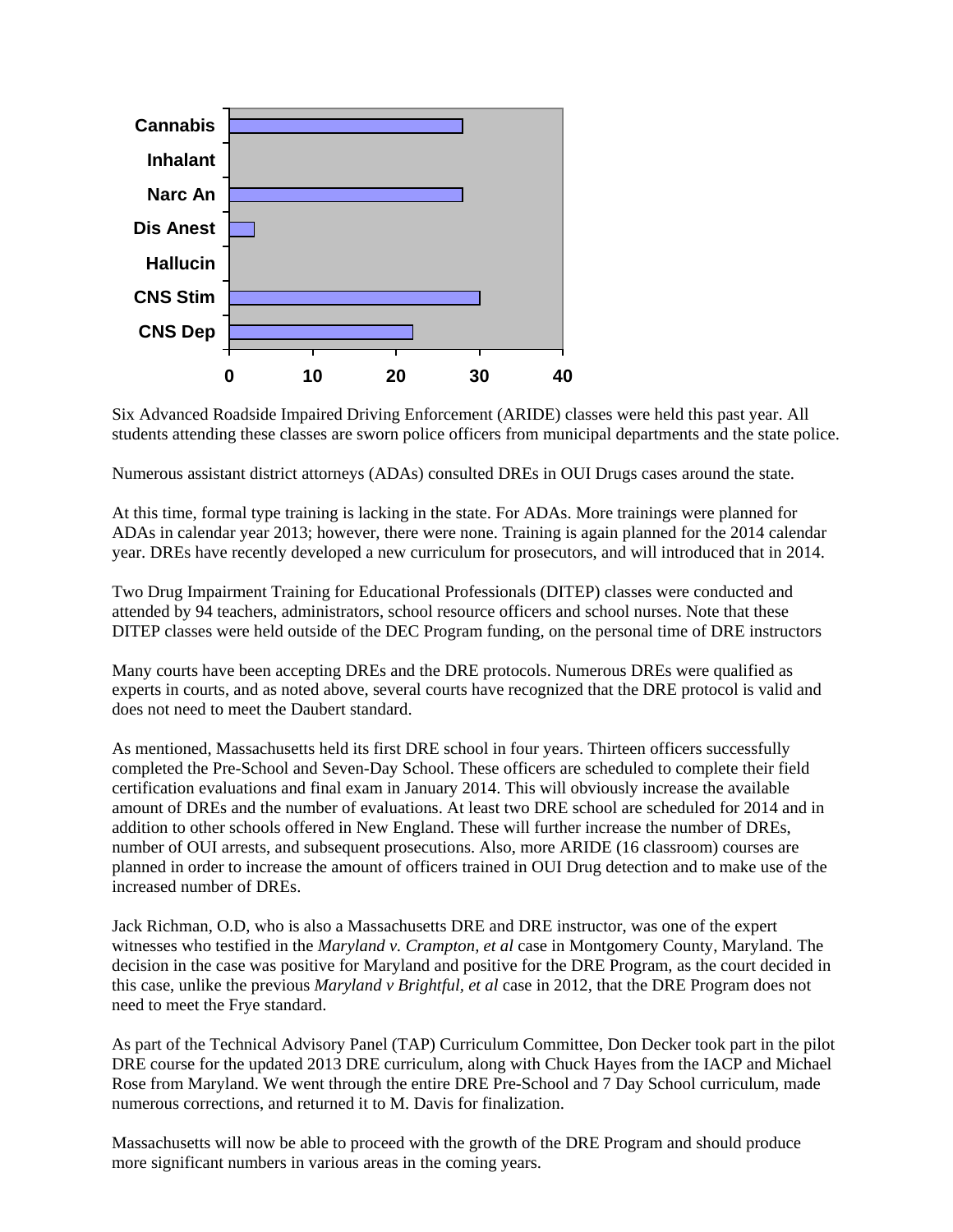| Category | Value |
|---|---|
| Cannabis | 28 |
| Inhalant | 0 |
| Narc An | 28 |
| Dis Anest | 3 |
| Hallucin | 0 |
| CNS Stim | 30 |
| CNS Dep | 22 |

Six Advanced Roadside Impaired Driving Enforcement (ARIDE) classes were held this past year. All students attending these classes are sworn police officers from municipal departments and the state police.

Numerous assistant district attorneys (ADAs) consulted DREs in OUI Drugs cases around the state.

At this time, formal type training is lacking in the state. For ADAs. More trainings were planned for ADAs in calendar year 2013; however, there were none. Training is again planned for the 2014 calendar year. DREs have recently developed a new curriculum for prosecutors, and will introduced that in 2014.

Two Drug Impairment Training for Educational Professionals (DITEP) classes were conducted and attended by 94 teachers, administrators, school resource officers and school nurses. Note that these DITEP classes were held outside of the DEC Program funding, on the personal time of DRE instructors

Many courts have been accepting DREs and the DRE protocols. Numerous DREs were qualified as experts in courts, and as noted above, several courts have recognized that the DRE protocol is valid and does not need to meet the Daubert standard.

As mentioned, Massachusetts held its first DRE school in four years. Thirteen officers successfully completed the Pre-School and Seven-Day School. These officers are scheduled to complete their field certification evaluations and final exam in January 2014. This will obviously increase the available amount of DREs and the number of evaluations. At least two DRE school are scheduled for 2014 and in addition to other schools offered in New England. These will further increase the number of DREs, number of OUI arrests, and subsequent prosecutions. Also, more ARIDE (16 classroom) courses are planned in order to increase the amount of officers trained in OUI Drug detection and to make use of the increased number of DREs.

Jack Richman, O.D, who is also a Massachusetts DRE and DRE instructor, was one of the expert witnesses who testified in the *Maryland v. Crampton, et al* case in Montgomery County, Maryland. The decision in the case was positive for Maryland and positive for the DRE Program, as the court decided in this case, unlike the previous *Maryland v Brightful, et al* case in 2012, that the DRE Program does not need to meet the Frye standard.

As part of the Technical Advisory Panel (TAP) Curriculum Committee, Don Decker took part in the pilot DRE course for the updated 2013 DRE curriculum, along with Chuck Hayes from the IACP and Michael Rose from Maryland. We went through the entire DRE Pre-School and 7 Day School curriculum, made numerous corrections, and returned it to M. Davis for finalization.

Massachusetts will now be able to proceed with the growth of the DRE Program and should produce more significant numbers in various areas in the coming years.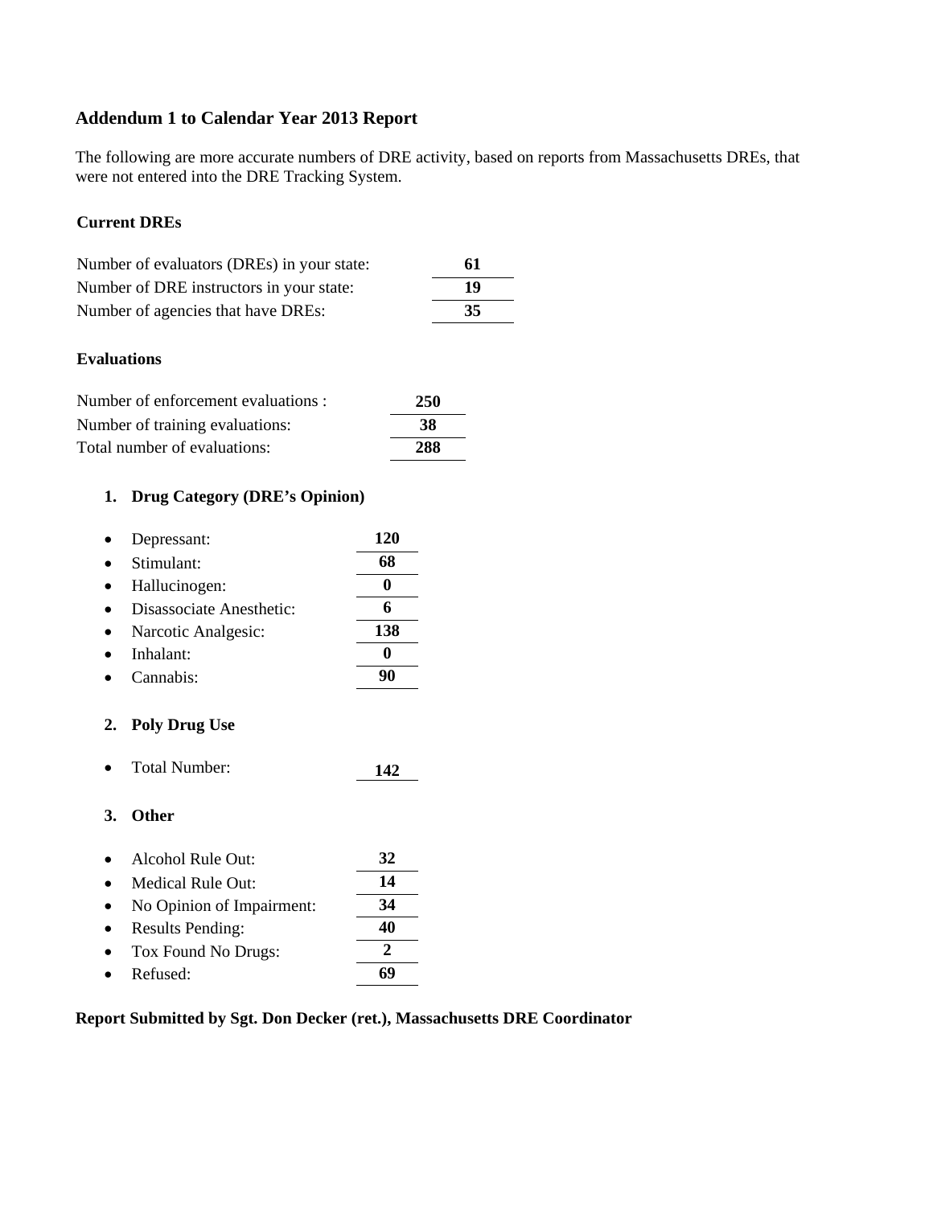## Addendum 1 to Calendar Year 2013 Report

The following are more accurate numbers of DRE activity, based on reports from Massachusetts DREs, that were not entered into the DRE Tracking System.

### Current DREs

| | |
|---|---|
| Number of evaluators (DREs) in your state: | **61** |
| Number of DRE instructors in your state: | **19** |
| Number of agencies that have DREs: | **35** |

### Evaluations

| | |
|---|---|
| Number of enforcement evaluations : | **250** |
| Number of training evaluations: | **38** |
| Total number of evaluations: | **288** |

1. **Drug Category (DRE's Opinion)**

| | |
|---|---|
| • Depressant: | **120** |
| • Stimulant: | **68** |
| • Hallucinogen: | **0** |
| • Disassociate Anesthetic: | **6** |
| • Narcotic Analgesic: | **138** |
| • Inhalant: | **0** |
| • Cannabis: | **90** |

2. **Poly Drug Use**

| | |
|---|---|
| • Total Number: | **142** |

3. **Other**

| | |
|---|---|
| • Alcohol Rule Out: | **32** |
| • Medical Rule Out: | **14** |
| • No Opinion of Impairment: | **34** |
| • Results Pending: | **40** |
| • Tox Found No Drugs: | **2** |
| • Refused: | **69** |

**Report Submitted by Sgt. Don Decker (ret.), Massachusetts DRE Coordinator**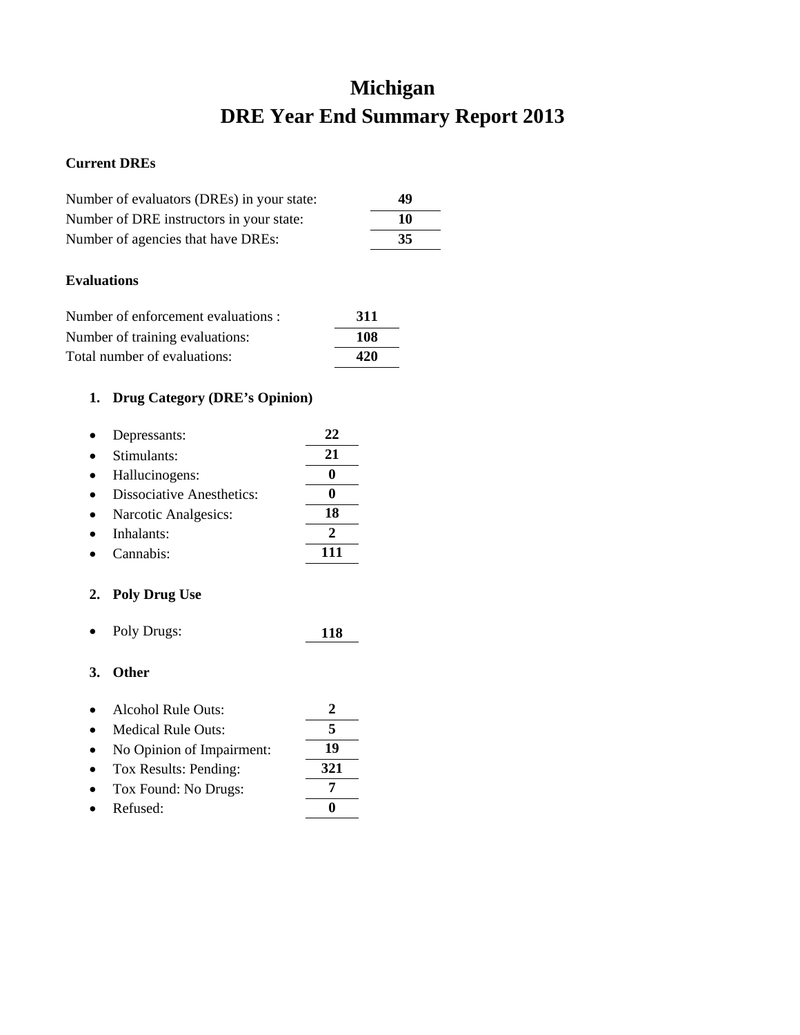# Michigan

# DRE Year End Summary Report 2013

**Current DREs**

| | |
|---|---|
| Number of evaluators (DREs) in your state: | **49** |
| Number of DRE instructors in your state: | **10** |
| Number of agencies that have DREs: | **35** |

**Evaluations**

| | |
|---|---|
| Number of enforcement evaluations : | **311** |
| Number of training evaluations: | **108** |
| Total number of evaluations: | **420** |

1. **Drug Category (DRE's Opinion)**

| | |
|---|---|
| • Depressants: | **22** |
| • Stimulants: | **21** |
| • Hallucinogens: | **0** |
| • Dissociative Anesthetics: | **0** |
| • Narcotic Analgesics: | **18** |
| • Inhalants: | **2** |
| • Cannabis: | **111** |

2. **Poly Drug Use**

| | |
|---|---|
| • Poly Drugs: | **118** |

3. **Other**

| | |
|---|---|
| • Alcohol Rule Outs: | **2** |
| • Medical Rule Outs: | **5** |
| • No Opinion of Impairment: | **19** |
| • Tox Results: Pending: | **321** |
| • Tox Found: No Drugs: | **7** |
| • Refused: | **0** |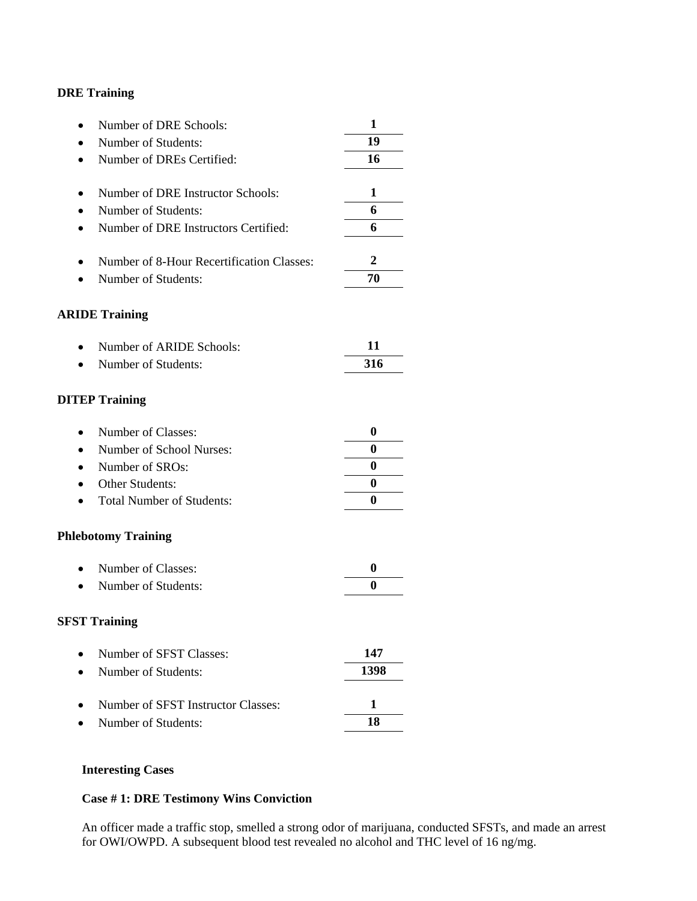**DRE Training**

- Number of DRE Schools: **1**
- Number of Students: **19**
- Number of DREs Certified: **16**

- Number of DRE Instructor Schools: **1**
- Number of Students: **6**
- Number of DRE Instructors Certified: **6**

- Number of 8-Hour Recertification Classes: **2**
- Number of Students: **70**

**ARIDE Training**

- Number of ARIDE Schools: **11**
- Number of Students: **316**

**DITEP Training**

- Number of Classes: **0**
- Number of School Nurses: **0**
- Number of SROs: **0**
- Other Students: **0**
- Total Number of Students: **0**

**Phlebotomy Training**

- Number of Classes: **0**
- Number of Students: **0**

**SFST Training**

- Number of SFST Classes: **147**
- Number of Students: **1398**

- Number of SFST Instructor Classes: **1**
- Number of Students: **18**

**Interesting Cases**

**Case # 1: DRE Testimony Wins Conviction**

An officer made a traffic stop, smelled a strong odor of marijuana, conducted SFSTs, and made an arrest for OWI/OWPD. A subsequent blood test revealed no alcohol and THC level of 16 ng/mg.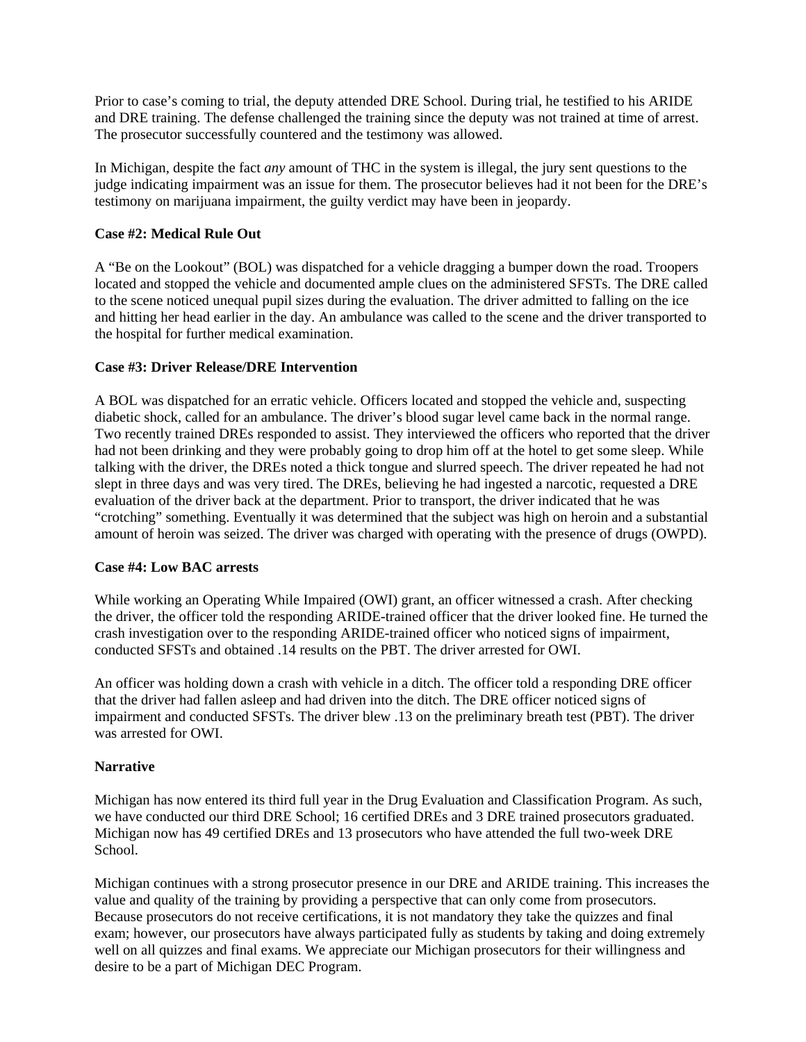Prior to case's coming to trial, the deputy attended DRE School. During trial, he testified to his ARIDE and DRE training. The defense challenged the training since the deputy was not trained at time of arrest. The prosecutor successfully countered and the testimony was allowed.

In Michigan, despite the fact *any* amount of THC in the system is illegal, the jury sent questions to the judge indicating impairment was an issue for them. The prosecutor believes had it not been for the DRE's testimony on marijuana impairment, the guilty verdict may have been in jeopardy.

**Case #2: Medical Rule Out**

A "Be on the Lookout" (BOL) was dispatched for a vehicle dragging a bumper down the road. Troopers located and stopped the vehicle and documented ample clues on the administered SFSTs. The DRE called to the scene noticed unequal pupil sizes during the evaluation. The driver admitted to falling on the ice and hitting her head earlier in the day. An ambulance was called to the scene and the driver transported to the hospital for further medical examination.

**Case #3: Driver Release/DRE Intervention**

A BOL was dispatched for an erratic vehicle. Officers located and stopped the vehicle and, suspecting diabetic shock, called for an ambulance. The driver's blood sugar level came back in the normal range. Two recently trained DREs responded to assist. They interviewed the officers who reported that the driver had not been drinking and they were probably going to drop him off at the hotel to get some sleep. While talking with the driver, the DREs noted a thick tongue and slurred speech. The driver repeated he had not slept in three days and was very tired. The DREs, believing he had ingested a narcotic, requested a DRE evaluation of the driver back at the department. Prior to transport, the driver indicated that he was "crotching" something. Eventually it was determined that the subject was high on heroin and a substantial amount of heroin was seized. The driver was charged with operating with the presence of drugs (OWPD).

**Case #4: Low BAC arrests**

While working an Operating While Impaired (OWI) grant, an officer witnessed a crash. After checking the driver, the officer told the responding ARIDE-trained officer that the driver looked fine. He turned the crash investigation over to the responding ARIDE-trained officer who noticed signs of impairment, conducted SFSTs and obtained .14 results on the PBT. The driver arrested for OWI.

An officer was holding down a crash with vehicle in a ditch. The officer told a responding DRE officer that the driver had fallen asleep and had driven into the ditch. The DRE officer noticed signs of impairment and conducted SFSTs. The driver blew .13 on the preliminary breath test (PBT). The driver was arrested for OWI.

**Narrative**

Michigan has now entered its third full year in the Drug Evaluation and Classification Program. As such, we have conducted our third DRE School; 16 certified DREs and 3 DRE trained prosecutors graduated. Michigan now has 49 certified DREs and 13 prosecutors who have attended the full two-week DRE School.

Michigan continues with a strong prosecutor presence in our DRE and ARIDE training. This increases the value and quality of the training by providing a perspective that can only come from prosecutors. Because prosecutors do not receive certifications, it is not mandatory they take the quizzes and final exam; however, our prosecutors have always participated fully as students by taking and doing extremely well on all quizzes and final exams. We appreciate our Michigan prosecutors for their willingness and desire to be a part of Michigan DEC Program.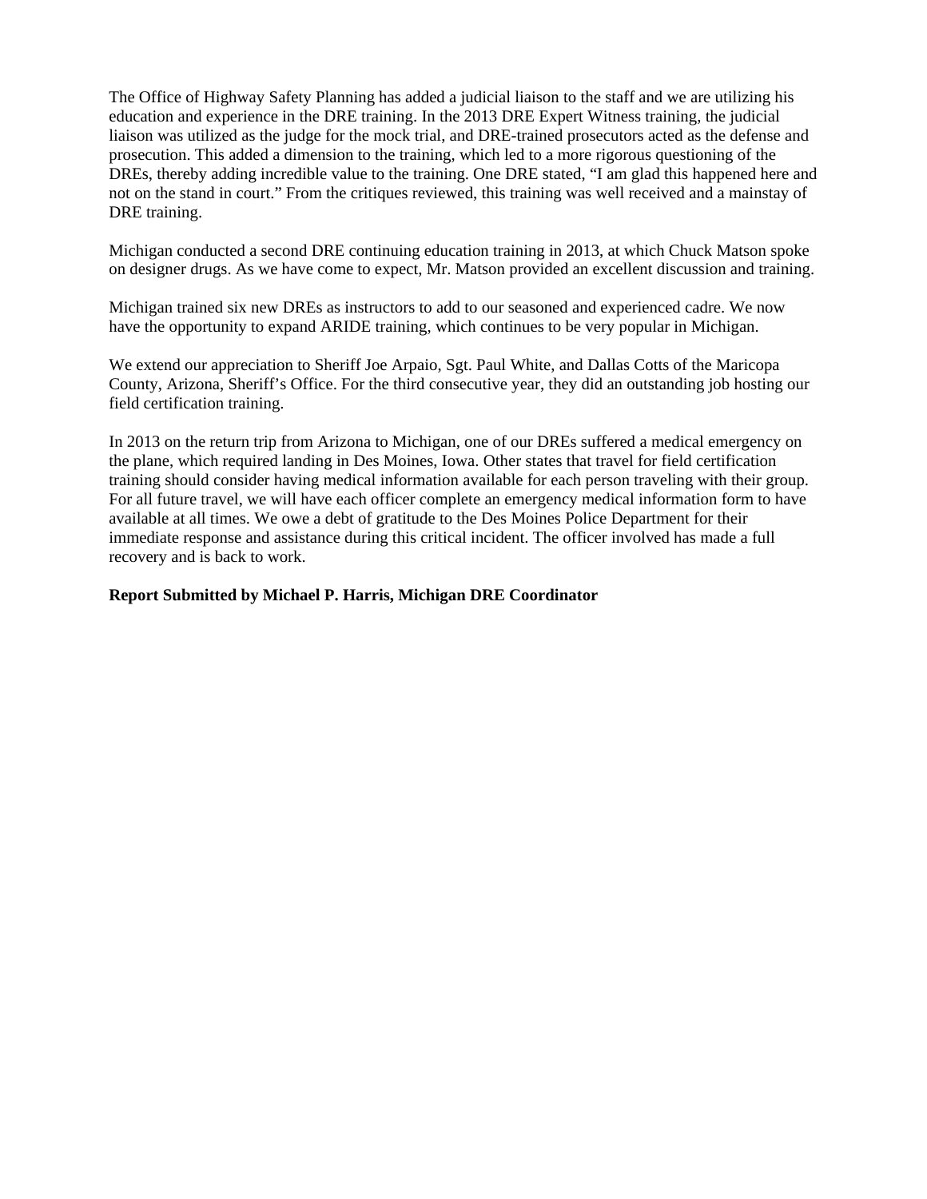The Office of Highway Safety Planning has added a judicial liaison to the staff and we are utilizing his education and experience in the DRE training. In the 2013 DRE Expert Witness training, the judicial liaison was utilized as the judge for the mock trial, and DRE-trained prosecutors acted as the defense and prosecution. This added a dimension to the training, which led to a more rigorous questioning of the DREs, thereby adding incredible value to the training. One DRE stated, "I am glad this happened here and not on the stand in court." From the critiques reviewed, this training was well received and a mainstay of DRE training.

Michigan conducted a second DRE continuing education training in 2013, at which Chuck Matson spoke on designer drugs. As we have come to expect, Mr. Matson provided an excellent discussion and training.

Michigan trained six new DREs as instructors to add to our seasoned and experienced cadre. We now have the opportunity to expand ARIDE training, which continues to be very popular in Michigan.

We extend our appreciation to Sheriff Joe Arpaio, Sgt. Paul White, and Dallas Cotts of the Maricopa County, Arizona, Sheriff's Office. For the third consecutive year, they did an outstanding job hosting our field certification training.

In 2013 on the return trip from Arizona to Michigan, one of our DREs suffered a medical emergency on the plane, which required landing in Des Moines, Iowa. Other states that travel for field certification training should consider having medical information available for each person traveling with their group. For all future travel, we will have each officer complete an emergency medical information form to have available at all times. We owe a debt of gratitude to the Des Moines Police Department for their immediate response and assistance during this critical incident. The officer involved has made a full recovery and is back to work.

**Report Submitted by Michael P. Harris, Michigan DRE Coordinator**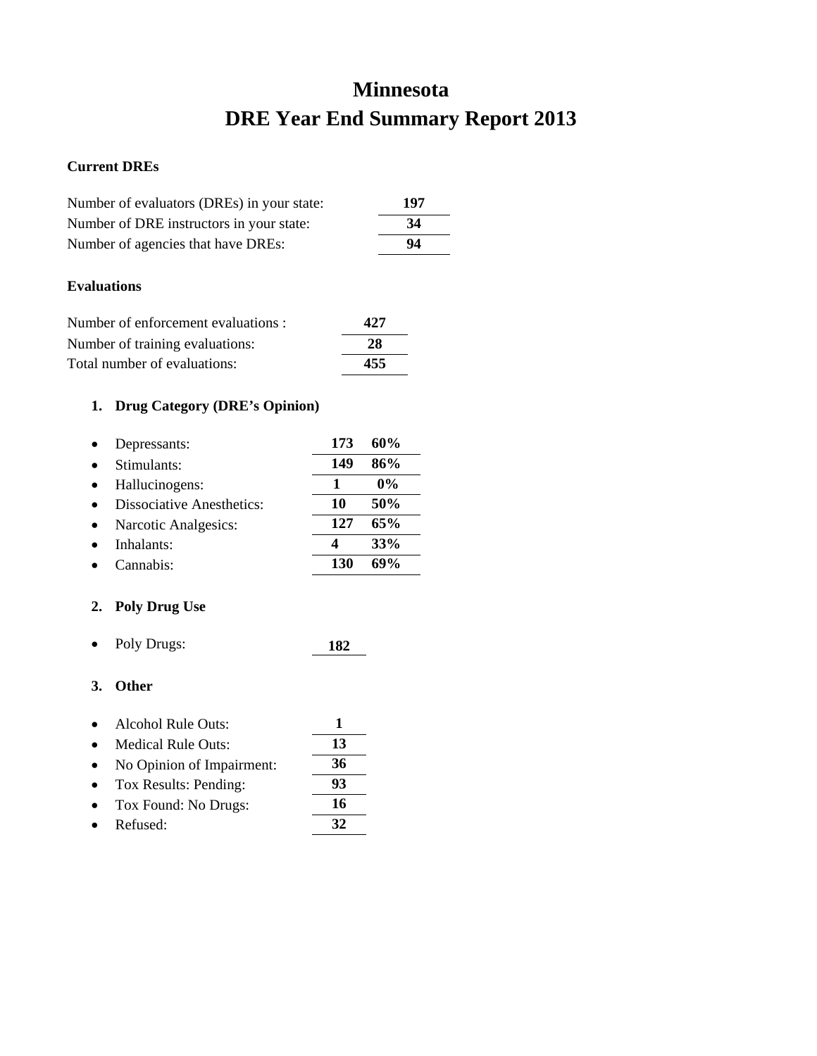# Minnesota
# DRE Year End Summary Report 2013

**Current DREs**

| | |
|---|---|
| Number of evaluators (DREs) in your state: | **197** |
| Number of DRE instructors in your state: | **34** |
| Number of agencies that have DREs: | **94** |

**Evaluations**

| | |
|---|---|
| Number of enforcement evaluations : | **427** |
| Number of training evaluations: | **28** |
| Total number of evaluations: | **455** |

1. **Drug Category (DRE's Opinion)**

| | | |
|---|---|---|
| Depressants: | **173** | **60%** |
| Stimulants: | **149** | **86%** |
| Hallucinogens: | **1** | **0%** |
| Dissociative Anesthetics: | **10** | **50%** |
| Narcotic Analgesics: | **127** | **65%** |
| Inhalants: | **4** | **33%** |
| Cannabis: | **130** | **69%** |

2. **Poly Drug Use**

- Poly Drugs: **182**

3. **Other**

| | |
|---|---|
| Alcohol Rule Outs: | **1** |
| Medical Rule Outs: | **13** |
| No Opinion of Impairment: | **36** |
| Tox Results: Pending: | **93** |
| Tox Found: No Drugs: | **16** |
| Refused: | **32** |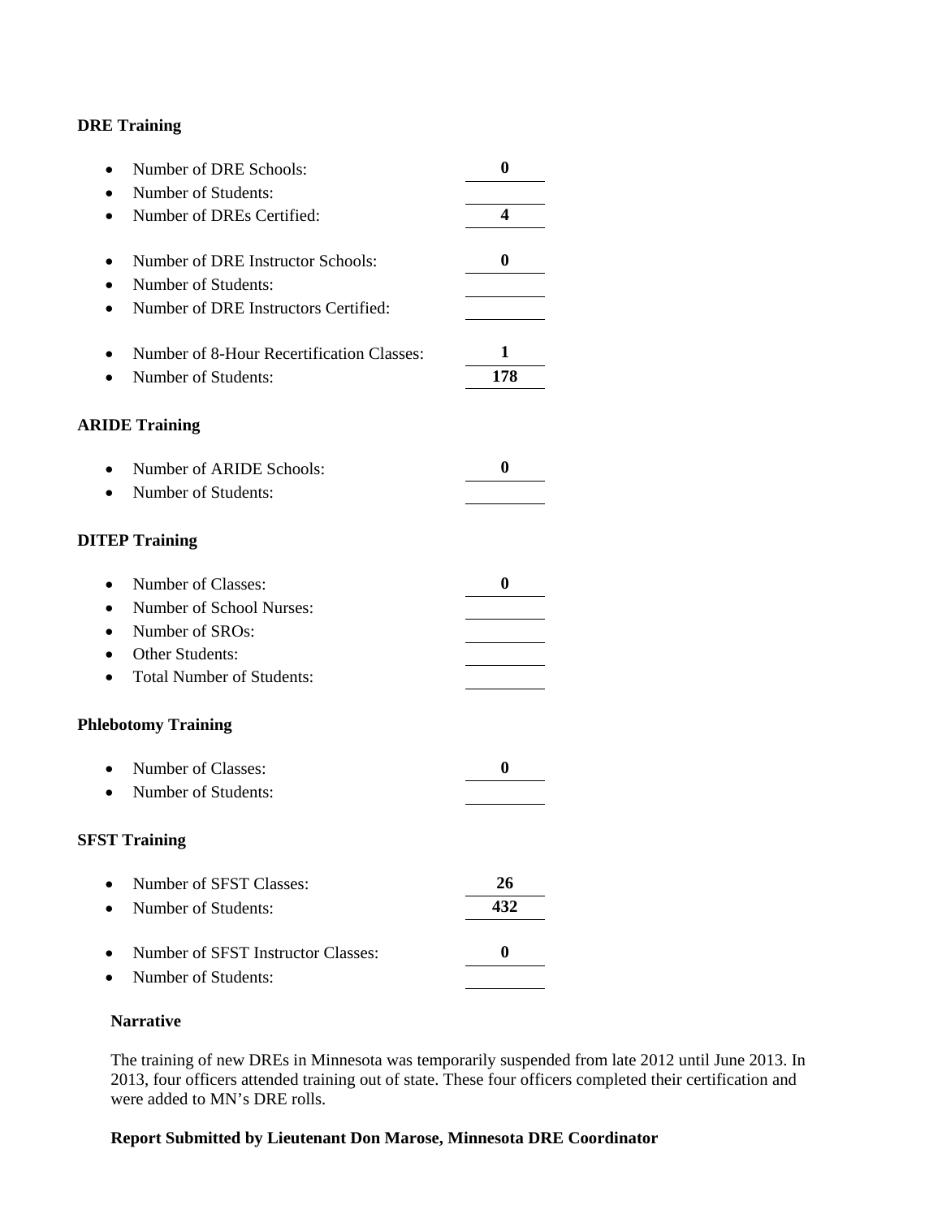**DRE Training**

- Number of DRE Schools: **0**
- Number of Students:
- Number of DREs Certified: **4**

- Number of DRE Instructor Schools: **0**
- Number of Students:
- Number of DRE Instructors Certified:

- Number of 8-Hour Recertification Classes: **1**
- Number of Students: **178**

**ARIDE Training**

- Number of ARIDE Schools: **0**
- Number of Students:

**DITEP Training**

- Number of Classes: **0**
- Number of School Nurses:
- Number of SROs:
- Other Students:
- Total Number of Students:

**Phlebotomy Training**

- Number of Classes: **0**
- Number of Students:

**SFST Training**

- Number of SFST Classes: **26**
- Number of Students: **432**

- Number of SFST Instructor Classes: **0**
- Number of Students:

**Narrative**

The training of new DREs in Minnesota was temporarily suspended from late 2012 until June 2013. In 2013, four officers attended training out of state. These four officers completed their certification and were added to MN's DRE rolls.

**Report Submitted by Lieutenant Don Marose, Minnesota DRE Coordinator**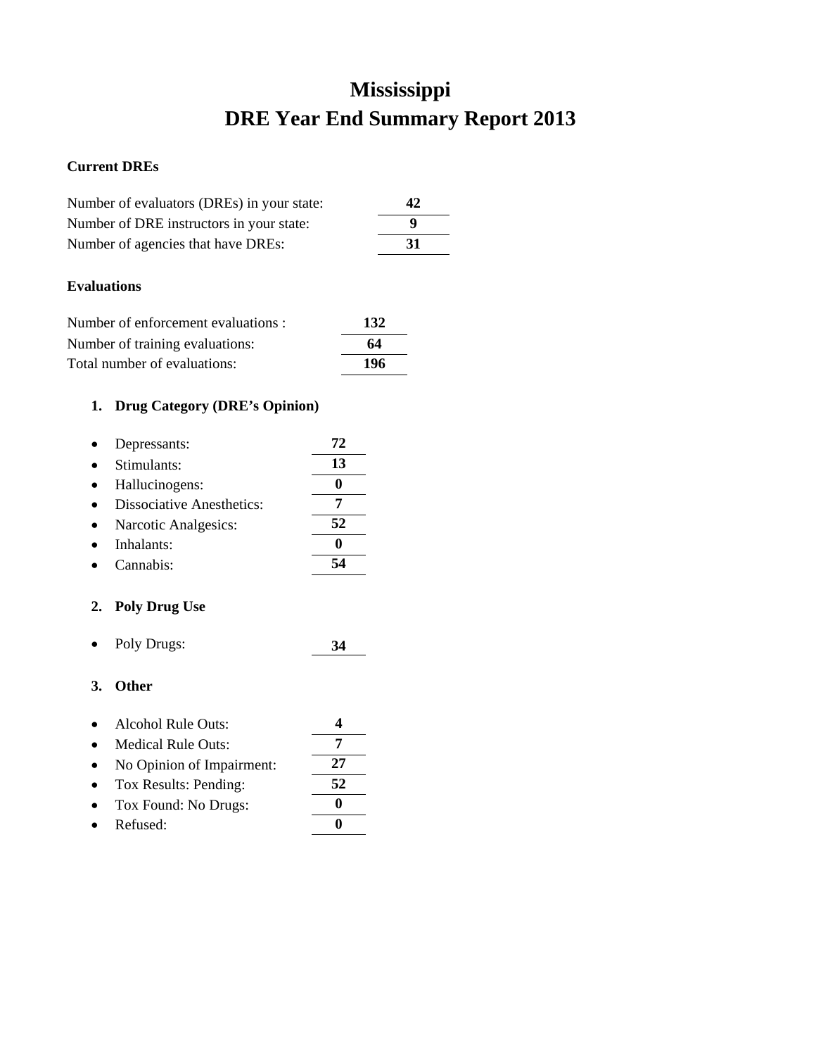# Mississippi
# DRE Year End Summary Report 2013

**Current DREs**

| | |
|---|---|
| Number of evaluators (DREs) in your state: | **42** |
| Number of DRE instructors in your state: | **9** |
| Number of agencies that have DREs: | **31** |

**Evaluations**

| | |
|---|---|
| Number of enforcement evaluations : | **132** |
| Number of training evaluations: | **64** |
| Total number of evaluations: | **196** |

1. **Drug Category (DRE's Opinion)**

| | |
|---|---|
| • Depressants: | **72** |
| • Stimulants: | **13** |
| • Hallucinogens: | **0** |
| • Dissociative Anesthetics: | **7** |
| • Narcotic Analgesics: | **52** |
| • Inhalants: | **0** |
| • Cannabis: | **54** |

2. **Poly Drug Use**

| | |
|---|---|
| • Poly Drugs: | **34** |

3. **Other**

| | |
|---|---|
| • Alcohol Rule Outs: | **4** |
| • Medical Rule Outs: | **7** |
| • No Opinion of Impairment: | **27** |
| • Tox Results: Pending: | **52** |
| • Tox Found: No Drugs: | **0** |
| • Refused: | **0** |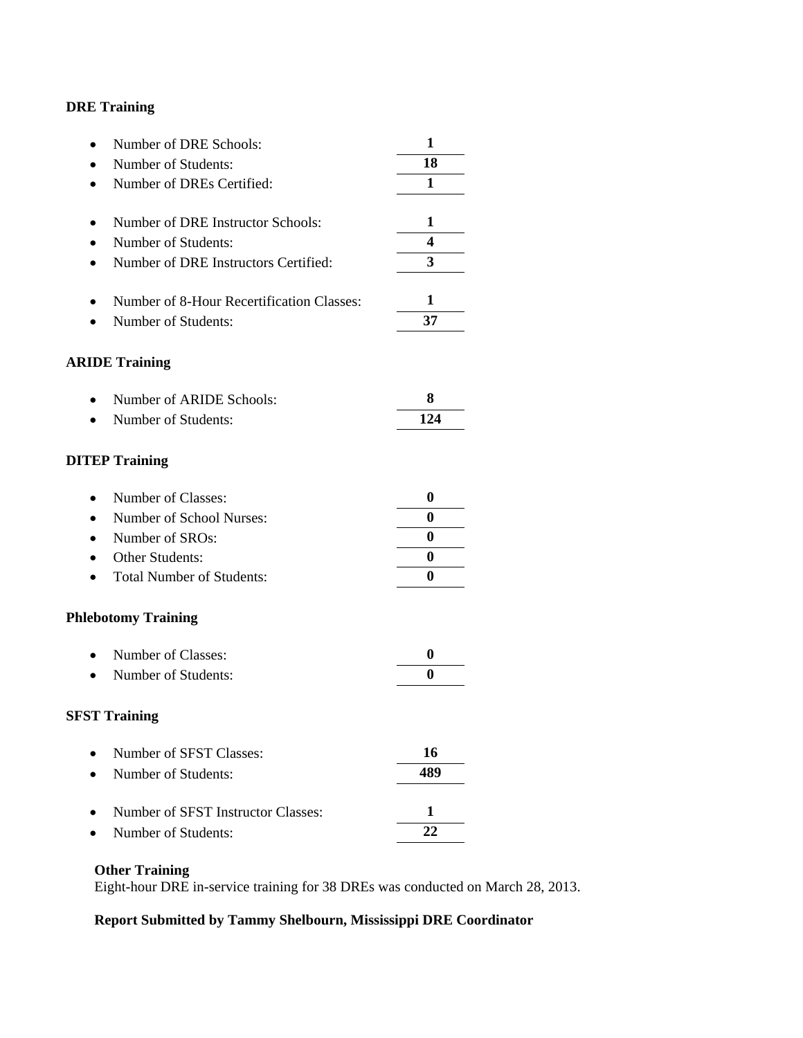**DRE Training**

- Number of DRE Schools: **1**
- Number of Students: **18**
- Number of DREs Certified: **1**

- Number of DRE Instructor Schools: **1**
- Number of Students: **4**
- Number of DRE Instructors Certified: **3**

- Number of 8-Hour Recertification Classes: **1**
- Number of Students: **37**

**ARIDE Training**

- Number of ARIDE Schools: **8**
- Number of Students: **124**

**DITEP Training**

- Number of Classes: **0**
- Number of School Nurses: **0**
- Number of SROs: **0**
- Other Students: **0**
- Total Number of Students: **0**

**Phlebotomy Training**

- Number of Classes: **0**
- Number of Students: **0**

**SFST Training**

- Number of SFST Classes: **16**
- Number of Students: **489**

- Number of SFST Instructor Classes: **1**
- Number of Students: **22**

**Other Training**
Eight-hour DRE in-service training for 38 DREs was conducted on March 28, 2013.

**Report Submitted by Tammy Shelbourn, Mississippi DRE Coordinator**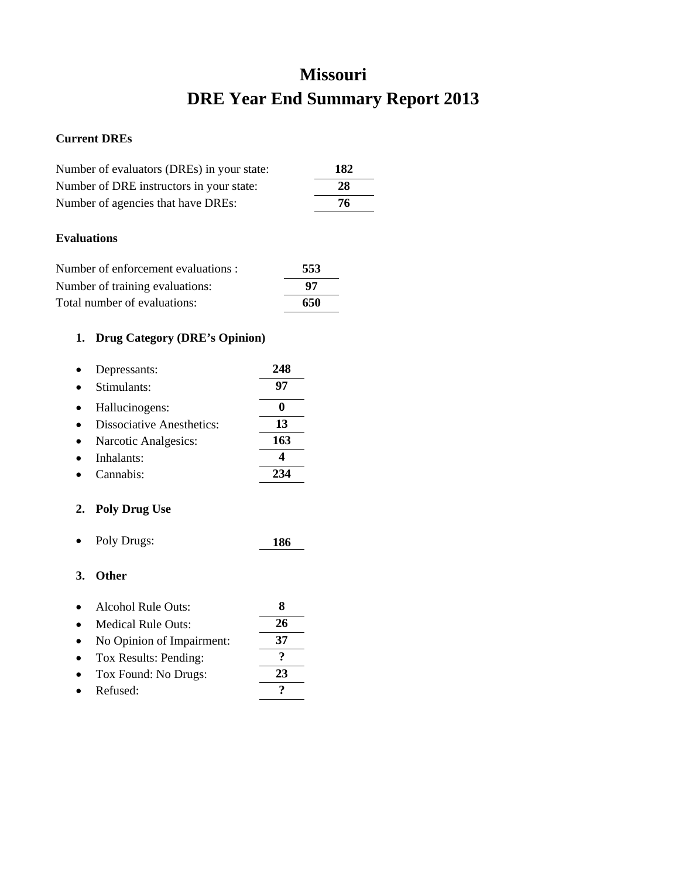# Missouri
# DRE Year End Summary Report 2013

**Current DREs**

| | |
|---|---|
| Number of evaluators (DREs) in your state: | **182** |
| Number of DRE instructors in your state: | **28** |
| Number of agencies that have DREs: | **76** |

**Evaluations**

| | |
|---|---|
| Number of enforcement evaluations : | **553** |
| Number of training evaluations: | **97** |
| Total number of evaluations: | **650** |

1. **Drug Category (DRE's Opinion)**

| | |
|---|---|
| • Depressants: | **248** |
| • Stimulants: | **97** |
| • Hallucinogens: | **0** |
| • Dissociative Anesthetics: | **13** |
| • Narcotic Analgesics: | **163** |
| • Inhalants: | **4** |
| • Cannabis: | **234** |

2. **Poly Drug Use**

| | |
|---|---|
| • Poly Drugs: | **186** |

3. **Other**

| | |
|---|---|
| • Alcohol Rule Outs: | **8** |
| • Medical Rule Outs: | **26** |
| • No Opinion of Impairment: | **37** |
| • Tox Results: Pending: | **?** |
| • Tox Found: No Drugs: | **23** |
| • Refused: | **?** |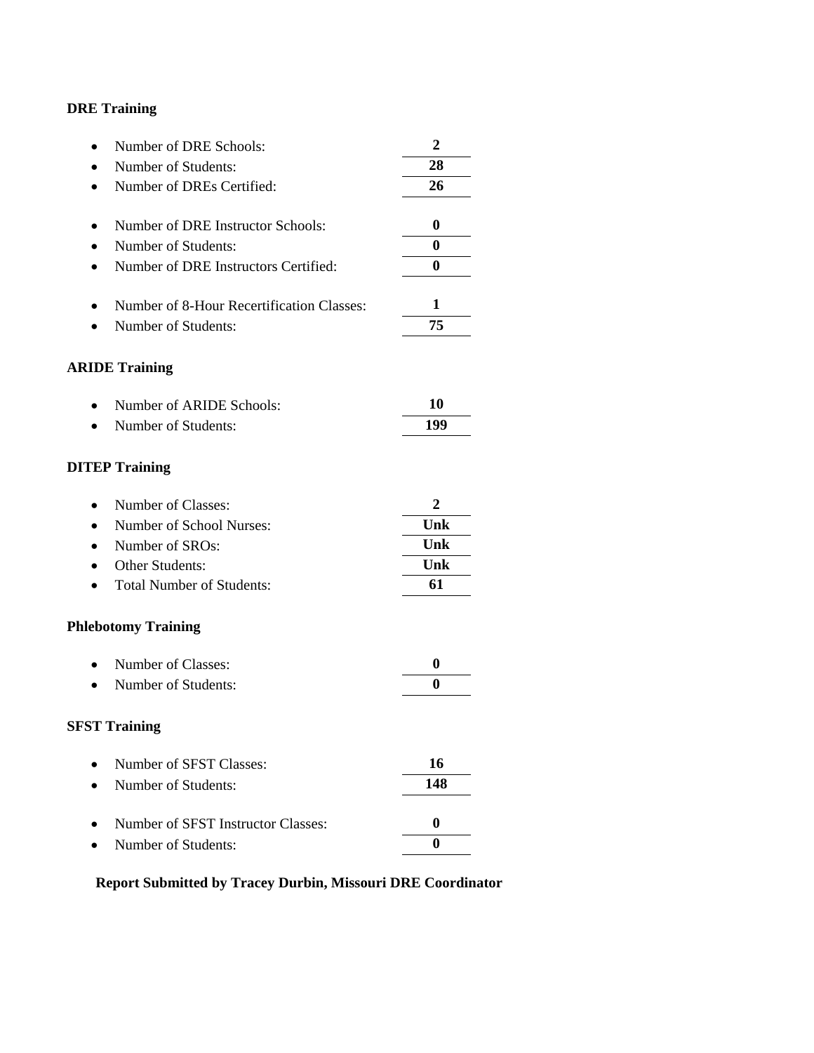**DRE Training**

- Number of DRE Schools: **2**
- Number of Students: **28**
- Number of DREs Certified: **26**

- Number of DRE Instructor Schools: **0**
- Number of Students: **0**
- Number of DRE Instructors Certified: **0**

- Number of 8-Hour Recertification Classes: **1**
- Number of Students: **75**

**ARIDE Training**

- Number of ARIDE Schools: **10**
- Number of Students: **199**

**DITEP Training**

- Number of Classes: **2**
- Number of School Nurses: **Unk**
- Number of SROs: **Unk**
- Other Students: **Unk**
- Total Number of Students: **61**

**Phlebotomy Training**

- Number of Classes: **0**
- Number of Students: **0**

**SFST Training**

- Number of SFST Classes: **16**
- Number of Students: **148**

- Number of SFST Instructor Classes: **0**
- Number of Students: **0**

**Report Submitted by Tracey Durbin, Missouri DRE Coordinator**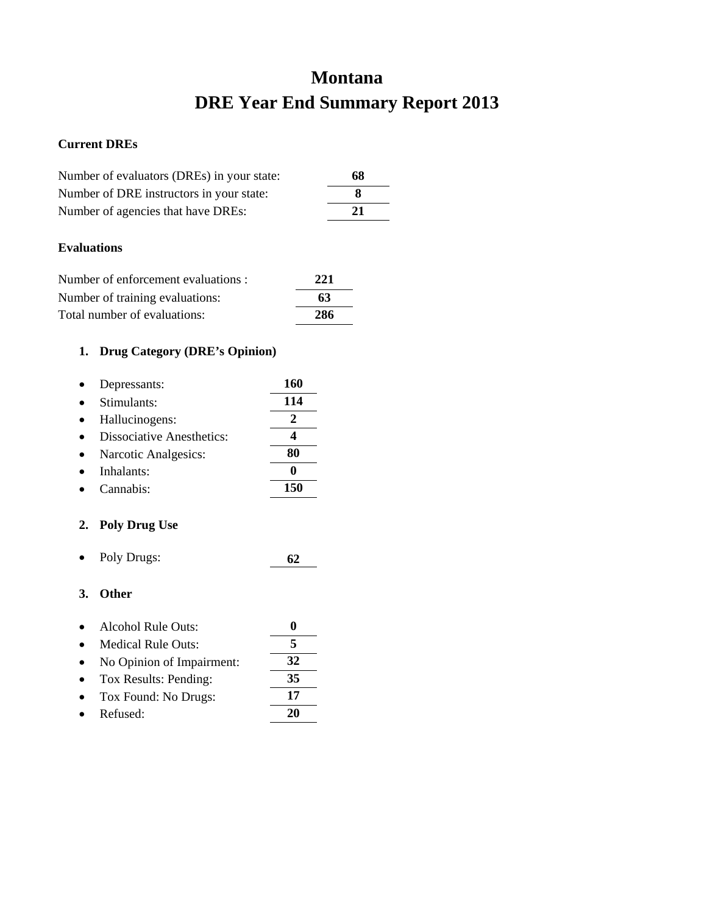# Montana
# DRE Year End Summary Report 2013

**Current DREs**

Number of evaluators (DREs) in your state: **68**
Number of DRE instructors in your state: **8**
Number of agencies that have DREs: **21**

**Evaluations**

Number of enforcement evaluations : **221**
Number of training evaluations: **63**
Total number of evaluations: **286**

1. **Drug Category (DRE's Opinion)**

- Depressants: **160**
- Stimulants: **114**
- Hallucinogens: **2**
- Dissociative Anesthetics: **4**
- Narcotic Analgesics: **80**
- Inhalants: **0**
- Cannabis: **150**

2. **Poly Drug Use**

- Poly Drugs: **62**

3. **Other**

- Alcohol Rule Outs: **0**
- Medical Rule Outs: **5**
- No Opinion of Impairment: **32**
- Tox Results: Pending: **35**
- Tox Found: No Drugs: **17**
- Refused: **20**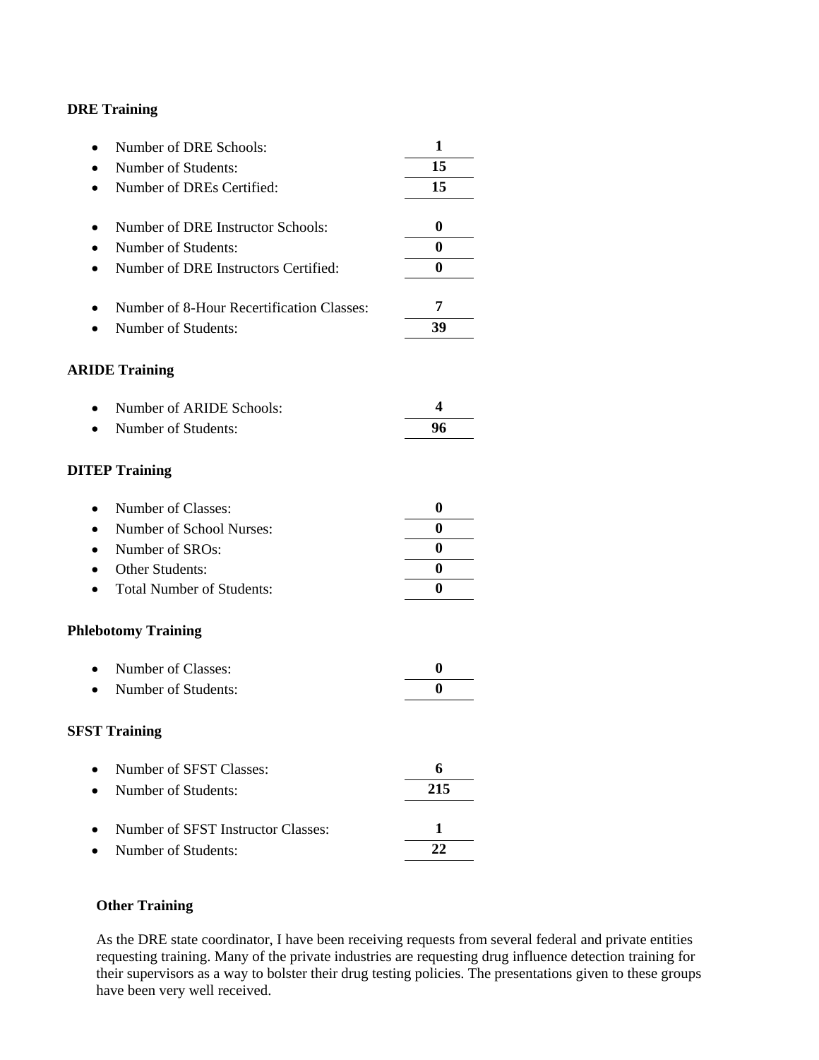**DRE Training**

- Number of DRE Schools: **1**
- Number of Students: **15**
- Number of DREs Certified: **15**

- Number of DRE Instructor Schools: **0**
- Number of Students: **0**
- Number of DRE Instructors Certified: **0**

- Number of 8-Hour Recertification Classes: **7**
- Number of Students: **39**

**ARIDE Training**

- Number of ARIDE Schools: **4**
- Number of Students: **96**

**DITEP Training**

- Number of Classes: **0**
- Number of School Nurses: **0**
- Number of SROs: **0**
- Other Students: **0**
- Total Number of Students: **0**

**Phlebotomy Training**

- Number of Classes: **0**
- Number of Students: **0**

**SFST Training**

- Number of SFST Classes: **6**
- Number of Students: **215**

- Number of SFST Instructor Classes: **1**
- Number of Students: **22**

**Other Training**

As the DRE state coordinator, I have been receiving requests from several federal and private entities requesting training. Many of the private industries are requesting drug influence detection training for their supervisors as a way to bolster their drug testing policies. The presentations given to these groups have been very well received.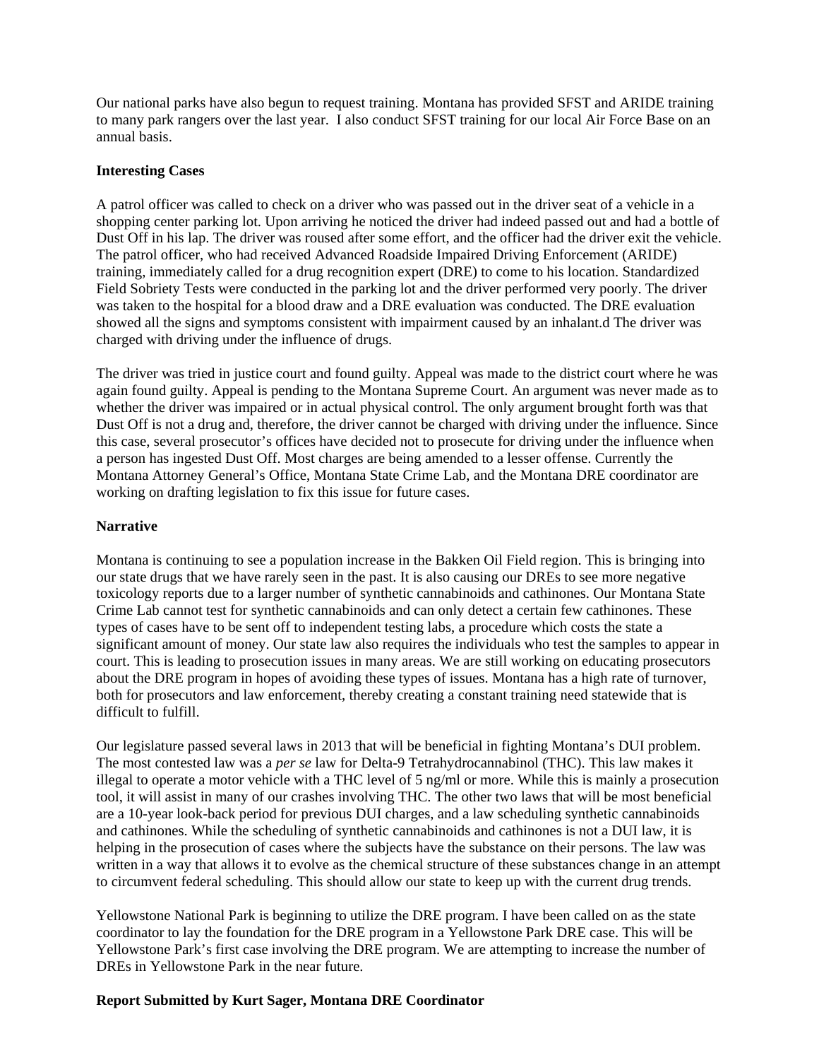Our national parks have also begun to request training. Montana has provided SFST and ARIDE training to many park rangers over the last year. I also conduct SFST training for our local Air Force Base on an annual basis.

**Interesting Cases**

A patrol officer was called to check on a driver who was passed out in the driver seat of a vehicle in a shopping center parking lot. Upon arriving he noticed the driver had indeed passed out and had a bottle of Dust Off in his lap. The driver was roused after some effort, and the officer had the driver exit the vehicle. The patrol officer, who had received Advanced Roadside Impaired Driving Enforcement (ARIDE) training, immediately called for a drug recognition expert (DRE) to come to his location. Standardized Field Sobriety Tests were conducted in the parking lot and the driver performed very poorly. The driver was taken to the hospital for a blood draw and a DRE evaluation was conducted. The DRE evaluation showed all the signs and symptoms consistent with impairment caused by an inhalant.d The driver was charged with driving under the influence of drugs.

The driver was tried in justice court and found guilty. Appeal was made to the district court where he was again found guilty. Appeal is pending to the Montana Supreme Court. An argument was never made as to whether the driver was impaired or in actual physical control. The only argument brought forth was that Dust Off is not a drug and, therefore, the driver cannot be charged with driving under the influence. Since this case, several prosecutor's offices have decided not to prosecute for driving under the influence when a person has ingested Dust Off. Most charges are being amended to a lesser offense. Currently the Montana Attorney General's Office, Montana State Crime Lab, and the Montana DRE coordinator are working on drafting legislation to fix this issue for future cases.

**Narrative**

Montana is continuing to see a population increase in the Bakken Oil Field region. This is bringing into our state drugs that we have rarely seen in the past. It is also causing our DREs to see more negative toxicology reports due to a larger number of synthetic cannabinoids and cathinones. Our Montana State Crime Lab cannot test for synthetic cannabinoids and can only detect a certain few cathinones. These types of cases have to be sent off to independent testing labs, a procedure which costs the state a significant amount of money. Our state law also requires the individuals who test the samples to appear in court. This is leading to prosecution issues in many areas. We are still working on educating prosecutors about the DRE program in hopes of avoiding these types of issues. Montana has a high rate of turnover, both for prosecutors and law enforcement, thereby creating a constant training need statewide that is difficult to fulfill.

Our legislature passed several laws in 2013 that will be beneficial in fighting Montana's DUI problem. The most contested law was a *per se* law for Delta-9 Tetrahydrocannabinol (THC). This law makes it illegal to operate a motor vehicle with a THC level of 5 ng/ml or more. While this is mainly a prosecution tool, it will assist in many of our crashes involving THC. The other two laws that will be most beneficial are a 10-year look-back period for previous DUI charges, and a law scheduling synthetic cannabinoids and cathinones. While the scheduling of synthetic cannabinoids and cathinones is not a DUI law, it is helping in the prosecution of cases where the subjects have the substance on their persons. The law was written in a way that allows it to evolve as the chemical structure of these substances change in an attempt to circumvent federal scheduling. This should allow our state to keep up with the current drug trends.

Yellowstone National Park is beginning to utilize the DRE program. I have been called on as the state coordinator to lay the foundation for the DRE program in a Yellowstone Park DRE case. This will be Yellowstone Park's first case involving the DRE program. We are attempting to increase the number of DREs in Yellowstone Park in the near future.

**Report Submitted by Kurt Sager, Montana DRE Coordinator**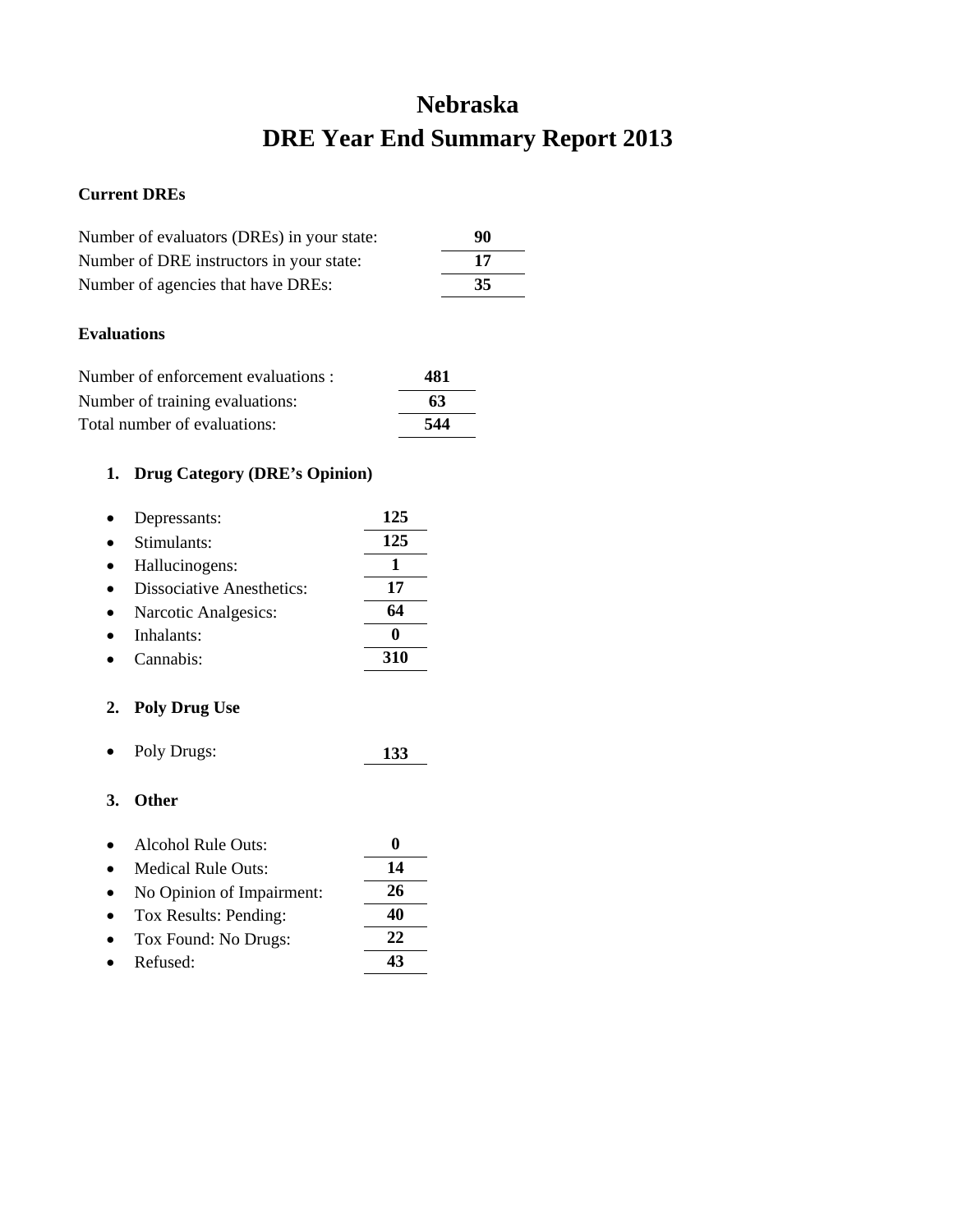# Nebraska
# DRE Year End Summary Report 2013

**Current DREs**

| | |
|---|---|
| Number of evaluators (DREs) in your state: | **90** |
| Number of DRE instructors in your state: | **17** |
| Number of agencies that have DREs: | **35** |

**Evaluations**

| | |
|---|---|
| Number of enforcement evaluations : | **481** |
| Number of training evaluations: | **63** |
| Total number of evaluations: | **544** |

1. **Drug Category (DRE's Opinion)**

- Depressants: **125**
- Stimulants: **125**
- Hallucinogens: **1**
- Dissociative Anesthetics: **17**
- Narcotic Analgesics: **64**
- Inhalants: **0**
- Cannabis: **310**

2. **Poly Drug Use**

- Poly Drugs: **133**

3. **Other**

- Alcohol Rule Outs: **0**
- Medical Rule Outs: **14**
- No Opinion of Impairment: **26**
- Tox Results: Pending: **40**
- Tox Found: No Drugs: **22**
- Refused: **43**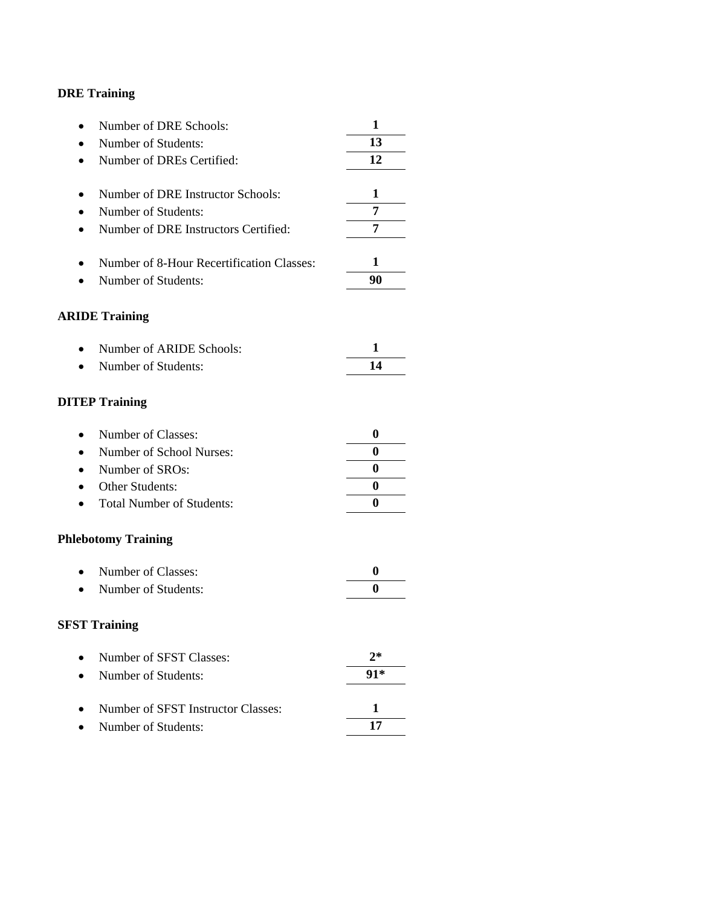**DRE Training**

- Number of DRE Schools: **1**
- Number of Students: **13**
- Number of DREs Certified: **12**

- Number of DRE Instructor Schools: **1**
- Number of Students: **7**
- Number of DRE Instructors Certified: **7**

- Number of 8-Hour Recertification Classes: **1**
- Number of Students: **90**

**ARIDE Training**

- Number of ARIDE Schools: **1**
- Number of Students: **14**

**DITEP Training**

- Number of Classes: **0**
- Number of School Nurses: **0**
- Number of SROs: **0**
- Other Students: **0**
- Total Number of Students: **0**

**Phlebotomy Training**

- Number of Classes: **0**
- Number of Students: **0**

**SFST Training**

- Number of SFST Classes: **2***
- Number of Students: **91***

- Number of SFST Instructor Classes: **1**
- Number of Students: **17**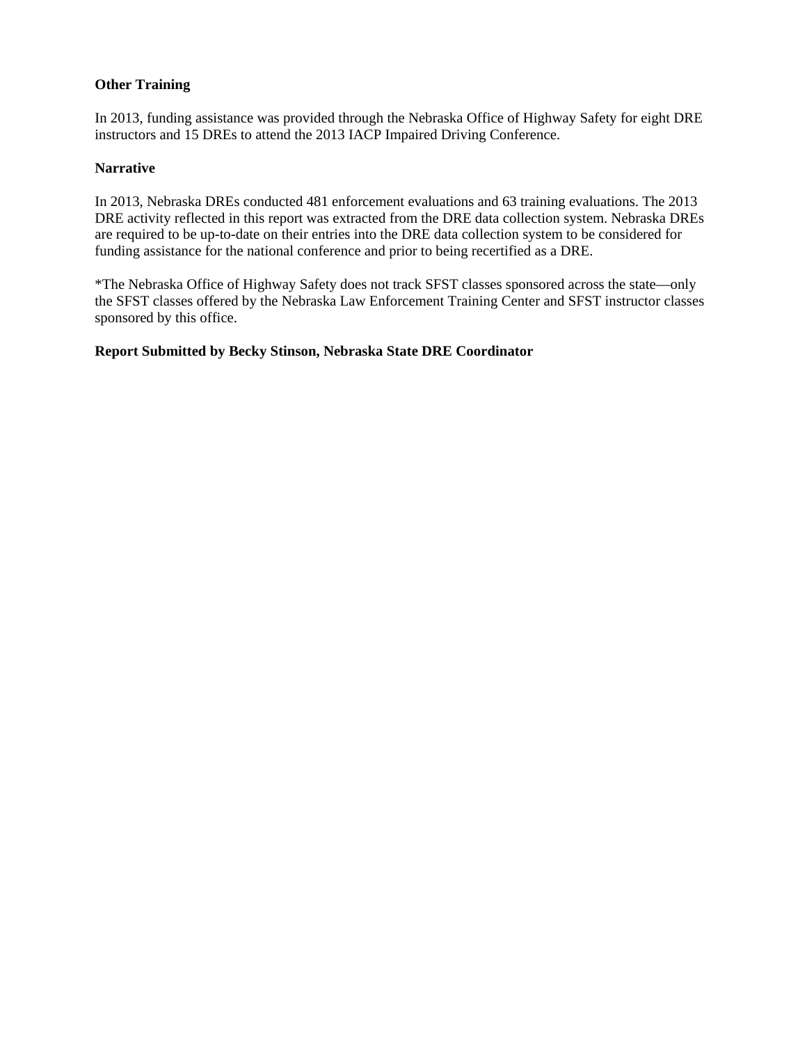**Other Training**

In 2013, funding assistance was provided through the Nebraska Office of Highway Safety for eight DRE instructors and 15 DREs to attend the 2013 IACP Impaired Driving Conference.

**Narrative**

In 2013, Nebraska DREs conducted 481 enforcement evaluations and 63 training evaluations. The 2013 DRE activity reflected in this report was extracted from the DRE data collection system. Nebraska DREs are required to be up-to-date on their entries into the DRE data collection system to be considered for funding assistance for the national conference and prior to being recertified as a DRE.

*The Nebraska Office of Highway Safety does not track SFST classes sponsored across the state—only the SFST classes offered by the Nebraska Law Enforcement Training Center and SFST instructor classes sponsored by this office.

**Report Submitted by Becky Stinson, Nebraska State DRE Coordinator**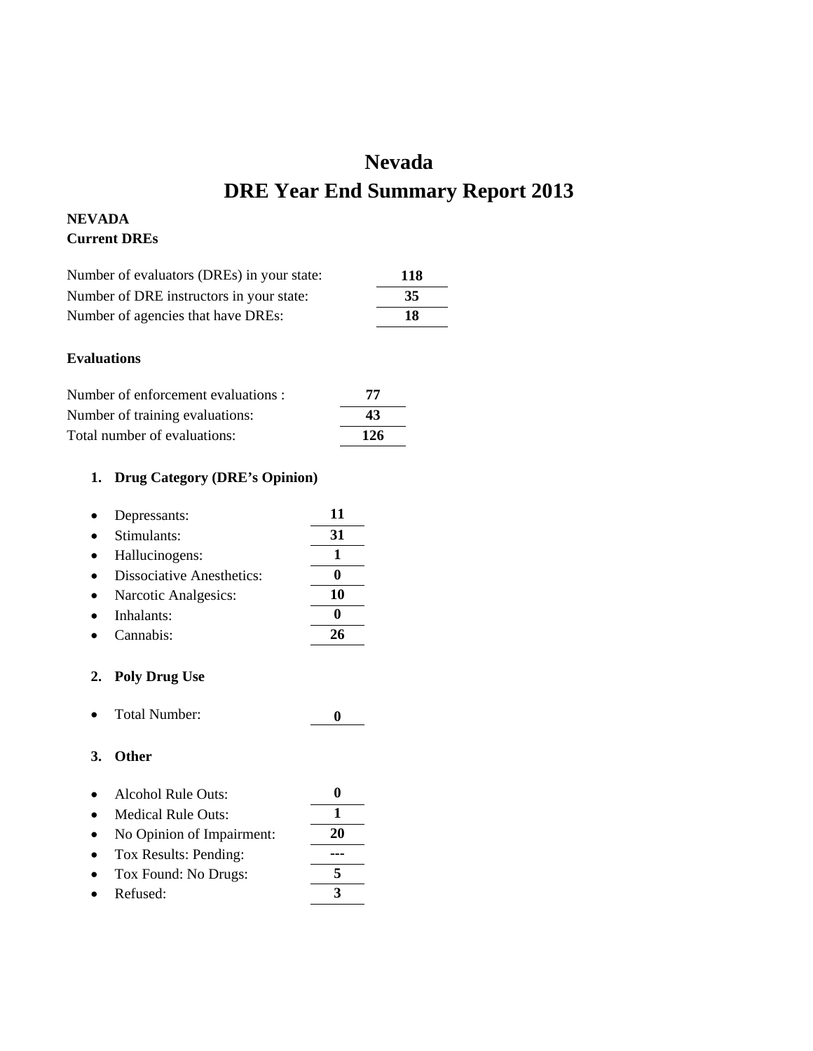# Nevada

# DRE Year End Summary Report 2013

**NEVADA**
**Current DREs**

| | |
|---|---|
| Number of evaluators (DREs) in your state: | **118** |
| Number of DRE instructors in your state: | **35** |
| Number of agencies that have DREs: | **18** |

**Evaluations**

| | |
|---|---|
| Number of enforcement evaluations : | **77** |
| Number of training evaluations: | **43** |
| Total number of evaluations: | **126** |

1. **Drug Category (DRE's Opinion)**

| | |
|---|---|
| • Depressants: | **11** |
| • Stimulants: | **31** |
| • Hallucinogens: | **1** |
| • Dissociative Anesthetics: | **0** |
| • Narcotic Analgesics: | **10** |
| • Inhalants: | **0** |
| • Cannabis: | **26** |

2. **Poly Drug Use**

| | |
|---|---|
| • Total Number: | **0** |

3. **Other**

| | |
|---|---|
| • Alcohol Rule Outs: | **0** |
| • Medical Rule Outs: | **1** |
| • No Opinion of Impairment: | **20** |
| • Tox Results: Pending: | **---** |
| • Tox Found: No Drugs: | **5** |
| • Refused: | **3** |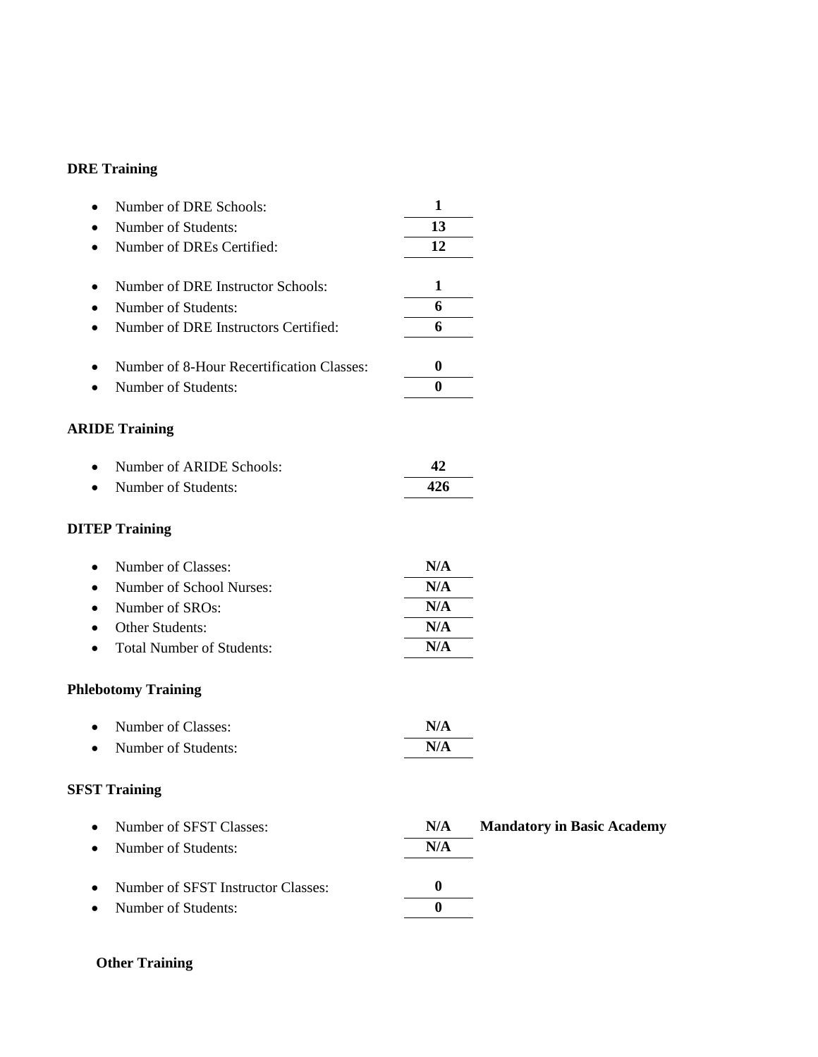**DRE Training**

- Number of DRE Schools: **1**
- Number of Students: **13**
- Number of DREs Certified: **12**

- Number of DRE Instructor Schools: **1**
- Number of Students: **6**
- Number of DRE Instructors Certified: **6**

- Number of 8-Hour Recertification Classes: **0**
- Number of Students: **0**

**ARIDE Training**

- Number of ARIDE Schools: **42**
- Number of Students: **426**

**DITEP Training**

- Number of Classes: **N/A**
- Number of School Nurses: **N/A**
- Number of SROs: **N/A**
- Other Students: **N/A**
- Total Number of Students: **N/A**

**Phlebotomy Training**

- Number of Classes: **N/A**
- Number of Students: **N/A**

**SFST Training**

- Number of SFST Classes: **N/A** **Mandatory in Basic Academy**
- Number of Students: **N/A**

- Number of SFST Instructor Classes: **0**
- Number of Students: **0**

**Other Training**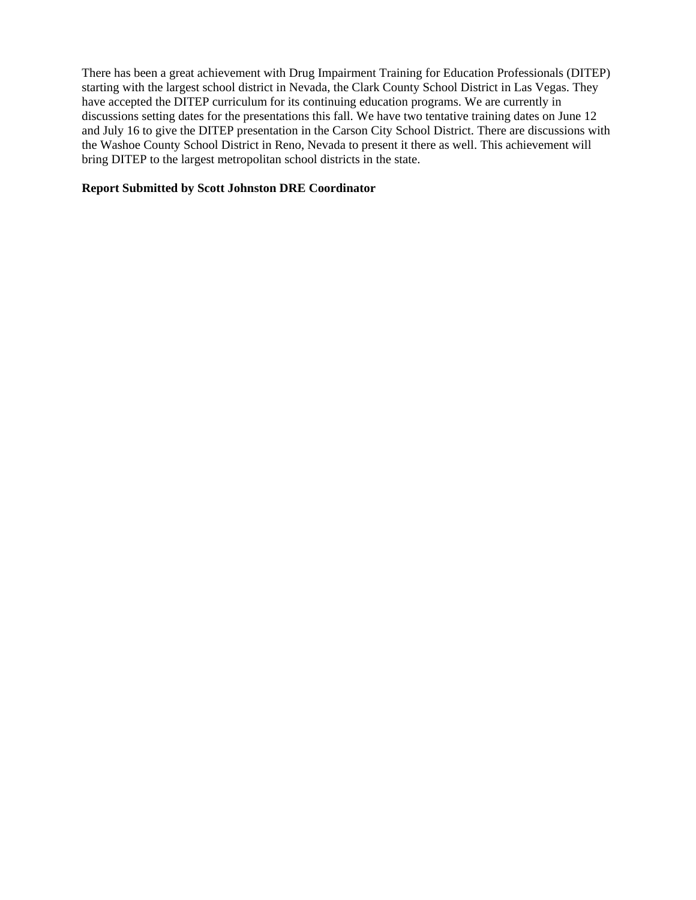There has been a great achievement with Drug Impairment Training for Education Professionals (DITEP) starting with the largest school district in Nevada, the Clark County School District in Las Vegas. They have accepted the DITEP curriculum for its continuing education programs. We are currently in discussions setting dates for the presentations this fall. We have two tentative training dates on June 12 and July 16 to give the DITEP presentation in the Carson City School District. There are discussions with the Washoe County School District in Reno, Nevada to present it there as well. This achievement will bring DITEP to the largest metropolitan school districts in the state.

**Report Submitted by Scott Johnston DRE Coordinator**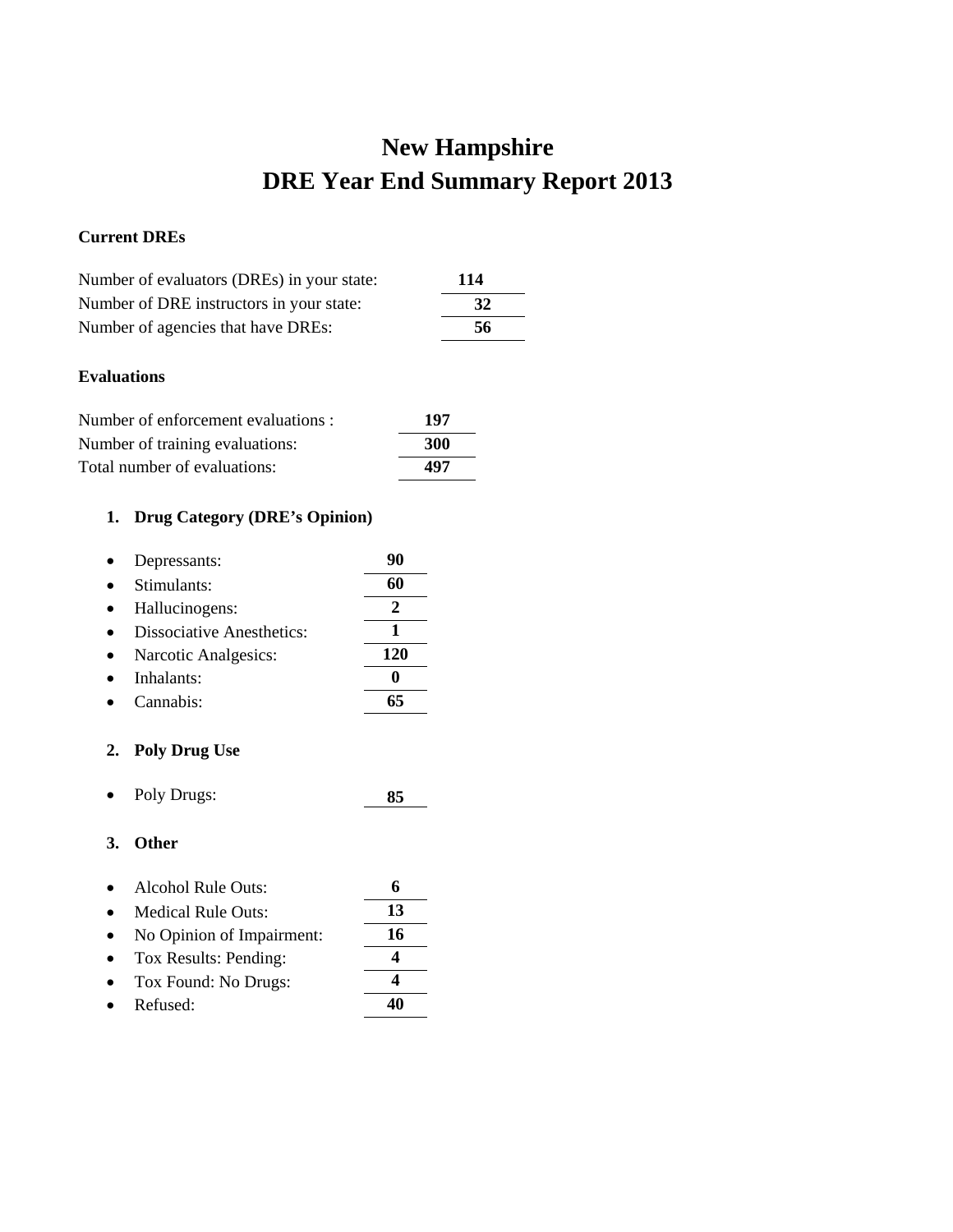# New Hampshire
# DRE Year End Summary Report 2013

**Current DREs**

Number of evaluators (DREs) in your state: **114**
Number of DRE instructors in your state: **32**
Number of agencies that have DREs: **56**

**Evaluations**

Number of enforcement evaluations : **197**
Number of training evaluations: **300**
Total number of evaluations: **497**

1. **Drug Category (DRE's Opinion)**

- Depressants: **90**
- Stimulants: **60**
- Hallucinogens: **2**
- Dissociative Anesthetics: **1**
- Narcotic Analgesics: **120**
- Inhalants: **0**
- Cannabis: **65**

2. **Poly Drug Use**

- Poly Drugs: **85**

3. **Other**

- Alcohol Rule Outs: **6**
- Medical Rule Outs: **13**
- No Opinion of Impairment: **16**
- Tox Results: Pending: **4**
- Tox Found: No Drugs: **4**
- Refused: **40**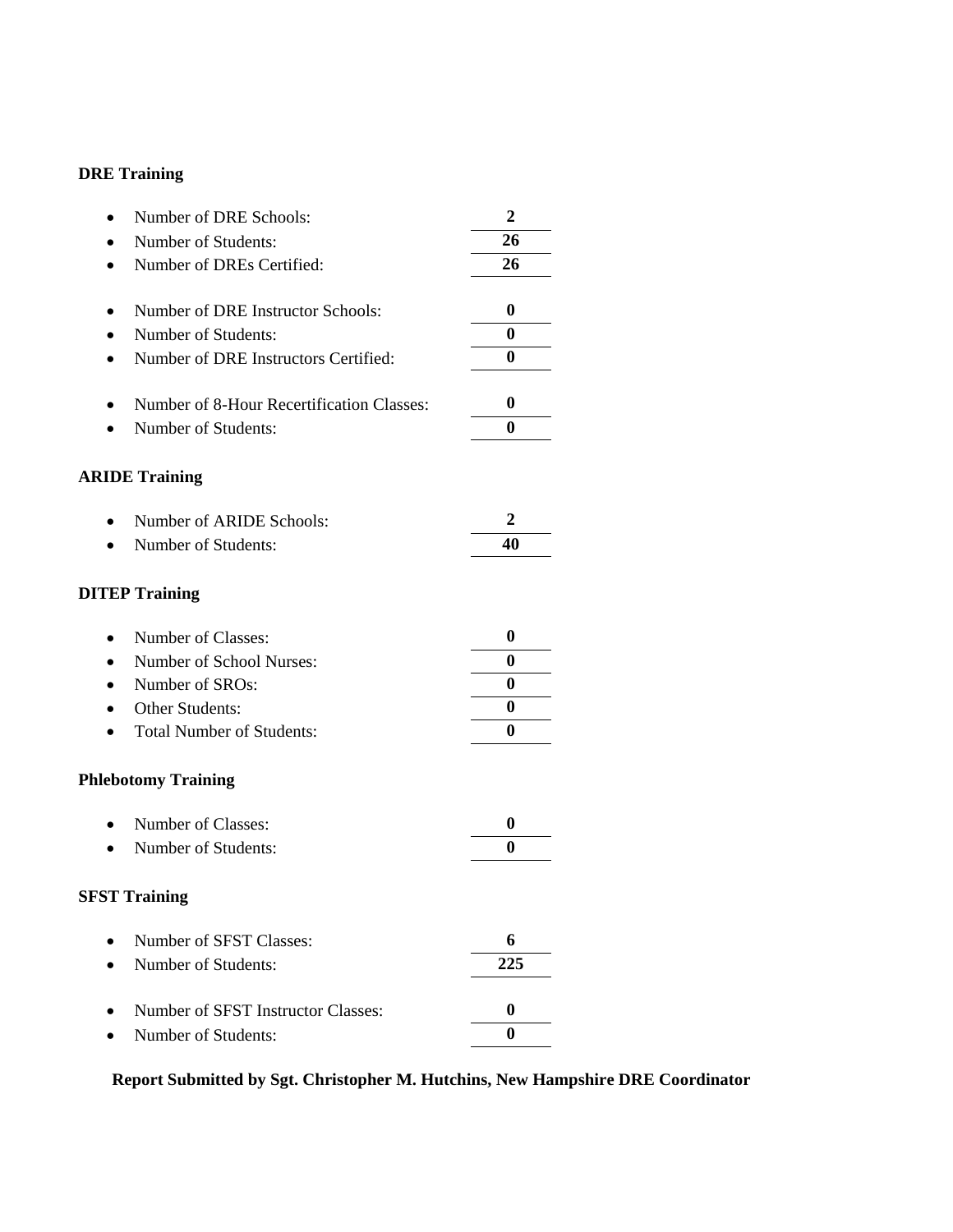**DRE Training**

- Number of DRE Schools: **2**
- Number of Students: **26**
- Number of DREs Certified: **26**

- Number of DRE Instructor Schools: **0**
- Number of Students: **0**
- Number of DRE Instructors Certified: **0**

- Number of 8-Hour Recertification Classes: **0**
- Number of Students: **0**

**ARIDE Training**

- Number of ARIDE Schools: **2**
- Number of Students: **40**

**DITEP Training**

- Number of Classes: **0**
- Number of School Nurses: **0**
- Number of SROs: **0**
- Other Students: **0**
- Total Number of Students: **0**

**Phlebotomy Training**

- Number of Classes: **0**
- Number of Students: **0**

**SFST Training**

- Number of SFST Classes: **6**
- Number of Students: **225**

- Number of SFST Instructor Classes: **0**
- Number of Students: **0**

**Report Submitted by Sgt. Christopher M. Hutchins, New Hampshire DRE Coordinator**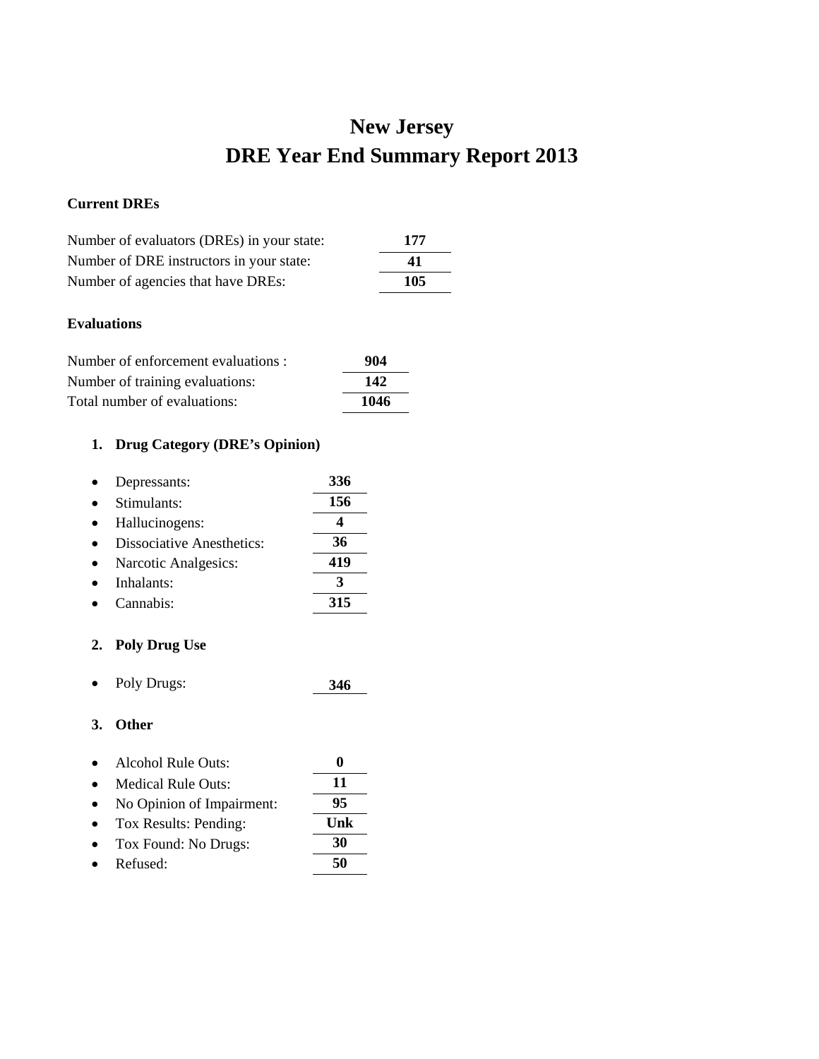# New Jersey
# DRE Year End Summary Report 2013

**Current DREs**

Number of evaluators (DREs) in your state: **177**
Number of DRE instructors in your state: **41**
Number of agencies that have DREs: **105**

**Evaluations**

Number of enforcement evaluations : **904**
Number of training evaluations: **142**
Total number of evaluations: **1046**

1. **Drug Category (DRE's Opinion)**

- Depressants: **336**
- Stimulants: **156**
- Hallucinogens: **4**
- Dissociative Anesthetics: **36**
- Narcotic Analgesics: **419**
- Inhalants: **3**
- Cannabis: **315**

2. **Poly Drug Use**

- Poly Drugs: **346**

3. **Other**

- Alcohol Rule Outs: **0**
- Medical Rule Outs: **11**
- No Opinion of Impairment: **95**
- Tox Results: Pending: **Unk**
- Tox Found: No Drugs: **30**
- Refused: **50**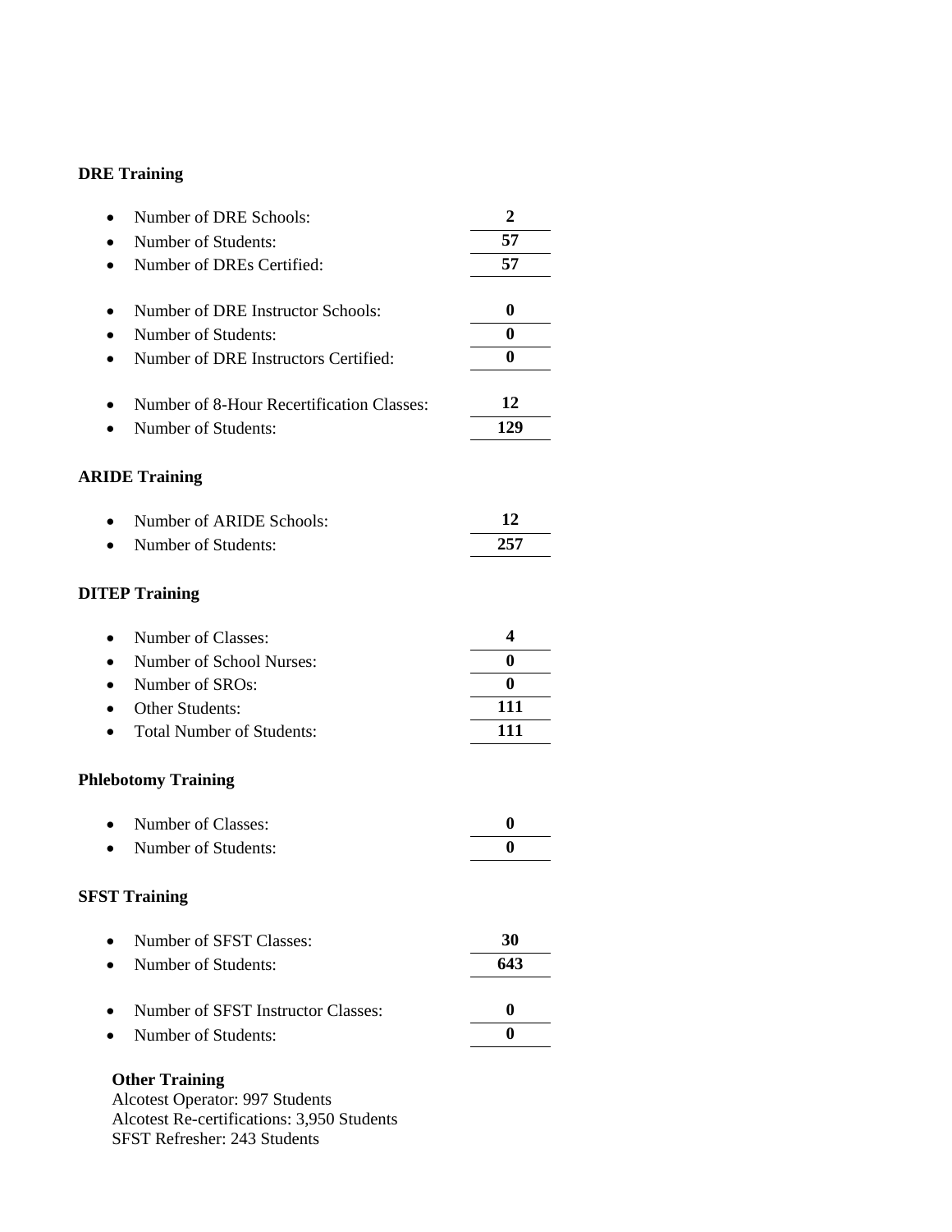**DRE Training**

- Number of DRE Schools: **2**
- Number of Students: **57**
- Number of DREs Certified: **57**

- Number of DRE Instructor Schools: **0**
- Number of Students: **0**
- Number of DRE Instructors Certified: **0**

- Number of 8-Hour Recertification Classes: **12**
- Number of Students: **129**

**ARIDE Training**

- Number of ARIDE Schools: **12**
- Number of Students: **257**

**DITEP Training**

- Number of Classes: **4**
- Number of School Nurses: **0**
- Number of SROs: **0**
- Other Students: **111**
- Total Number of Students: **111**

**Phlebotomy Training**

- Number of Classes: **0**
- Number of Students: **0**

**SFST Training**

- Number of SFST Classes: **30**
- Number of Students: **643**

- Number of SFST Instructor Classes: **0**
- Number of Students: **0**

**Other Training**

Alcotest Operator: 997 Students
Alcotest Re-certifications: 3,950 Students
SFST Refresher: 243 Students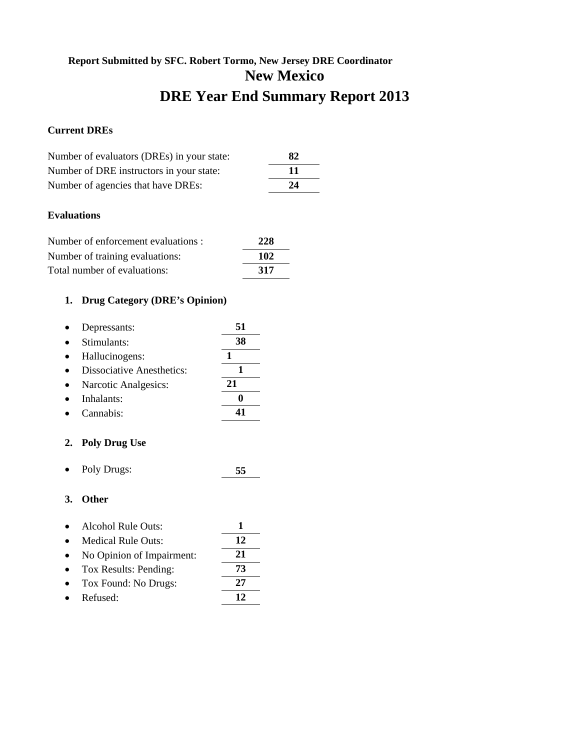**Report Submitted by SFC. Robert Tormo, New Jersey DRE Coordinator**

# New Mexico

# DRE Year End Summary Report 2013

### Current DREs

| | |
|---|---|
| Number of evaluators (DREs) in your state: | **82** |
| Number of DRE instructors in your state: | **11** |
| Number of agencies that have DREs: | **24** |

### Evaluations

| | |
|---|---|
| Number of enforcement evaluations : | **228** |
| Number of training evaluations: | **102** |
| Total number of evaluations: | **317** |

1. **Drug Category (DRE's Opinion)**

- Depressants: **51**
- Stimulants: **38**
- Hallucinogens: **1**
- Dissociative Anesthetics: **1**
- Narcotic Analgesics: **21**
- Inhalants: **0**
- Cannabis: **41**

2. **Poly Drug Use**

- Poly Drugs: **55**

3. **Other**

- Alcohol Rule Outs: **1**
- Medical Rule Outs: **12**
- No Opinion of Impairment: **21**
- Tox Results: Pending: **73**
- Tox Found: No Drugs: **27**
- Refused: **12**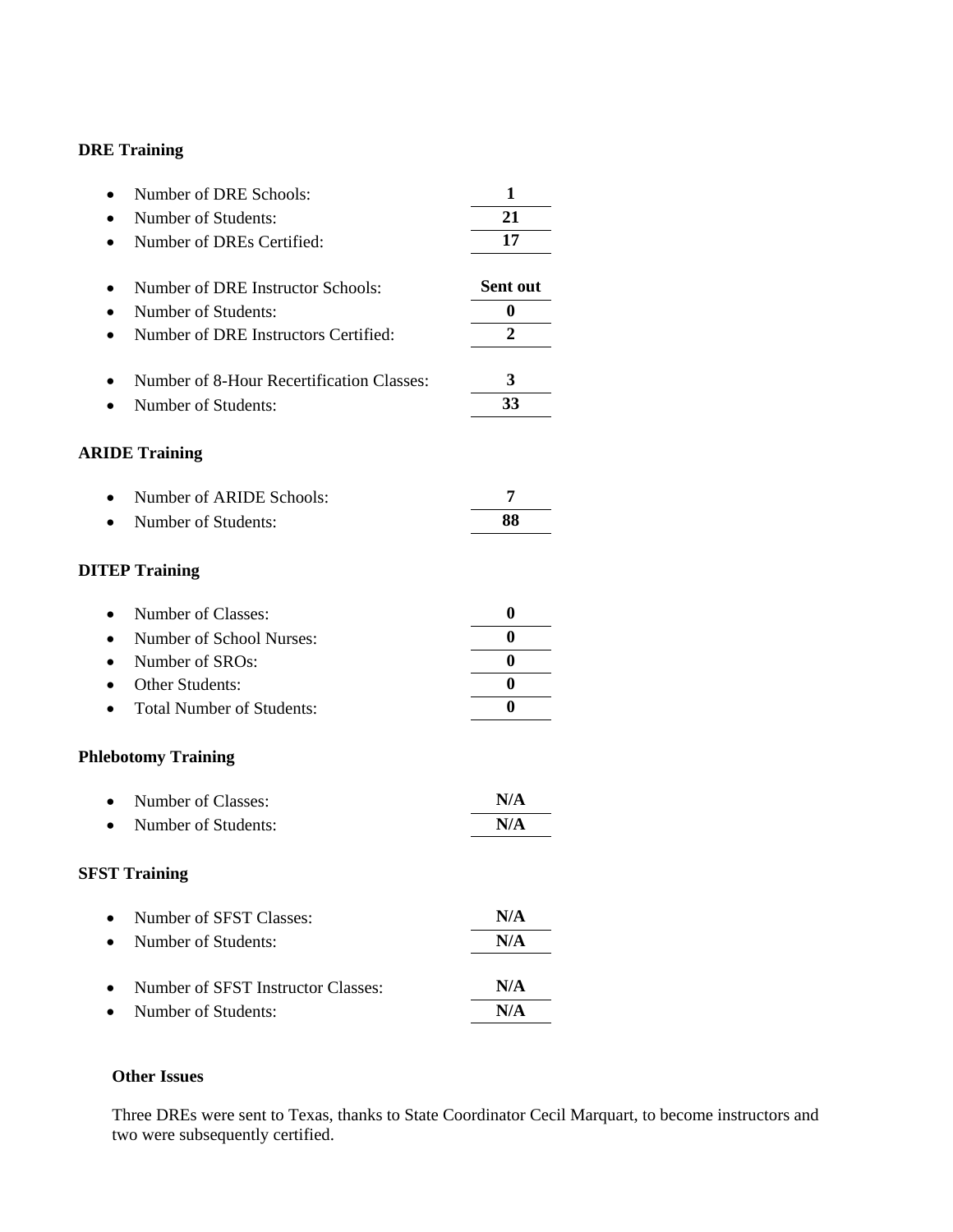**DRE Training**

- Number of DRE Schools: **1**
- Number of Students: **21**
- Number of DREs Certified: **17**

- Number of DRE Instructor Schools: **Sent out**
- Number of Students: **0**
- Number of DRE Instructors Certified: **2**

- Number of 8-Hour Recertification Classes: **3**
- Number of Students: **33**

**ARIDE Training**

- Number of ARIDE Schools: **7**
- Number of Students: **88**

**DITEP Training**

- Number of Classes: **0**
- Number of School Nurses: **0**
- Number of SROs: **0**
- Other Students: **0**
- Total Number of Students: **0**

**Phlebotomy Training**

- Number of Classes: **N/A**
- Number of Students: **N/A**

**SFST Training**

- Number of SFST Classes: **N/A**
- Number of Students: **N/A**

- Number of SFST Instructor Classes: **N/A**
- Number of Students: **N/A**

**Other Issues**

Three DREs were sent to Texas, thanks to State Coordinator Cecil Marquart, to become instructors and two were subsequently certified.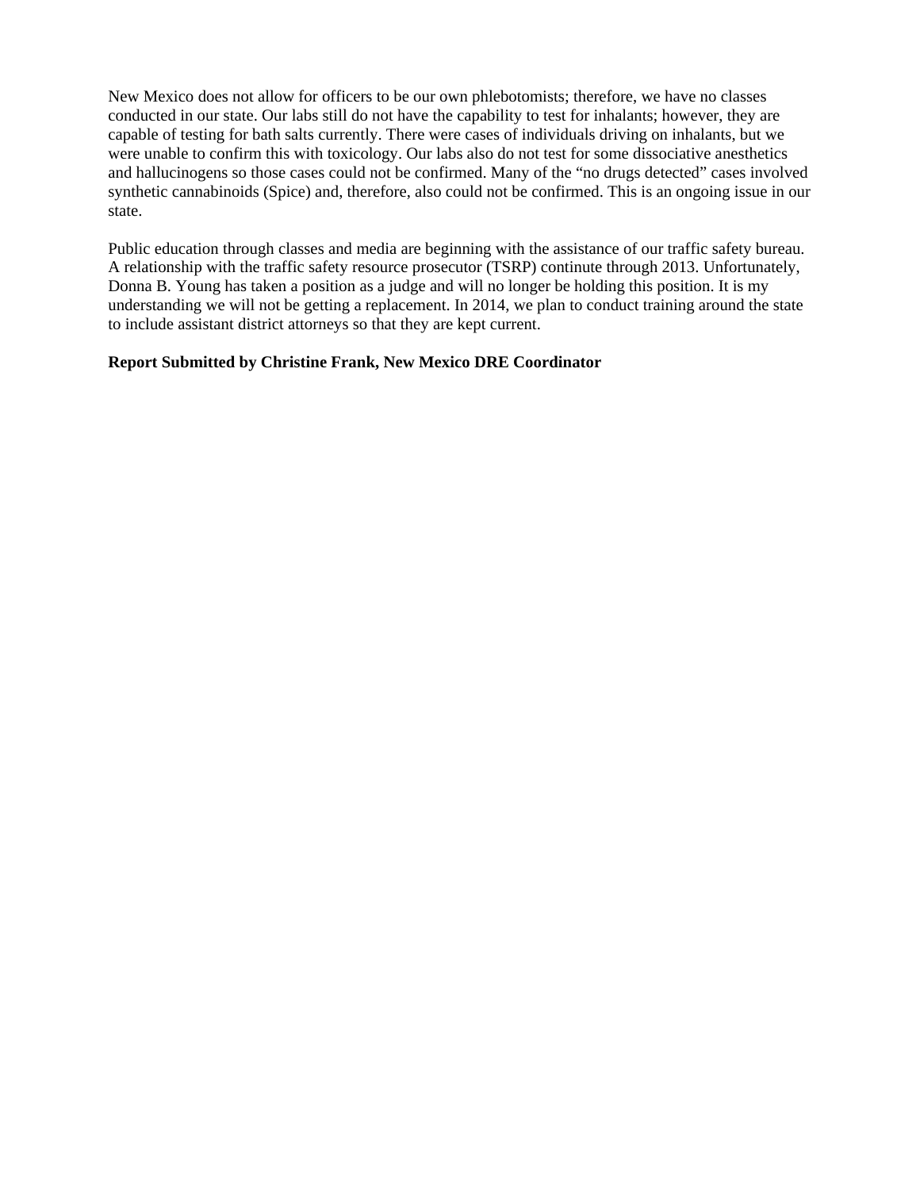New Mexico does not allow for officers to be our own phlebotomists; therefore, we have no classes conducted in our state. Our labs still do not have the capability to test for inhalants; however, they are capable of testing for bath salts currently. There were cases of individuals driving on inhalants, but we were unable to confirm this with toxicology. Our labs also do not test for some dissociative anesthetics and hallucinogens so those cases could not be confirmed. Many of the "no drugs detected" cases involved synthetic cannabinoids (Spice) and, therefore, also could not be confirmed. This is an ongoing issue in our state.

Public education through classes and media are beginning with the assistance of our traffic safety bureau. A relationship with the traffic safety resource prosecutor (TSRP) continute through 2013. Unfortunately, Donna B. Young has taken a position as a judge and will no longer be holding this position. It is my understanding we will not be getting a replacement. In 2014, we plan to conduct training around the state to include assistant district attorneys so that they are kept current.

**Report Submitted by Christine Frank, New Mexico DRE Coordinator**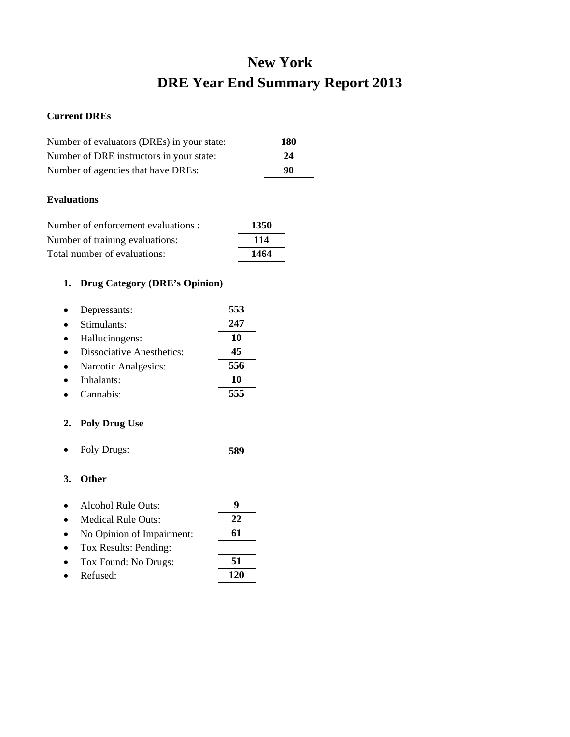# New York
# DRE Year End Summary Report 2013

**Current DREs**

| | |
|---|---|
| Number of evaluators (DREs) in your state: | **180** |
| Number of DRE instructors in your state: | **24** |
| Number of agencies that have DREs: | **90** |

**Evaluations**

| | |
|---|---|
| Number of enforcement evaluations : | **1350** |
| Number of training evaluations: | **114** |
| Total number of evaluations: | **1464** |

1. **Drug Category (DRE's Opinion)**

| | |
|---|---|
| • Depressants: | **553** |
| • Stimulants: | **247** |
| • Hallucinogens: | **10** |
| • Dissociative Anesthetics: | **45** |
| • Narcotic Analgesics: | **556** |
| • Inhalants: | **10** |
| • Cannabis: | **555** |

2. **Poly Drug Use**

| | |
|---|---|
| • Poly Drugs: | **589** |

3. **Other**

| | |
|---|---|
| • Alcohol Rule Outs: | **9** |
| • Medical Rule Outs: | **22** |
| • No Opinion of Impairment: | **61** |
| • Tox Results: Pending: | |
| • Tox Found: No Drugs: | **51** |
| • Refused: | **120** |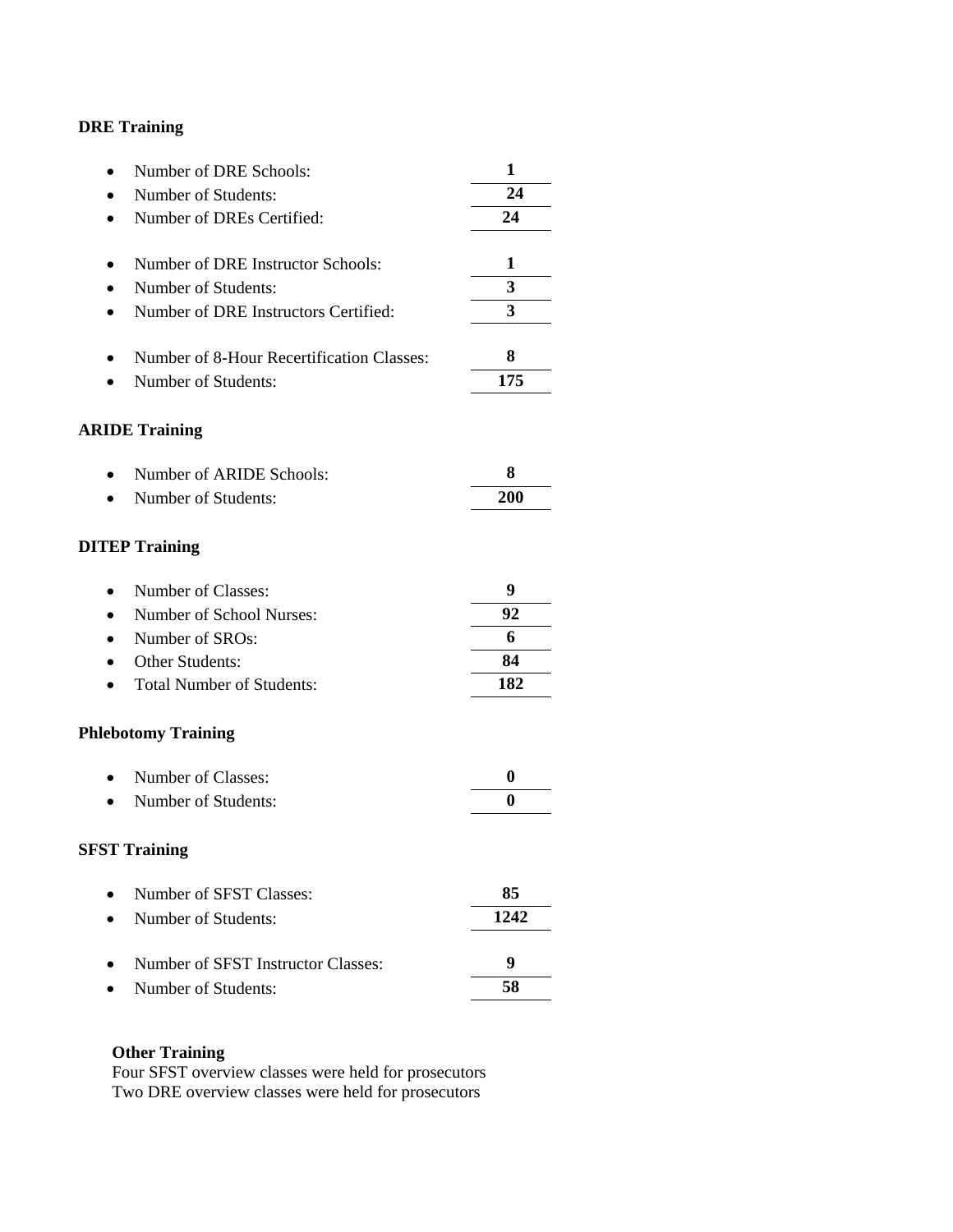**DRE Training**

- Number of DRE Schools: **1**
- Number of Students: **24**
- Number of DREs Certified: **24**

- Number of DRE Instructor Schools: **1**
- Number of Students: **3**
- Number of DRE Instructors Certified: **3**

- Number of 8-Hour Recertification Classes: **8**
- Number of Students: **175**

**ARIDE Training**

- Number of ARIDE Schools: **8**
- Number of Students: **200**

**DITEP Training**

- Number of Classes: **9**
- Number of School Nurses: **92**
- Number of SROs: **6**
- Other Students: **84**
- Total Number of Students: **182**

**Phlebotomy Training**

- Number of Classes: **0**
- Number of Students: **0**

**SFST Training**

- Number of SFST Classes: **85**
- Number of Students: **1242**

- Number of SFST Instructor Classes: **9**
- Number of Students: **58**

**Other Training**

Four SFST overview classes were held for prosecutors
Two DRE overview classes were held for prosecutors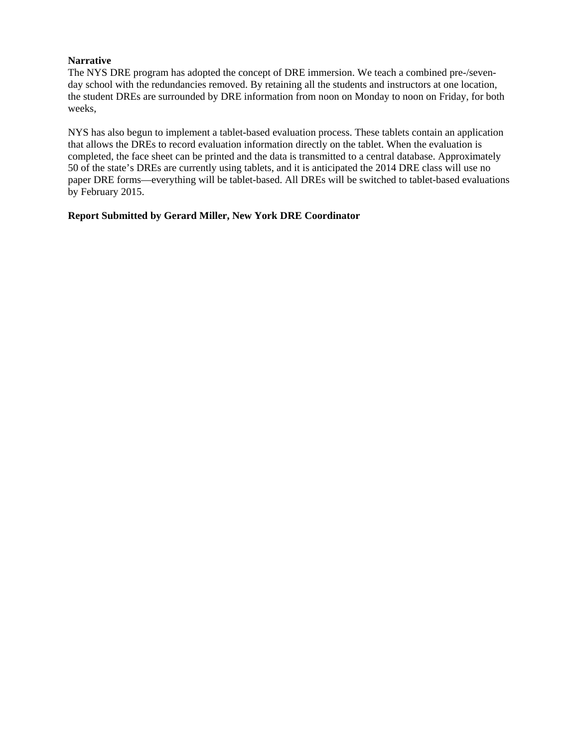**Narrative**

The NYS DRE program has adopted the concept of DRE immersion. We teach a combined pre-/seven-day school with the redundancies removed. By retaining all the students and instructors at one location, the student DREs are surrounded by DRE information from noon on Monday to noon on Friday, for both weeks,

NYS has also begun to implement a tablet-based evaluation process. These tablets contain an application that allows the DREs to record evaluation information directly on the tablet. When the evaluation is completed, the face sheet can be printed and the data is transmitted to a central database. Approximately 50 of the state's DREs are currently using tablets, and it is anticipated the 2014 DRE class will use no paper DRE forms—everything will be tablet-based. All DREs will be switched to tablet-based evaluations by February 2015.

**Report Submitted by Gerard Miller, New York DRE Coordinator**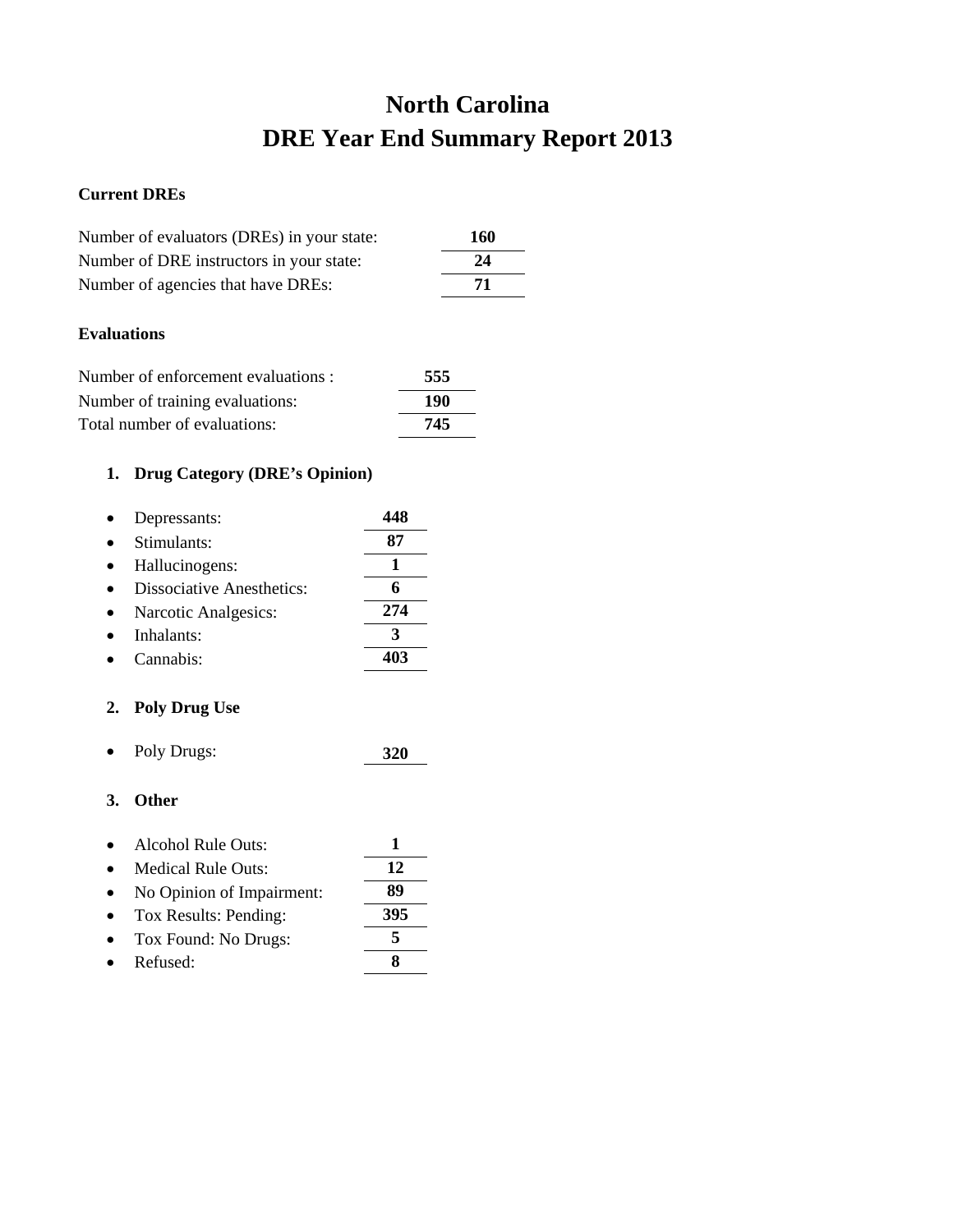# North Carolina
# DRE Year End Summary Report 2013

**Current DREs**

Number of evaluators (DREs) in your state: **160**
Number of DRE instructors in your state: **24**
Number of agencies that have DREs: **71**

**Evaluations**

Number of enforcement evaluations : **555**
Number of training evaluations: **190**
Total number of evaluations: **745**

1. **Drug Category (DRE's Opinion)**

- Depressants: **448**
- Stimulants: **87**
- Hallucinogens: **1**
- Dissociative Anesthetics: **6**
- Narcotic Analgesics: **274**
- Inhalants: **3**
- Cannabis: **403**

2. **Poly Drug Use**

- Poly Drugs: **320**

3. **Other**

- Alcohol Rule Outs: **1**
- Medical Rule Outs: **12**
- No Opinion of Impairment: **89**
- Tox Results: Pending: **395**
- Tox Found: No Drugs: **5**
- Refused: **8**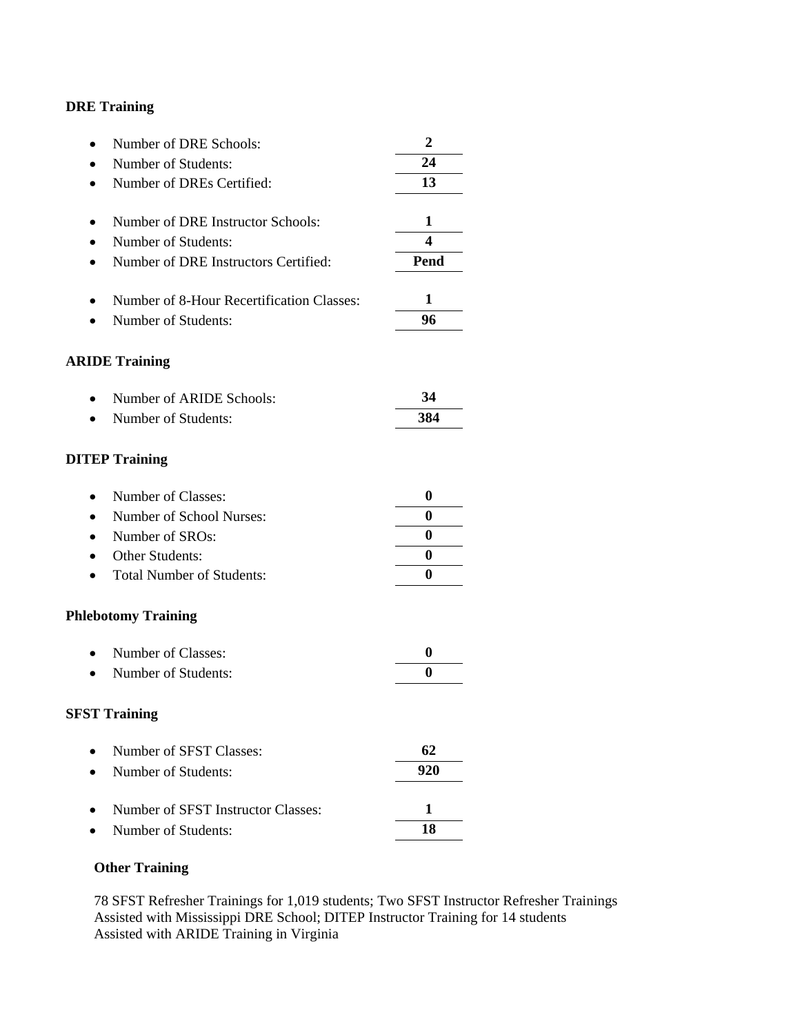**DRE Training**

- Number of DRE Schools: **2**
- Number of Students: **24**
- Number of DREs Certified: **13**

- Number of DRE Instructor Schools: **1**
- Number of Students: **4**
- Number of DRE Instructors Certified: **Pend**

- Number of 8-Hour Recertification Classes: **1**
- Number of Students: **96**

**ARIDE Training**

- Number of ARIDE Schools: **34**
- Number of Students: **384**

**DITEP Training**

- Number of Classes: **0**
- Number of School Nurses: **0**
- Number of SROs: **0**
- Other Students: **0**
- Total Number of Students: **0**

**Phlebotomy Training**

- Number of Classes: **0**
- Number of Students: **0**

**SFST Training**

- Number of SFST Classes: **62**
- Number of Students: **920**

- Number of SFST Instructor Classes: **1**
- Number of Students: **18**

**Other Training**

78 SFST Refresher Trainings for 1,019 students; Two SFST Instructor Refresher Trainings
Assisted with Mississippi DRE School; DITEP Instructor Training for 14 students
Assisted with ARIDE Training in Virginia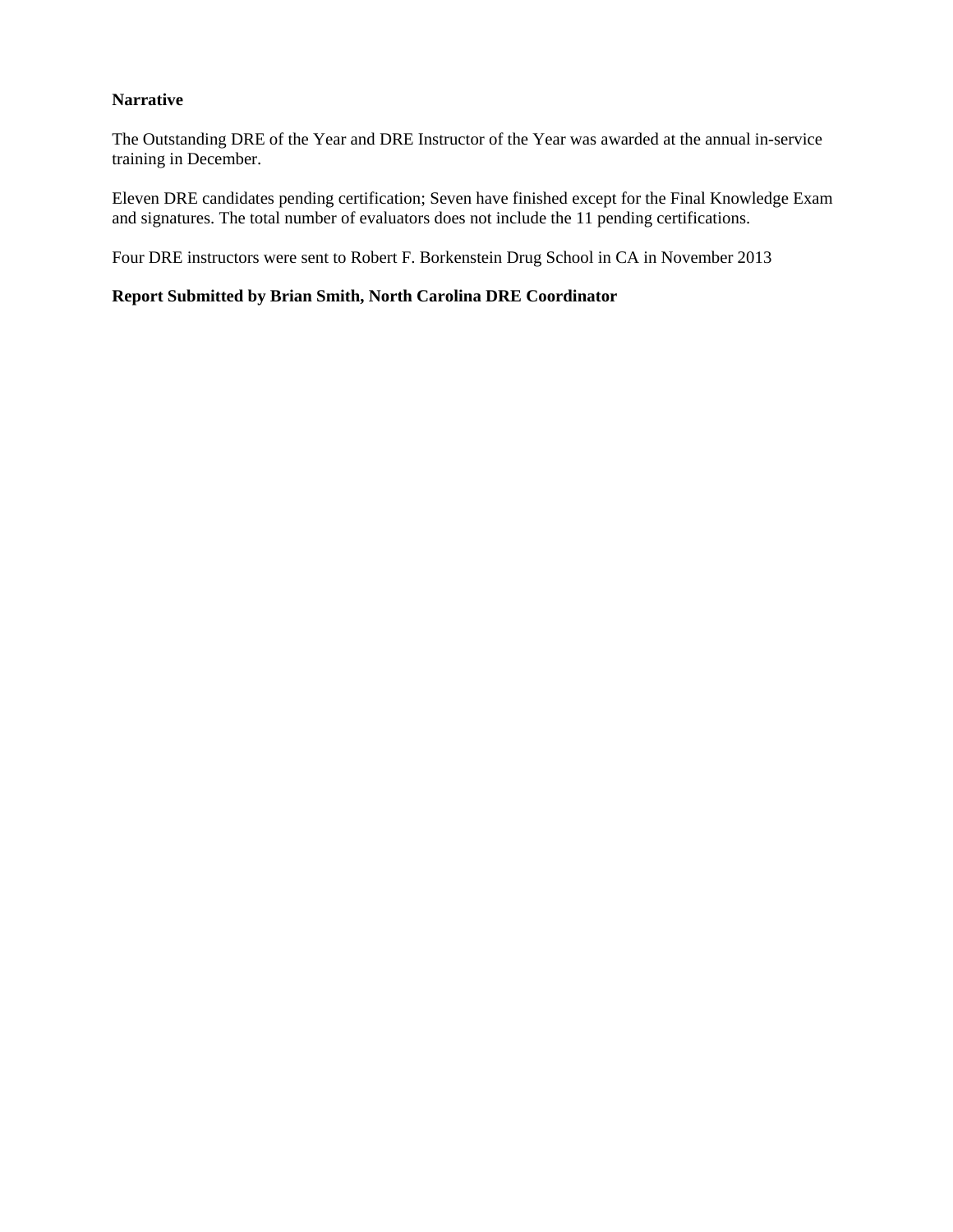**Narrative**

The Outstanding DRE of the Year and DRE Instructor of the Year was awarded at the annual in-service training in December.

Eleven DRE candidates pending certification; Seven have finished except for the Final Knowledge Exam and signatures. The total number of evaluators does not include the 11 pending certifications.

Four DRE instructors were sent to Robert F. Borkenstein Drug School in CA in November 2013

**Report Submitted by Brian Smith, North Carolina DRE Coordinator**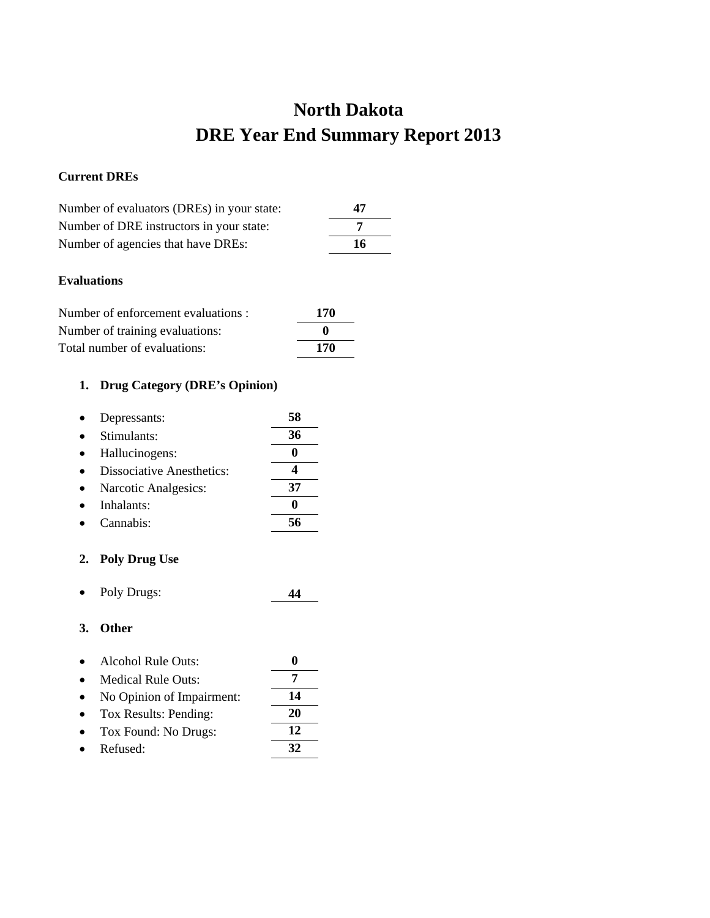# North Dakota
# DRE Year End Summary Report 2013

**Current DREs**

| | |
|---|---|
| Number of evaluators (DREs) in your state: | **47** |
| Number of DRE instructors in your state: | **7** |
| Number of agencies that have DREs: | **16** |

**Evaluations**

| | |
|---|---|
| Number of enforcement evaluations : | **170** |
| Number of training evaluations: | **0** |
| Total number of evaluations: | **170** |

1. **Drug Category (DRE's Opinion)**

| | |
|---|---|
| • Depressants: | **58** |
| • Stimulants: | **36** |
| • Hallucinogens: | **0** |
| • Dissociative Anesthetics: | **4** |
| • Narcotic Analgesics: | **37** |
| • Inhalants: | **0** |
| • Cannabis: | **56** |

2. **Poly Drug Use**

| | |
|---|---|
| • Poly Drugs: | **44** |

3. **Other**

| | |
|---|---|
| • Alcohol Rule Outs: | **0** |
| • Medical Rule Outs: | **7** |
| • No Opinion of Impairment: | **14** |
| • Tox Results: Pending: | **20** |
| • Tox Found: No Drugs: | **12** |
| • Refused: | **32** |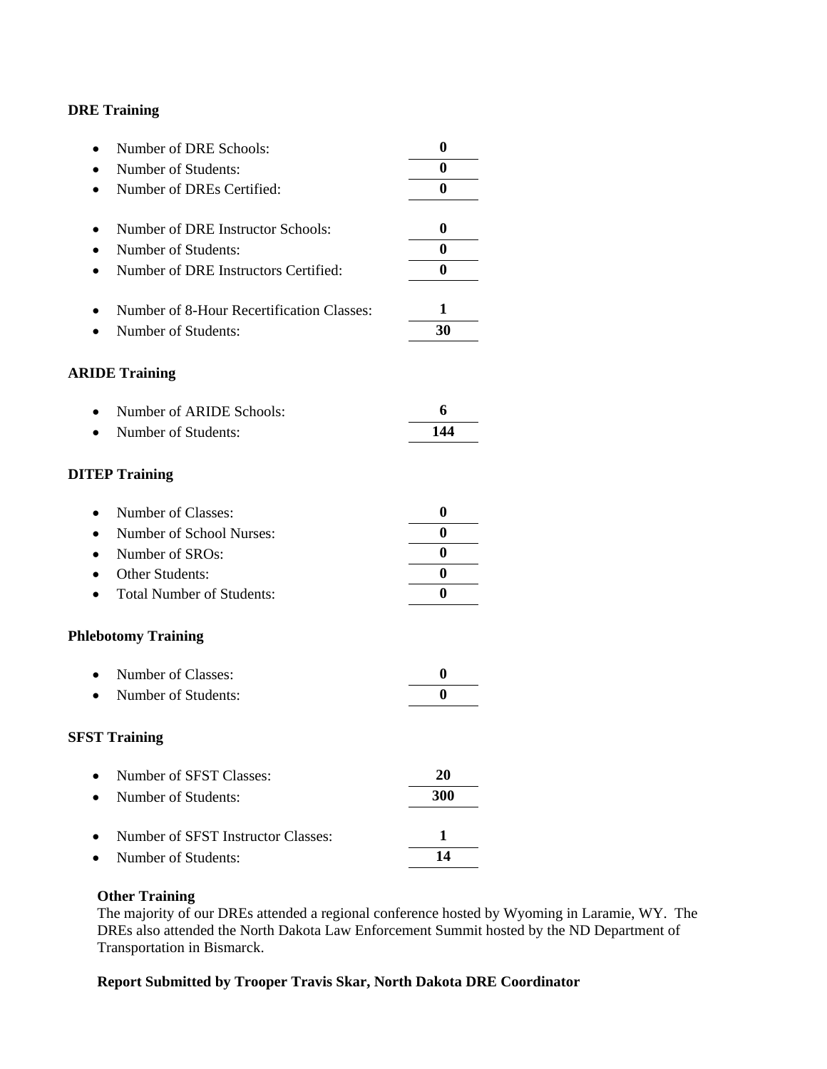**DRE Training**

- Number of DRE Schools: **0**
- Number of Students: **0**
- Number of DREs Certified: **0**

- Number of DRE Instructor Schools: **0**
- Number of Students: **0**
- Number of DRE Instructors Certified: **0**

- Number of 8-Hour Recertification Classes: **1**
- Number of Students: **30**

**ARIDE Training**

- Number of ARIDE Schools: **6**
- Number of Students: **144**

**DITEP Training**

- Number of Classes: **0**
- Number of School Nurses: **0**
- Number of SROs: **0**
- Other Students: **0**
- Total Number of Students: **0**

**Phlebotomy Training**

- Number of Classes: **0**
- Number of Students: **0**

**SFST Training**

- Number of SFST Classes: **20**
- Number of Students: **300**

- Number of SFST Instructor Classes: **1**
- Number of Students: **14**

**Other Training**

The majority of our DREs attended a regional conference hosted by Wyoming in Laramie, WY. The DREs also attended the North Dakota Law Enforcement Summit hosted by the ND Department of Transportation in Bismarck.

**Report Submitted by Trooper Travis Skar, North Dakota DRE Coordinator**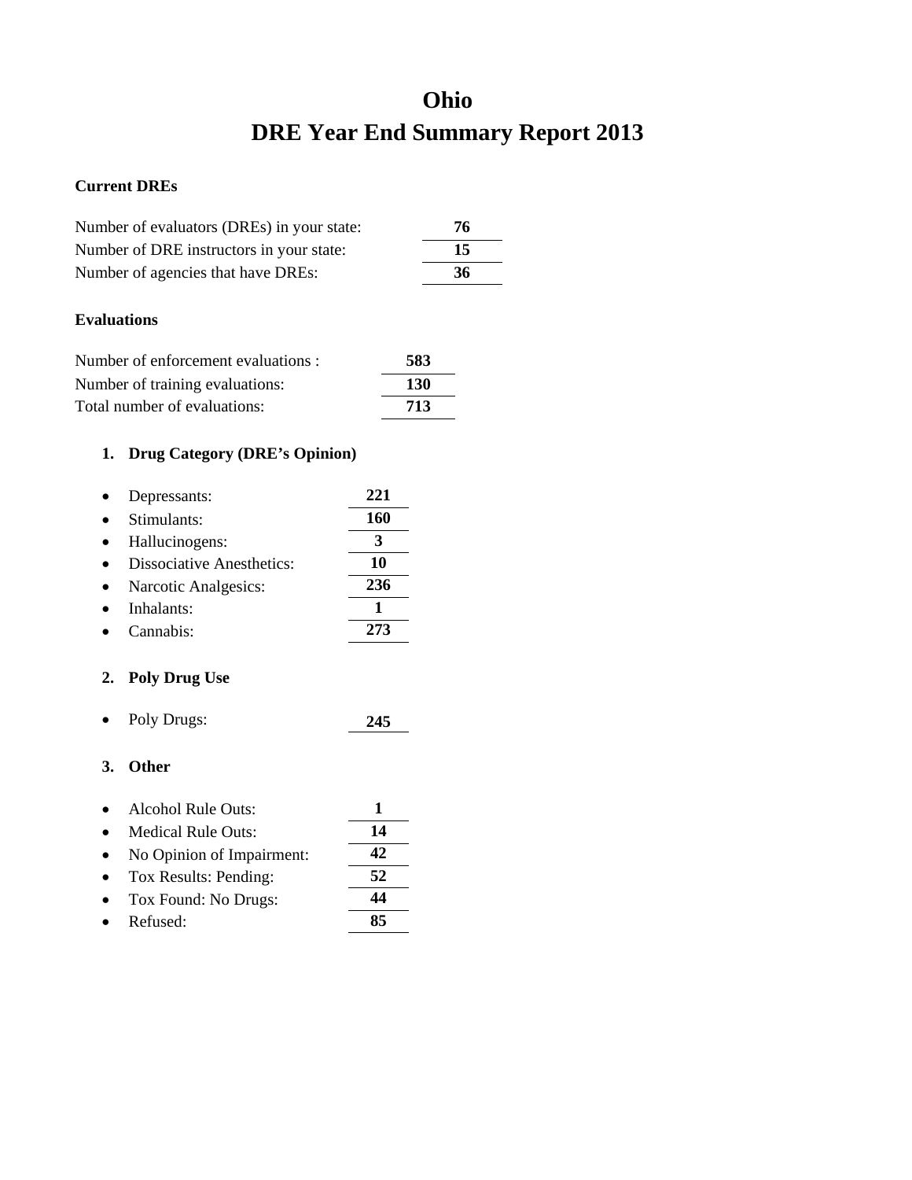# Ohio
# DRE Year End Summary Report 2013

**Current DREs**

Number of evaluators (DREs) in your state: **76**
Number of DRE instructors in your state: **15**
Number of agencies that have DREs: **36**

**Evaluations**

Number of enforcement evaluations : **583**
Number of training evaluations: **130**
Total number of evaluations: **713**

1. **Drug Category (DRE's Opinion)**

- Depressants: **221**
- Stimulants: **160**
- Hallucinogens: **3**
- Dissociative Anesthetics: **10**
- Narcotic Analgesics: **236**
- Inhalants: **1**
- Cannabis: **273**

2. **Poly Drug Use**

- Poly Drugs: **245**

3. **Other**

- Alcohol Rule Outs: **1**
- Medical Rule Outs: **14**
- No Opinion of Impairment: **42**
- Tox Results: Pending: **52**
- Tox Found: No Drugs: **44**
- Refused: **85**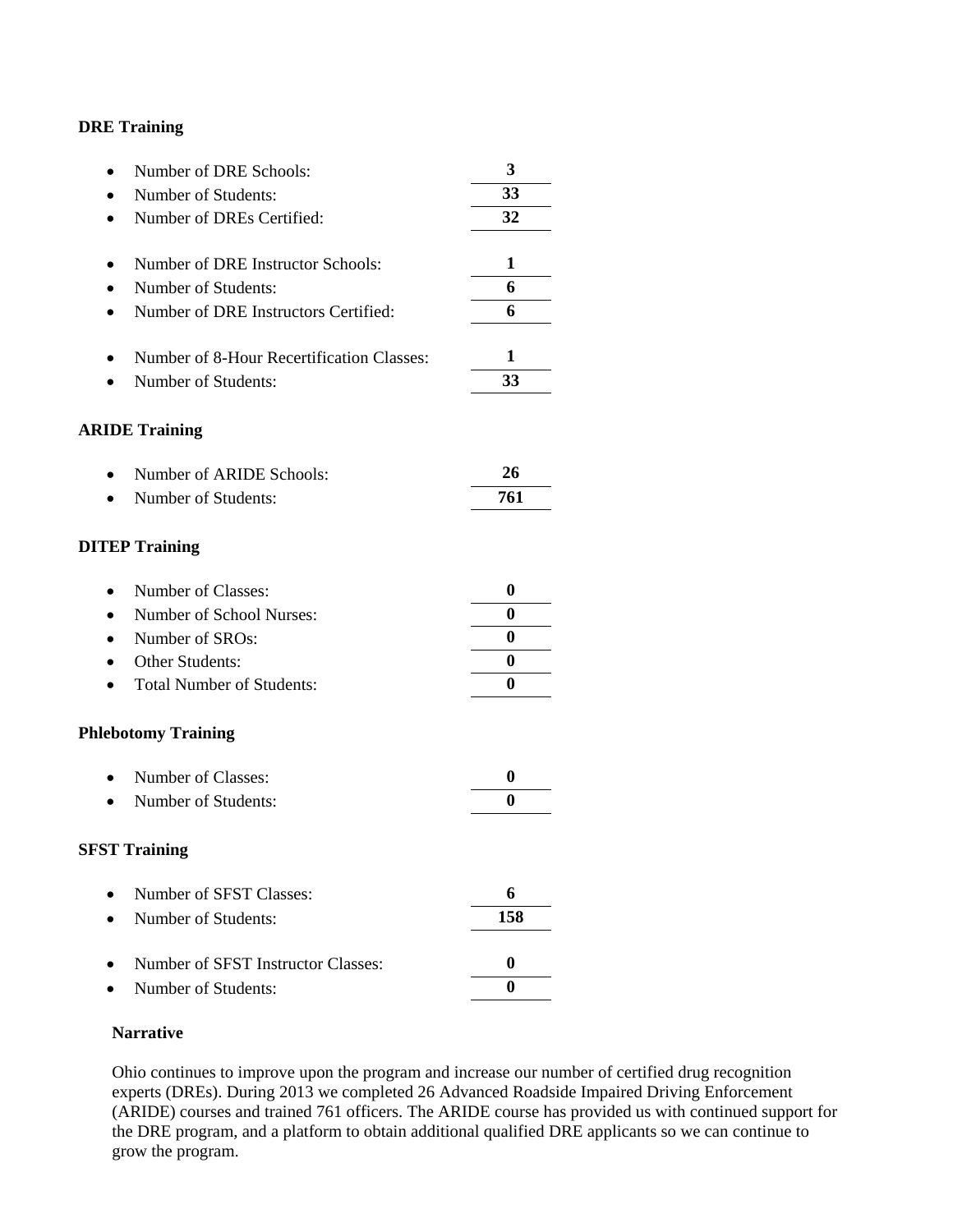**DRE Training**

- Number of DRE Schools: **3**
- Number of Students: **33**
- Number of DREs Certified: **32**

- Number of DRE Instructor Schools: **1**
- Number of Students: **6**
- Number of DRE Instructors Certified: **6**

- Number of 8-Hour Recertification Classes: **1**
- Number of Students: **33**

**ARIDE Training**

- Number of ARIDE Schools: **26**
- Number of Students: **761**

**DITEP Training**

- Number of Classes: **0**
- Number of School Nurses: **0**
- Number of SROs: **0**
- Other Students: **0**
- Total Number of Students: **0**

**Phlebotomy Training**

- Number of Classes: **0**
- Number of Students: **0**

**SFST Training**

- Number of SFST Classes: **6**
- Number of Students: **158**

- Number of SFST Instructor Classes: **0**
- Number of Students: **0**

**Narrative**

Ohio continues to improve upon the program and increase our number of certified drug recognition experts (DREs). During 2013 we completed 26 Advanced Roadside Impaired Driving Enforcement (ARIDE) courses and trained 761 officers. The ARIDE course has provided us with continued support for the DRE program, and a platform to obtain additional qualified DRE applicants so we can continue to grow the program.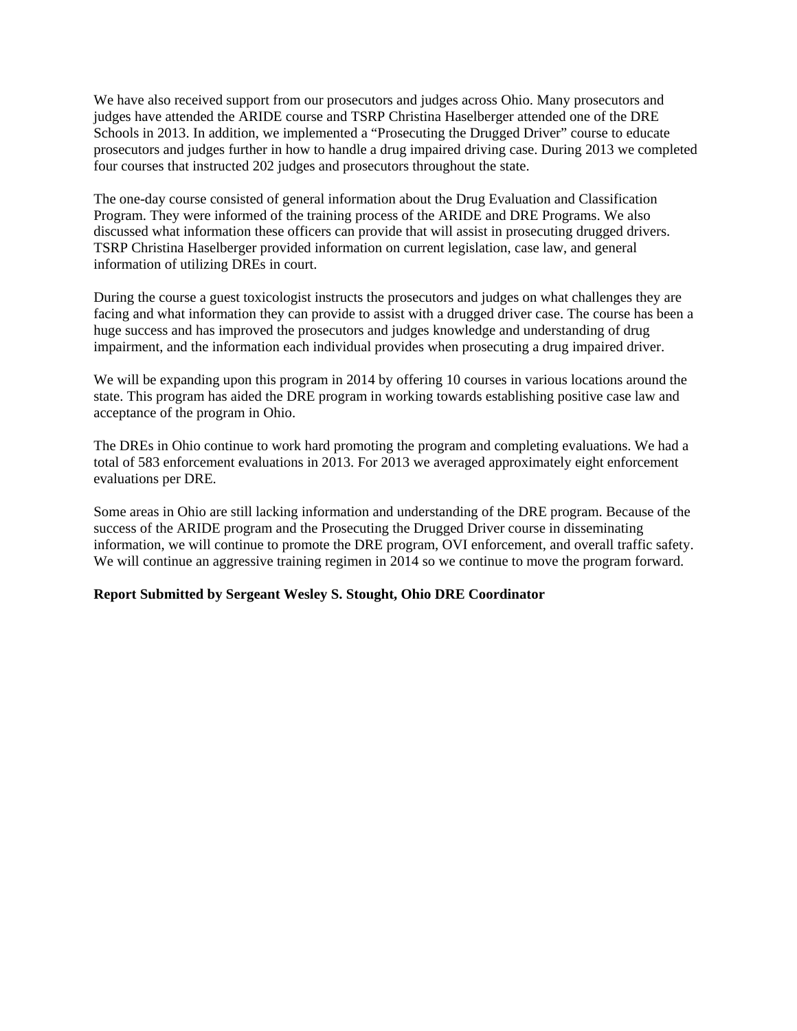We have also received support from our prosecutors and judges across Ohio. Many prosecutors and judges have attended the ARIDE course and TSRP Christina Haselberger attended one of the DRE Schools in 2013. In addition, we implemented a "Prosecuting the Drugged Driver" course to educate prosecutors and judges further in how to handle a drug impaired driving case. During 2013 we completed four courses that instructed 202 judges and prosecutors throughout the state.

The one-day course consisted of general information about the Drug Evaluation and Classification Program. They were informed of the training process of the ARIDE and DRE Programs. We also discussed what information these officers can provide that will assist in prosecuting drugged drivers. TSRP Christina Haselberger provided information on current legislation, case law, and general information of utilizing DREs in court.

During the course a guest toxicologist instructs the prosecutors and judges on what challenges they are facing and what information they can provide to assist with a drugged driver case. The course has been a huge success and has improved the prosecutors and judges knowledge and understanding of drug impairment, and the information each individual provides when prosecuting a drug impaired driver.

We will be expanding upon this program in 2014 by offering 10 courses in various locations around the state. This program has aided the DRE program in working towards establishing positive case law and acceptance of the program in Ohio.

The DREs in Ohio continue to work hard promoting the program and completing evaluations. We had a total of 583 enforcement evaluations in 2013. For 2013 we averaged approximately eight enforcement evaluations per DRE.

Some areas in Ohio are still lacking information and understanding of the DRE program. Because of the success of the ARIDE program and the Prosecuting the Drugged Driver course in disseminating information, we will continue to promote the DRE program, OVI enforcement, and overall traffic safety. We will continue an aggressive training regimen in 2014 so we continue to move the program forward.

**Report Submitted by Sergeant Wesley S. Stought, Ohio DRE Coordinator**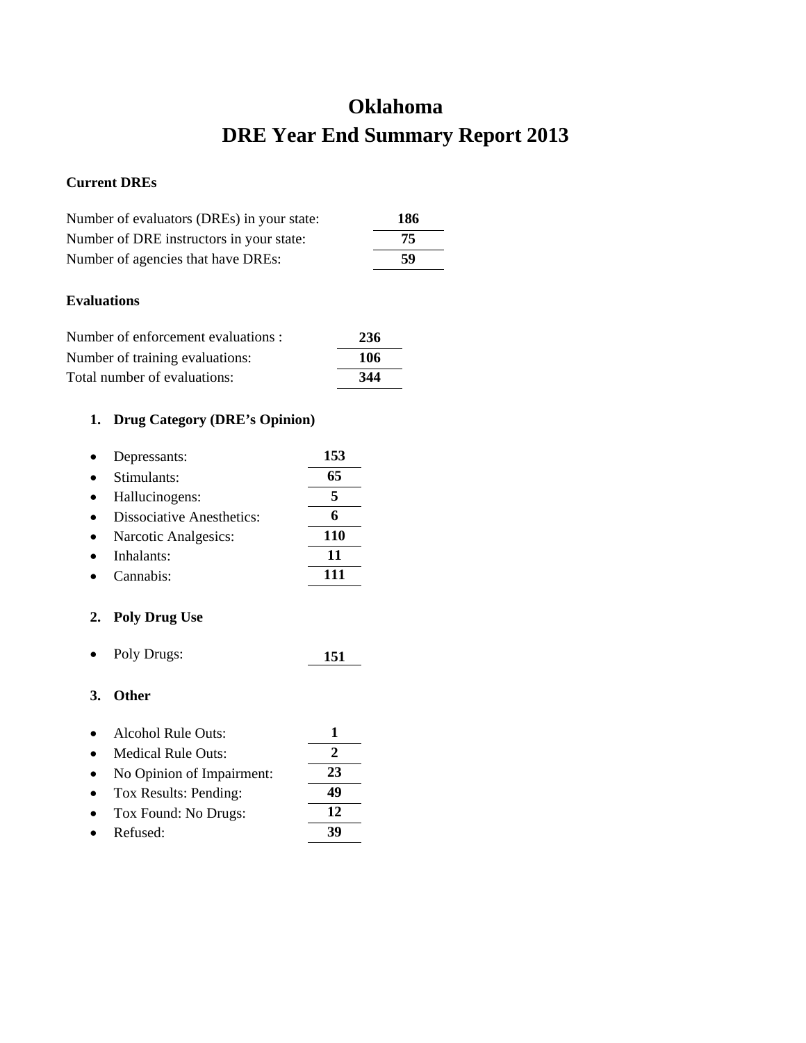# Oklahoma
# DRE Year End Summary Report 2013

**Current DREs**

Number of evaluators (DREs) in your state: **186**
Number of DRE instructors in your state: **75**
Number of agencies that have DREs: **59**

**Evaluations**

Number of enforcement evaluations : **236**
Number of training evaluations: **106**
Total number of evaluations: **344**

1. **Drug Category (DRE's Opinion)**

- Depressants: **153**
- Stimulants: **65**
- Hallucinogens: **5**
- Dissociative Anesthetics: **6**
- Narcotic Analgesics: **110**
- Inhalants: **11**
- Cannabis: **111**

2. **Poly Drug Use**

- Poly Drugs: **151**

3. **Other**

- Alcohol Rule Outs: **1**
- Medical Rule Outs: **2**
- No Opinion of Impairment: **23**
- Tox Results: Pending: **49**
- Tox Found: No Drugs: **12**
- Refused: **39**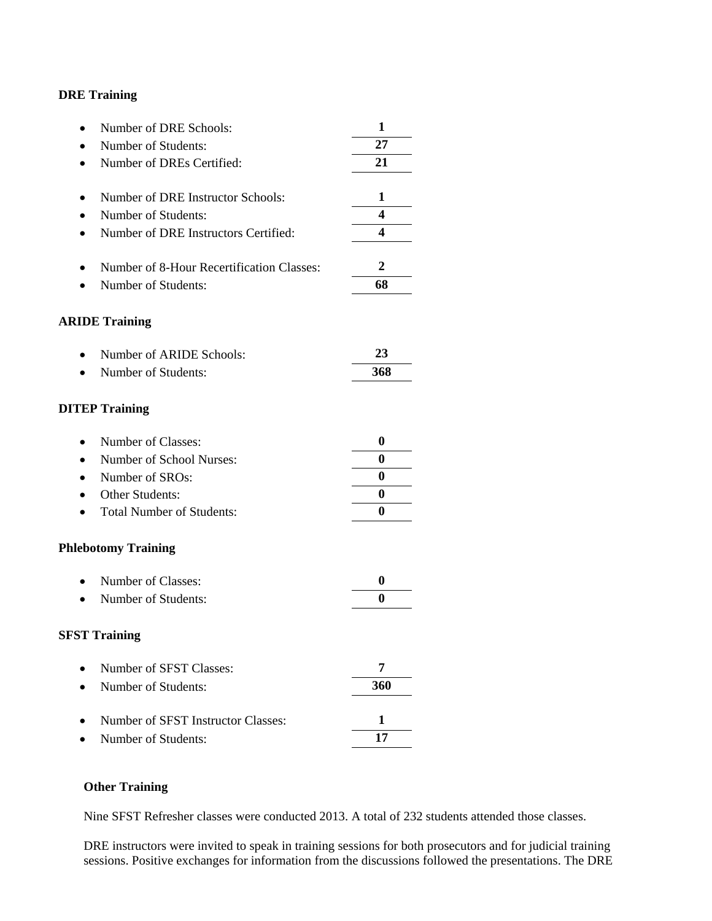**DRE Training**

- Number of DRE Schools: **1**
- Number of Students: **27**
- Number of DREs Certified: **21**

- Number of DRE Instructor Schools: **1**
- Number of Students: **4**
- Number of DRE Instructors Certified: **4**

- Number of 8-Hour Recertification Classes: **2**
- Number of Students: **68**

**ARIDE Training**

- Number of ARIDE Schools: **23**
- Number of Students: **368**

**DITEP Training**

- Number of Classes: **0**
- Number of School Nurses: **0**
- Number of SROs: **0**
- Other Students: **0**
- Total Number of Students: **0**

**Phlebotomy Training**

- Number of Classes: **0**
- Number of Students: **0**

**SFST Training**

- Number of SFST Classes: **7**
- Number of Students: **360**

- Number of SFST Instructor Classes: **1**
- Number of Students: **17**

**Other Training**

Nine SFST Refresher classes were conducted 2013. A total of 232 students attended those classes.

DRE instructors were invited to speak in training sessions for both prosecutors and for judicial training sessions. Positive exchanges for information from the discussions followed the presentations. The DRE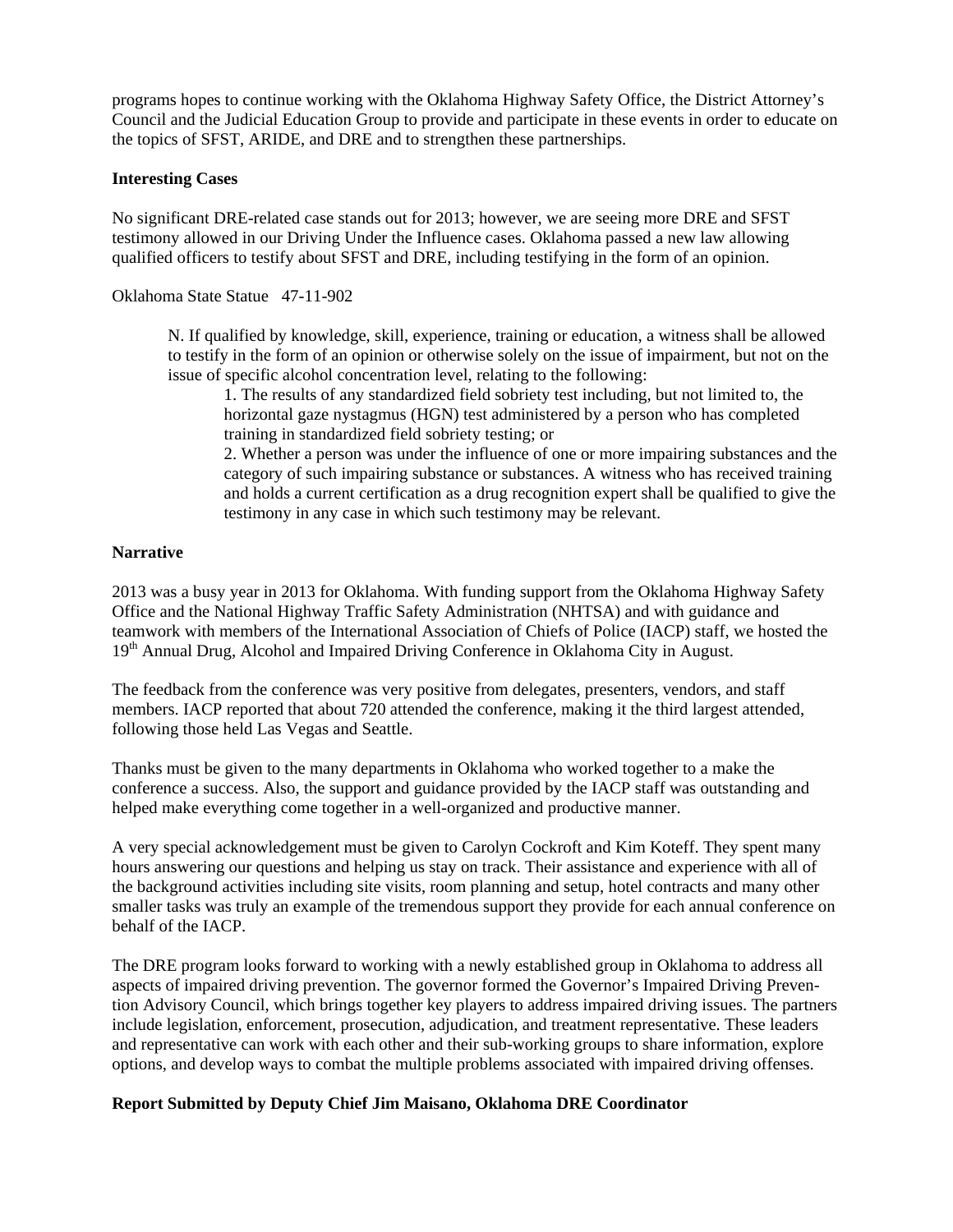programs hopes to continue working with the Oklahoma Highway Safety Office, the District Attorney's Council and the Judicial Education Group to provide and participate in these events in order to educate on the topics of SFST, ARIDE, and DRE and to strengthen these partnerships.

**Interesting Cases**

No significant DRE-related case stands out for 2013; however, we are seeing more DRE and SFST testimony allowed in our Driving Under the Influence cases. Oklahoma passed a new law allowing qualified officers to testify about SFST and DRE, including testifying in the form of an opinion.

Oklahoma State Statue 47-11-902

> N. If qualified by knowledge, skill, experience, training or education, a witness shall be allowed to testify in the form of an opinion or otherwise solely on the issue of impairment, but not on the issue of specific alcohol concentration level, relating to the following:
>
> 1. The results of any standardized field sobriety test including, but not limited to, the horizontal gaze nystagmus (HGN) test administered by a person who has completed training in standardized field sobriety testing; or
> 2. Whether a person was under the influence of one or more impairing substances and the category of such impairing substance or substances. A witness who has received training and holds a current certification as a drug recognition expert shall be qualified to give the testimony in any case in which such testimony may be relevant.

**Narrative**

2013 was a busy year in 2013 for Oklahoma. With funding support from the Oklahoma Highway Safety Office and the National Highway Traffic Safety Administration (NHTSA) and with guidance and teamwork with members of the International Association of Chiefs of Police (IACP) staff, we hosted the 19th Annual Drug, Alcohol and Impaired Driving Conference in Oklahoma City in August.

The feedback from the conference was very positive from delegates, presenters, vendors, and staff members. IACP reported that about 720 attended the conference, making it the third largest attended, following those held Las Vegas and Seattle.

Thanks must be given to the many departments in Oklahoma who worked together to a make the conference a success. Also, the support and guidance provided by the IACP staff was outstanding and helped make everything come together in a well-organized and productive manner.

A very special acknowledgement must be given to Carolyn Cockroft and Kim Koteff. They spent many hours answering our questions and helping us stay on track. Their assistance and experience with all of the background activities including site visits, room planning and setup, hotel contracts and many other smaller tasks was truly an example of the tremendous support they provide for each annual conference on behalf of the IACP.

The DRE program looks forward to working with a newly established group in Oklahoma to address all aspects of impaired driving prevention. The governor formed the Governor's Impaired Driving Prevention Advisory Council, which brings together key players to address impaired driving issues. The partners include legislation, enforcement, prosecution, adjudication, and treatment representative. These leaders and representative can work with each other and their sub-working groups to share information, explore options, and develop ways to combat the multiple problems associated with impaired driving offenses.

**Report Submitted by Deputy Chief Jim Maisano, Oklahoma DRE Coordinator**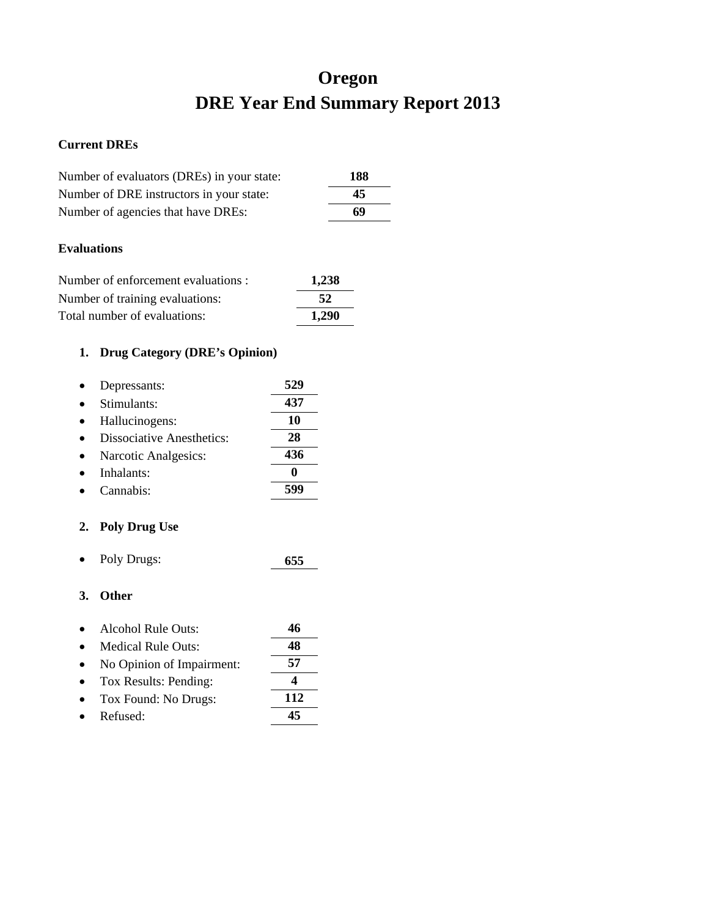# Oregon
# DRE Year End Summary Report 2013

**Current DREs**

| | |
|---|---|
| Number of evaluators (DREs) in your state: | **188** |
| Number of DRE instructors in your state: | **45** |
| Number of agencies that have DREs: | **69** |

**Evaluations**

| | |
|---|---|
| Number of enforcement evaluations : | **1,238** |
| Number of training evaluations: | **52** |
| Total number of evaluations: | **1,290** |

1. **Drug Category (DRE's Opinion)**

| | |
|---|---|
| • Depressants: | **529** |
| • Stimulants: | **437** |
| • Hallucinogens: | **10** |
| • Dissociative Anesthetics: | **28** |
| • Narcotic Analgesics: | **436** |
| • Inhalants: | **0** |
| • Cannabis: | **599** |

2. **Poly Drug Use**

| | |
|---|---|
| • Poly Drugs: | **655** |

3. **Other**

| | |
|---|---|
| • Alcohol Rule Outs: | **46** |
| • Medical Rule Outs: | **48** |
| • No Opinion of Impairment: | **57** |
| • Tox Results: Pending: | **4** |
| • Tox Found: No Drugs: | **112** |
| • Refused: | **45** |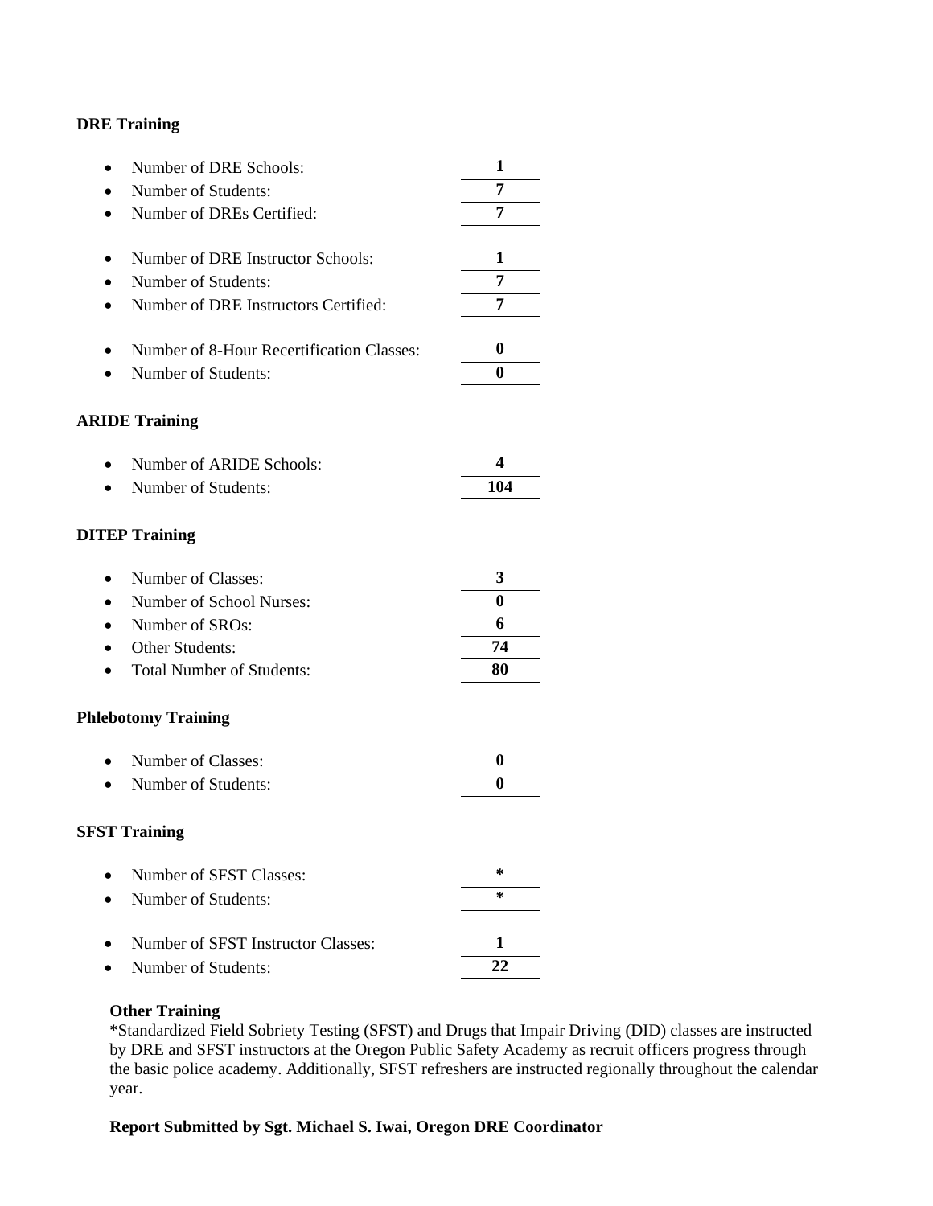**DRE Training**

- Number of DRE Schools: **1**
- Number of Students: **7**
- Number of DREs Certified: **7**

- Number of DRE Instructor Schools: **1**
- Number of Students: **7**
- Number of DRE Instructors Certified: **7**

- Number of 8-Hour Recertification Classes: **0**
- Number of Students: **0**

**ARIDE Training**

- Number of ARIDE Schools: **4**
- Number of Students: **104**

**DITEP Training**

- Number of Classes: **3**
- Number of School Nurses: **0**
- Number of SROs: **6**
- Other Students: **74**
- Total Number of Students: **80**

**Phlebotomy Training**

- Number of Classes: **0**
- Number of Students: **0**

**SFST Training**

- Number of SFST Classes: **\***
- Number of Students: **\***

- Number of SFST Instructor Classes: **1**
- Number of Students: **22**

**Other Training**

*Standardized Field Sobriety Testing (SFST) and Drugs that Impair Driving (DID) classes are instructed by DRE and SFST instructors at the Oregon Public Safety Academy as recruit officers progress through the basic police academy. Additionally, SFST refreshers are instructed regionally throughout the calendar year.

**Report Submitted by Sgt. Michael S. Iwai, Oregon DRE Coordinator**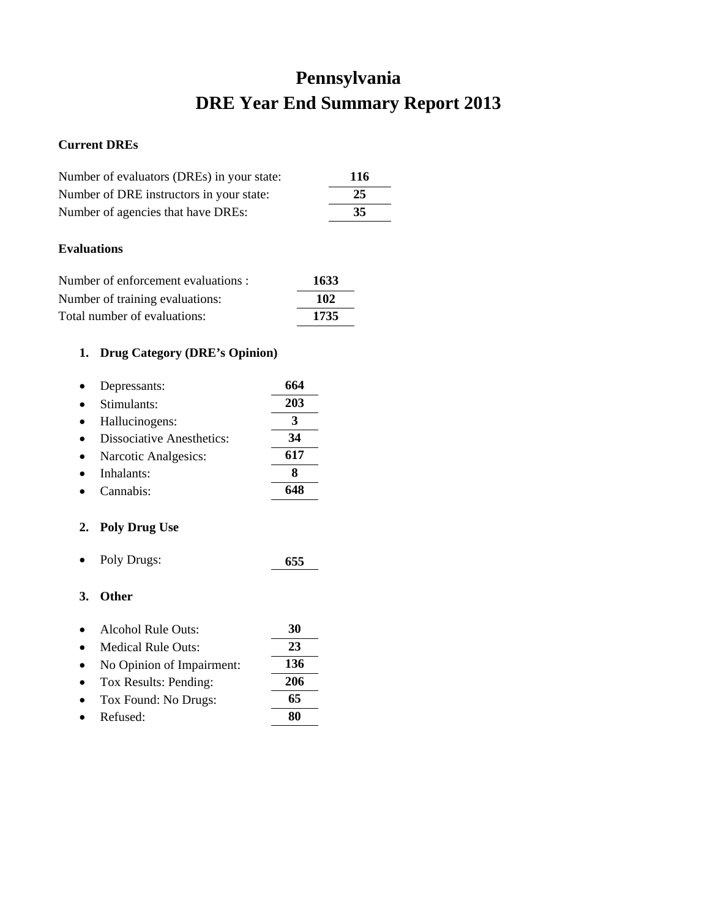# Pennsylvania
# DRE Year End Summary Report 2013

**Current DREs**

| | |
|---|---|
| Number of evaluators (DREs) in your state: | **116** |
| Number of DRE instructors in your state: | **25** |
| Number of agencies that have DREs: | **35** |

**Evaluations**

| | |
|---|---|
| Number of enforcement evaluations : | **1633** |
| Number of training evaluations: | **102** |
| Total number of evaluations: | **1735** |

1. **Drug Category (DRE's Opinion)**

| | |
|---|---|
| • Depressants: | **664** |
| • Stimulants: | **203** |
| • Hallucinogens: | **3** |
| • Dissociative Anesthetics: | **34** |
| • Narcotic Analgesics: | **617** |
| • Inhalants: | **8** |
| • Cannabis: | **648** |

2. **Poly Drug Use**

| | |
|---|---|
| • Poly Drugs: | **655** |

3. **Other**

| | |
|---|---|
| • Alcohol Rule Outs: | **30** |
| • Medical Rule Outs: | **23** |
| • No Opinion of Impairment: | **136** |
| • Tox Results: Pending: | **206** |
| • Tox Found: No Drugs: | **65** |
| • Refused: | **80** |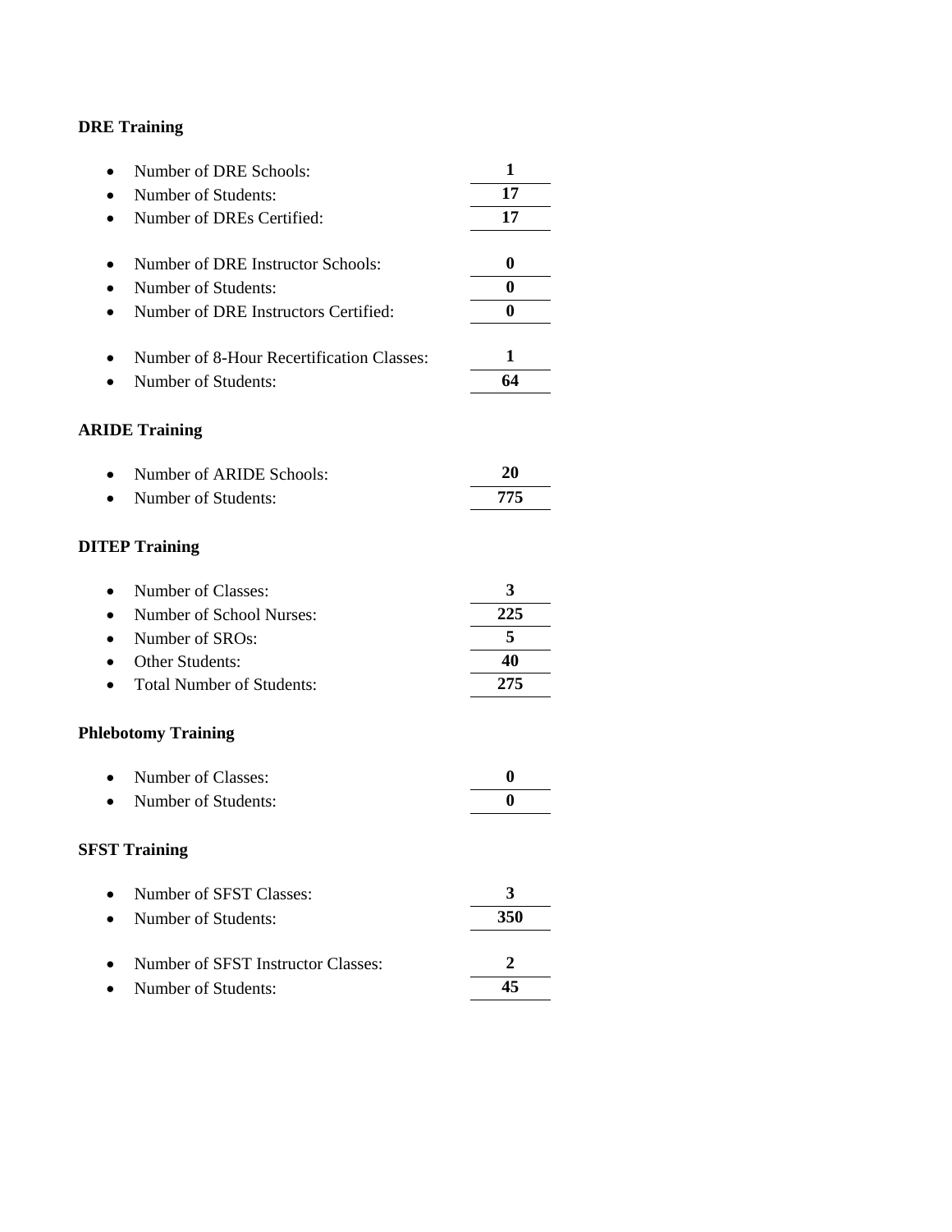**DRE Training**

- Number of DRE Schools: **1**
- Number of Students: **17**
- Number of DREs Certified: **17**

- Number of DRE Instructor Schools: **0**
- Number of Students: **0**
- Number of DRE Instructors Certified: **0**

- Number of 8-Hour Recertification Classes: **1**
- Number of Students: **64**

**ARIDE Training**

- Number of ARIDE Schools: **20**
- Number of Students: **775**

**DITEP Training**

- Number of Classes: **3**
- Number of School Nurses: **225**
- Number of SROs: **5**
- Other Students: **40**
- Total Number of Students: **275**

**Phlebotomy Training**

- Number of Classes: **0**
- Number of Students: **0**

**SFST Training**

- Number of SFST Classes: **3**
- Number of Students: **350**

- Number of SFST Instructor Classes: **2**
- Number of Students: **45**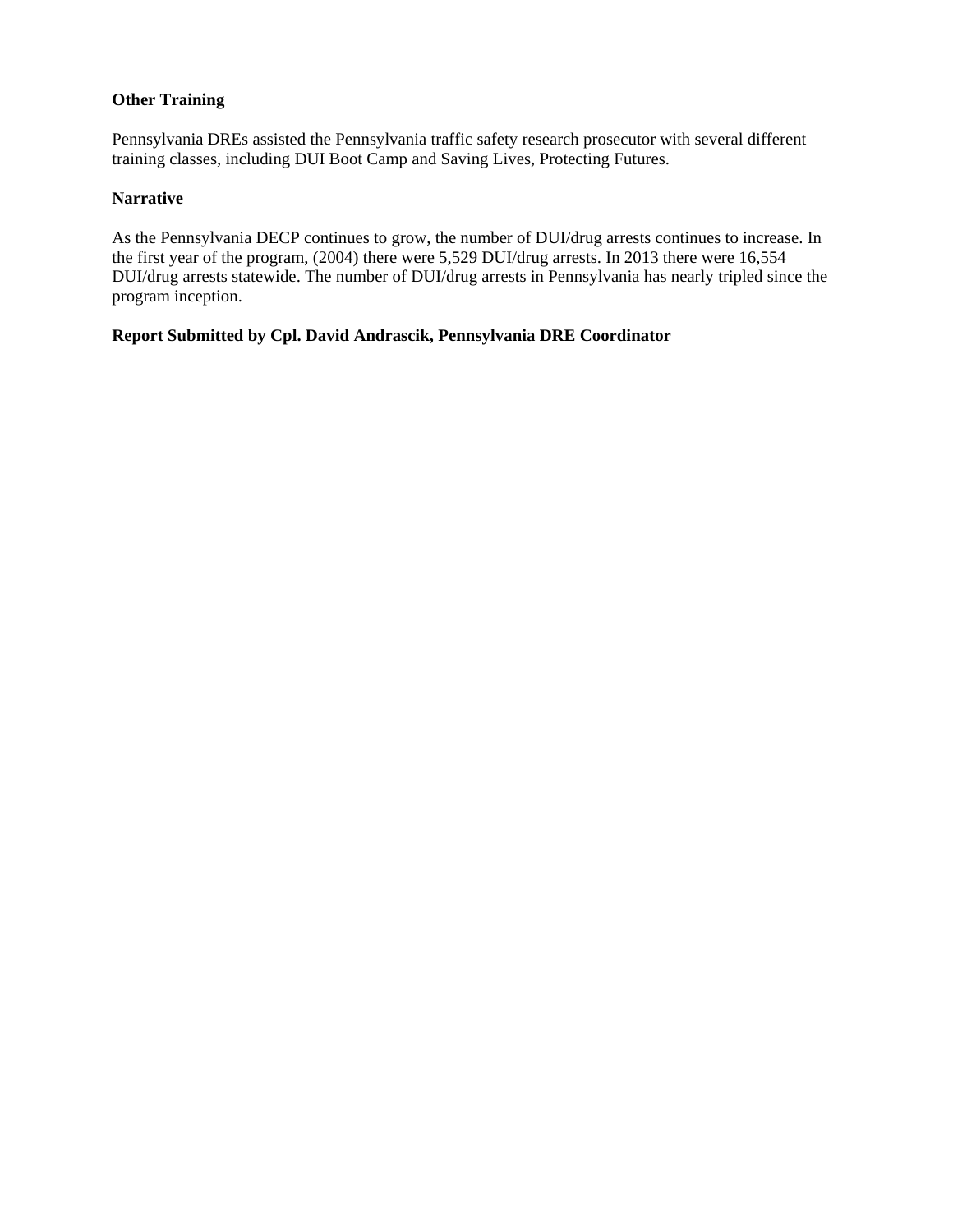**Other Training**

Pennsylvania DREs assisted the Pennsylvania traffic safety research prosecutor with several different training classes, including DUI Boot Camp and Saving Lives, Protecting Futures.

**Narrative**

As the Pennsylvania DECP continues to grow, the number of DUI/drug arrests continues to increase. In the first year of the program, (2004) there were 5,529 DUI/drug arrests. In 2013 there were 16,554 DUI/drug arrests statewide. The number of DUI/drug arrests in Pennsylvania has nearly tripled since the program inception.

**Report Submitted by Cpl. David Andrascik, Pennsylvania DRE Coordinator**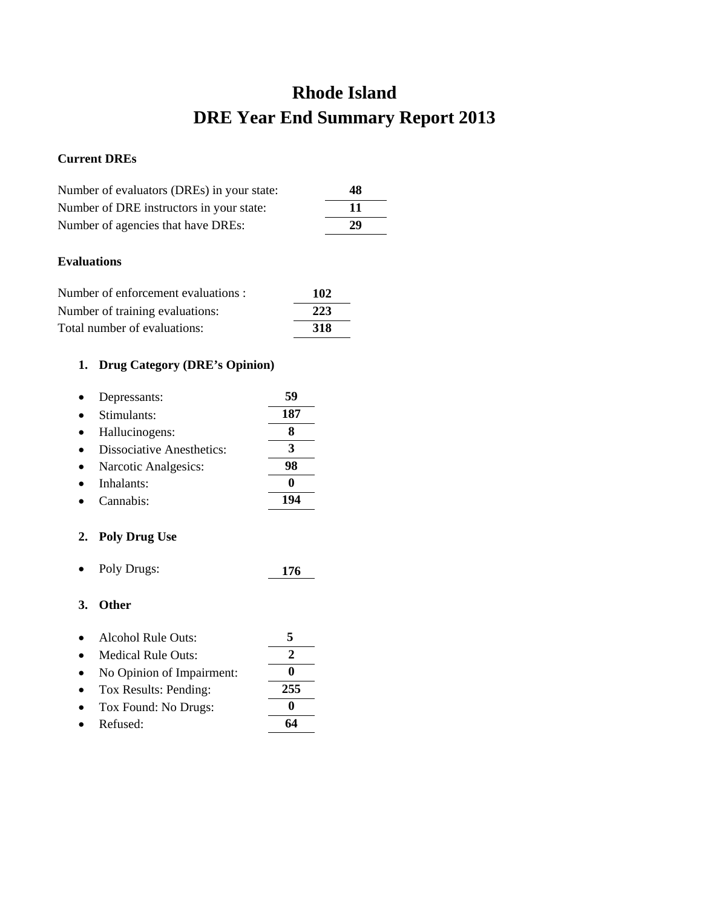# Rhode Island
# DRE Year End Summary Report 2013

**Current DREs**

Number of evaluators (DREs) in your state: **48**
Number of DRE instructors in your state: **11**
Number of agencies that have DREs: **29**

**Evaluations**

Number of enforcement evaluations : **102**
Number of training evaluations: **223**
Total number of evaluations: **318**

1. **Drug Category (DRE's Opinion)**

- Depressants: **59**
- Stimulants: **187**
- Hallucinogens: **8**
- Dissociative Anesthetics: **3**
- Narcotic Analgesics: **98**
- Inhalants: **0**
- Cannabis: **194**

2. **Poly Drug Use**

- Poly Drugs: **176**

3. **Other**

- Alcohol Rule Outs: **5**
- Medical Rule Outs: **2**
- No Opinion of Impairment: **0**
- Tox Results: Pending: **255**
- Tox Found: No Drugs: **0**
- Refused: **64**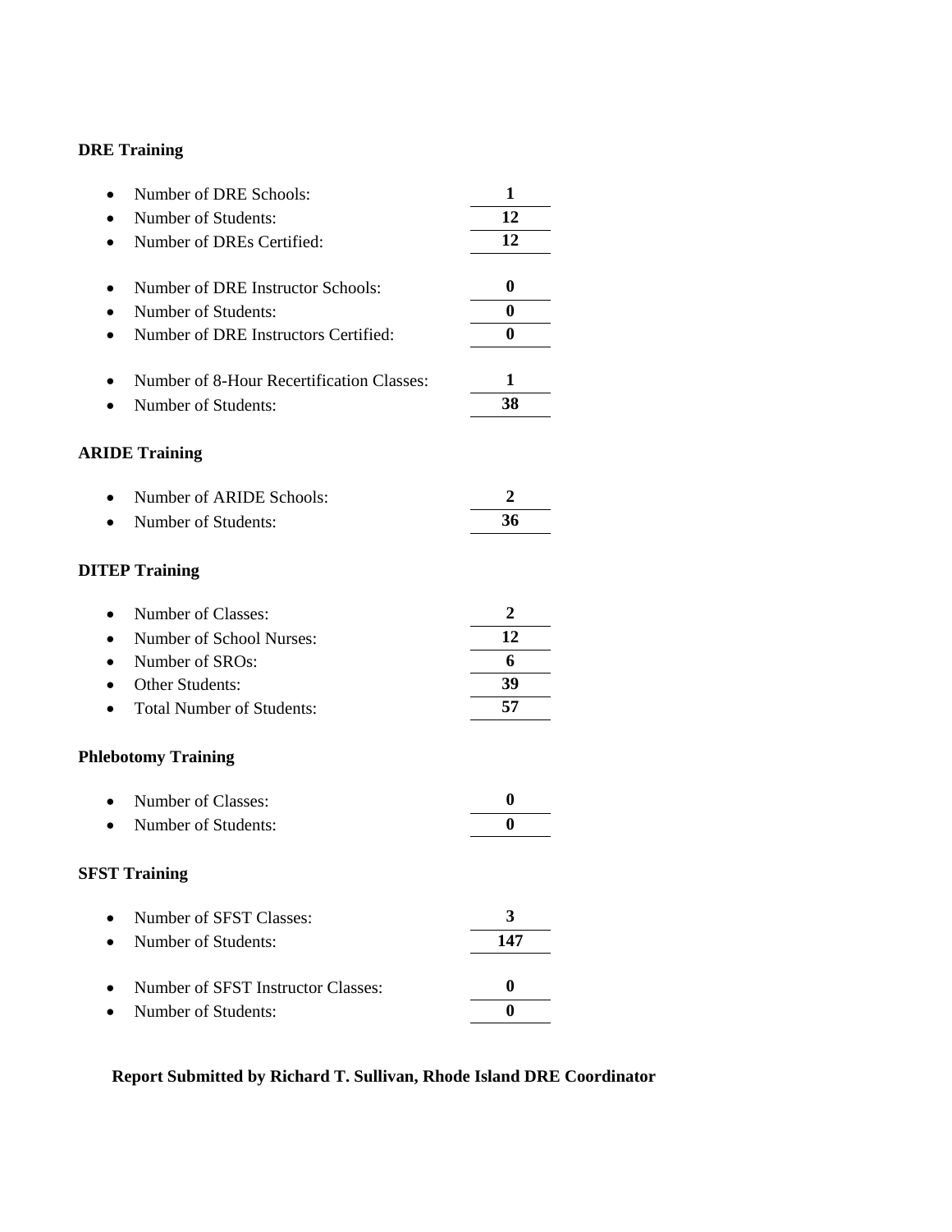**DRE Training**

- Number of DRE Schools: **1**
- Number of Students: **12**
- Number of DREs Certified: **12**

- Number of DRE Instructor Schools: **0**
- Number of Students: **0**
- Number of DRE Instructors Certified: **0**

- Number of 8-Hour Recertification Classes: **1**
- Number of Students: **38**

**ARIDE Training**

- Number of ARIDE Schools: **2**
- Number of Students: **36**

**DITEP Training**

- Number of Classes: **2**
- Number of School Nurses: **12**
- Number of SROs: **6**
- Other Students: **39**
- Total Number of Students: **57**

**Phlebotomy Training**

- Number of Classes: **0**
- Number of Students: **0**

**SFST Training**

- Number of SFST Classes: **3**
- Number of Students: **147**

- Number of SFST Instructor Classes: **0**
- Number of Students: **0**

**Report Submitted by Richard T. Sullivan, Rhode Island DRE Coordinator**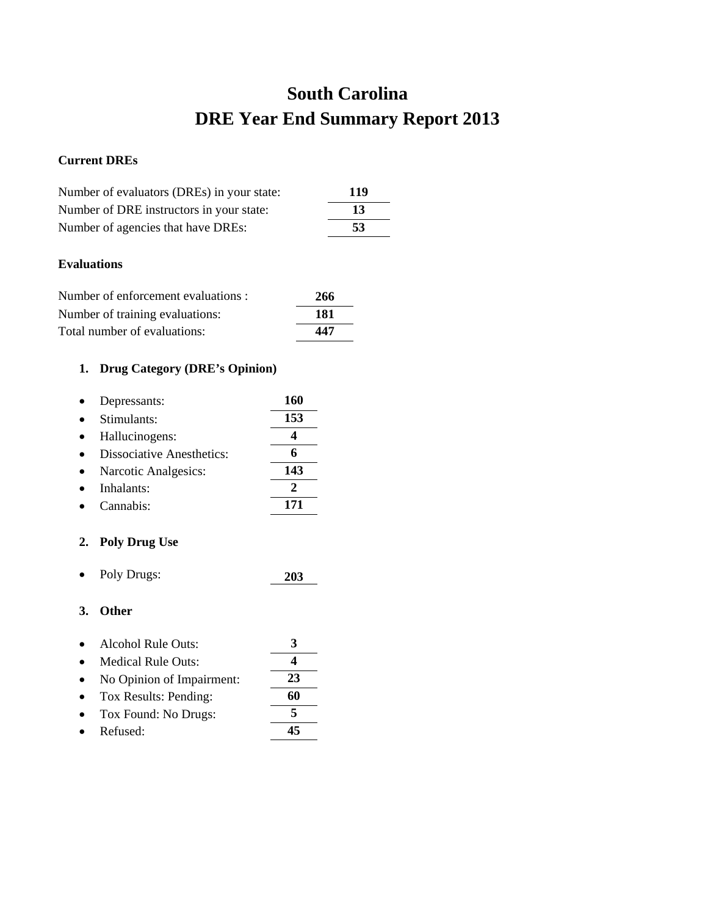# South Carolina
# DRE Year End Summary Report 2013

**Current DREs**

| | |
|---|---|
| Number of evaluators (DREs) in your state: | **119** |
| Number of DRE instructors in your state: | **13** |
| Number of agencies that have DREs: | **53** |

**Evaluations**

| | |
|---|---|
| Number of enforcement evaluations : | **266** |
| Number of training evaluations: | **181** |
| Total number of evaluations: | **447** |

1. **Drug Category (DRE's Opinion)**

| | |
|---|---|
| • Depressants: | **160** |
| • Stimulants: | **153** |
| • Hallucinogens: | **4** |
| • Dissociative Anesthetics: | **6** |
| • Narcotic Analgesics: | **143** |
| • Inhalants: | **2** |
| • Cannabis: | **171** |

2. **Poly Drug Use**

| | |
|---|---|
| • Poly Drugs: | **203** |

3. **Other**

| | |
|---|---|
| • Alcohol Rule Outs: | **3** |
| • Medical Rule Outs: | **4** |
| • No Opinion of Impairment: | **23** |
| • Tox Results: Pending: | **60** |
| • Tox Found: No Drugs: | **5** |
| • Refused: | **45** |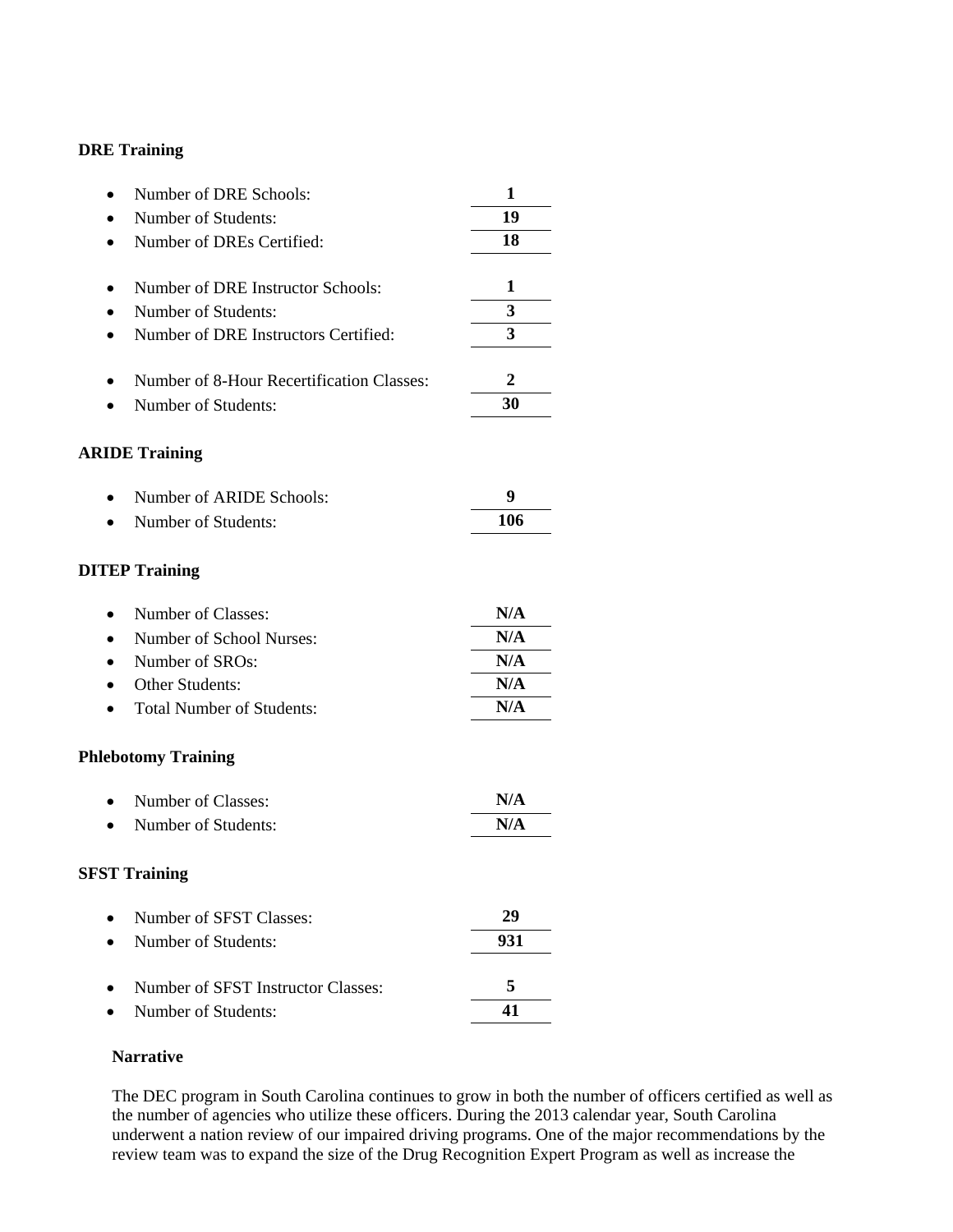**DRE Training**

- Number of DRE Schools: **1**
- Number of Students: **19**
- Number of DREs Certified: **18**

- Number of DRE Instructor Schools: **1**
- Number of Students: **3**
- Number of DRE Instructors Certified: **3**

- Number of 8-Hour Recertification Classes: **2**
- Number of Students: **30**

**ARIDE Training**

- Number of ARIDE Schools: **9**
- Number of Students: **106**

**DITEP Training**

- Number of Classes: **N/A**
- Number of School Nurses: **N/A**
- Number of SROs: **N/A**
- Other Students: **N/A**
- Total Number of Students: **N/A**

**Phlebotomy Training**

- Number of Classes: **N/A**
- Number of Students: **N/A**

**SFST Training**

- Number of SFST Classes: **29**
- Number of Students: **931**

- Number of SFST Instructor Classes: **5**
- Number of Students: **41**

**Narrative**

The DEC program in South Carolina continues to grow in both the number of officers certified as well as the number of agencies who utilize these officers. During the 2013 calendar year, South Carolina underwent a nation review of our impaired driving programs. One of the major recommendations by the review team was to expand the size of the Drug Recognition Expert Program as well as increase the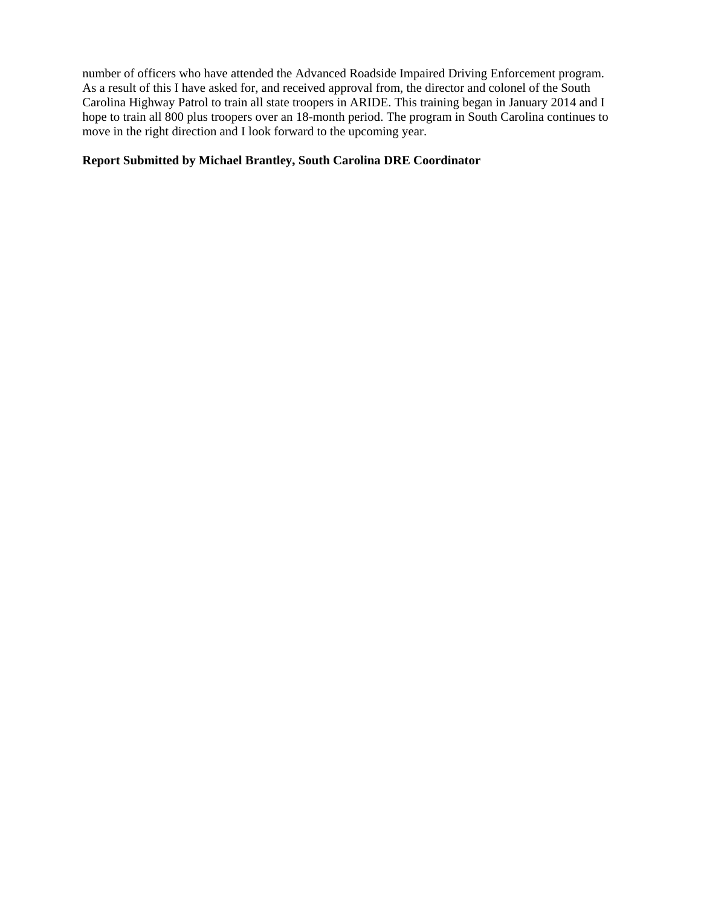number of officers who have attended the Advanced Roadside Impaired Driving Enforcement program. As a result of this I have asked for, and received approval from, the director and colonel of the South Carolina Highway Patrol to train all state troopers in ARIDE. This training began in January 2014 and I hope to train all 800 plus troopers over an 18-month period. The program in South Carolina continues to move in the right direction and I look forward to the upcoming year.

**Report Submitted by Michael Brantley, South Carolina DRE Coordinator**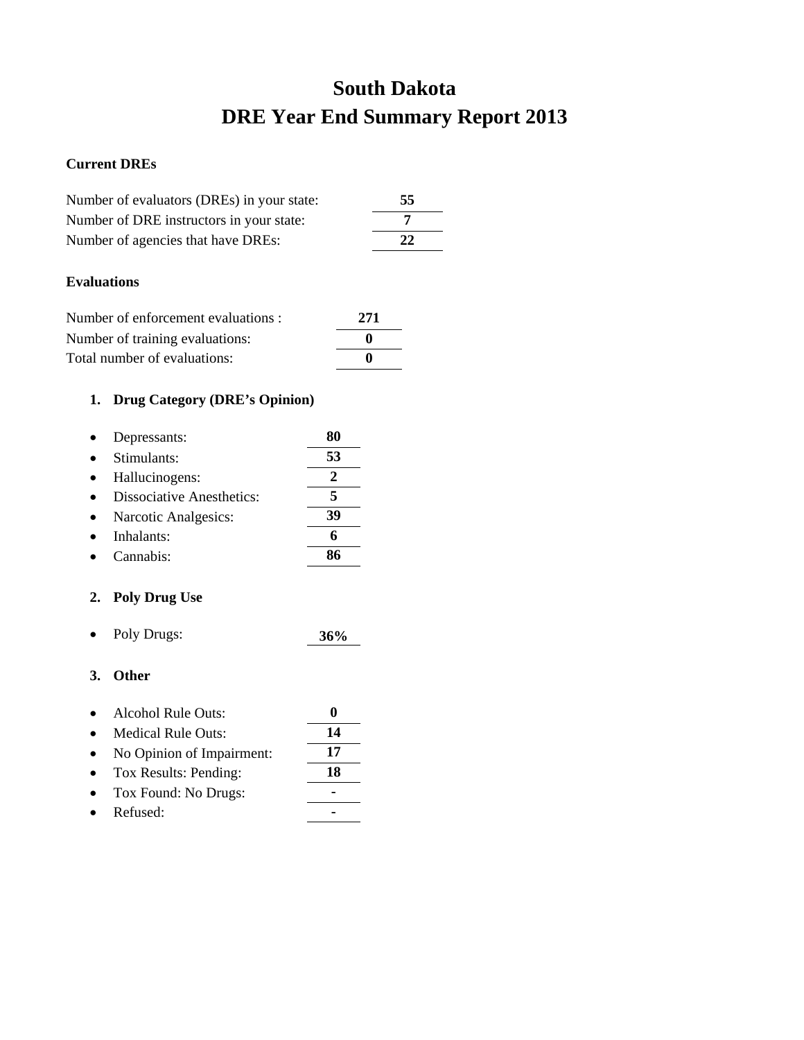# South Dakota
# DRE Year End Summary Report 2013

**Current DREs**

| | |
|---|---|
| Number of evaluators (DREs) in your state: | **55** |
| Number of DRE instructors in your state: | **7** |
| Number of agencies that have DREs: | **22** |

**Evaluations**

| | |
|---|---|
| Number of enforcement evaluations : | **271** |
| Number of training evaluations: | **0** |
| Total number of evaluations: | **0** |

1. **Drug Category (DRE's Opinion)**

| | |
|---|---|
| • Depressants: | **80** |
| • Stimulants: | **53** |
| • Hallucinogens: | **2** |
| • Dissociative Anesthetics: | **5** |
| • Narcotic Analgesics: | **39** |
| • Inhalants: | **6** |
| • Cannabis: | **86** |

2. **Poly Drug Use**

| | |
|---|---|
| • Poly Drugs: | **36%** |

3. **Other**

| | |
|---|---|
| • Alcohol Rule Outs: | **0** |
| • Medical Rule Outs: | **14** |
| • No Opinion of Impairment: | **17** |
| • Tox Results: Pending: | **18** |
| • Tox Found: No Drugs: | **-** |
| • Refused: | **-** |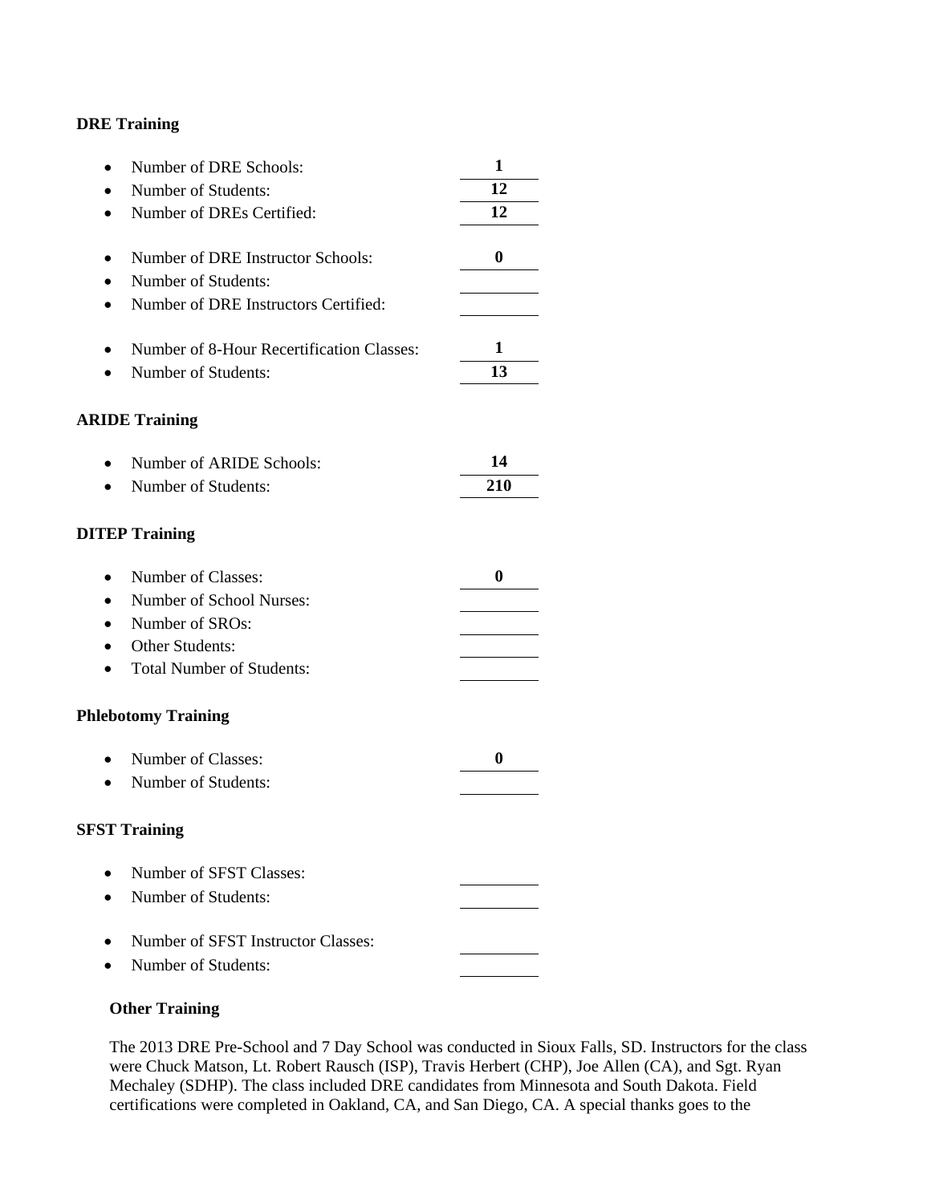**DRE Training**

- Number of DRE Schools: **1**
- Number of Students: **12**
- Number of DREs Certified: **12**

- Number of DRE Instructor Schools: **0**
- Number of Students:
- Number of DRE Instructors Certified:

- Number of 8-Hour Recertification Classes: **1**
- Number of Students: **13**

**ARIDE Training**

- Number of ARIDE Schools: **14**
- Number of Students: **210**

**DITEP Training**

- Number of Classes: **0**
- Number of School Nurses:
- Number of SROs:
- Other Students:
- Total Number of Students:

**Phlebotomy Training**

- Number of Classes: **0**
- Number of Students:

**SFST Training**

- Number of SFST Classes:
- Number of Students:

- Number of SFST Instructor Classes:
- Number of Students:

**Other Training**

The 2013 DRE Pre-School and 7 Day School was conducted in Sioux Falls, SD. Instructors for the class were Chuck Matson, Lt. Robert Rausch (ISP), Travis Herbert (CHP), Joe Allen (CA), and Sgt. Ryan Mechaley (SDHP). The class included DRE candidates from Minnesota and South Dakota. Field certifications were completed in Oakland, CA, and San Diego, CA. A special thanks goes to the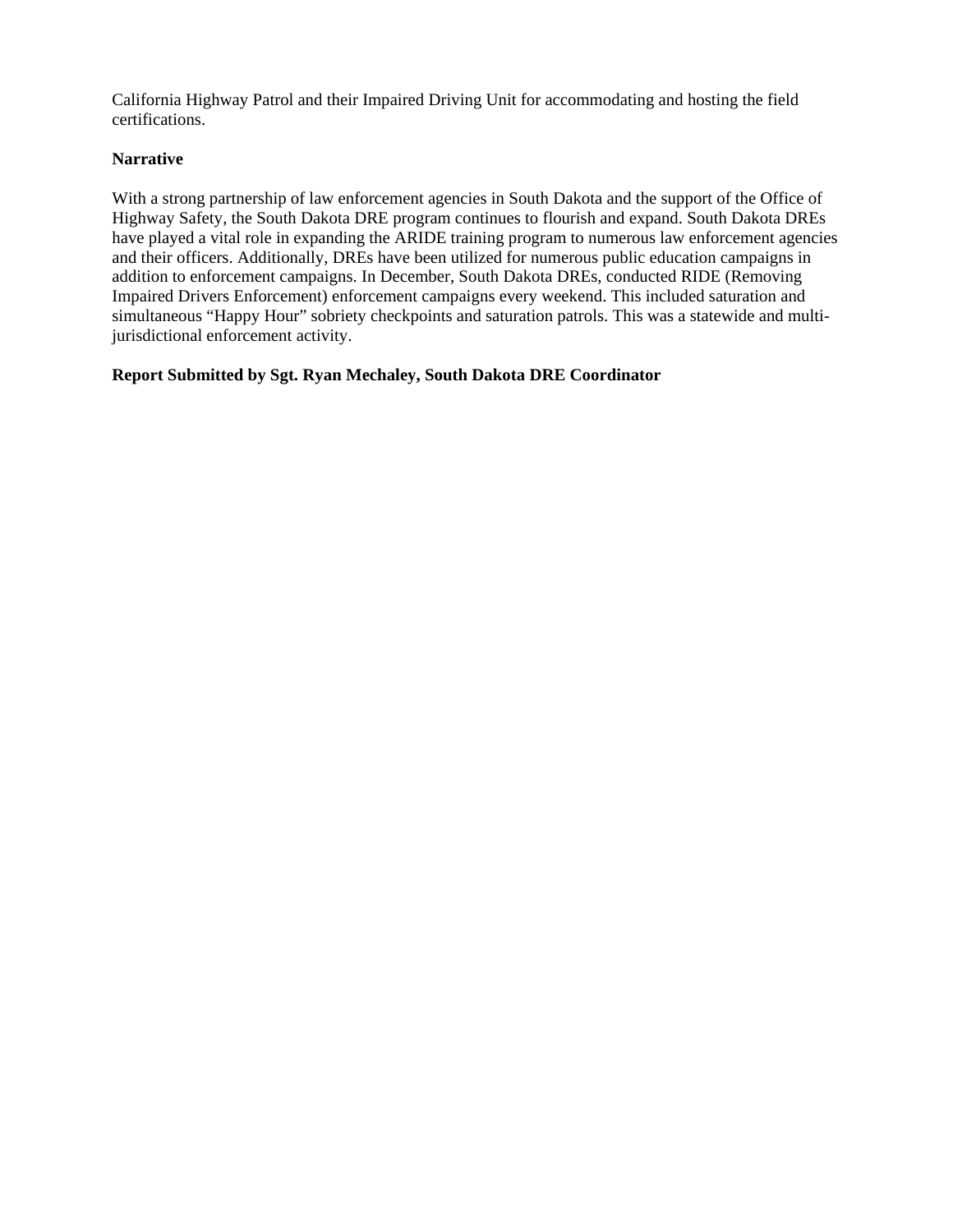California Highway Patrol and their Impaired Driving Unit for accommodating and hosting the field certifications.

**Narrative**

With a strong partnership of law enforcement agencies in South Dakota and the support of the Office of Highway Safety, the South Dakota DRE program continues to flourish and expand. South Dakota DREs have played a vital role in expanding the ARIDE training program to numerous law enforcement agencies and their officers. Additionally, DREs have been utilized for numerous public education campaigns in addition to enforcement campaigns. In December, South Dakota DREs, conducted RIDE (Removing Impaired Drivers Enforcement) enforcement campaigns every weekend. This included saturation and simultaneous "Happy Hour" sobriety checkpoints and saturation patrols. This was a statewide and multi-jurisdictional enforcement activity.

**Report Submitted by Sgt. Ryan Mechaley, South Dakota DRE Coordinator**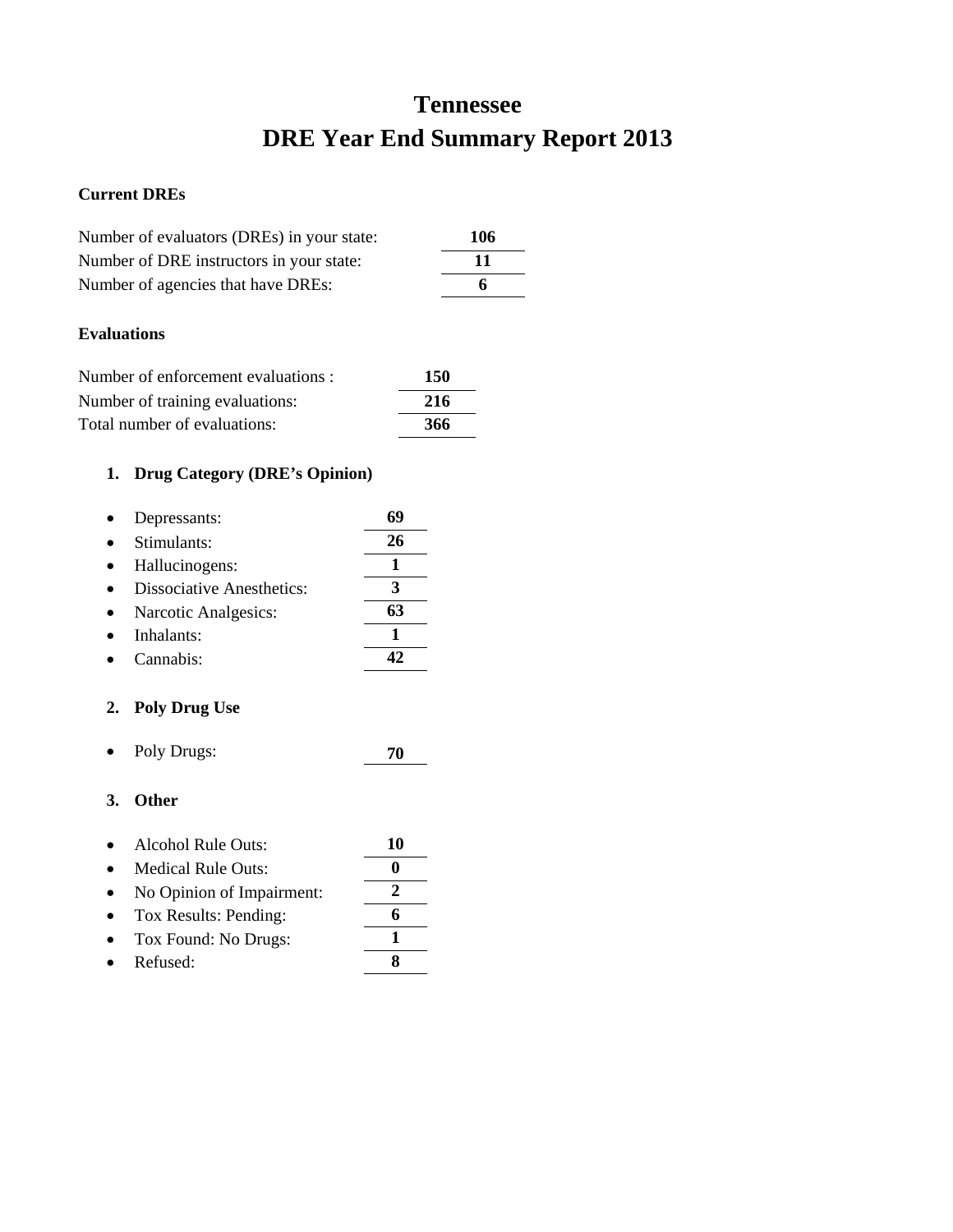# Tennessee
# DRE Year End Summary Report 2013

**Current DREs**

| | |
|---|---|
| Number of evaluators (DREs) in your state: | **106** |
| Number of DRE instructors in your state: | **11** |
| Number of agencies that have DREs: | **6** |

**Evaluations**

| | |
|---|---|
| Number of enforcement evaluations : | **150** |
| Number of training evaluations: | **216** |
| Total number of evaluations: | **366** |

1. **Drug Category (DRE's Opinion)**

- Depressants: **69**
- Stimulants: **26**
- Hallucinogens: **1**
- Dissociative Anesthetics: **3**
- Narcotic Analgesics: **63**
- Inhalants: **1**
- Cannabis: **42**

2. **Poly Drug Use**

- Poly Drugs: **70**

3. **Other**

- Alcohol Rule Outs: **10**
- Medical Rule Outs: **0**
- No Opinion of Impairment: **2**
- Tox Results: Pending: **6**
- Tox Found: No Drugs: **1**
- Refused: **8**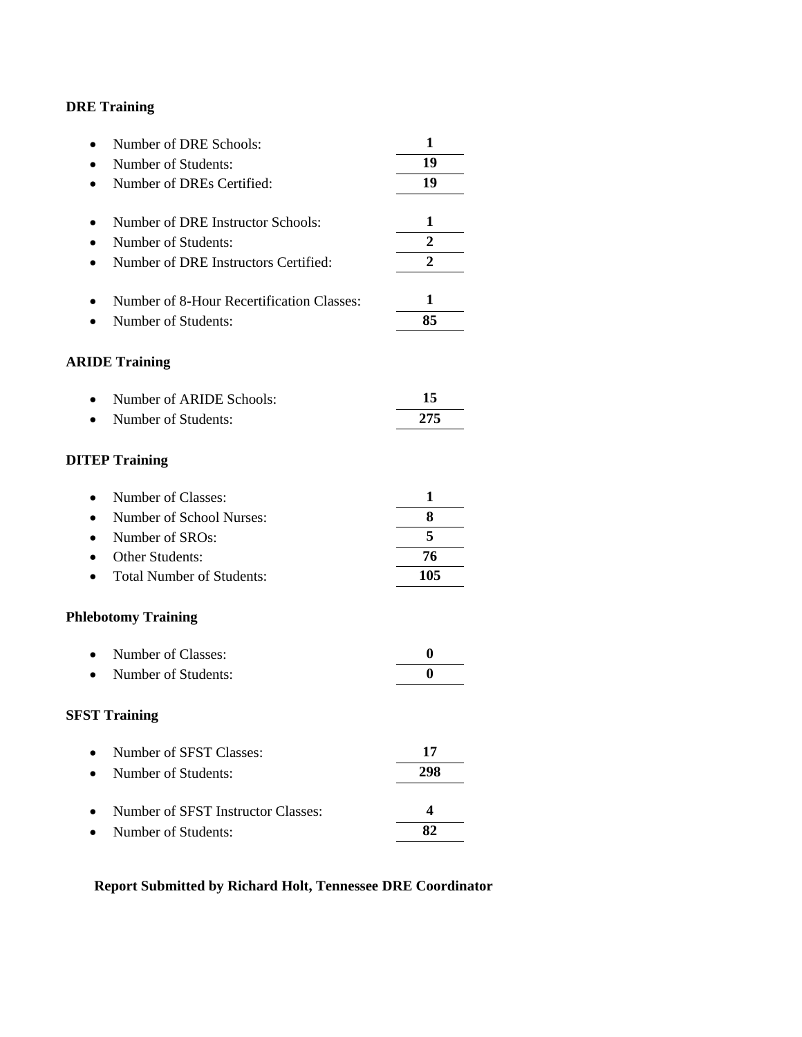**DRE Training**

- Number of DRE Schools: **1**
- Number of Students: **19**
- Number of DREs Certified: **19**

- Number of DRE Instructor Schools: **1**
- Number of Students: **2**
- Number of DRE Instructors Certified: **2**

- Number of 8-Hour Recertification Classes: **1**
- Number of Students: **85**

**ARIDE Training**

- Number of ARIDE Schools: **15**
- Number of Students: **275**

**DITEP Training**

- Number of Classes: **1**
- Number of School Nurses: **8**
- Number of SROs: **5**
- Other Students: **76**
- Total Number of Students: **105**

**Phlebotomy Training**

- Number of Classes: **0**
- Number of Students: **0**

**SFST Training**

- Number of SFST Classes: **17**
- Number of Students: **298**

- Number of SFST Instructor Classes: **4**
- Number of Students: **82**

**Report Submitted by Richard Holt, Tennessee DRE Coordinator**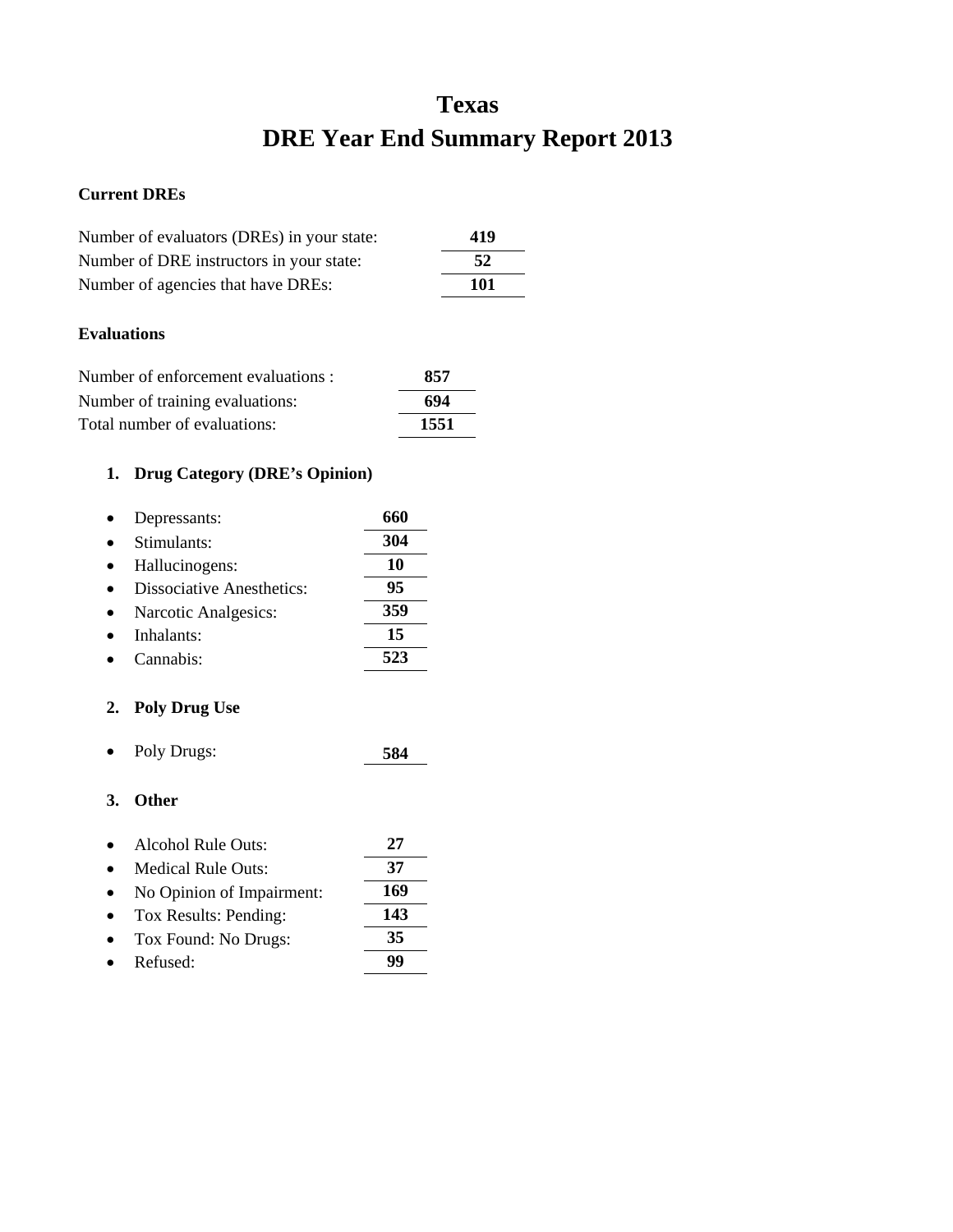# Texas

# DRE Year End Summary Report 2013

**Current DREs**

Number of evaluators (DREs) in your state: **419**

Number of DRE instructors in your state: **52**

Number of agencies that have DREs: **101**

**Evaluations**

Number of enforcement evaluations : **857**

Number of training evaluations: **694**

Total number of evaluations: **1551**

1. **Drug Category (DRE's Opinion)**

- Depressants: **660**
- Stimulants: **304**
- Hallucinogens: **10**
- Dissociative Anesthetics: **95**
- Narcotic Analgesics: **359**
- Inhalants: **15**
- Cannabis: **523**

2. **Poly Drug Use**

- Poly Drugs: **584**

3. **Other**

- Alcohol Rule Outs: **27**
- Medical Rule Outs: **37**
- No Opinion of Impairment: **169**
- Tox Results: Pending: **143**
- Tox Found: No Drugs: **35**
- Refused: **99**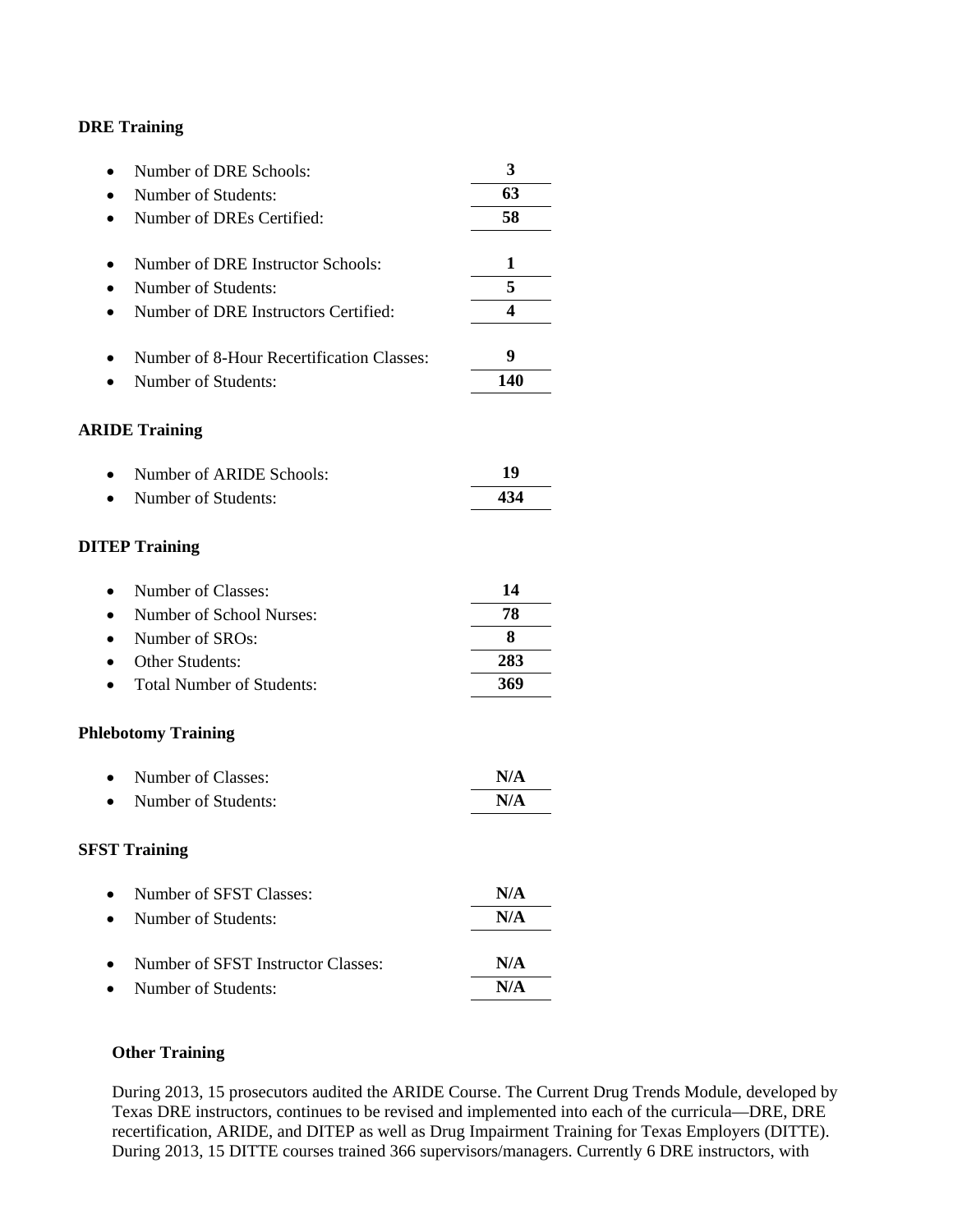**DRE Training**

- Number of DRE Schools: **3**
- Number of Students: **63**
- Number of DREs Certified: **58**

- Number of DRE Instructor Schools: **1**
- Number of Students: **5**
- Number of DRE Instructors Certified: **4**

- Number of 8-Hour Recertification Classes: **9**
- Number of Students: **140**

**ARIDE Training**

- Number of ARIDE Schools: **19**
- Number of Students: **434**

**DITEP Training**

- Number of Classes: **14**
- Number of School Nurses: **78**
- Number of SROs: **8**
- Other Students: **283**
- Total Number of Students: **369**

**Phlebotomy Training**

- Number of Classes: **N/A**
- Number of Students: **N/A**

**SFST Training**

- Number of SFST Classes: **N/A**
- Number of Students: **N/A**

- Number of SFST Instructor Classes: **N/A**
- Number of Students: **N/A**

**Other Training**

During 2013, 15 prosecutors audited the ARIDE Course. The Current Drug Trends Module, developed by Texas DRE instructors, continues to be revised and implemented into each of the curricula—DRE, DRE recertification, ARIDE, and DITEP as well as Drug Impairment Training for Texas Employers (DITTE). During 2013, 15 DITTE courses trained 366 supervisors/managers. Currently 6 DRE instructors, with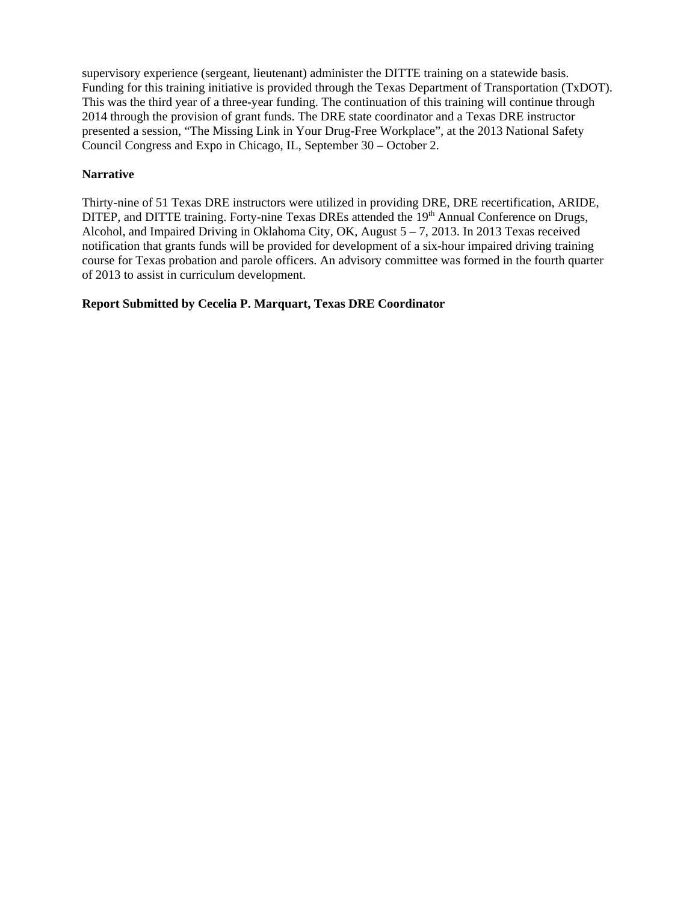supervisory experience (sergeant, lieutenant) administer the DITTE training on a statewide basis. Funding for this training initiative is provided through the Texas Department of Transportation (TxDOT). This was the third year of a three-year funding. The continuation of this training will continue through 2014 through the provision of grant funds. The DRE state coordinator and a Texas DRE instructor presented a session, "The Missing Link in Your Drug-Free Workplace", at the 2013 National Safety Council Congress and Expo in Chicago, IL, September 30 – October 2.

**Narrative**

Thirty-nine of 51 Texas DRE instructors were utilized in providing DRE, DRE recertification, ARIDE, DITEP, and DITTE training. Forty-nine Texas DREs attended the 19th Annual Conference on Drugs, Alcohol, and Impaired Driving in Oklahoma City, OK, August 5 – 7, 2013. In 2013 Texas received notification that grants funds will be provided for development of a six-hour impaired driving training course for Texas probation and parole officers. An advisory committee was formed in the fourth quarter of 2013 to assist in curriculum development.

**Report Submitted by Cecelia P. Marquart, Texas DRE Coordinator**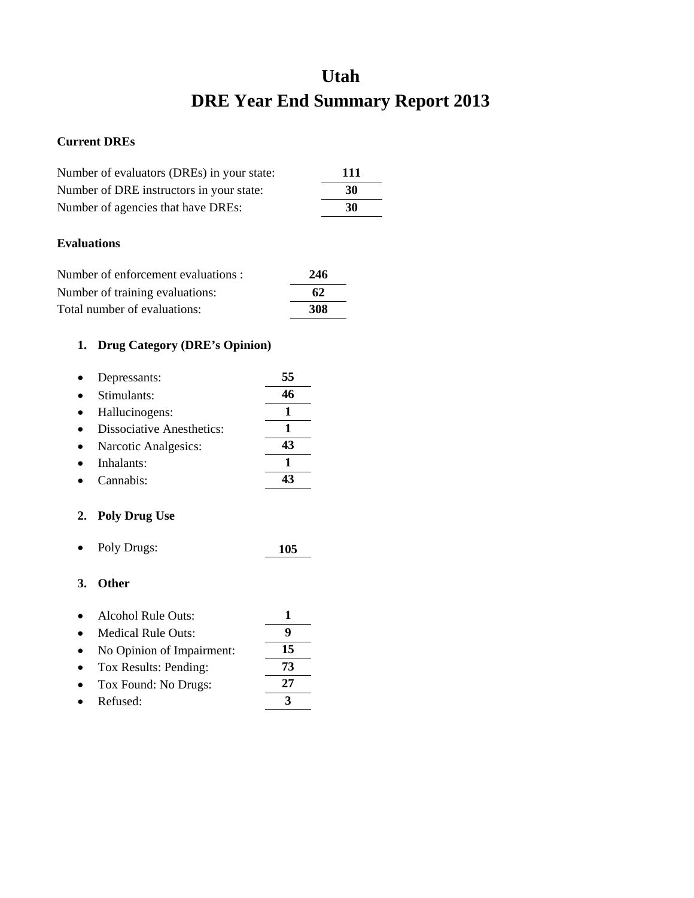# Utah

# DRE Year End Summary Report 2013

**Current DREs**

Number of evaluators (DREs) in your state: **111**

Number of DRE instructors in your state: **30**

Number of agencies that have DREs: **30**

**Evaluations**

Number of enforcement evaluations : **246**

Number of training evaluations: **62**

Total number of evaluations: **308**

1. **Drug Category (DRE's Opinion)**

- Depressants: **55**
- Stimulants: **46**
- Hallucinogens: **1**
- Dissociative Anesthetics: **1**
- Narcotic Analgesics: **43**
- Inhalants: **1**
- Cannabis: **43**

2. **Poly Drug Use**

- Poly Drugs: **105**

3. **Other**

- Alcohol Rule Outs: **1**
- Medical Rule Outs: **9**
- No Opinion of Impairment: **15**
- Tox Results: Pending: **73**
- Tox Found: No Drugs: **27**
- Refused: **3**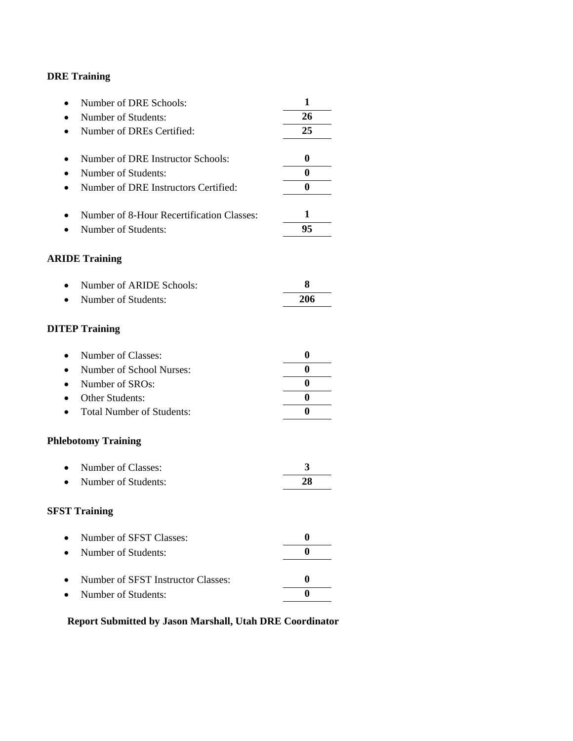**DRE Training**

- Number of DRE Schools: **1**
- Number of Students: **26**
- Number of DREs Certified: **25**

- Number of DRE Instructor Schools: **0**
- Number of Students: **0**
- Number of DRE Instructors Certified: **0**

- Number of 8-Hour Recertification Classes: **1**
- Number of Students: **95**

**ARIDE Training**

- Number of ARIDE Schools: **8**
- Number of Students: **206**

**DITEP Training**

- Number of Classes: **0**
- Number of School Nurses: **0**
- Number of SROs: **0**
- Other Students: **0**
- Total Number of Students: **0**

**Phlebotomy Training**

- Number of Classes: **3**
- Number of Students: **28**

**SFST Training**

- Number of SFST Classes: **0**
- Number of Students: **0**

- Number of SFST Instructor Classes: **0**
- Number of Students: **0**

**Report Submitted by Jason Marshall, Utah DRE Coordinator**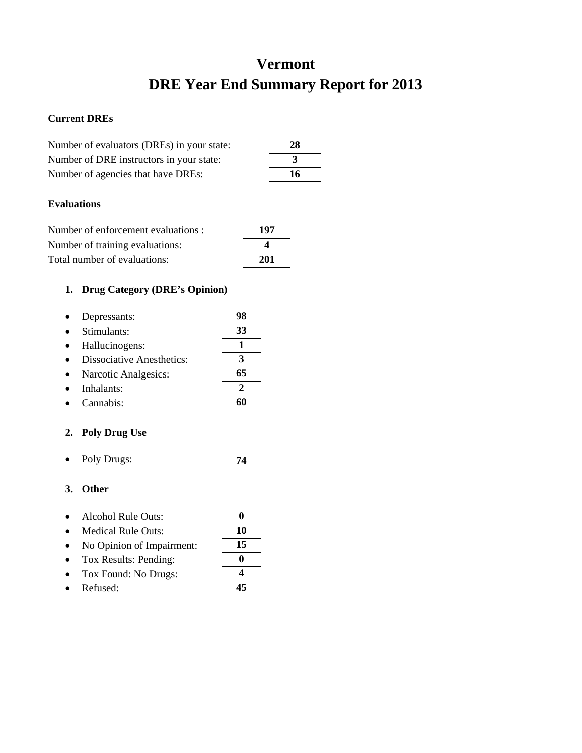# Vermont
# DRE Year End Summary Report for 2013

**Current DREs**

Number of evaluators (DREs) in your state: **28**
Number of DRE instructors in your state: **3**
Number of agencies that have DREs: **16**

**Evaluations**

Number of enforcement evaluations : **197**
Number of training evaluations: **4**
Total number of evaluations: **201**

**1. Drug Category (DRE's Opinion)**

- Depressants: **98**
- Stimulants: **33**
- Hallucinogens: **1**
- Dissociative Anesthetics: **3**
- Narcotic Analgesics: **65**
- Inhalants: **2**
- Cannabis: **60**

**2. Poly Drug Use**

- Poly Drugs: **74**

**3. Other**

- Alcohol Rule Outs: **0**
- Medical Rule Outs: **10**
- No Opinion of Impairment: **15**
- Tox Results: Pending: **0**
- Tox Found: No Drugs: **4**
- Refused: **45**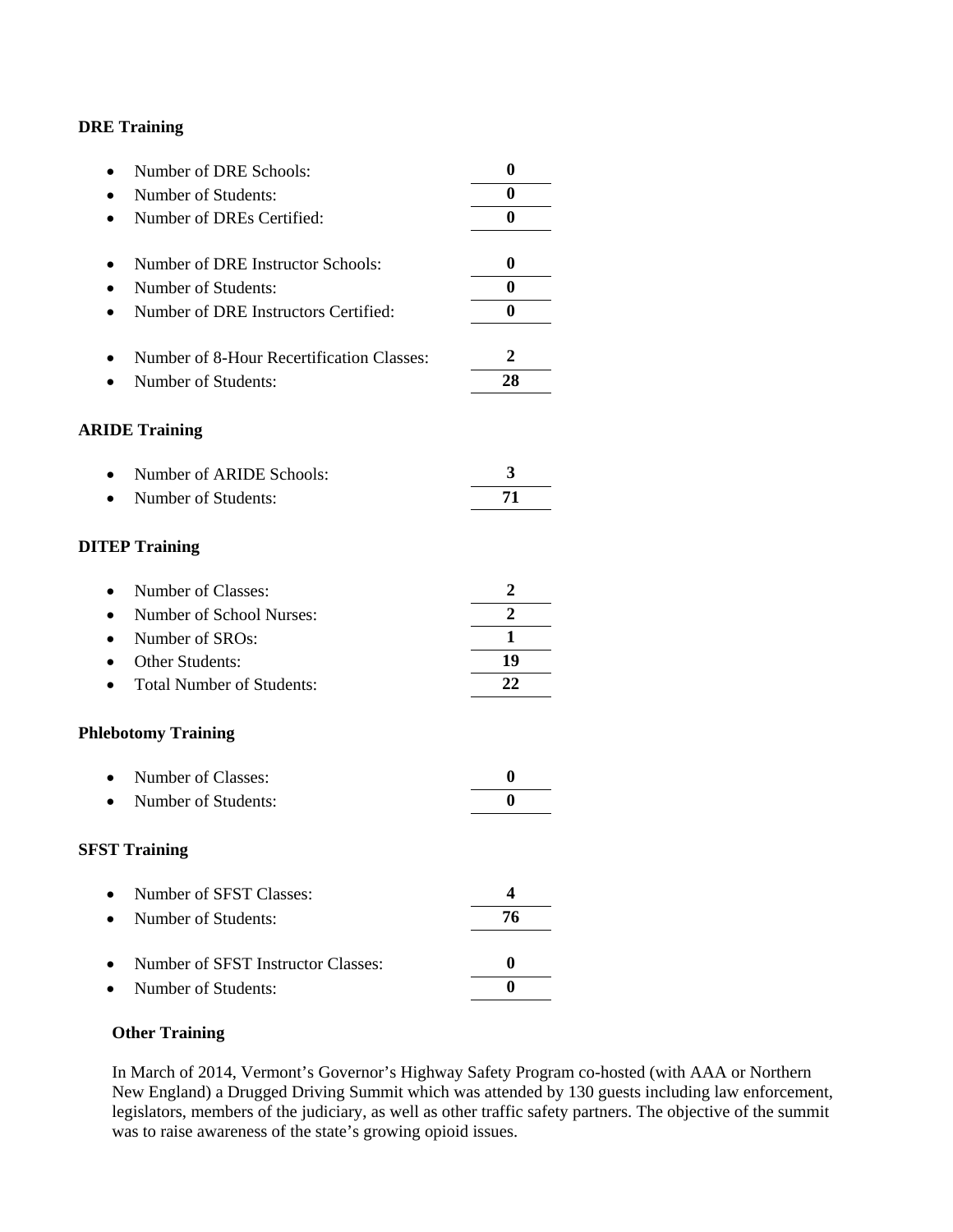**DRE Training**

- Number of DRE Schools: **0**
- Number of Students: **0**
- Number of DREs Certified: **0**

- Number of DRE Instructor Schools: **0**
- Number of Students: **0**
- Number of DRE Instructors Certified: **0**

- Number of 8-Hour Recertification Classes: **2**
- Number of Students: **28**

**ARIDE Training**

- Number of ARIDE Schools: **3**
- Number of Students: **71**

**DITEP Training**

- Number of Classes: **2**
- Number of School Nurses: **2**
- Number of SROs: **1**
- Other Students: **19**
- Total Number of Students: **22**

**Phlebotomy Training**

- Number of Classes: **0**
- Number of Students: **0**

**SFST Training**

- Number of SFST Classes: **4**
- Number of Students: **76**

- Number of SFST Instructor Classes: **0**
- Number of Students: **0**

**Other Training**

In March of 2014, Vermont's Governor's Highway Safety Program co-hosted (with AAA or Northern New England) a Drugged Driving Summit which was attended by 130 guests including law enforcement, legislators, members of the judiciary, as well as other traffic safety partners. The objective of the summit was to raise awareness of the state's growing opioid issues.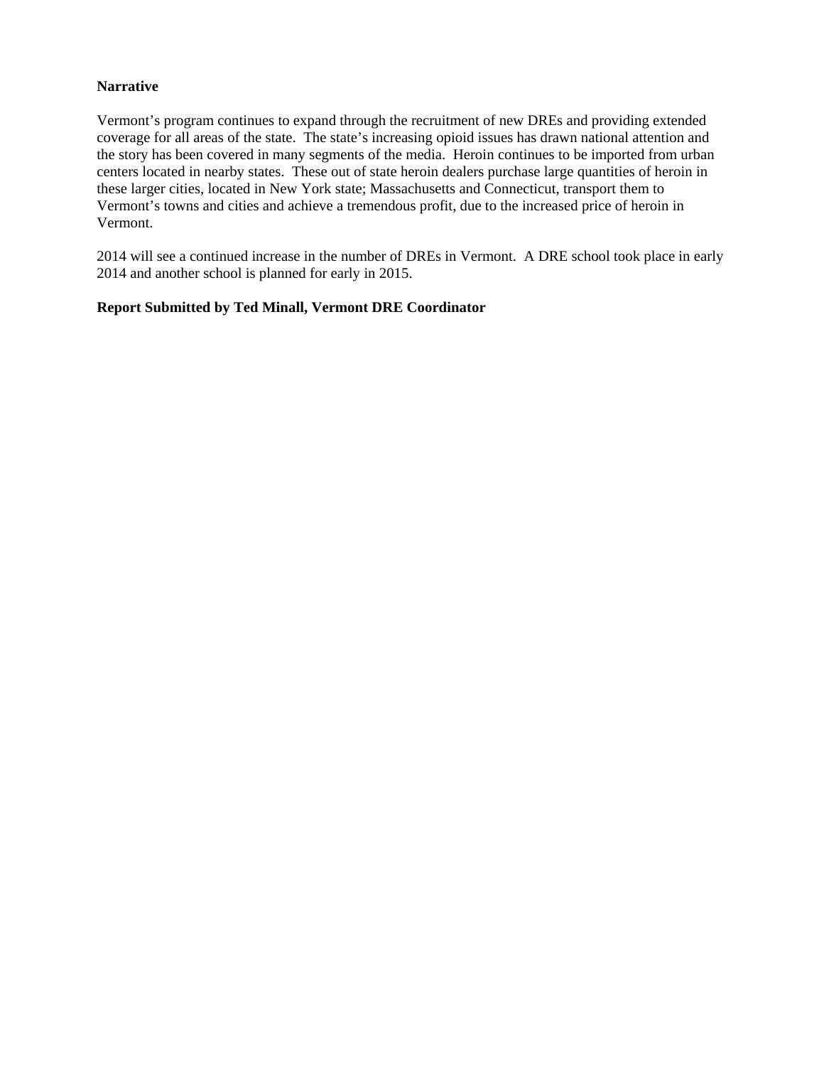**Narrative**

Vermont's program continues to expand through the recruitment of new DREs and providing extended coverage for all areas of the state. The state's increasing opioid issues has drawn national attention and the story has been covered in many segments of the media. Heroin continues to be imported from urban centers located in nearby states. These out of state heroin dealers purchase large quantities of heroin in these larger cities, located in New York state; Massachusetts and Connecticut, transport them to Vermont's towns and cities and achieve a tremendous profit, due to the increased price of heroin in Vermont.

2014 will see a continued increase in the number of DREs in Vermont. A DRE school took place in early 2014 and another school is planned for early in 2015.

**Report Submitted by Ted Minall, Vermont DRE Coordinator**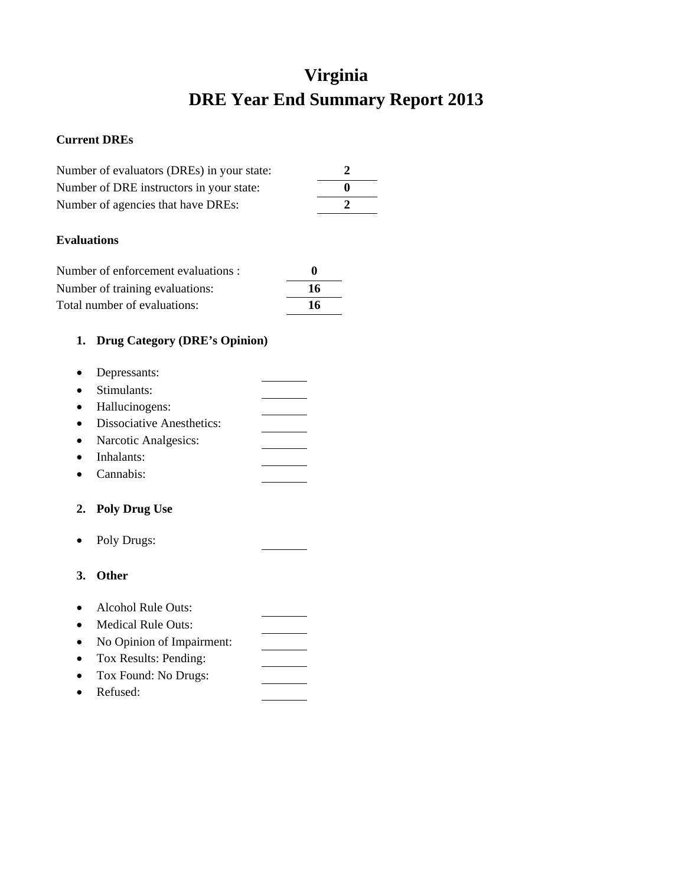# Virginia
# DRE Year End Summary Report 2013

**Current DREs**

| | |
|---|---|
| Number of evaluators (DREs) in your state: | **2** |
| Number of DRE instructors in your state: | **0** |
| Number of agencies that have DREs: | **2** |

**Evaluations**

| | |
|---|---|
| Number of enforcement evaluations : | **0** |
| Number of training evaluations: | **16** |
| Total number of evaluations: | **16** |

1. **Drug Category (DRE's Opinion)**

- Depressants: \_\_\_\_\_\_\_\_
- Stimulants: \_\_\_\_\_\_\_\_
- Hallucinogens: \_\_\_\_\_\_\_\_
- Dissociative Anesthetics: \_\_\_\_\_\_\_\_
- Narcotic Analgesics: \_\_\_\_\_\_\_\_
- Inhalants: \_\_\_\_\_\_\_\_
- Cannabis: \_\_\_\_\_\_\_\_

2. **Poly Drug Use**

- Poly Drugs: \_\_\_\_\_\_\_\_

3. **Other**

- Alcohol Rule Outs: \_\_\_\_\_\_\_\_
- Medical Rule Outs: \_\_\_\_\_\_\_\_
- No Opinion of Impairment: \_\_\_\_\_\_\_\_
- Tox Results: Pending: \_\_\_\_\_\_\_\_
- Tox Found: No Drugs: \_\_\_\_\_\_\_\_
- Refused: \_\_\_\_\_\_\_\_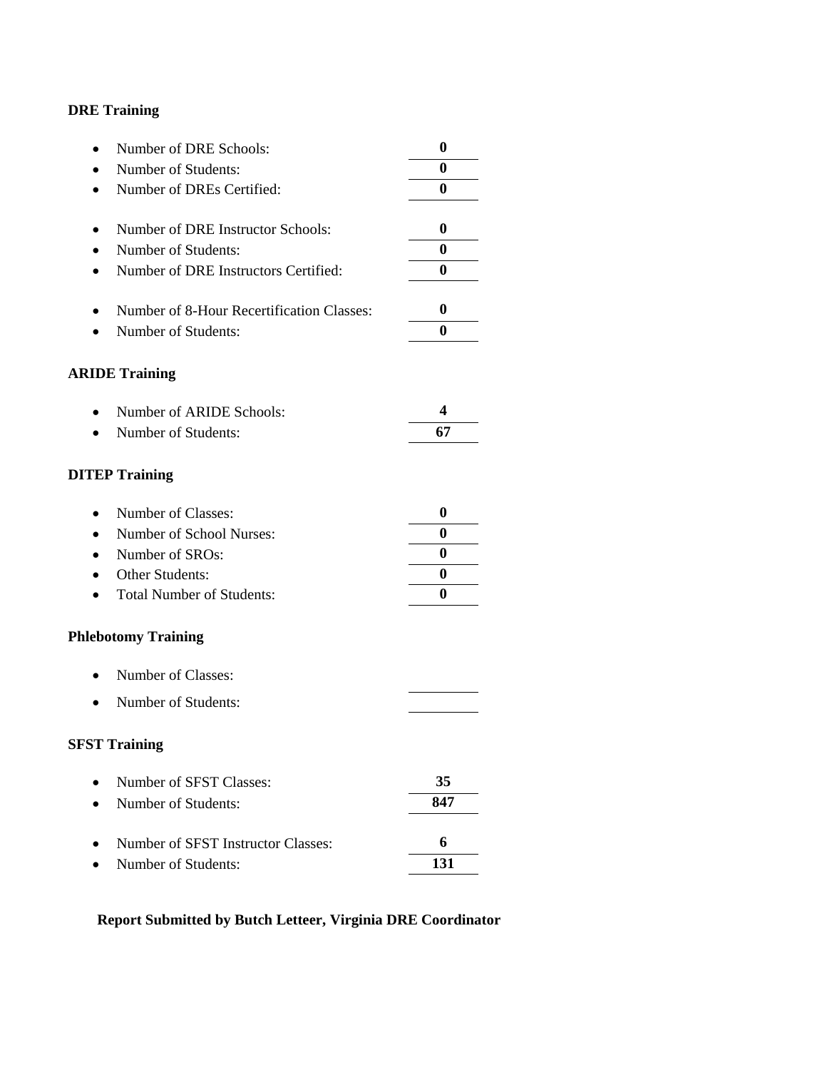**DRE Training**

- Number of DRE Schools: **0**
- Number of Students: **0**
- Number of DREs Certified: **0**

- Number of DRE Instructor Schools: **0**
- Number of Students: **0**
- Number of DRE Instructors Certified: **0**

- Number of 8-Hour Recertification Classes: **0**
- Number of Students: **0**

**ARIDE Training**

- Number of ARIDE Schools: **4**
- Number of Students: **67**

**DITEP Training**

- Number of Classes: **0**
- Number of School Nurses: **0**
- Number of SROs: **0**
- Other Students: **0**
- Total Number of Students: **0**

**Phlebotomy Training**

- Number of Classes:
- Number of Students:

**SFST Training**

- Number of SFST Classes: **35**
- Number of Students: **847**

- Number of SFST Instructor Classes: **6**
- Number of Students: **131**

**Report Submitted by Butch Letteer, Virginia DRE Coordinator**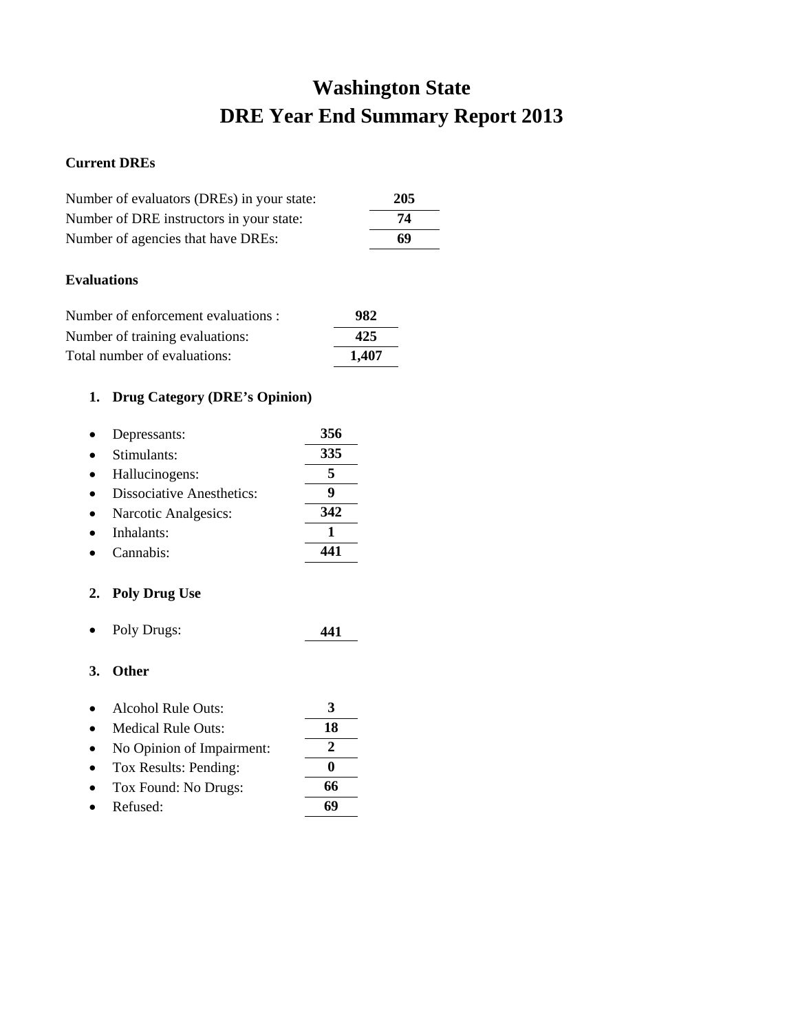# Washington State
# DRE Year End Summary Report 2013

**Current DREs**

Number of evaluators (DREs) in your state: **205**
Number of DRE instructors in your state: **74**
Number of agencies that have DREs: **69**

**Evaluations**

Number of enforcement evaluations : **982**
Number of training evaluations: **425**
Total number of evaluations: **1,407**

1. **Drug Category (DRE's Opinion)**

- Depressants: **356**
- Stimulants: **335**
- Hallucinogens: **5**
- Dissociative Anesthetics: **9**
- Narcotic Analgesics: **342**
- Inhalants: **1**
- Cannabis: **441**

2. **Poly Drug Use**

- Poly Drugs: **441**

3. **Other**

- Alcohol Rule Outs: **3**
- Medical Rule Outs: **18**
- No Opinion of Impairment: **2**
- Tox Results: Pending: **0**
- Tox Found: No Drugs: **66**
- Refused: **69**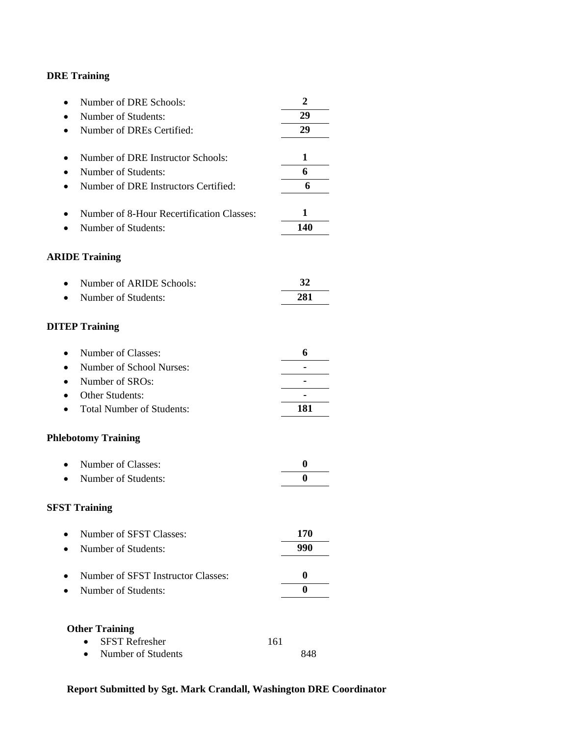**DRE Training**

- Number of DRE Schools: **2**
- Number of Students: **29**
- Number of DREs Certified: **29**

- Number of DRE Instructor Schools: **1**
- Number of Students: **6**
- Number of DRE Instructors Certified: **6**

- Number of 8-Hour Recertification Classes: **1**
- Number of Students: **140**

**ARIDE Training**

- Number of ARIDE Schools: **32**
- Number of Students: **281**

**DITEP Training**

- Number of Classes: **6**
- Number of School Nurses: **-**
- Number of SROs: **-**
- Other Students: **-**
- Total Number of Students: **181**

**Phlebotomy Training**

- Number of Classes: **0**
- Number of Students: **0**

**SFST Training**

- Number of SFST Classes: **170**
- Number of Students: **990**

- Number of SFST Instructor Classes: **0**
- Number of Students: **0**

**Other Training**

- SFST Refresher 161
- Number of Students 848

**Report Submitted by Sgt. Mark Crandall, Washington DRE Coordinator**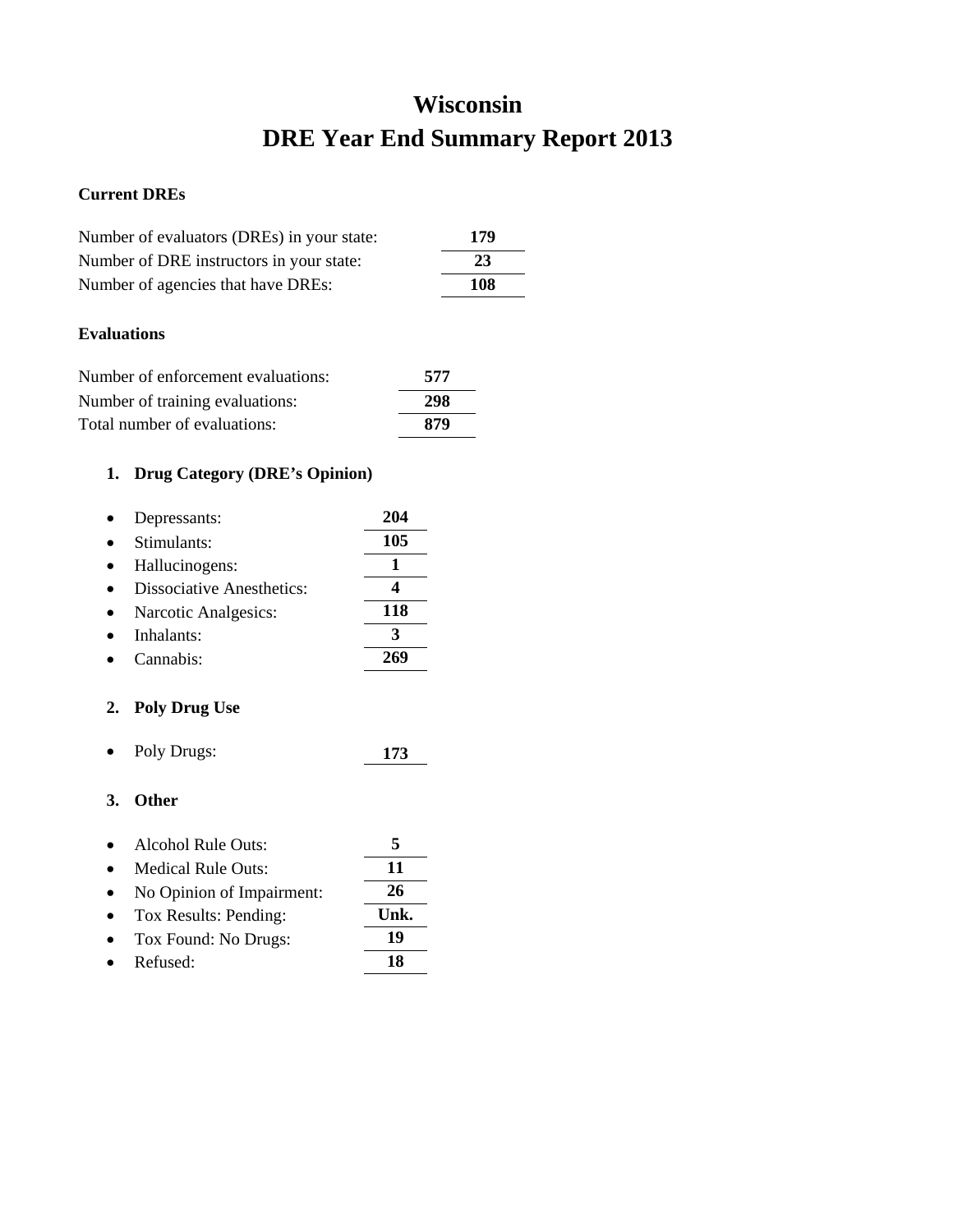# Wisconsin
# DRE Year End Summary Report 2013

**Current DREs**

| | |
|---|---|
| Number of evaluators (DREs) in your state: | **179** |
| Number of DRE instructors in your state: | **23** |
| Number of agencies that have DREs: | **108** |

**Evaluations**

| | |
|---|---|
| Number of enforcement evaluations: | **577** |
| Number of training evaluations: | **298** |
| Total number of evaluations: | **879** |

1. **Drug Category (DRE's Opinion)**

| | |
|---|---|
| • Depressants: | **204** |
| • Stimulants: | **105** |
| • Hallucinogens: | **1** |
| • Dissociative Anesthetics: | **4** |
| • Narcotic Analgesics: | **118** |
| • Inhalants: | **3** |
| • Cannabis: | **269** |

2. **Poly Drug Use**

| | |
|---|---|
| • Poly Drugs: | **173** |

3. **Other**

| | |
|---|---|
| • Alcohol Rule Outs: | **5** |
| • Medical Rule Outs: | **11** |
| • No Opinion of Impairment: | **26** |
| • Tox Results: Pending: | **Unk.** |
| • Tox Found: No Drugs: | **19** |
| • Refused: | **18** |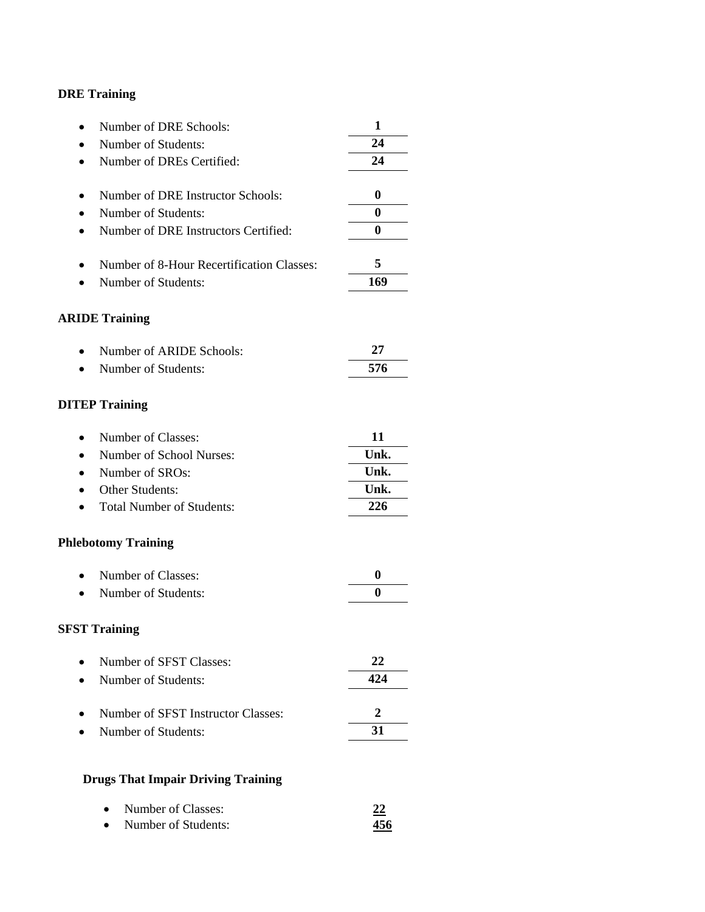**DRE Training**

- Number of DRE Schools: **1**
- Number of Students: **24**
- Number of DREs Certified: **24**

- Number of DRE Instructor Schools: **0**
- Number of Students: **0**
- Number of DRE Instructors Certified: **0**

- Number of 8-Hour Recertification Classes: **5**
- Number of Students: **169**

**ARIDE Training**

- Number of ARIDE Schools: **27**
- Number of Students: **576**

**DITEP Training**

- Number of Classes: **11**
- Number of School Nurses: **Unk.**
- Number of SROs: **Unk.**
- Other Students: **Unk.**
- Total Number of Students: **226**

**Phlebotomy Training**

- Number of Classes: **0**
- Number of Students: **0**

**SFST Training**

- Number of SFST Classes: **22**
- Number of Students: **424**

- Number of SFST Instructor Classes: **2**
- Number of Students: **31**

**Drugs That Impair Driving Training**

- Number of Classes: **22**
- Number of Students: **456**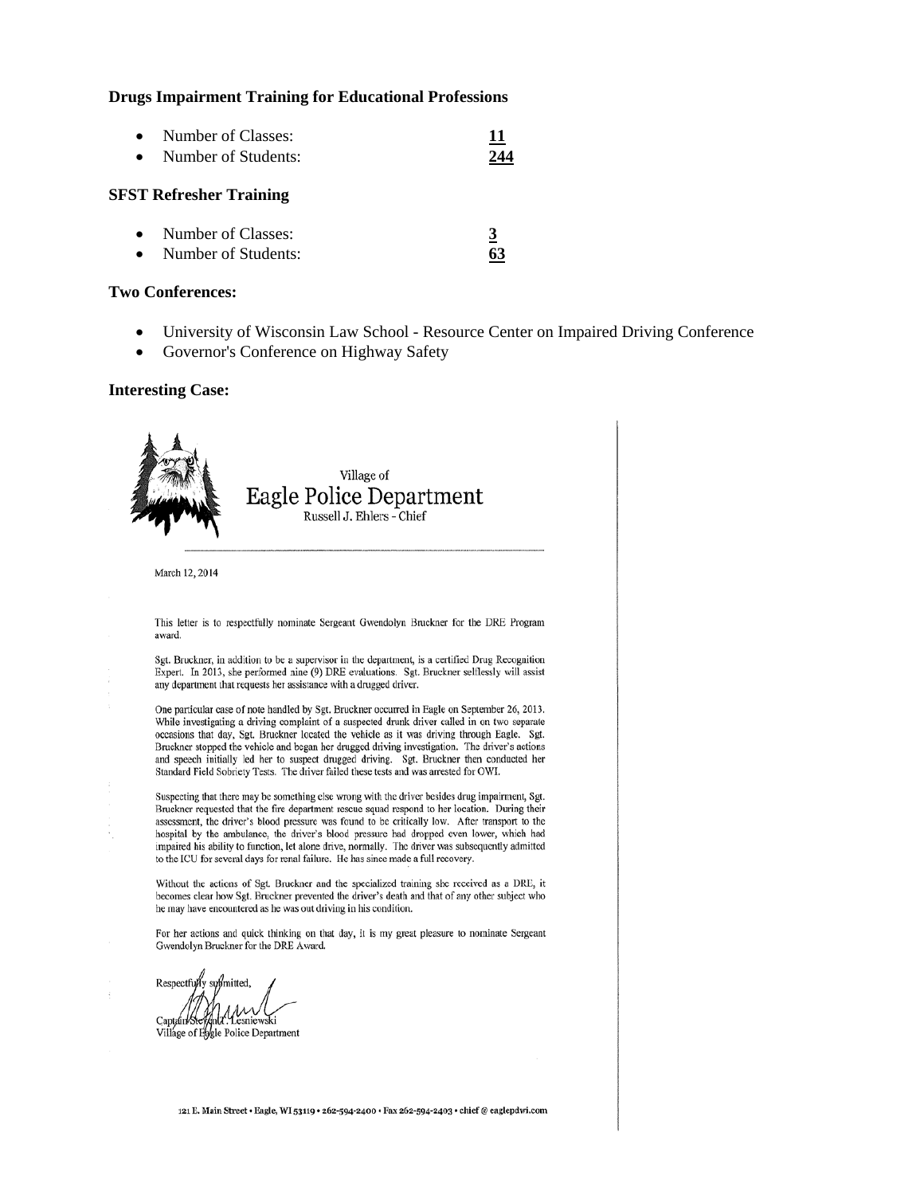### Drugs Impairment Training for Educational Professions

- Number of Classes: **11**
- Number of Students: **244**

### SFST Refresher Training

- Number of Classes: **3**
- Number of Students: **63**

### Two Conferences:

- University of Wisconsin Law School - Resource Center on Impaired Driving Conference
- Governor's Conference on Highway Safety

### Interesting Case:

Village of
**Eagle Police Department**
Russell J. Ehlers - Chief

March 12, 2014

This letter is to respectfully nominate Sergeant Gwendolyn Bruckner for the DRE Program award.

Sgt. Bruckner, in addition to be a supervisor in the department, is a certified Drug Recognition Expert. In 2013, she performed nine (9) DRE evaluations. Sgt. Bruckner selflessly will assist any department that requests her assistance with a drugged driver.

One particular case of note handled by Sgt. Bruckner occurred in Eagle on September 26, 2013. While investigating a driving complaint of a suspected drunk driver called in on two separate occasions that day, Sgt. Bruckner located the vehicle as it was driving through Eagle. Sgt. Bruckner stopped the vehicle and began her drugged driving investigation. The driver's actions and speech initially led her to suspect drugged driving. Sgt. Bruckner then conducted her Standard Field Sobriety Tests. The driver failed these tests and was arrested for OWI.

Suspecting that there may be something else wrong with the driver besides drug impairment, Sgt. Bruckner requested that the fire department rescue squad respond to her location. During their assessment, the driver's blood pressure was found to be critically low. After transport to the hospital by the ambulance, the driver's blood pressure had dropped even lower, which had impaired his ability to function, let alone drive, normally. The driver was subsequently admitted to the ICU for several days for renal failure. He has since made a full recovery.

Without the actions of Sgt. Bruckner and the specialized training she received as a DRE, it becomes clear how Sgt. Bruckner prevented the driver's death and that of any other subject who he may have encountered as he was out driving in his condition.

For her actions and quick thinking on that day, it is my great pleasure to nominate Sergeant Gwendolyn Bruckner for the DRE Award.

Respectfully submitted,

Captain Steven J. Lesniewski
Village of Eagle Police Department

121 E. Main Street • Eagle, WI 53119 • 262-594-2400 • Fax 262-594-2403 • chief @ eaglepdwi.com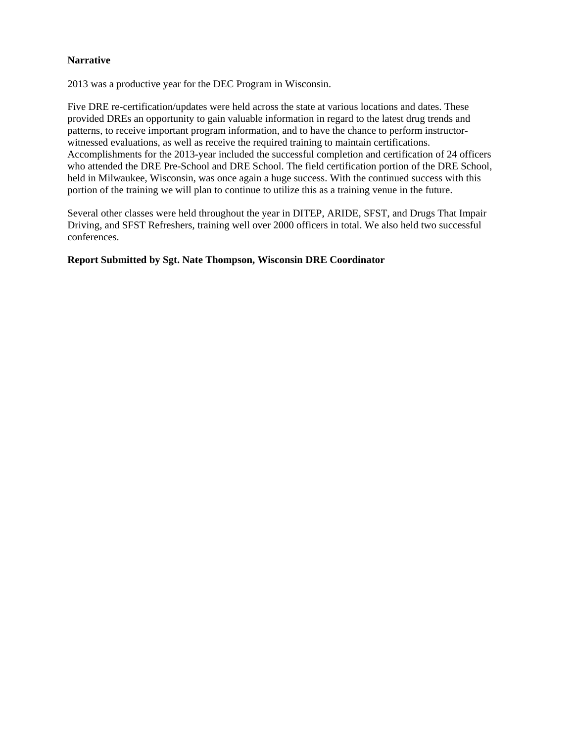**Narrative**

2013 was a productive year for the DEC Program in Wisconsin.

Five DRE re-certification/updates were held across the state at various locations and dates. These provided DREs an opportunity to gain valuable information in regard to the latest drug trends and patterns, to receive important program information, and to have the chance to perform instructor-witnessed evaluations, as well as receive the required training to maintain certifications. Accomplishments for the 2013-year included the successful completion and certification of 24 officers who attended the DRE Pre-School and DRE School. The field certification portion of the DRE School, held in Milwaukee, Wisconsin, was once again a huge success. With the continued success with this portion of the training we will plan to continue to utilize this as a training venue in the future.

Several other classes were held throughout the year in DITEP, ARIDE, SFST, and Drugs That Impair Driving, and SFST Refreshers, training well over 2000 officers in total. We also held two successful conferences.

**Report Submitted by Sgt. Nate Thompson, Wisconsin DRE Coordinator**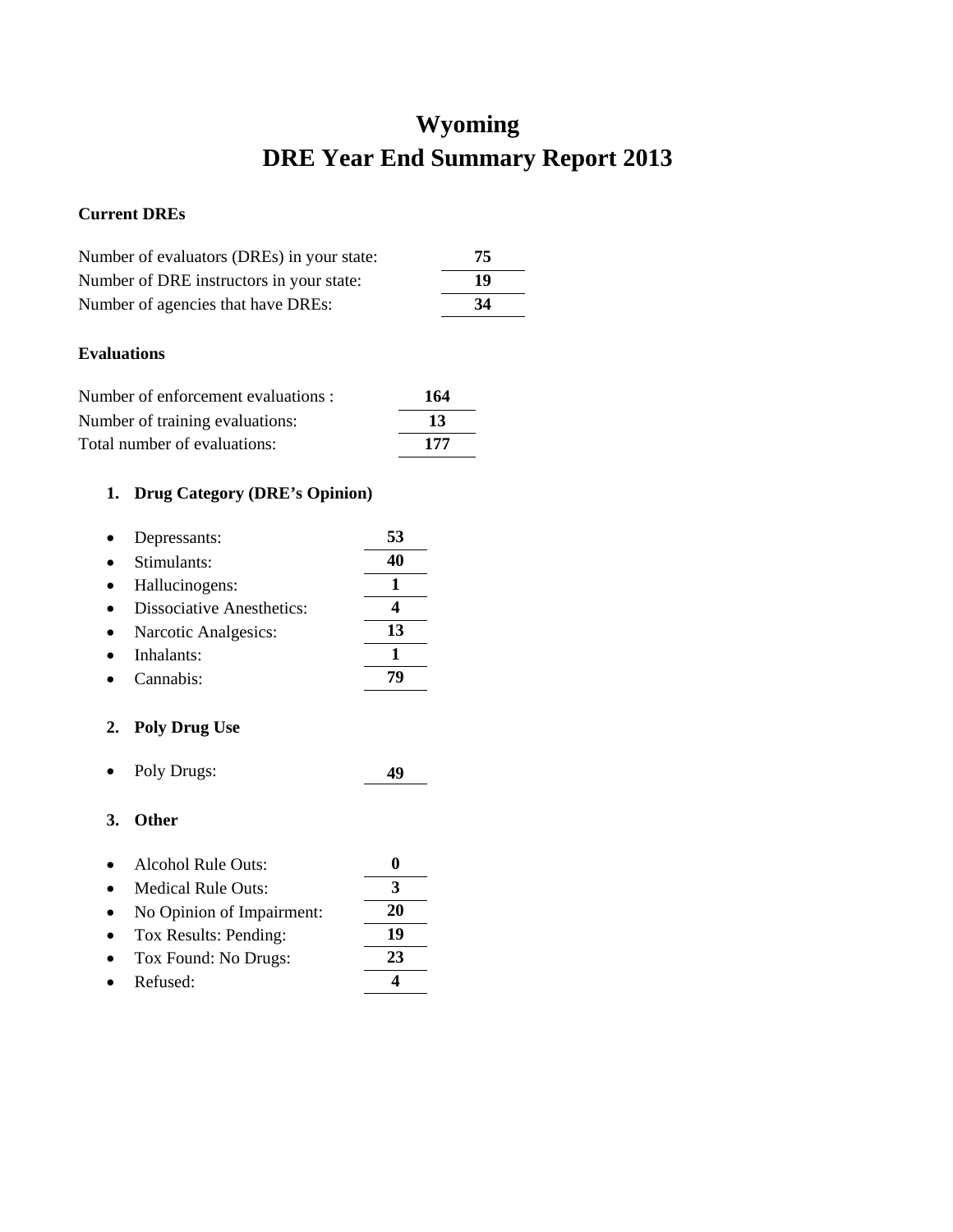# Wyoming
# DRE Year End Summary Report 2013

**Current DREs**

| | |
|---|---|
| Number of evaluators (DREs) in your state: | **75** |
| Number of DRE instructors in your state: | **19** |
| Number of agencies that have DREs: | **34** |

**Evaluations**

| | |
|---|---|
| Number of enforcement evaluations : | **164** |
| Number of training evaluations: | **13** |
| Total number of evaluations: | **177** |

1. **Drug Category (DRE's Opinion)**

- Depressants: **53**
- Stimulants: **40**
- Hallucinogens: **1**
- Dissociative Anesthetics: **4**
- Narcotic Analgesics: **13**
- Inhalants: **1**
- Cannabis: **79**

2. **Poly Drug Use**

- Poly Drugs: **49**

3. **Other**

- Alcohol Rule Outs: **0**
- Medical Rule Outs: **3**
- No Opinion of Impairment: **20**
- Tox Results: Pending: **19**
- Tox Found: No Drugs: **23**
- Refused: **4**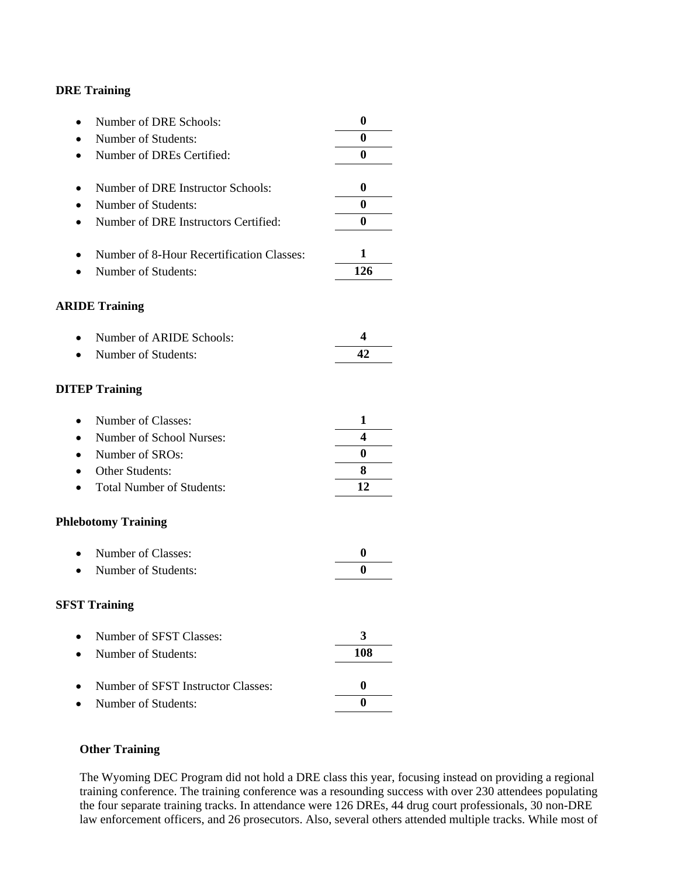**DRE Training**

- Number of DRE Schools: **0**
- Number of Students: **0**
- Number of DREs Certified: **0**

- Number of DRE Instructor Schools: **0**
- Number of Students: **0**
- Number of DRE Instructors Certified: **0**

- Number of 8-Hour Recertification Classes: **1**
- Number of Students: **126**

**ARIDE Training**

- Number of ARIDE Schools: **4**
- Number of Students: **42**

**DITEP Training**

- Number of Classes: **1**
- Number of School Nurses: **4**
- Number of SROs: **0**
- Other Students: **8**
- Total Number of Students: **12**

**Phlebotomy Training**

- Number of Classes: **0**
- Number of Students: **0**

**SFST Training**

- Number of SFST Classes: **3**
- Number of Students: **108**

- Number of SFST Instructor Classes: **0**
- Number of Students: **0**

**Other Training**

The Wyoming DEC Program did not hold a DRE class this year, focusing instead on providing a regional training conference. The training conference was a resounding success with over 230 attendees populating the four separate training tracks. In attendance were 126 DREs, 44 drug court professionals, 30 non-DRE law enforcement officers, and 26 prosecutors. Also, several others attended multiple tracks. While most of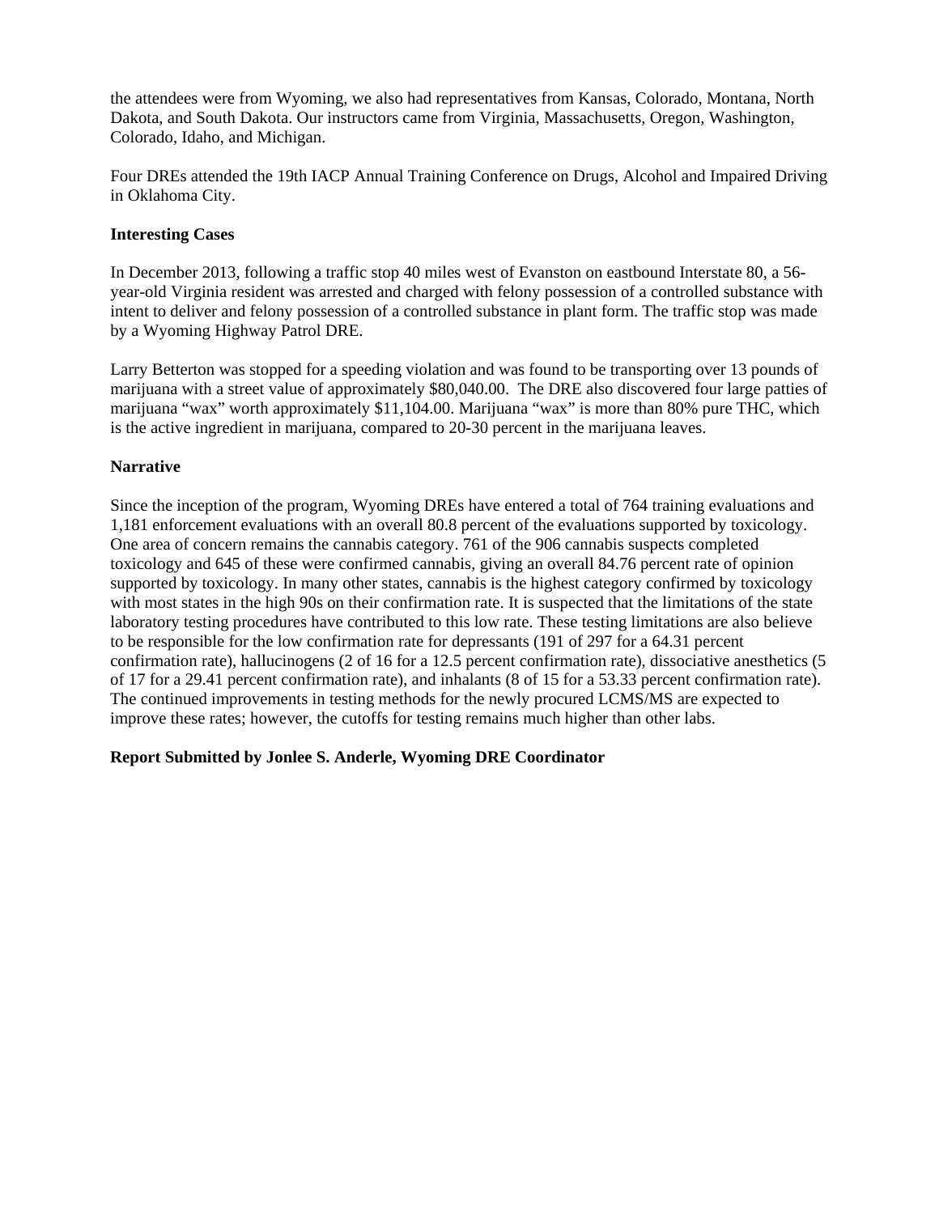the attendees were from Wyoming, we also had representatives from Kansas, Colorado, Montana, North Dakota, and South Dakota. Our instructors came from Virginia, Massachusetts, Oregon, Washington, Colorado, Idaho, and Michigan.

Four DREs attended the 19th IACP Annual Training Conference on Drugs, Alcohol and Impaired Driving in Oklahoma City.

**Interesting Cases**

In December 2013, following a traffic stop 40 miles west of Evanston on eastbound Interstate 80, a 56-year-old Virginia resident was arrested and charged with felony possession of a controlled substance with intent to deliver and felony possession of a controlled substance in plant form. The traffic stop was made by a Wyoming Highway Patrol DRE.

Larry Betterton was stopped for a speeding violation and was found to be transporting over 13 pounds of marijuana with a street value of approximately $80,040.00. The DRE also discovered four large patties of marijuana "wax" worth approximately $11,104.00. Marijuana "wax" is more than 80% pure THC, which is the active ingredient in marijuana, compared to 20-30 percent in the marijuana leaves.

**Narrative**

Since the inception of the program, Wyoming DREs have entered a total of 764 training evaluations and 1,181 enforcement evaluations with an overall 80.8 percent of the evaluations supported by toxicology. One area of concern remains the cannabis category. 761 of the 906 cannabis suspects completed toxicology and 645 of these were confirmed cannabis, giving an overall 84.76 percent rate of opinion supported by toxicology. In many other states, cannabis is the highest category confirmed by toxicology with most states in the high 90s on their confirmation rate. It is suspected that the limitations of the state laboratory testing procedures have contributed to this low rate. These testing limitations are also believe to be responsible for the low confirmation rate for depressants (191 of 297 for a 64.31 percent confirmation rate), hallucinogens (2 of 16 for a 12.5 percent confirmation rate), dissociative anesthetics (5 of 17 for a 29.41 percent confirmation rate), and inhalants (8 of 15 for a 53.33 percent confirmation rate). The continued improvements in testing methods for the newly procured LCMS/MS are expected to improve these rates; however, the cutoffs for testing remains much higher than other labs.

**Report Submitted by Jonlee S. Anderle, Wyoming DRE Coordinator**